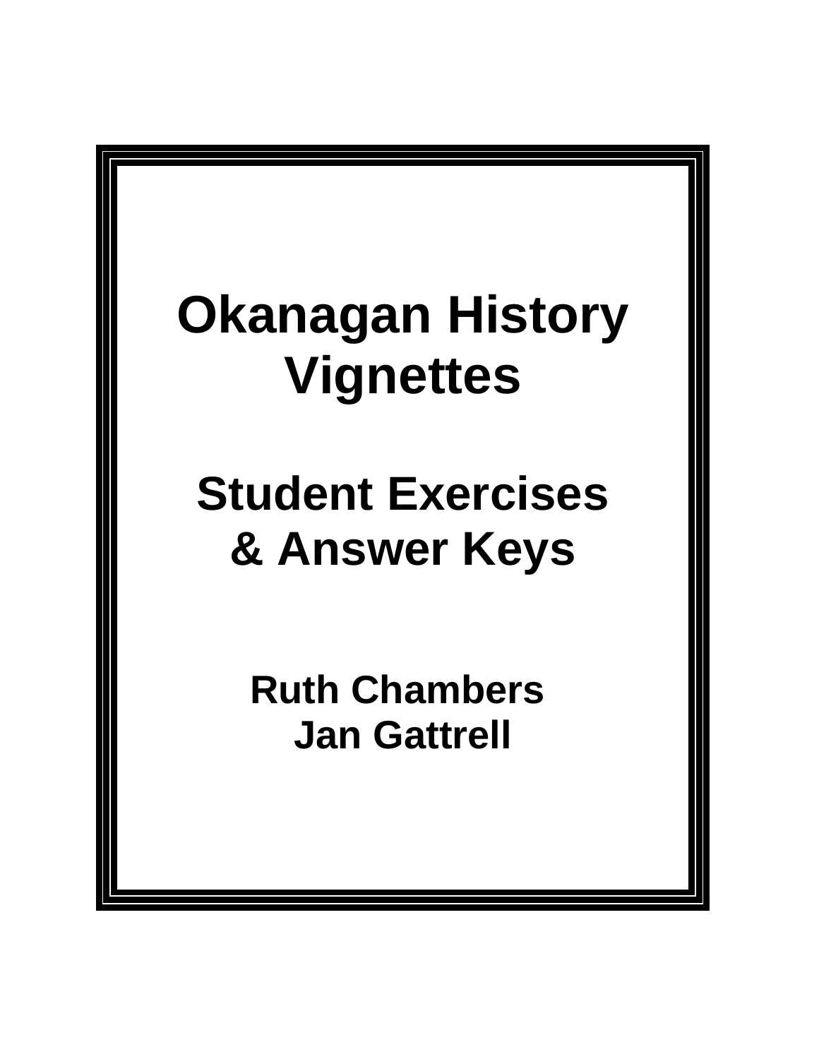# Okanagan History Vignettes

## Student Exercises & Answer Keys

**Ruth Chambers**
**Jan Gattrell**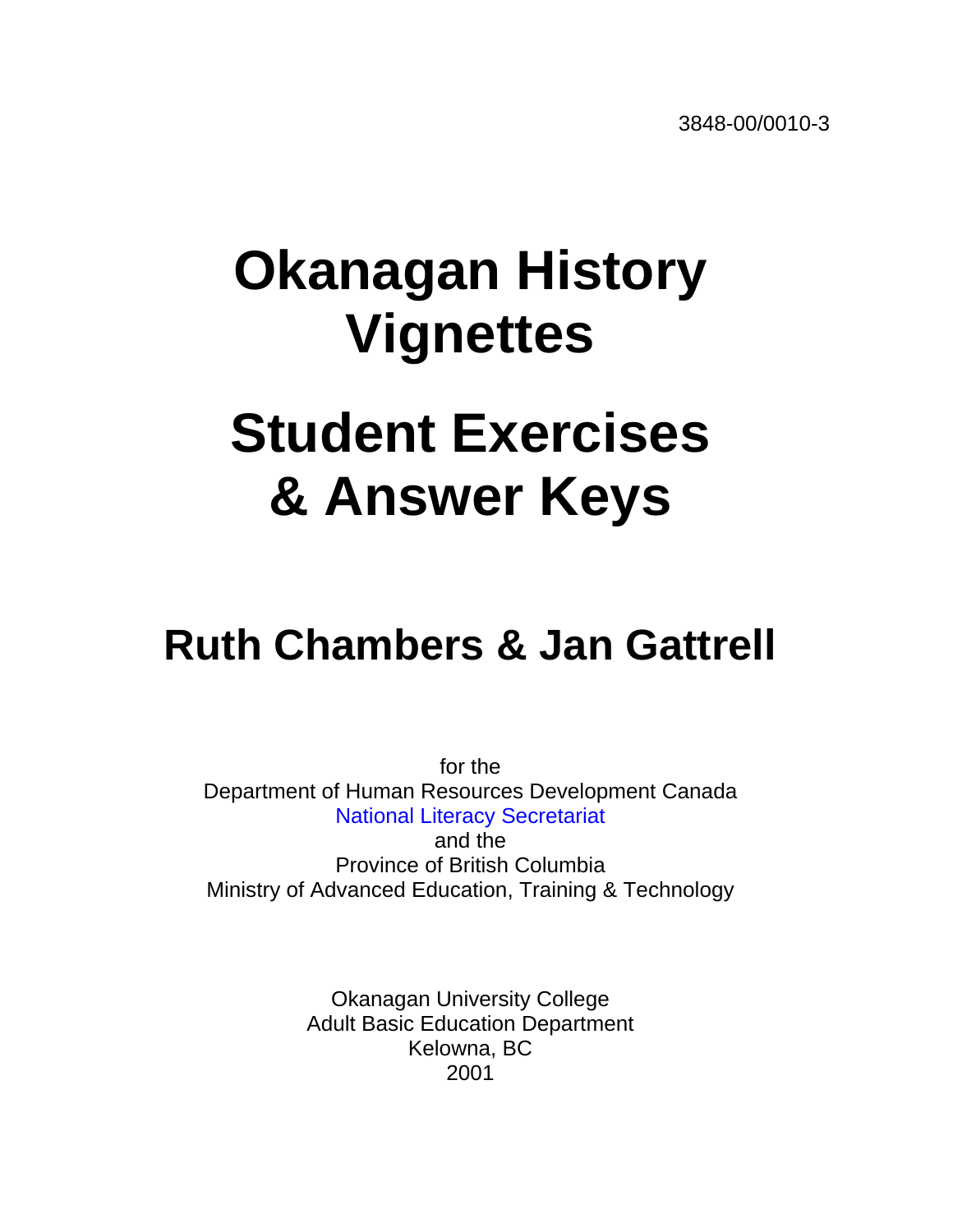3848-00/0010-3

# Okanagan History Vignettes

# Student Exercises & Answer Keys

## Ruth Chambers & Jan Gattrell

for the
Department of Human Resources Development Canada
National Literacy Secretariat
and the
Province of British Columbia
Ministry of Advanced Education, Training & Technology

Okanagan University College
Adult Basic Education Department
Kelowna, BC
2001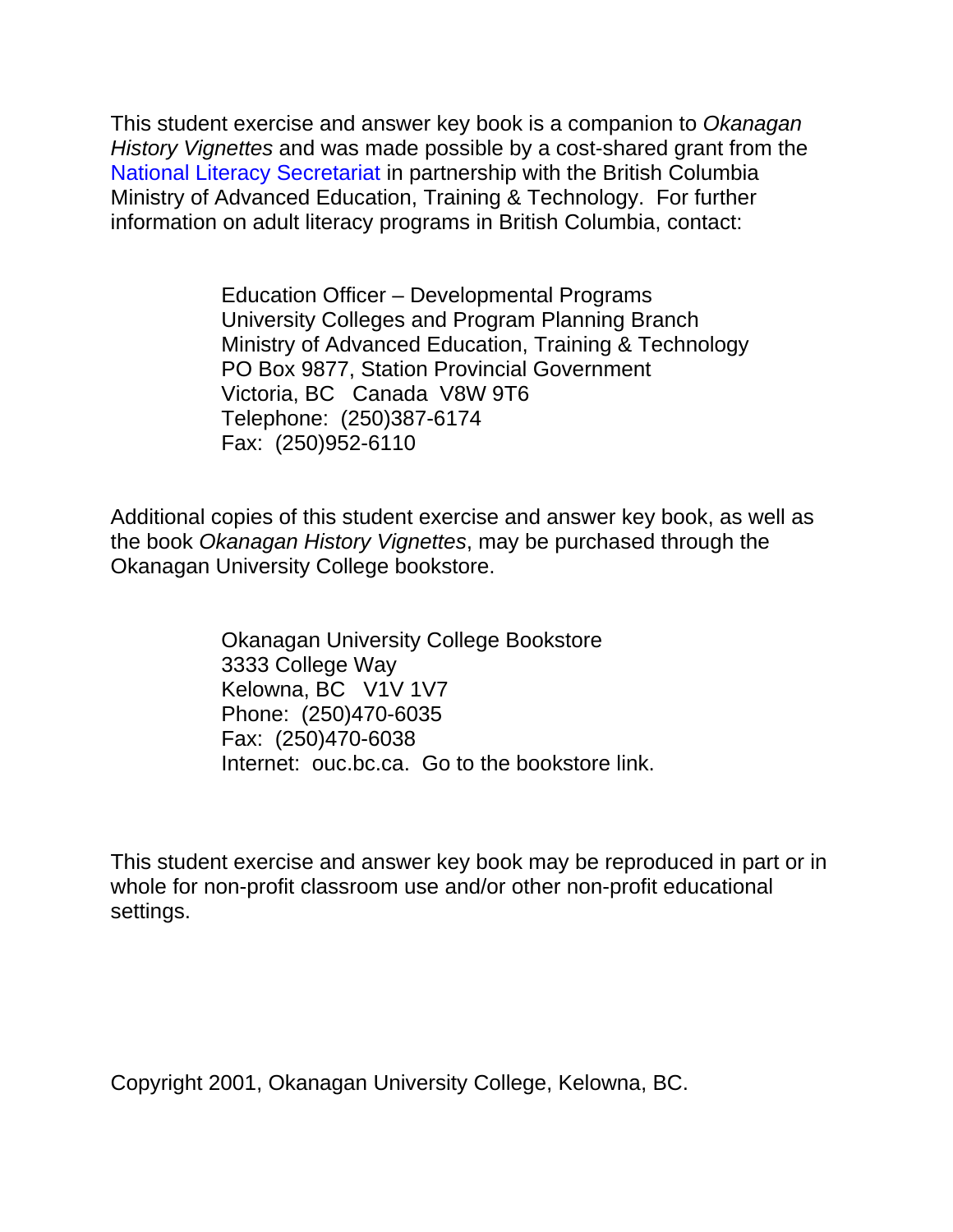This student exercise and answer key book is a companion to *Okanagan History Vignettes* and was made possible by a cost-shared grant from the National Literacy Secretariat in partnership with the British Columbia Ministry of Advanced Education, Training & Technology. For further information on adult literacy programs in British Columbia, contact:

> Education Officer – Developmental Programs
> University Colleges and Program Planning Branch
> Ministry of Advanced Education, Training & Technology
> PO Box 9877, Station Provincial Government
> Victoria, BC Canada V8W 9T6
> Telephone: (250)387-6174
> Fax: (250)952-6110

Additional copies of this student exercise and answer key book, as well as the book *Okanagan History Vignettes*, may be purchased through the Okanagan University College bookstore.

> Okanagan University College Bookstore
> 3333 College Way
> Kelowna, BC V1V 1V7
> Phone: (250)470-6035
> Fax: (250)470-6038
> Internet: ouc.bc.ca. Go to the bookstore link.

This student exercise and answer key book may be reproduced in part or in whole for non-profit classroom use and/or other non-profit educational settings.

Copyright 2001, Okanagan University College, Kelowna, BC.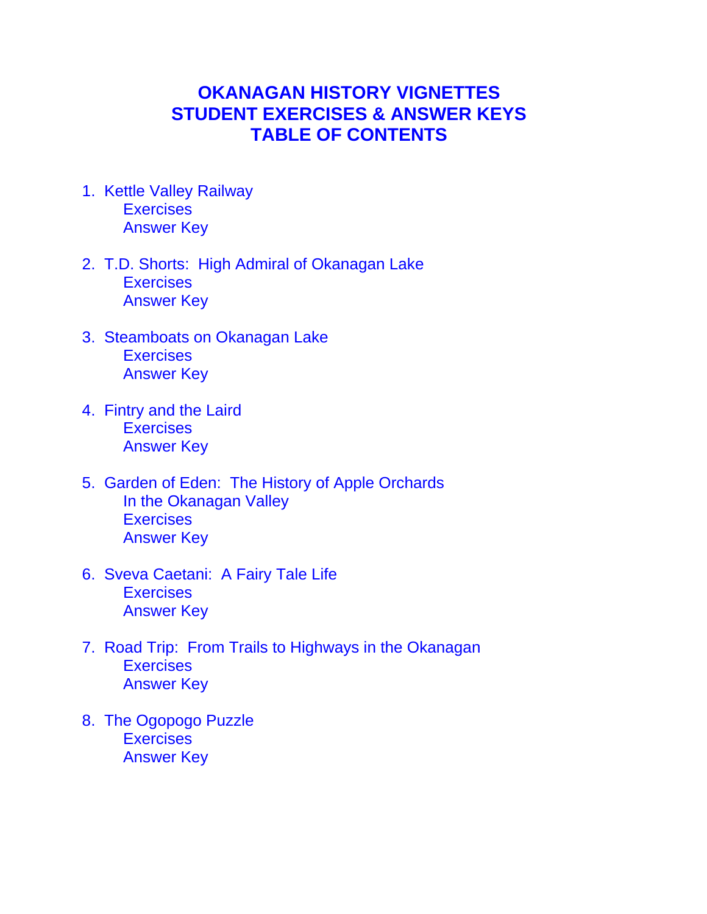# OKANAGAN HISTORY VIGNETTES
# STUDENT EXERCISES & ANSWER KEYS
# TABLE OF CONTENTS

1. Kettle Valley Railway
   - Exercises
   - Answer Key

2. T.D. Shorts: High Admiral of Okanagan Lake
   - Exercises
   - Answer Key

3. Steamboats on Okanagan Lake
   - Exercises
   - Answer Key

4. Fintry and the Laird
   - Exercises
   - Answer Key

5. Garden of Eden: The History of Apple Orchards In the Okanagan Valley
   - Exercises
   - Answer Key

6. Sveva Caetani: A Fairy Tale Life
   - Exercises
   - Answer Key

7. Road Trip: From Trails to Highways in the Okanagan
   - Exercises
   - Answer Key

8. The Ogopogo Puzzle
   - Exercises
   - Answer Key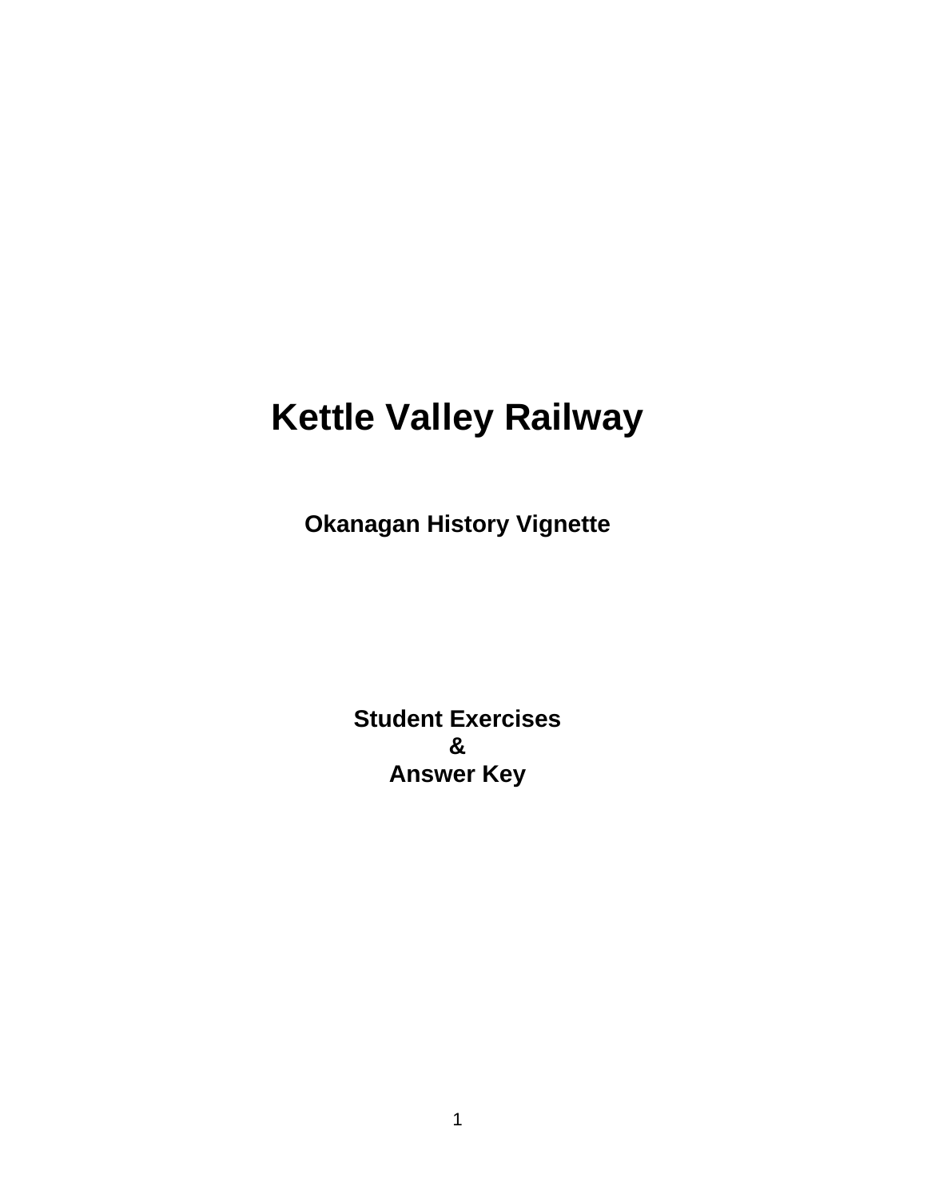# Kettle Valley Railway

## Okanagan History Vignette

**Student Exercises**
**&**
**Answer Key**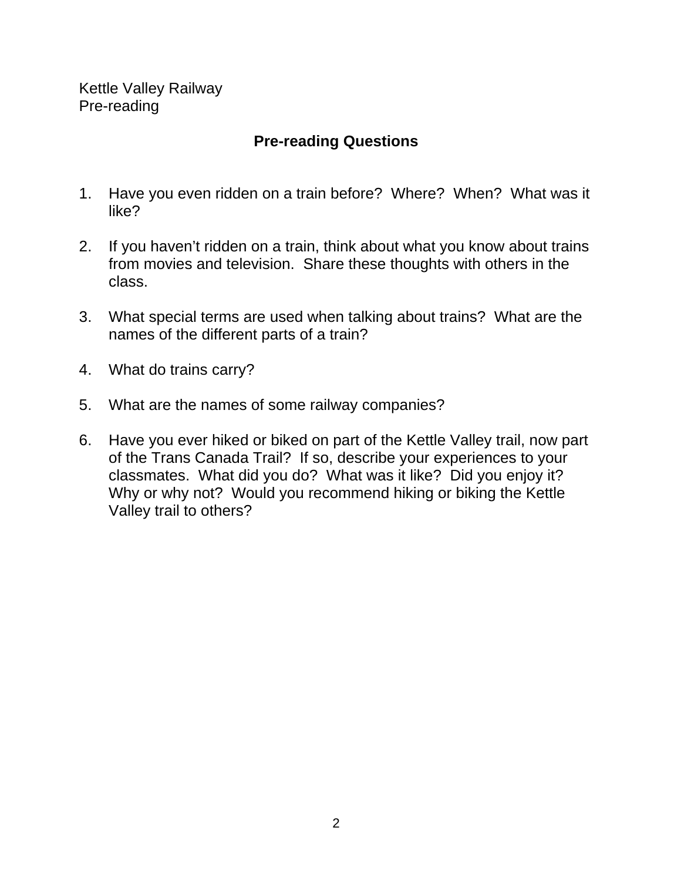Kettle Valley Railway
Pre-reading

## Pre-reading Questions

1. Have you even ridden on a train before? Where? When? What was it like?

2. If you haven't ridden on a train, think about what you know about trains from movies and television. Share these thoughts with others in the class.

3. What special terms are used when talking about trains? What are the names of the different parts of a train?

4. What do trains carry?

5. What are the names of some railway companies?

6. Have you ever hiked or biked on part of the Kettle Valley trail, now part of the Trans Canada Trail? If so, describe your experiences to your classmates. What did you do? What was it like? Did you enjoy it? Why or why not? Would you recommend hiking or biking the Kettle Valley trail to others?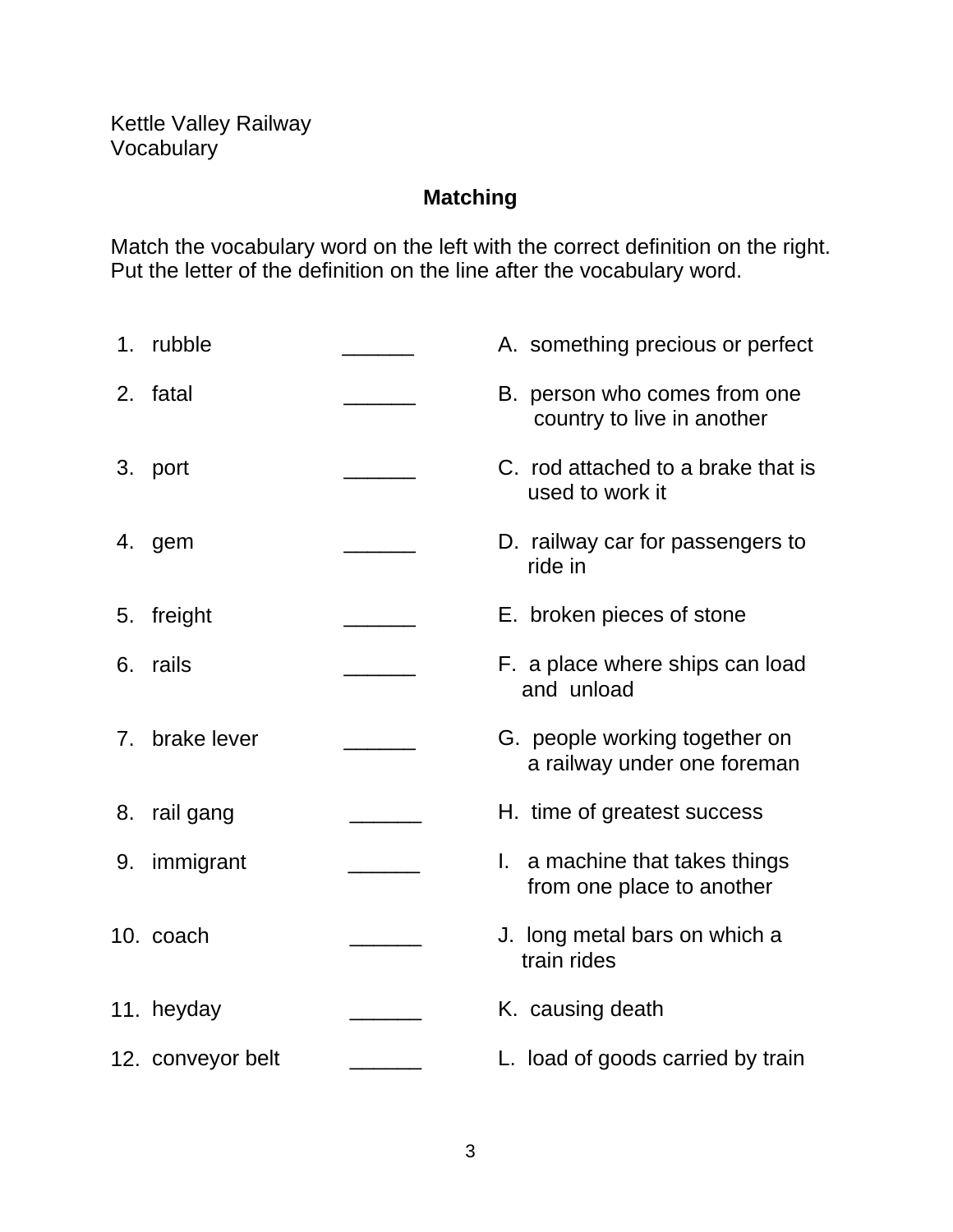Kettle Valley Railway
Vocabulary

## Matching

Match the vocabulary word on the left with the correct definition on the right. Put the letter of the definition on the line after the vocabulary word.

| | |
|---|---|
| 1. rubble ______ | A. something precious or perfect |
| 2. fatal ______ | B. person who comes from one country to live in another |
| 3. port ______ | C. rod attached to a brake that is used to work it |
| 4. gem ______ | D. railway car for passengers to ride in |
| 5. freight ______ | E. broken pieces of stone |
| 6. rails ______ | F. a place where ships can load and unload |
| 7. brake lever ______ | G. people working together on a railway under one foreman |
| 8. rail gang ______ | H. time of greatest success |
| 9. immigrant ______ | I. a machine that takes things from one place to another |
| 10. coach ______ | J. long metal bars on which a train rides |
| 11. heyday ______ | K. causing death |
| 12. conveyor belt ______ | L. load of goods carried by train |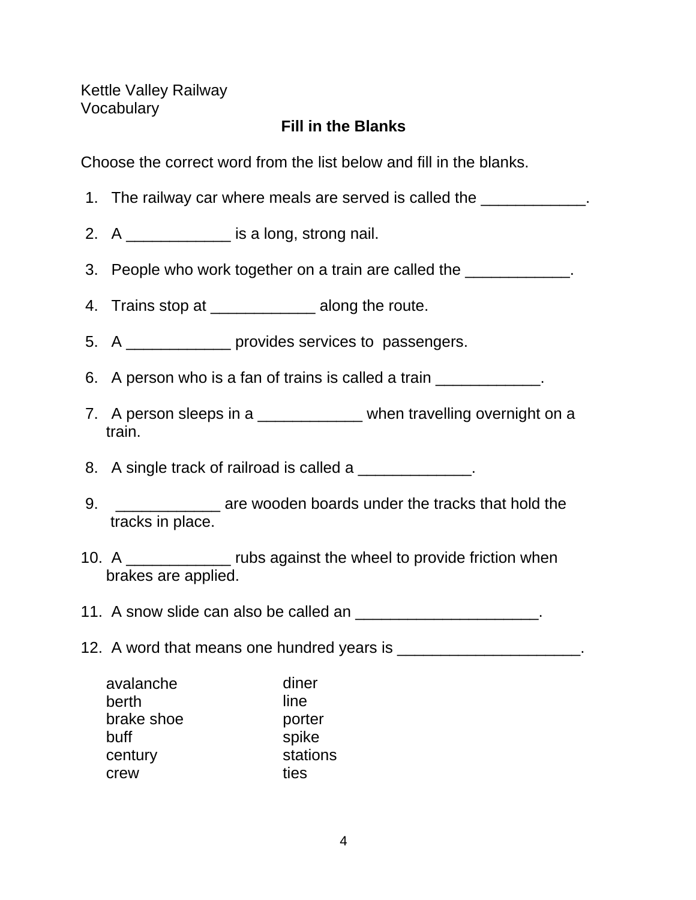Kettle Valley Railway
Vocabulary

## Fill in the Blanks

Choose the correct word from the list below and fill in the blanks.

1. The railway car where meals are served is called the ____________.

2. A ____________ is a long, strong nail.

3. People who work together on a train are called the ____________.

4. Trains stop at ____________ along the route.

5. A ____________ provides services to passengers.

6. A person who is a fan of trains is called a train ____________.

7. A person sleeps in a ____________ when travelling overnight on a train.

8. A single track of railroad is called a _____________.

9. ____________ are wooden boards under the tracks that hold the tracks in place.

10. A ____________ rubs against the wheel to provide friction when brakes are applied.

11. A snow slide can also be called an _____________________.

12. A word that means one hundred years is _____________________.

| | |
|---|---|
| avalanche | diner |
| berth | line |
| brake shoe | porter |
| buff | spike |
| century | stations |
| crew | ties |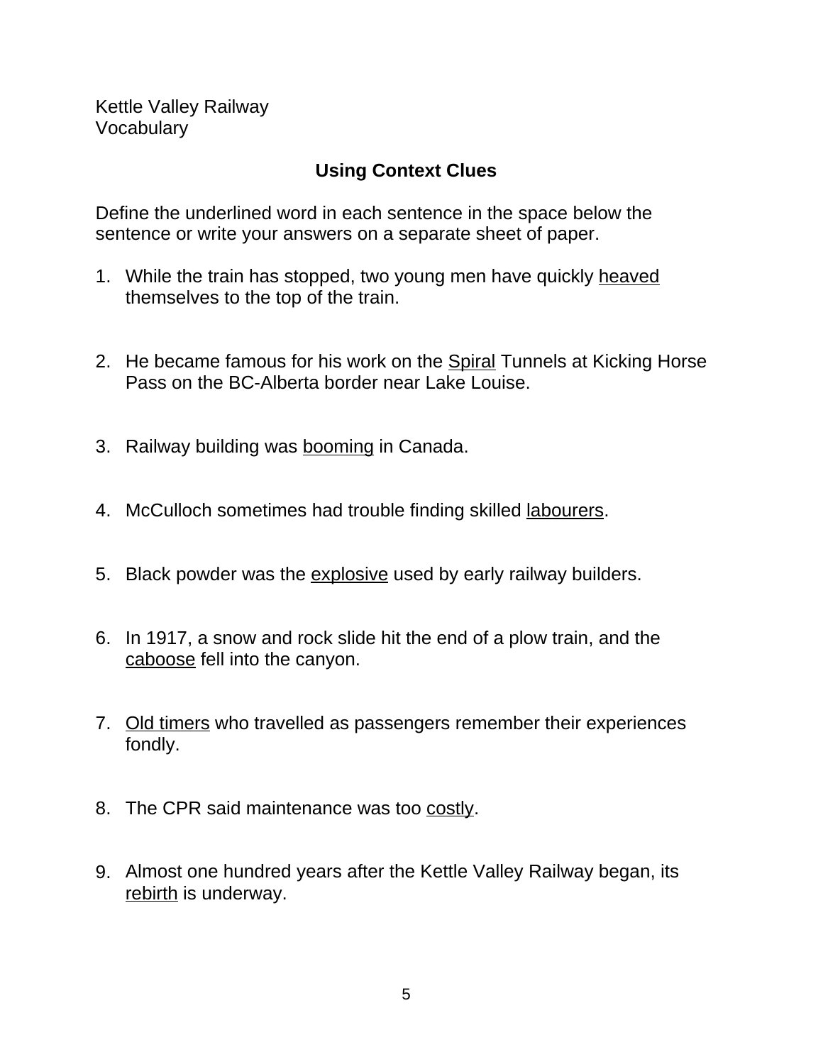Kettle Valley Railway
Vocabulary

## Using Context Clues

Define the underlined word in each sentence in the space below the sentence or write your answers on a separate sheet of paper.

1. While the train has stopped, two young men have quickly <u>heaved</u> themselves to the top of the train.

2. He became famous for his work on the <u>Spiral</u> Tunnels at Kicking Horse Pass on the BC-Alberta border near Lake Louise.

3. Railway building was <u>booming</u> in Canada.

4. McCulloch sometimes had trouble finding skilled <u>labourers</u>.

5. Black powder was the <u>explosive</u> used by early railway builders.

6. In 1917, a snow and rock slide hit the end of a plow train, and the <u>caboose</u> fell into the canyon.

7. <u>Old timers</u> who travelled as passengers remember their experiences fondly.

8. The CPR said maintenance was too <u>costly</u>.

9. Almost one hundred years after the Kettle Valley Railway began, its <u>rebirth</u> is underway.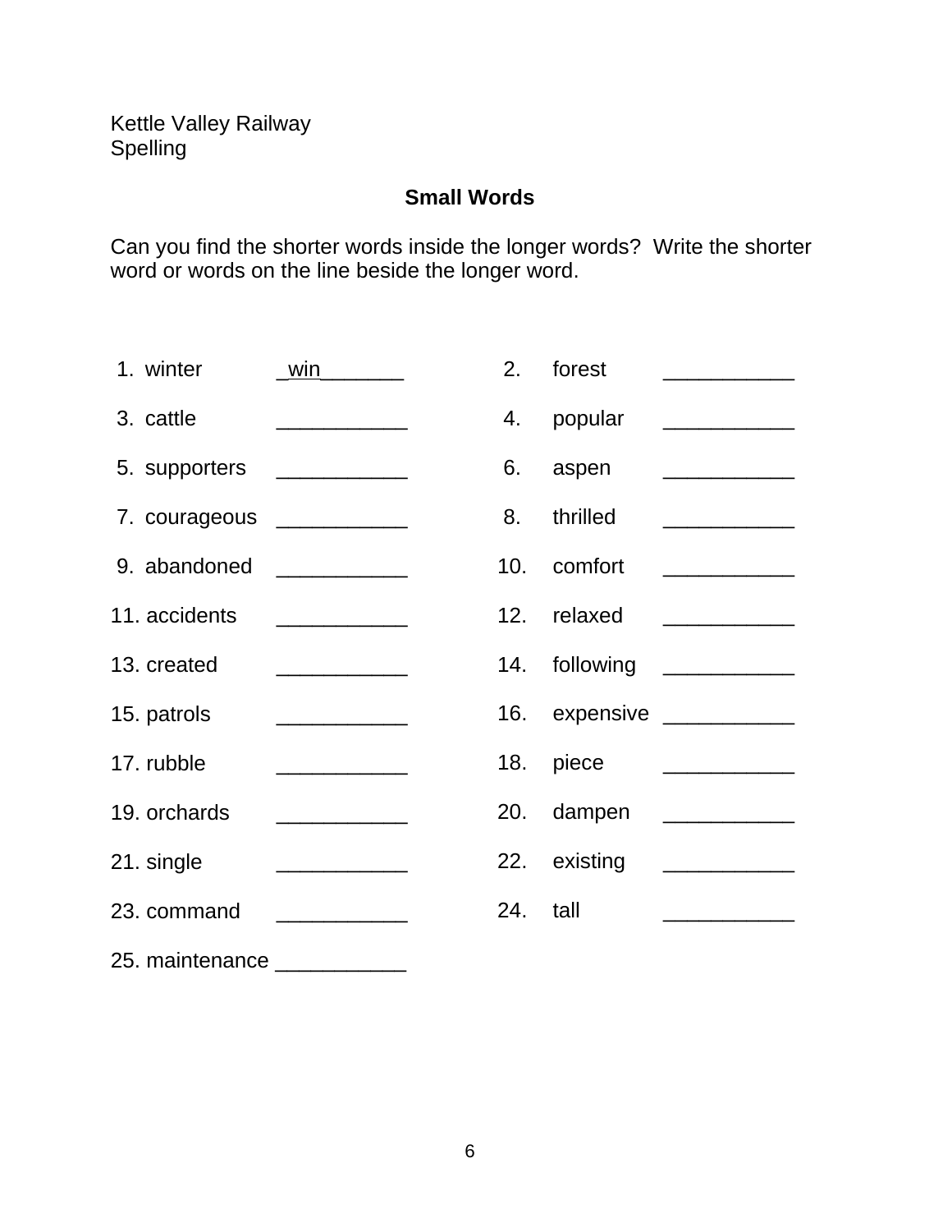Kettle Valley Railway
Spelling

## Small Words

Can you find the shorter words inside the longer words? Write the shorter word or words on the line beside the longer word.

| | | | |
|---|---|---|---|
| 1. winter | _win_______ | 2. forest | ___________ |
| 3. cattle | ___________ | 4. popular | ___________ |
| 5. supporters | ___________ | 6. aspen | ___________ |
| 7. courageous | ___________ | 8. thrilled | ___________ |
| 9. abandoned | ___________ | 10. comfort | ___________ |
| 11. accidents | ___________ | 12. relaxed | ___________ |
| 13. created | ___________ | 14. following | ___________ |
| 15. patrols | ___________ | 16. expensive | ___________ |
| 17. rubble | ___________ | 18. piece | ___________ |
| 19. orchards | ___________ | 20. dampen | ___________ |
| 21. single | ___________ | 22. existing | ___________ |
| 23. command | ___________ | 24. tall | ___________ |
| 25. maintenance | ___________ | | |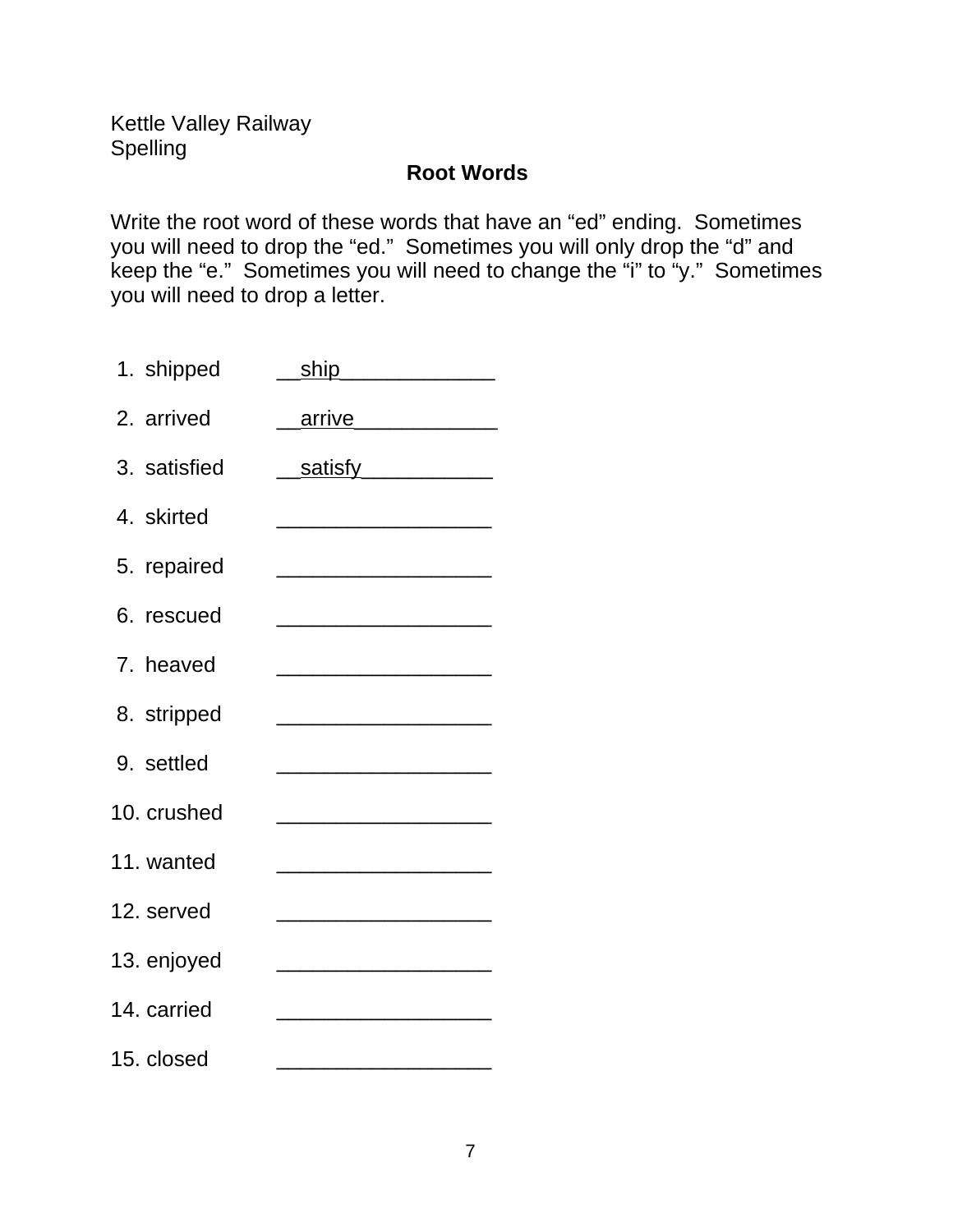Kettle Valley Railway
Spelling

## Root Words

Write the root word of these words that have an "ed" ending. Sometimes you will need to drop the "ed." Sometimes you will only drop the "d" and keep the "e." Sometimes you will need to change the "i" to "y." Sometimes you will need to drop a letter.

1. shipped __ship_____________
2. arrived __arrive____________
3. satisfied __satisfy___________
4. skirted __________________
5. repaired __________________
6. rescued __________________
7. heaved __________________
8. stripped __________________
9. settled __________________
10. crushed __________________
11. wanted __________________
12. served __________________
13. enjoyed __________________
14. carried __________________
15. closed __________________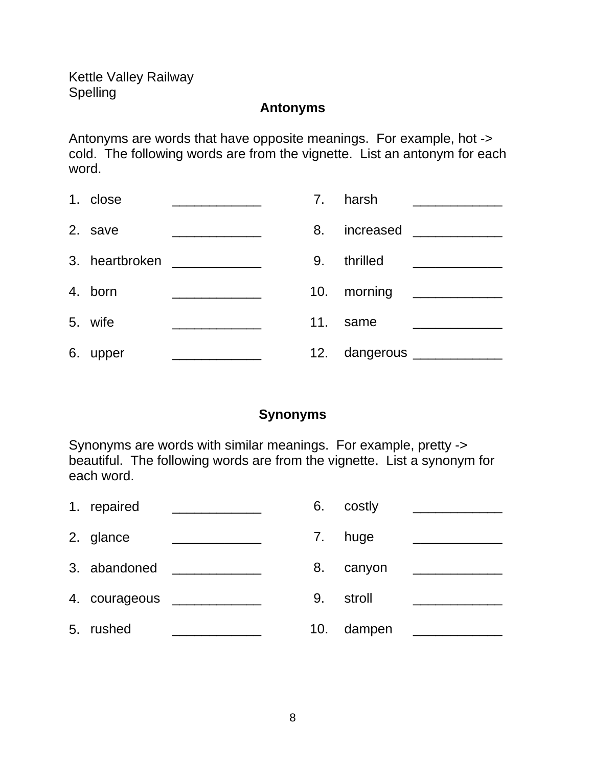Kettle Valley Railway
Spelling

## Antonyms

Antonyms are words that have opposite meanings. For example, hot -> cold. The following words are from the vignette. List an antonym for each word.

1. close ____________
2. save ____________
3. heartbroken ____________
4. born ____________
5. wife ____________
6. upper ____________
7. harsh ____________
8. increased ____________
9. thrilled ____________
10. morning ____________
11. same ____________
12. dangerous ____________

## Synonyms

Synonyms are words with similar meanings. For example, pretty -> beautiful. The following words are from the vignette. List a synonym for each word.

1. repaired ____________
2. glance ____________
3. abandoned ____________
4. courageous ____________
5. rushed ____________
6. costly ____________
7. huge ____________
8. canyon ____________
9. stroll ____________
10. dampen ____________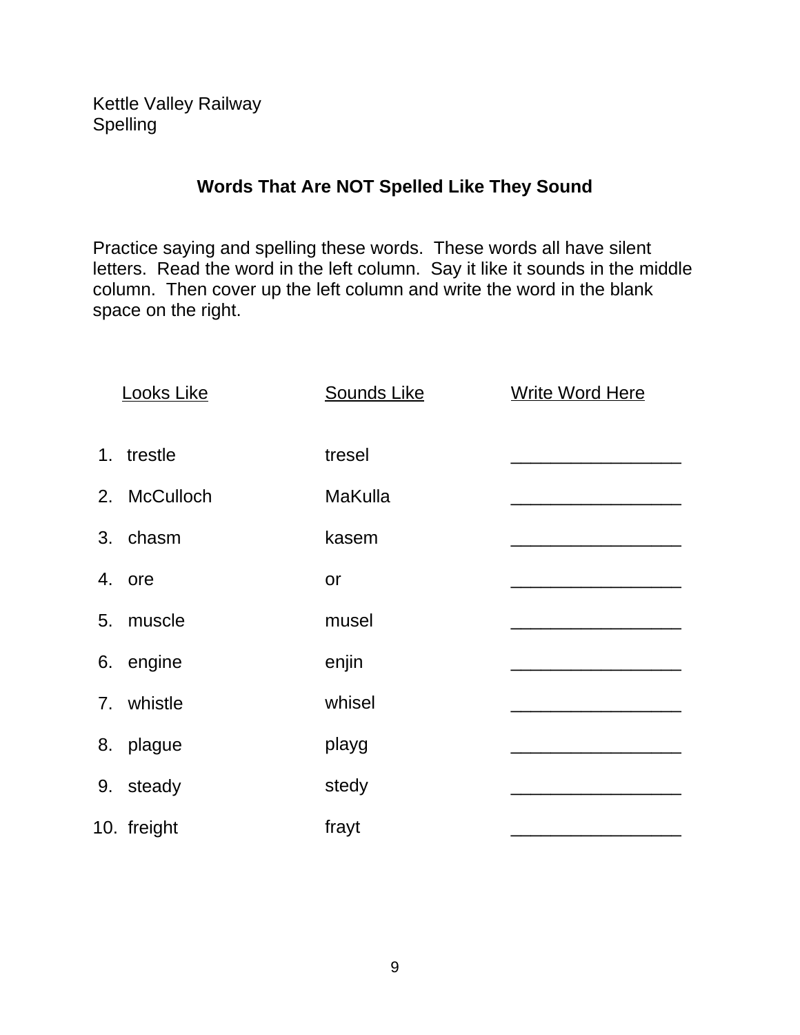Kettle Valley Railway
Spelling

## Words That Are NOT Spelled Like They Sound

Practice saying and spelling these words. These words all have silent letters. Read the word in the left column. Say it like it sounds in the middle column. Then cover up the left column and write the word in the blank space on the right.

| Looks Like | Sounds Like | Write Word Here |
|---|---|---|
| 1. trestle | tresel | _________________ |
| 2. McCulloch | MaKulla | _________________ |
| 3. chasm | kasem | _________________ |
| 4. ore | or | _________________ |
| 5. muscle | musel | _________________ |
| 6. engine | enjin | _________________ |
| 7. whistle | whisel | _________________ |
| 8. plague | playg | _________________ |
| 9. steady | stedy | _________________ |
| 10. freight | frayt | _________________ |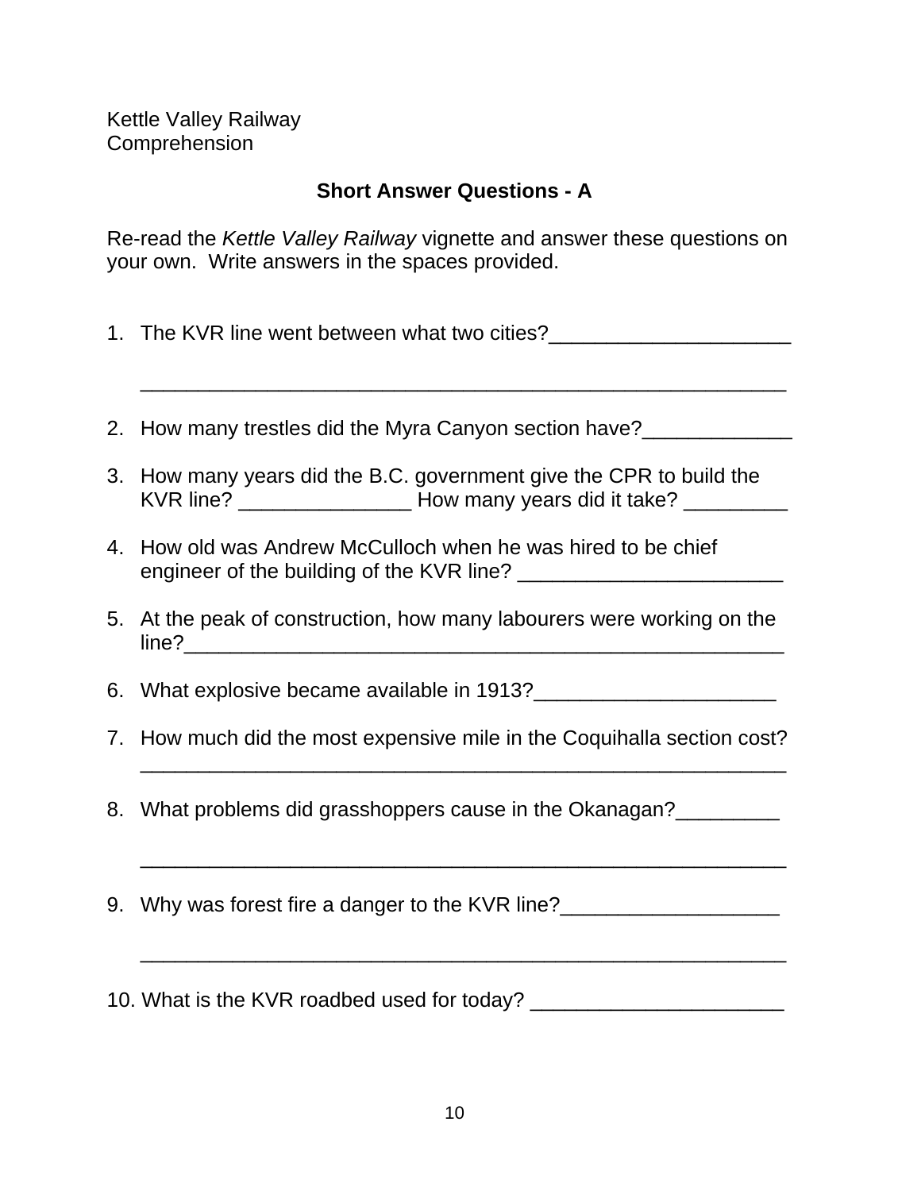Kettle Valley Railway
Comprehension

## Short Answer Questions - A

Re-read the *Kettle Valley Railway* vignette and answer these questions on your own. Write answers in the spaces provided.

1. The KVR line went between what two cities?_____________________

   _________________________________________________________

2. How many trestles did the Myra Canyon section have?_____________

3. How many years did the B.C. government give the CPR to build the KVR line? _______________ How many years did it take? _________

4. How old was Andrew McCulloch when he was hired to be chief engineer of the building of the KVR line? _______________________

5. At the peak of construction, how many labourers were working on the line?_____________________________________________________

6. What explosive became available in 1913?_____________________

7. How much did the most expensive mile in the Coquihalla section cost? _________________________________________________________

8. What problems did grasshoppers cause in the Okanagan?_________

   _________________________________________________________

9. Why was forest fire a danger to the KVR line?___________________

   _________________________________________________________

10. What is the KVR roadbed used for today? ______________________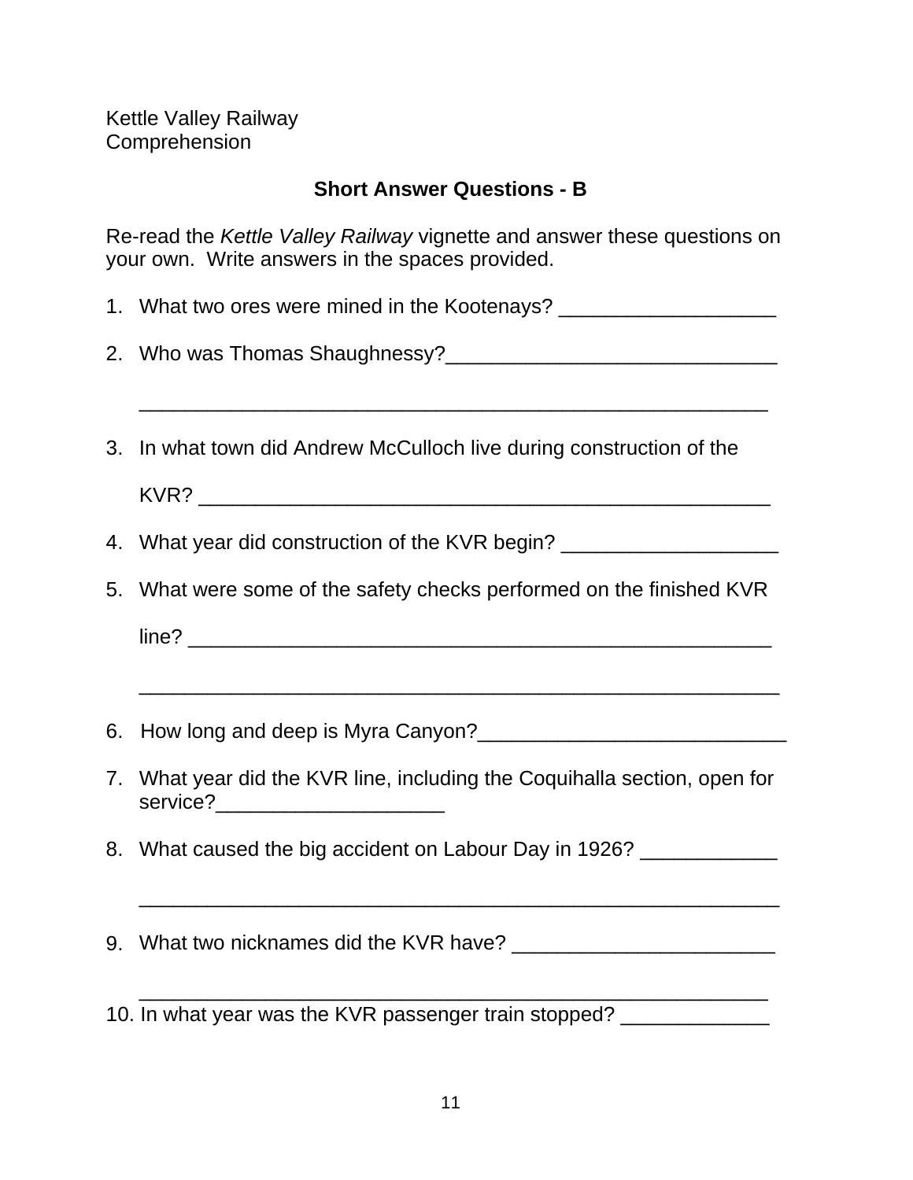Kettle Valley Railway
Comprehension

## Short Answer Questions - B

Re-read the *Kettle Valley Railway* vignette and answer these questions on your own. Write answers in the spaces provided.

1. What two ores were mined in the Kootenays? ___________________
2. Who was Thomas Shaughnessy?______________________________

   _________________________________________________________
3. In what town did Andrew McCulloch live during construction of the KVR? ____________________________________________________
4. What year did construction of the KVR begin? ___________________
5. What were some of the safety checks performed on the finished KVR line? ____________________________________________________

   __________________________________________________________
6. How long and deep is Myra Canyon?___________________________
7. What year did the KVR line, including the Coquihalla section, open for service?____________________
8. What caused the big accident on Labour Day in 1926? ____________

   __________________________________________________________
9. What two nicknames did the KVR have? _______________________

   _________________________________________________________
10. In what year was the KVR passenger train stopped? _____________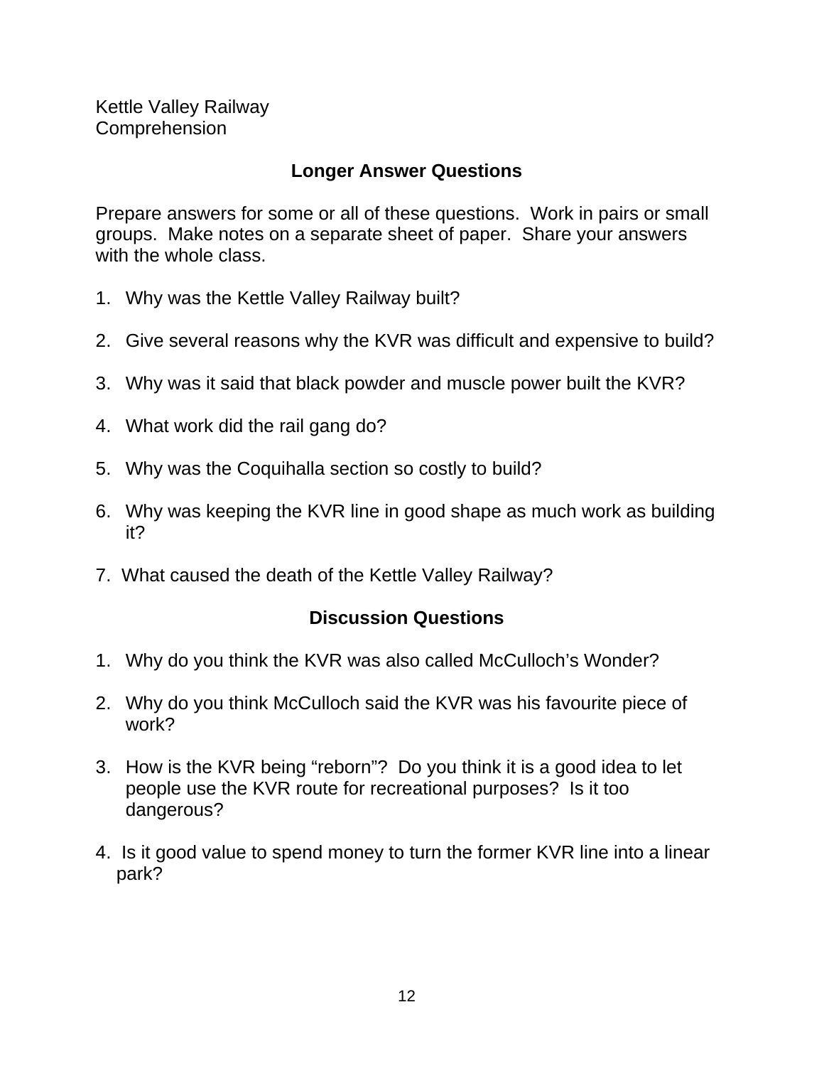Kettle Valley Railway
Comprehension

## Longer Answer Questions

Prepare answers for some or all of these questions. Work in pairs or small groups. Make notes on a separate sheet of paper. Share your answers with the whole class.

1. Why was the Kettle Valley Railway built?

2. Give several reasons why the KVR was difficult and expensive to build?

3. Why was it said that black powder and muscle power built the KVR?

4. What work did the rail gang do?

5. Why was the Coquihalla section so costly to build?

6. Why was keeping the KVR line in good shape as much work as building it?

7. What caused the death of the Kettle Valley Railway?

## Discussion Questions

1. Why do you think the KVR was also called McCulloch's Wonder?

2. Why do you think McCulloch said the KVR was his favourite piece of work?

3. How is the KVR being "reborn"? Do you think it is a good idea to let people use the KVR route for recreational purposes? Is it too dangerous?

4. Is it good value to spend money to turn the former KVR line into a linear park?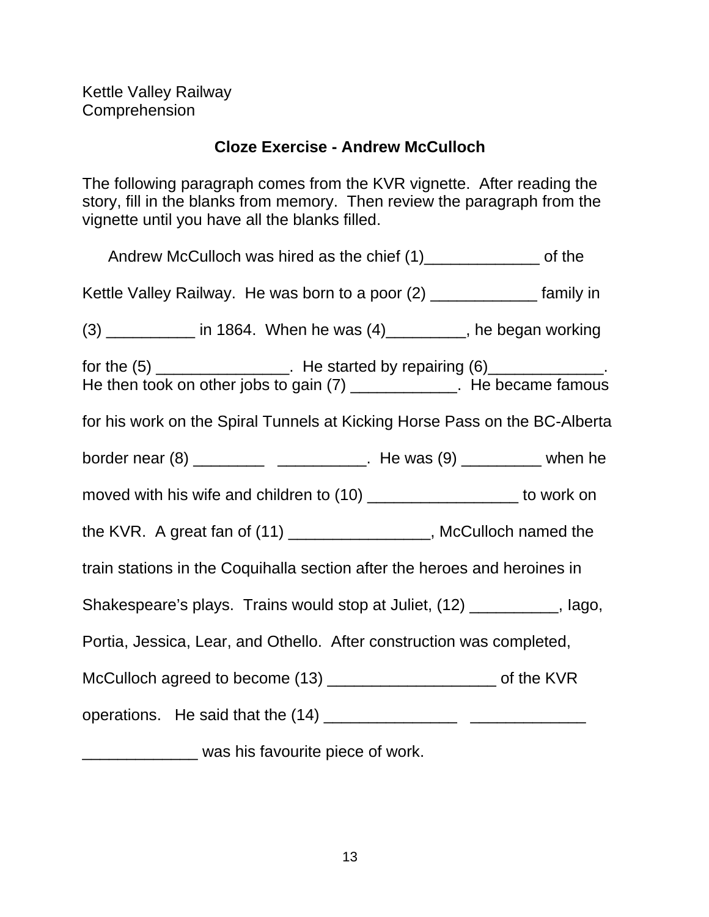Kettle Valley Railway
Comprehension

## Cloze Exercise - Andrew McCulloch

The following paragraph comes from the KVR vignette. After reading the story, fill in the blanks from memory. Then review the paragraph from the vignette until you have all the blanks filled.

Andrew McCulloch was hired as the chief (1)_____________ of the Kettle Valley Railway. He was born to a poor (2) ____________ family in (3) __________ in 1864. When he was (4)_________, he began working for the (5) _______________. He started by repairing (6)_____________. He then took on other jobs to gain (7) ____________. He became famous for his work on the Spiral Tunnels at Kicking Horse Pass on the BC-Alberta border near (8) ________ __________. He was (9) _________ when he moved with his wife and children to (10) _________________ to work on the KVR. A great fan of (11) ________________, McCulloch named the train stations in the Coquihalla section after the heroes and heroines in Shakespeare's plays. Trains would stop at Juliet, (12) __________, Iago, Portia, Jessica, Lear, and Othello. After construction was completed, McCulloch agreed to become (13) ___________________ of the KVR operations. He said that the (14) _______________ _____________ _____________ was his favourite piece of work.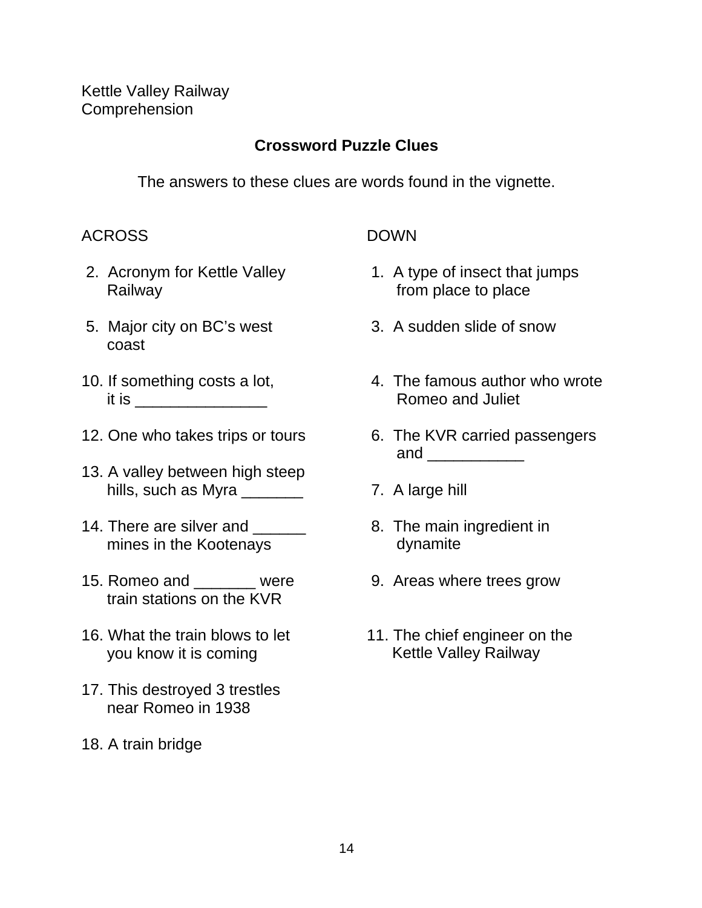Kettle Valley Railway
Comprehension

## Crossword Puzzle Clues

The answers to these clues are words found in the vignette.

### ACROSS

2. Acronym for Kettle Valley Railway
5. Major city on BC's west coast
10. If something costs a lot, it is _______________
12. One who takes trips or tours
13. A valley between high steep hills, such as Myra _______
14. There are silver and ______ mines in the Kootenays
15. Romeo and _______ were train stations on the KVR
16. What the train blows to let you know it is coming
17. This destroyed 3 trestles near Romeo in 1938
18. A train bridge

### DOWN

1. A type of insect that jumps from place to place
3. A sudden slide of snow
4. The famous author who wrote Romeo and Juliet
6. The KVR carried passengers and ___________
7. A large hill
8. The main ingredient in dynamite
9. Areas where trees grow
11. The chief engineer on the Kettle Valley Railway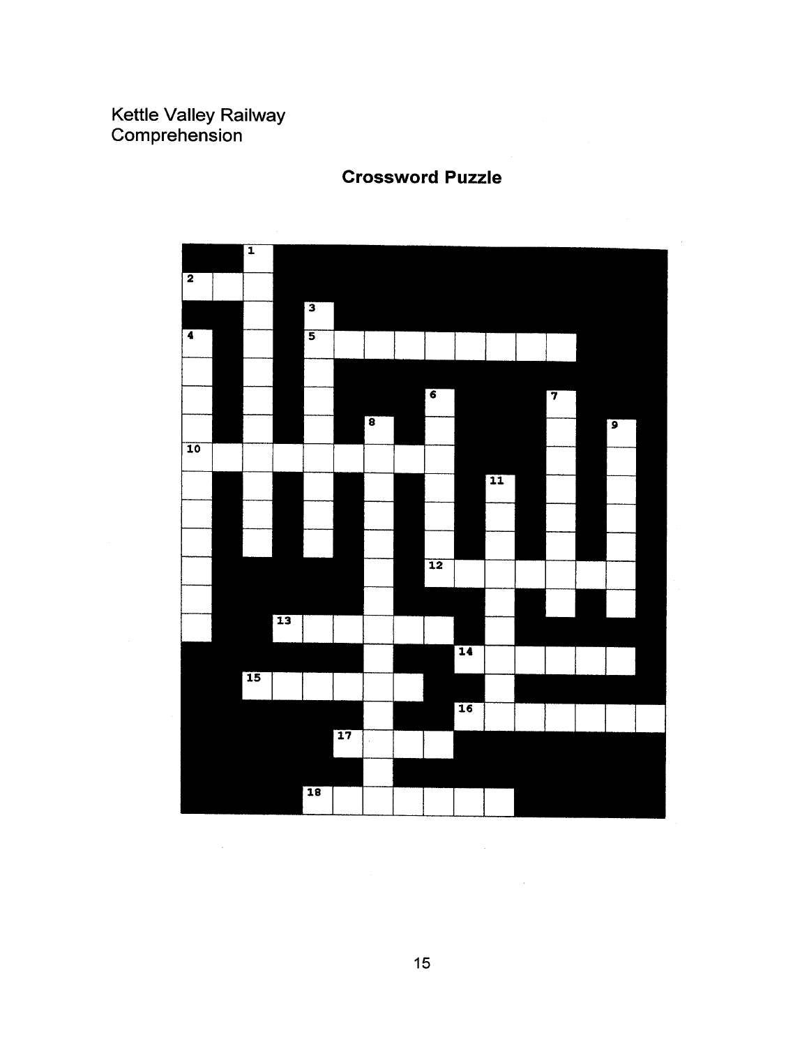Kettle Valley Railway
Comprehension

## Crossword Puzzle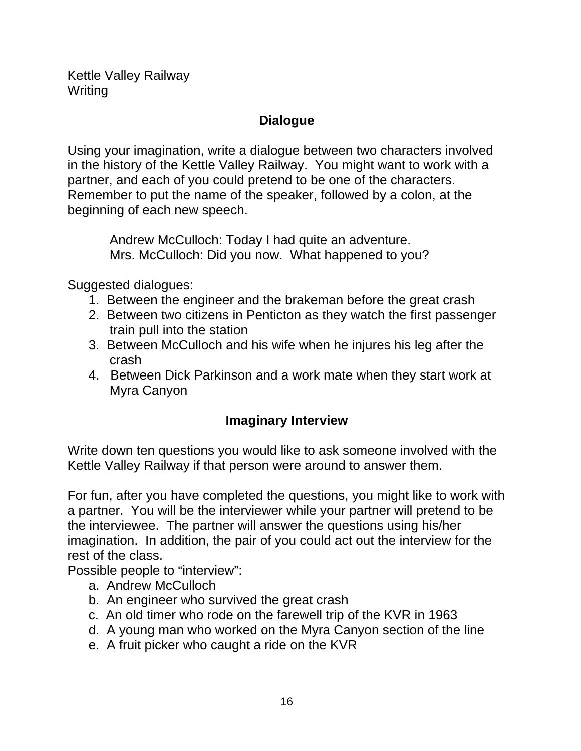Kettle Valley Railway
Writing

## Dialogue

Using your imagination, write a dialogue between two characters involved in the history of the Kettle Valley Railway. You might want to work with a partner, and each of you could pretend to be one of the characters. Remember to put the name of the speaker, followed by a colon, at the beginning of each new speech.

> Andrew McCulloch: Today I had quite an adventure.
> Mrs. McCulloch: Did you now. What happened to you?

Suggested dialogues:

1. Between the engineer and the brakeman before the great crash
2. Between two citizens in Penticton as they watch the first passenger train pull into the station
3. Between McCulloch and his wife when he injures his leg after the crash
4. Between Dick Parkinson and a work mate when they start work at Myra Canyon

## Imaginary Interview

Write down ten questions you would like to ask someone involved with the Kettle Valley Railway if that person were around to answer them.

For fun, after you have completed the questions, you might like to work with a partner. You will be the interviewer while your partner will pretend to be the interviewee. The partner will answer the questions using his/her imagination. In addition, the pair of you could act out the interview for the rest of the class.

Possible people to "interview":

a. Andrew McCulloch
b. An engineer who survived the great crash
c. An old timer who rode on the farewell trip of the KVR in 1963
d. A young man who worked on the Myra Canyon section of the line
e. A fruit picker who caught a ride on the KVR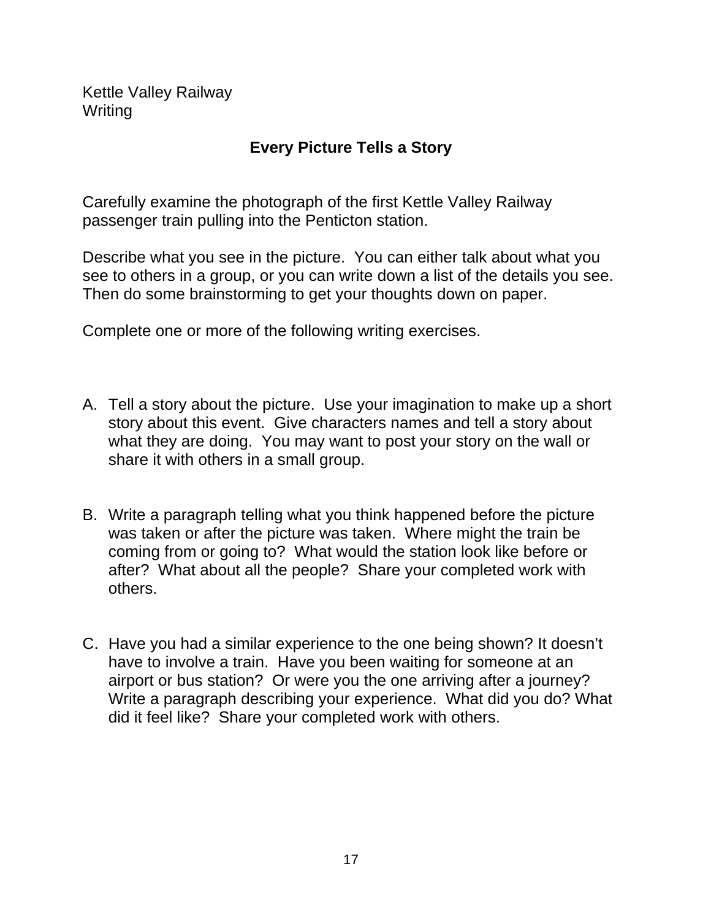Kettle Valley Railway
Writing

## Every Picture Tells a Story

Carefully examine the photograph of the first Kettle Valley Railway passenger train pulling into the Penticton station.

Describe what you see in the picture. You can either talk about what you see to others in a group, or you can write down a list of the details you see. Then do some brainstorming to get your thoughts down on paper.

Complete one or more of the following writing exercises.

A. Tell a story about the picture. Use your imagination to make up a short story about this event. Give characters names and tell a story about what they are doing. You may want to post your story on the wall or share it with others in a small group.

B. Write a paragraph telling what you think happened before the picture was taken or after the picture was taken. Where might the train be coming from or going to? What would the station look like before or after? What about all the people? Share your completed work with others.

C. Have you had a similar experience to the one being shown? It doesn't have to involve a train. Have you been waiting for someone at an airport or bus station? Or were you the one arriving after a journey? Write a paragraph describing your experience. What did you do? What did it feel like? Share your completed work with others.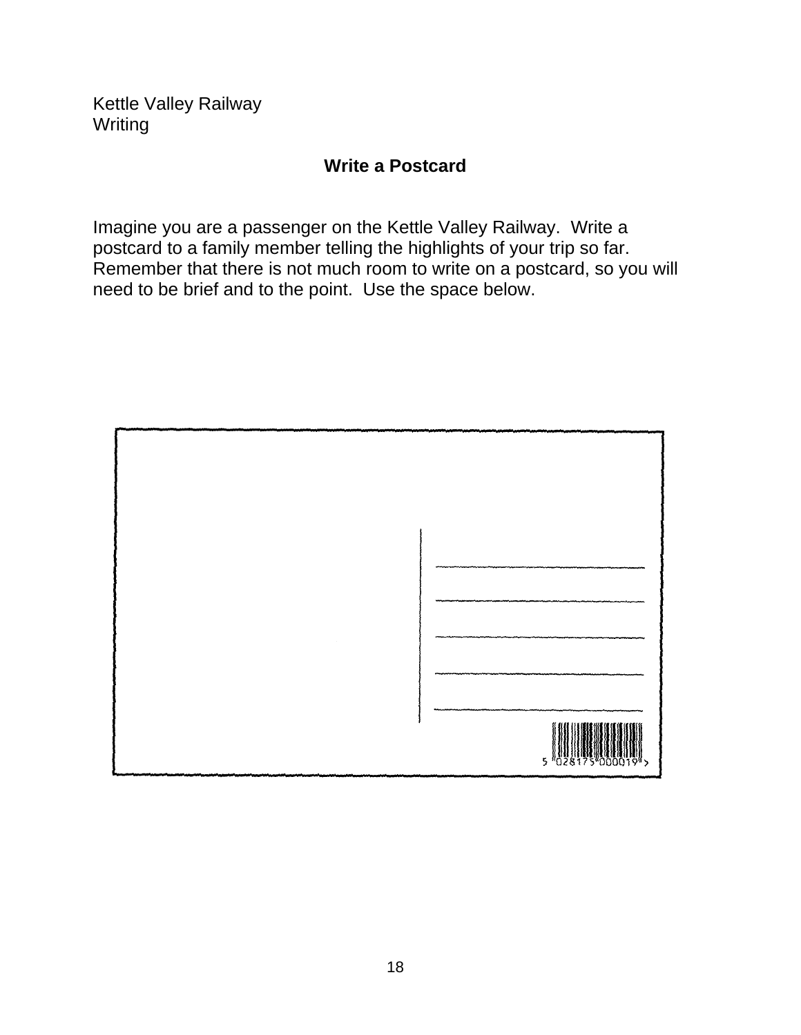Kettle Valley Railway
Writing

## Write a Postcard

Imagine you are a passenger on the Kettle Valley Railway. Write a postcard to a family member telling the highlights of your trip so far. Remember that there is not much room to write on a postcard, so you will need to be brief and to the point. Use the space below.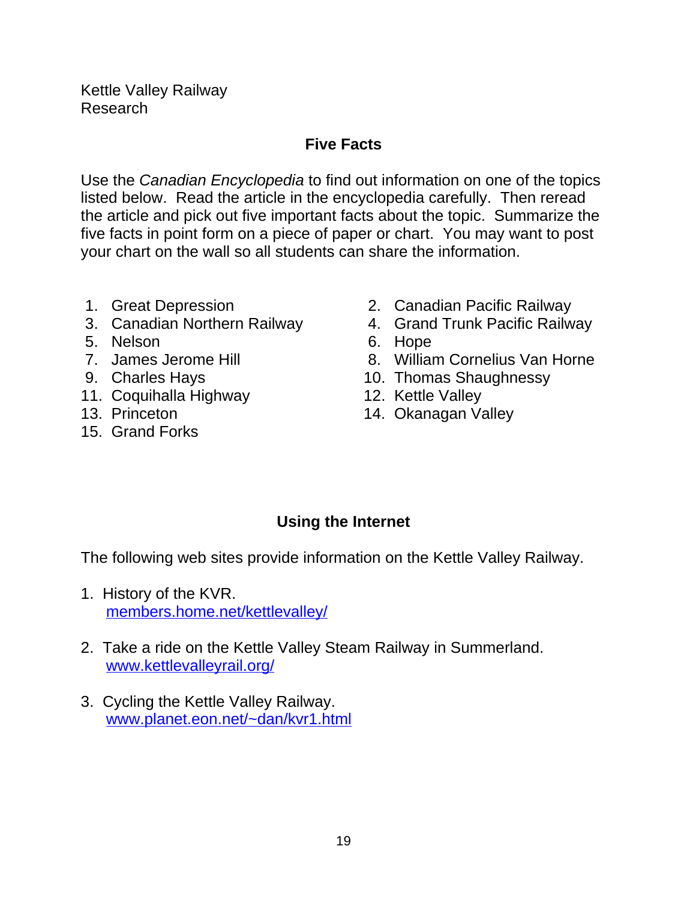Kettle Valley Railway
Research

## Five Facts

Use the *Canadian Encyclopedia* to find out information on one of the topics listed below. Read the article in the encyclopedia carefully. Then reread the article and pick out five important facts about the topic. Summarize the five facts in point form on a piece of paper or chart. You may want to post your chart on the wall so all students can share the information.

1. Great Depression
2. Canadian Pacific Railway
3. Canadian Northern Railway
4. Grand Trunk Pacific Railway
5. Nelson
6. Hope
7. James Jerome Hill
8. William Cornelius Van Horne
9. Charles Hays
10. Thomas Shaughnessy
11. Coquihalla Highway
12. Kettle Valley
13. Princeton
14. Okanagan Valley
15. Grand Forks

## Using the Internet

The following web sites provide information on the Kettle Valley Railway.

1. History of the KVR.
   members.home.net/kettlevalley/

2. Take a ride on the Kettle Valley Steam Railway in Summerland.
   www.kettlevalleyrail.org/

3. Cycling the Kettle Valley Railway.
   www.planet.eon.net/~dan/kvr1.html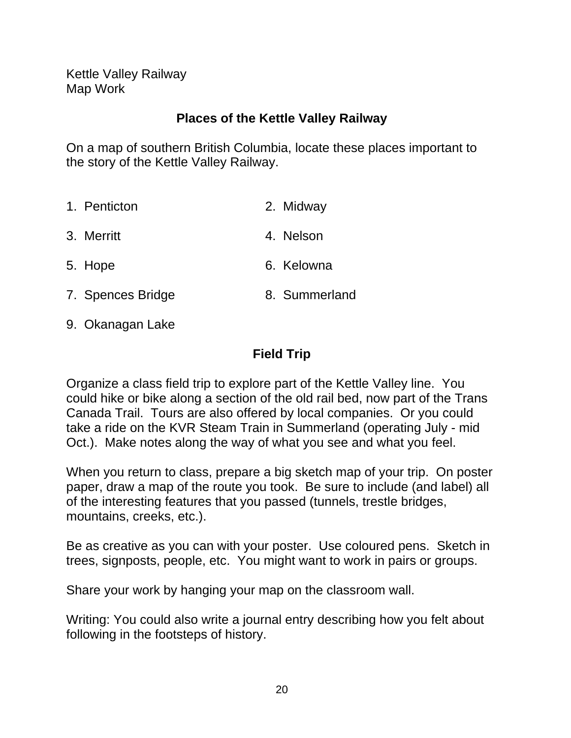Kettle Valley Railway
Map Work

## Places of the Kettle Valley Railway

On a map of southern British Columbia, locate these places important to the story of the Kettle Valley Railway.

1. Penticton
2. Midway
3. Merritt
4. Nelson
5. Hope
6. Kelowna
7. Spences Bridge
8. Summerland
9. Okanagan Lake

## Field Trip

Organize a class field trip to explore part of the Kettle Valley line. You could hike or bike along a section of the old rail bed, now part of the Trans Canada Trail. Tours are also offered by local companies. Or you could take a ride on the KVR Steam Train in Summerland (operating July - mid Oct.). Make notes along the way of what you see and what you feel.

When you return to class, prepare a big sketch map of your trip. On poster paper, draw a map of the route you took. Be sure to include (and label) all of the interesting features that you passed (tunnels, trestle bridges, mountains, creeks, etc.).

Be as creative as you can with your poster. Use coloured pens. Sketch in trees, signposts, people, etc. You might want to work in pairs or groups.

Share your work by hanging your map on the classroom wall.

Writing: You could also write a journal entry describing how you felt about following in the footsteps of history.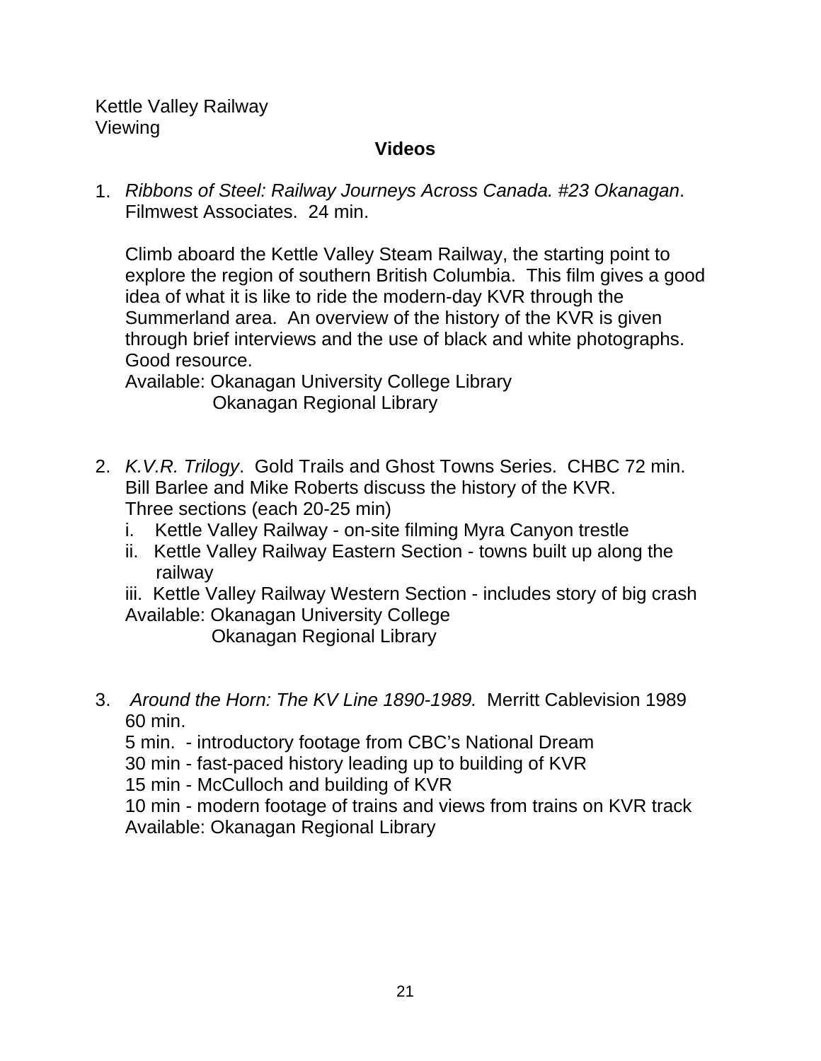Kettle Valley Railway
Viewing

## Videos

1. *Ribbons of Steel: Railway Journeys Across Canada. #23 Okanagan*. Filmwest Associates. 24 min.

   Climb aboard the Kettle Valley Steam Railway, the starting point to explore the region of southern British Columbia. This film gives a good idea of what it is like to ride the modern-day KVR through the Summerland area. An overview of the history of the KVR is given through brief interviews and the use of black and white photographs. Good resource.
   Available: Okanagan University College Library
   Okanagan Regional Library

2. *K.V.R. Trilogy*. Gold Trails and Ghost Towns Series. CHBC 72 min.
   Bill Barlee and Mike Roberts discuss the history of the KVR.
   Three sections (each 20-25 min)
   i. Kettle Valley Railway - on-site filming Myra Canyon trestle
   ii. Kettle Valley Railway Eastern Section - towns built up along the railway
   iii. Kettle Valley Railway Western Section - includes story of big crash
   Available: Okanagan University College
   Okanagan Regional Library

3. *Around the Horn: The KV Line 1890-1989.* Merritt Cablevision 1989 60 min.
   5 min. - introductory footage from CBC's National Dream
   30 min - fast-paced history leading up to building of KVR
   15 min - McCulloch and building of KVR
   10 min - modern footage of trains and views from trains on KVR track
   Available: Okanagan Regional Library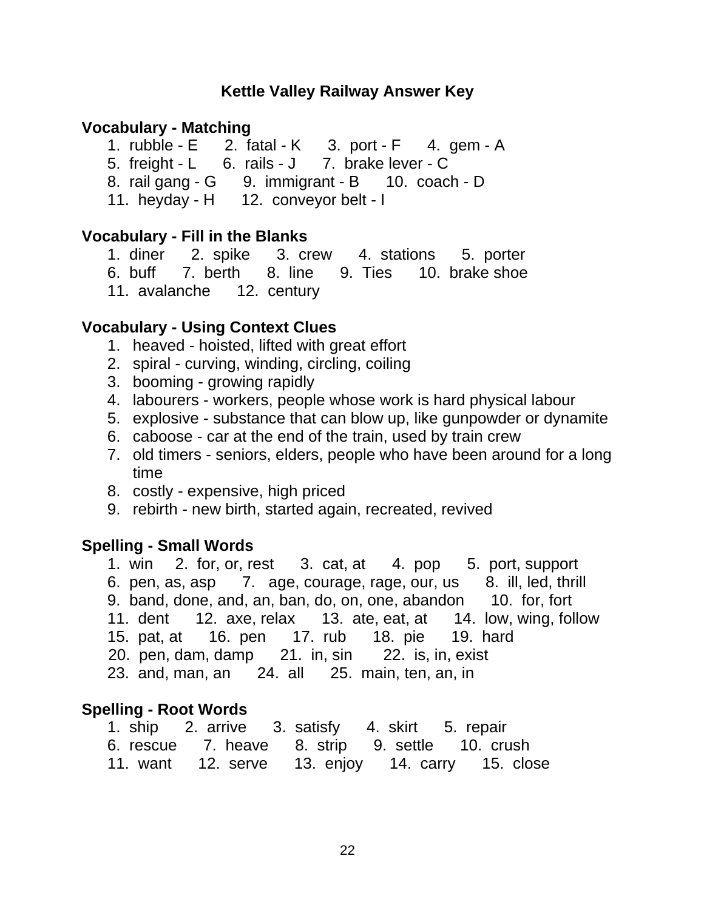# Kettle Valley Railway Answer Key

## Vocabulary - Matching

1. rubble - E    2. fatal - K    3. port - F    4. gem - A
5. freight - L    6. rails - J    7. brake lever - C
8. rail gang - G    9. immigrant - B    10. coach - D
11. heyday - H    12. conveyor belt - I

## Vocabulary - Fill in the Blanks

1. diner    2. spike    3. crew    4. stations    5. porter
6. buff    7. berth    8. line    9. Ties    10. brake shoe
11. avalanche    12. century

## Vocabulary - Using Context Clues

1. heaved - hoisted, lifted with great effort
2. spiral - curving, winding, circling, coiling
3. booming - growing rapidly
4. labourers - workers, people whose work is hard physical labour
5. explosive - substance that can blow up, like gunpowder or dynamite
6. caboose - car at the end of the train, used by train crew
7. old timers - seniors, elders, people who have been around for a long time
8. costly - expensive, high priced
9. rebirth - new birth, started again, recreated, revived

## Spelling - Small Words

1. win    2. for, or, rest    3. cat, at    4. pop    5. port, support
6. pen, as, asp    7. age, courage, rage, our, us    8. ill, led, thrill
9. band, done, and, an, ban, do, on, one, abandon    10. for, fort
11. dent    12. axe, relax    13. ate, eat, at    14. low, wing, follow
15. pat, at    16. pen    17. rub    18. pie    19. hard
20. pen, dam, damp    21. in, sin    22. is, in, exist
23. and, man, an    24. all    25. main, ten, an, in

## Spelling - Root Words

1. ship    2. arrive    3. satisfy    4. skirt    5. repair
6. rescue    7. heave    8. strip    9. settle    10. crush
11. want    12. serve    13. enjoy    14. carry    15. close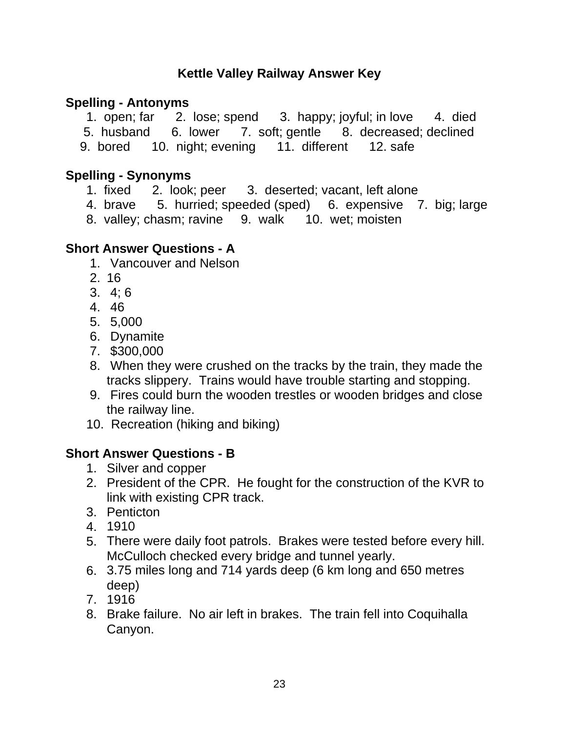# Kettle Valley Railway Answer Key

## Spelling - Antonyms

1. open; far 2. lose; spend 3. happy; joyful; in love 4. died
5. husband 6. lower 7. soft; gentle 8. decreased; declined
9. bored 10. night; evening 11. different 12. safe

## Spelling - Synonyms

1. fixed 2. look; peer 3. deserted; vacant, left alone
4. brave 5. hurried; speeded (sped) 6. expensive 7. big; large
8. valley; chasm; ravine 9. walk 10. wet; moisten

## Short Answer Questions - A

1. Vancouver and Nelson
2. 16
3. 4; 6
4. 46
5. 5,000
6. Dynamite
7. $300,000
8. When they were crushed on the tracks by the train, they made the tracks slippery. Trains would have trouble starting and stopping.
9. Fires could burn the wooden trestles or wooden bridges and close the railway line.
10. Recreation (hiking and biking)

## Short Answer Questions - B

1. Silver and copper
2. President of the CPR. He fought for the construction of the KVR to link with existing CPR track.
3. Penticton
4. 1910
5. There were daily foot patrols. Brakes were tested before every hill. McCulloch checked every bridge and tunnel yearly.
6. 3.75 miles long and 714 yards deep (6 km long and 650 metres deep)
7. 1916
8. Brake failure. No air left in brakes. The train fell into Coquihalla Canyon.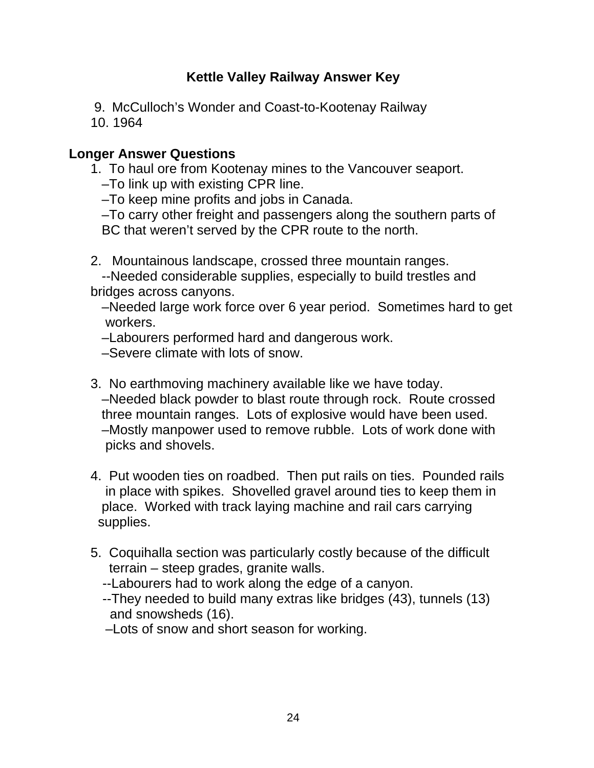## Kettle Valley Railway Answer Key

9. McCulloch's Wonder and Coast-to-Kootenay Railway
10. 1964

### Longer Answer Questions

1. To haul ore from Kootenay mines to the Vancouver seaport.
   –To link up with existing CPR line.
   –To keep mine profits and jobs in Canada.
   –To carry other freight and passengers along the southern parts of BC that weren't served by the CPR route to the north.

2. Mountainous landscape, crossed three mountain ranges.
   --Needed considerable supplies, especially to build trestles and bridges across canyons.
   –Needed large work force over 6 year period. Sometimes hard to get workers.
   –Labourers performed hard and dangerous work.
   –Severe climate with lots of snow.

3. No earthmoving machinery available like we have today.
   –Needed black powder to blast route through rock. Route crossed three mountain ranges. Lots of explosive would have been used.
   –Mostly manpower used to remove rubble. Lots of work done with picks and shovels.

4. Put wooden ties on roadbed. Then put rails on ties. Pounded rails in place with spikes. Shovelled gravel around ties to keep them in place. Worked with track laying machine and rail cars carrying supplies.

5. Coquihalla section was particularly costly because of the difficult terrain – steep grades, granite walls.
   --Labourers had to work along the edge of a canyon.
   --They needed to build many extras like bridges (43), tunnels (13) and snowsheds (16).
   –Lots of snow and short season for working.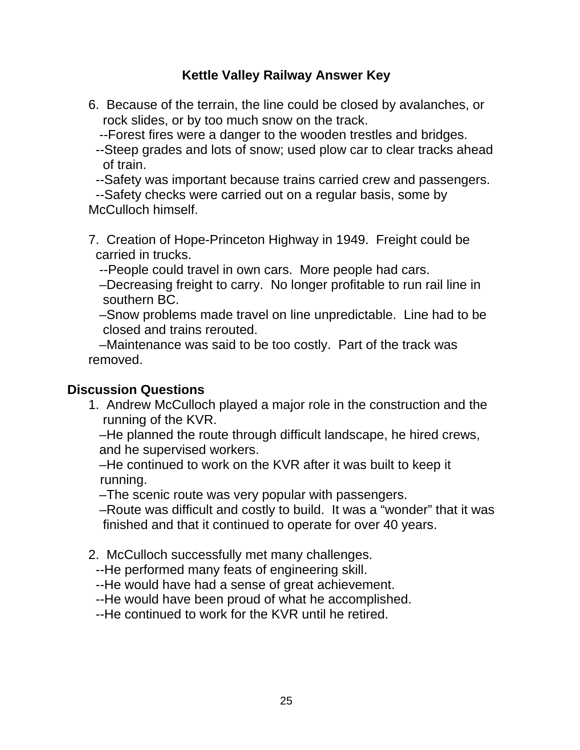**Kettle Valley Railway Answer Key**

6. Because of the terrain, the line could be closed by avalanches, or rock slides, or by too much snow on the track.
   --Forest fires were a danger to the wooden trestles and bridges.
   --Steep grades and lots of snow; used plow car to clear tracks ahead of train.
   --Safety was important because trains carried crew and passengers.
   --Safety checks were carried out on a regular basis, some by McCulloch himself.

7. Creation of Hope-Princeton Highway in 1949. Freight could be carried in trucks.
   --People could travel in own cars. More people had cars.
   –Decreasing freight to carry. No longer profitable to run rail line in southern BC.
   –Snow problems made travel on line unpredictable. Line had to be closed and trains rerouted.
   –Maintenance was said to be too costly. Part of the track was removed.

**Discussion Questions**

1. Andrew McCulloch played a major role in the construction and the running of the KVR.
   –He planned the route through difficult landscape, he hired crews, and he supervised workers.
   –He continued to work on the KVR after it was built to keep it running.
   –The scenic route was very popular with passengers.
   –Route was difficult and costly to build. It was a “wonder” that it was finished and that it continued to operate for over 40 years.

2. McCulloch successfully met many challenges.
   --He performed many feats of engineering skill.
   --He would have had a sense of great achievement.
   --He would have been proud of what he accomplished.
   --He continued to work for the KVR until he retired.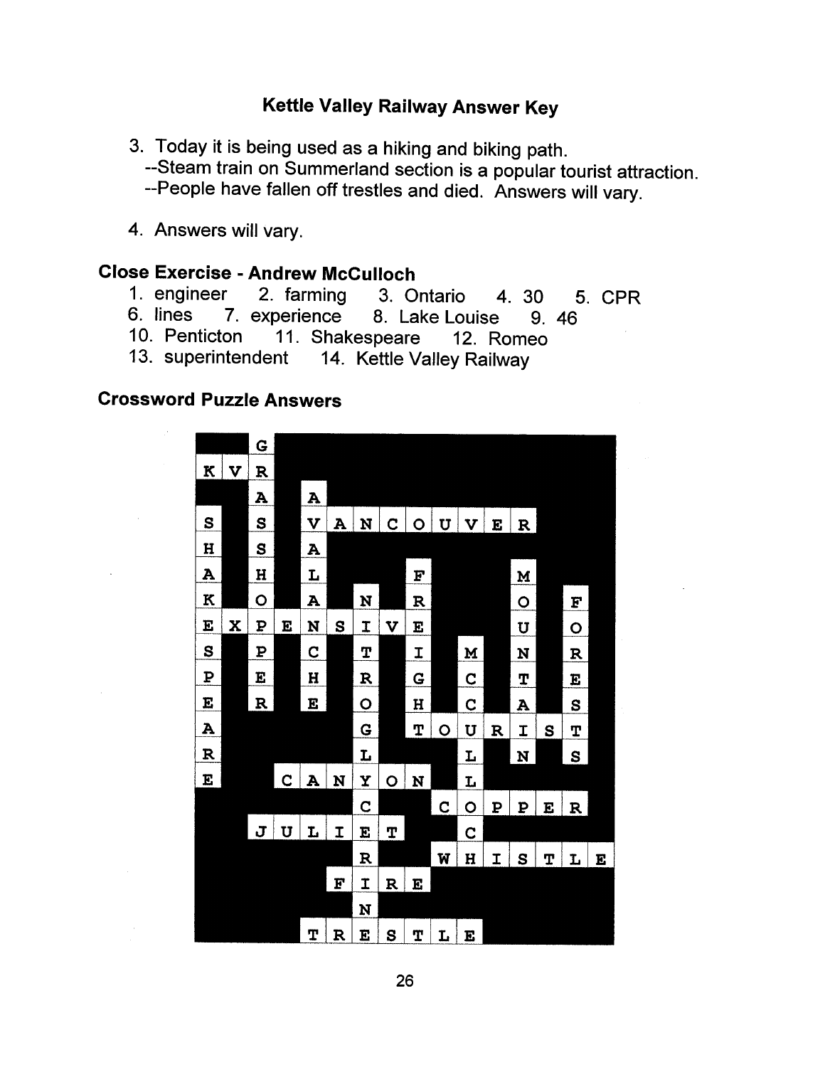**Kettle Valley Railway Answer Key**

3. Today it is being used as a hiking and biking path.
   --Steam train on Summerland section is a popular tourist attraction.
   --People have fallen off trestles and died. Answers will vary.

4. Answers will vary.

## Close Exercise - Andrew McCulloch

1. engineer 2. farming 3. Ontario 4. 30 5. CPR
6. lines 7. experience 8. Lake Louise 9. 46
10. Penticton 11. Shakespeare 12. Romeo
13. superintendent 14. Kettle Valley Railway

## Crossword Puzzle Answers

| | | | | | | | | | | | | | | | |
|---|---|---|---|---|---|---|---|---|---|---|---|---|---|---|---|
| | | G | | | | | | | | | | | | | |
| K | V | R | | | | | | | | | | | | | |
| | | A | | A | | | | | | | | | | | |
| S | | S | | V | A | N | C | O | U | V | E | R | | | |
| H | | S | | A | | | | | | | | | | | |
| A | | H | | L | | | | F | | | | M | | | |
| K | | O | | A | | N | | R | | | | O | | F | |
| E | X | P | E | N | S | I | V | E | | | | U | | O | |
| S | | P | | C | | T | | I | | M | | N | | R | |
| P | | E | | H | | R | | G | | C | | T | | E | |
| E | | R | | E | | O | | H | | C | | A | | S | |
| A | | | | | | G | | T | O | U | R | I | S | T | |
| R | | | | | | L | | | | L | | N | | S | |
| E | | | C | A | N | Y | O | N | | L | | | | | |
| | | | | | | C | | | C | O | P | P | E | R | |
| | | J | U | L | I | E | T | | | C | | | | | |
| | | | | | | R | | | W | H | I | S | T | L | E |
| | | | | | F | I | R | E | | | | | | | |
| | | | | | | N | | | | | | | | | |
| | | | | T | R | E | S | T | L | E | | | | | |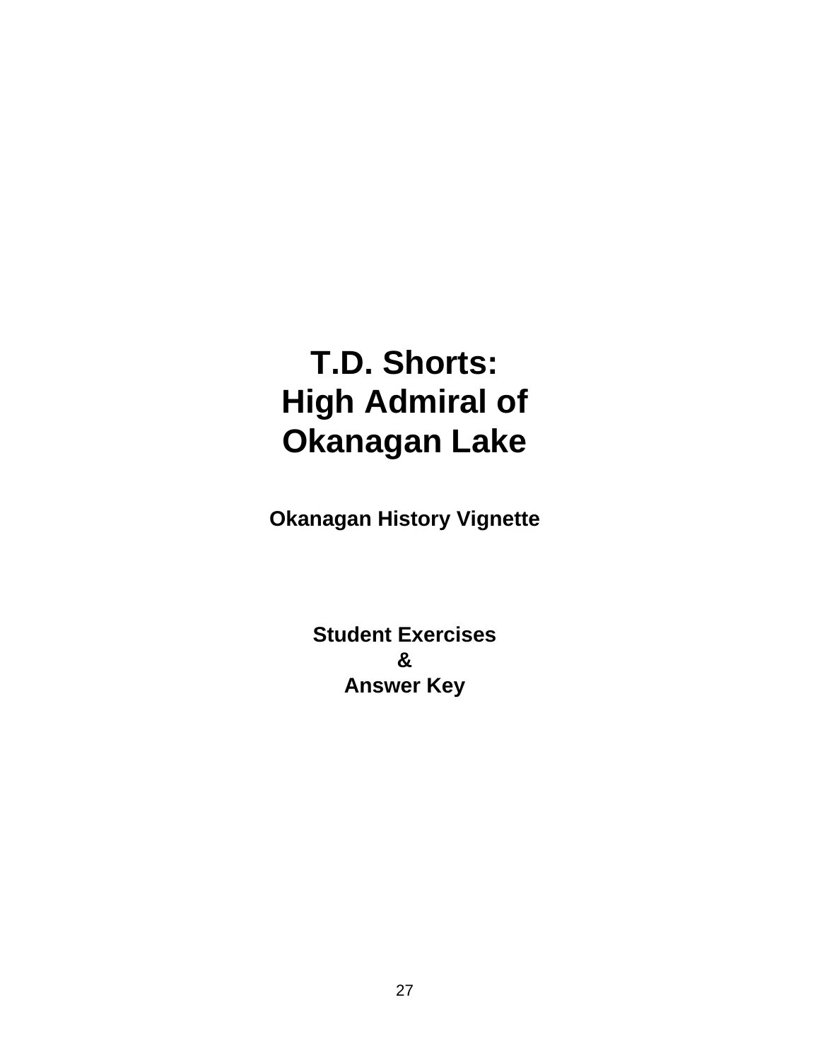# T.D. Shorts: High Admiral of Okanagan Lake

**Okanagan History Vignette**

**Student Exercises**
**&**
**Answer Key**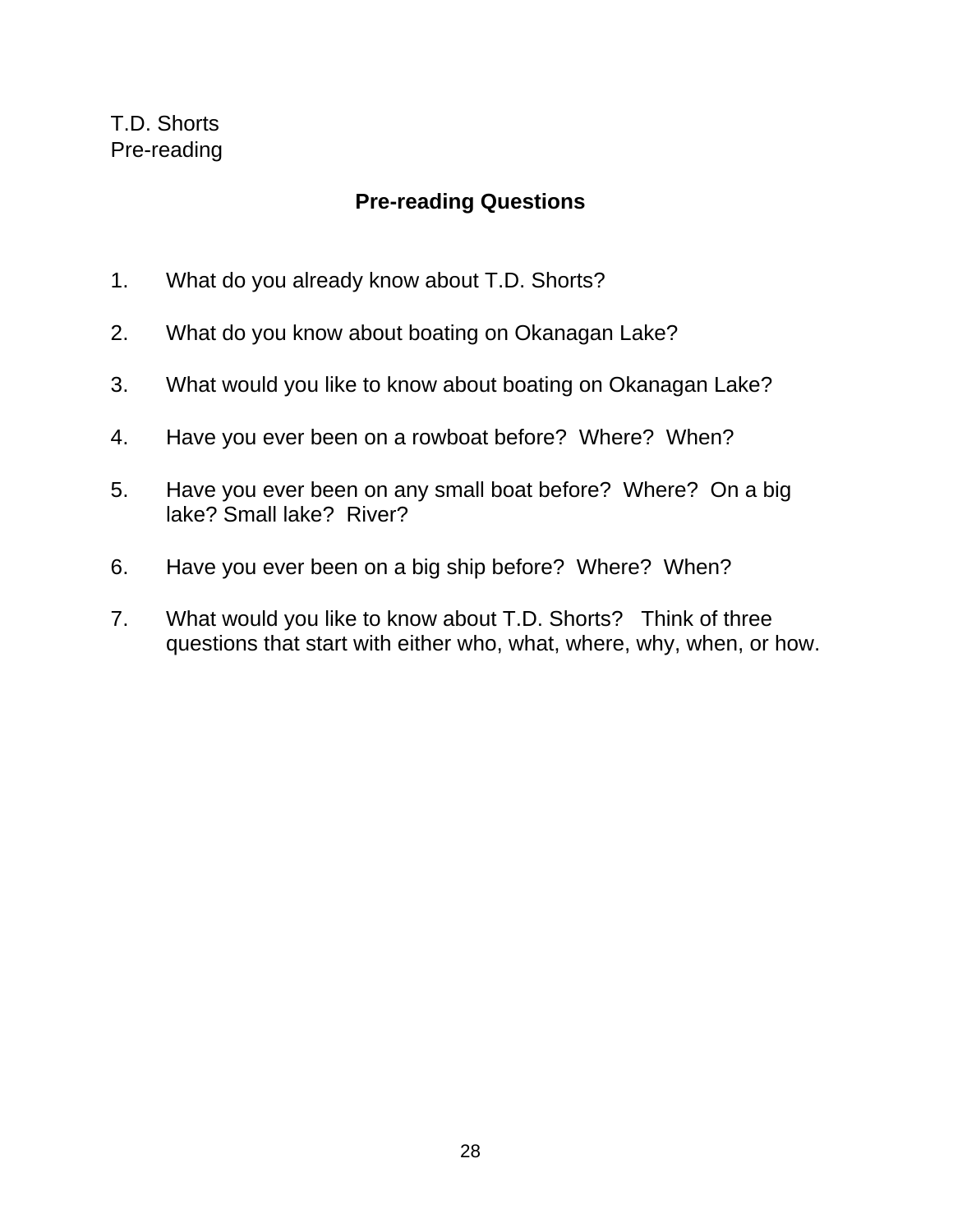T.D. Shorts
Pre-reading

## Pre-reading Questions

1. What do you already know about T.D. Shorts?

2. What do you know about boating on Okanagan Lake?

3. What would you like to know about boating on Okanagan Lake?

4. Have you ever been on a rowboat before? Where? When?

5. Have you ever been on any small boat before? Where? On a big lake? Small lake? River?

6. Have you ever been on a big ship before? Where? When?

7. What would you like to know about T.D. Shorts? Think of three questions that start with either who, what, where, why, when, or how.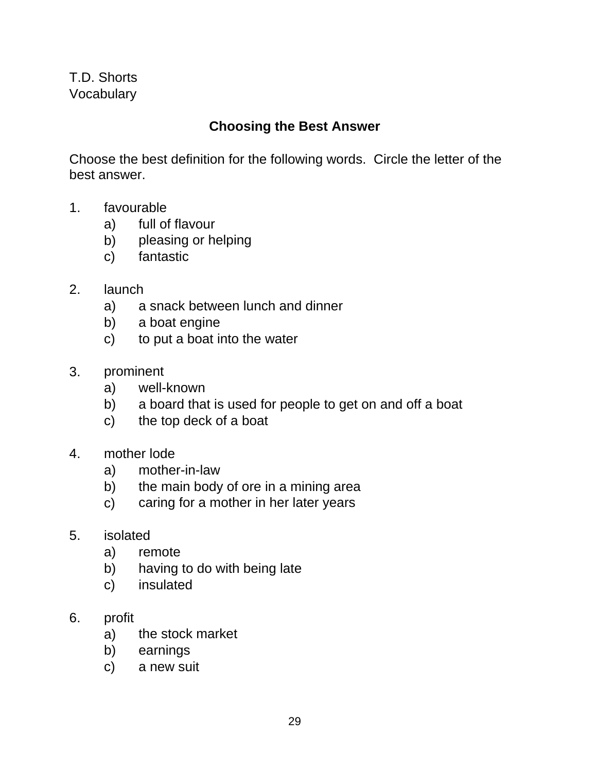T.D. Shorts
Vocabulary

## Choosing the Best Answer

Choose the best definition for the following words. Circle the letter of the best answer.

1. favourable
   a) full of flavour
   b) pleasing or helping
   c) fantastic

2. launch
   a) a snack between lunch and dinner
   b) a boat engine
   c) to put a boat into the water

3. prominent
   a) well-known
   b) a board that is used for people to get on and off a boat
   c) the top deck of a boat

4. mother lode
   a) mother-in-law
   b) the main body of ore in a mining area
   c) caring for a mother in her later years

5. isolated
   a) remote
   b) having to do with being late
   c) insulated

6. profit
   a) the stock market
   b) earnings
   c) a new suit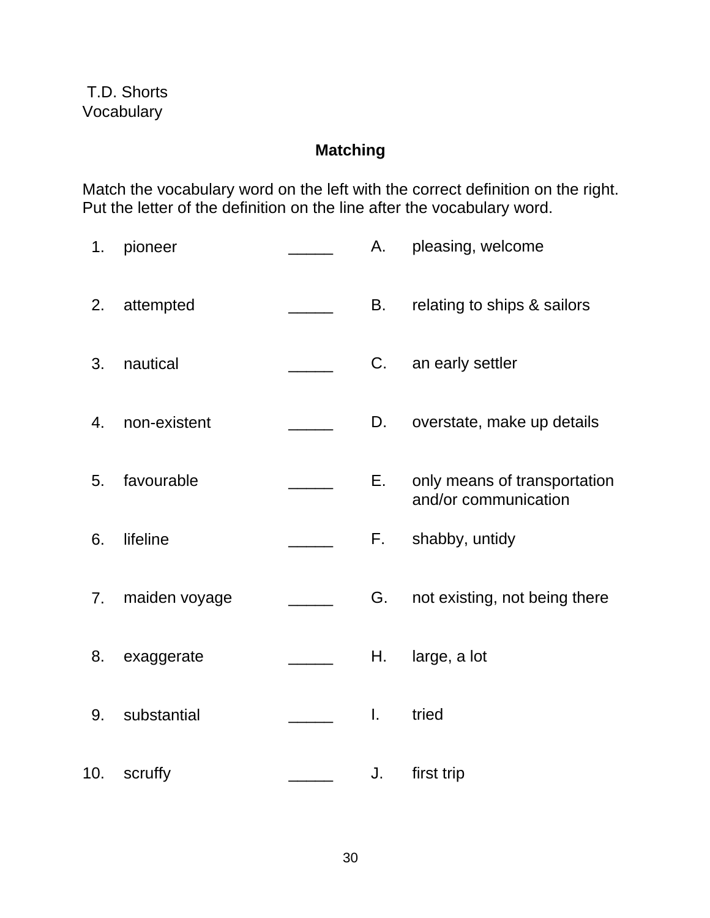T.D. Shorts
Vocabulary

## Matching

Match the vocabulary word on the left with the correct definition on the right. Put the letter of the definition on the line after the vocabulary word.

| | | | | |
|---|---|---|---|---|
| 1. | pioneer | _____ | A. | pleasing, welcome |
| 2. | attempted | _____ | B. | relating to ships & sailors |
| 3. | nautical | _____ | C. | an early settler |
| 4. | non-existent | _____ | D. | overstate, make up details |
| 5. | favourable | _____ | E. | only means of transportation and/or communication |
| 6. | lifeline | _____ | F. | shabby, untidy |
| 7. | maiden voyage | _____ | G. | not existing, not being there |
| 8. | exaggerate | _____ | H. | large, a lot |
| 9. | substantial | _____ | I. | tried |
| 10. | scruffy | _____ | J. | first trip |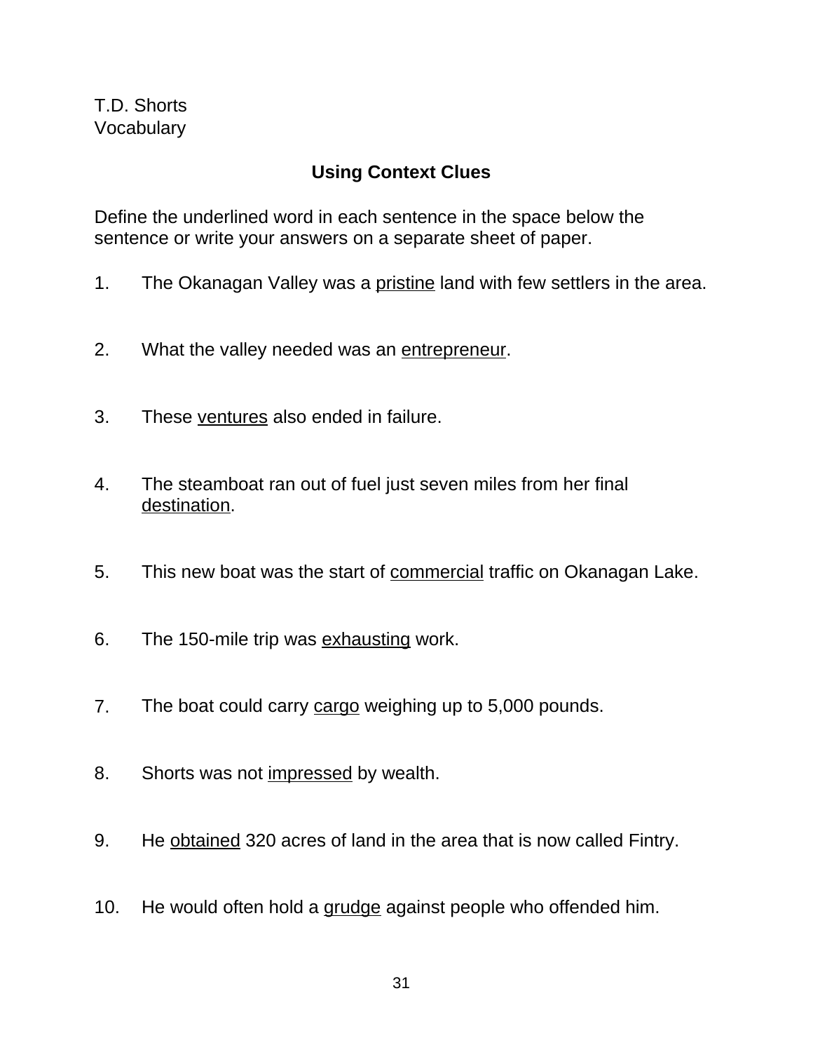T.D. Shorts
Vocabulary

## Using Context Clues

Define the underlined word in each sentence in the space below the sentence or write your answers on a separate sheet of paper.

1. The Okanagan Valley was a <u>pristine</u> land with few settlers in the area.

2. What the valley needed was an <u>entrepreneur</u>.

3. These <u>ventures</u> also ended in failure.

4. The steamboat ran out of fuel just seven miles from her final <u>destination</u>.

5. This new boat was the start of <u>commercial</u> traffic on Okanagan Lake.

6. The 150-mile trip was <u>exhausting</u> work.

7. The boat could carry <u>cargo</u> weighing up to 5,000 pounds.

8. Shorts was not <u>impressed</u> by wealth.

9. He <u>obtained</u> 320 acres of land in the area that is now called Fintry.

10. He would often hold a <u>grudge</u> against people who offended him.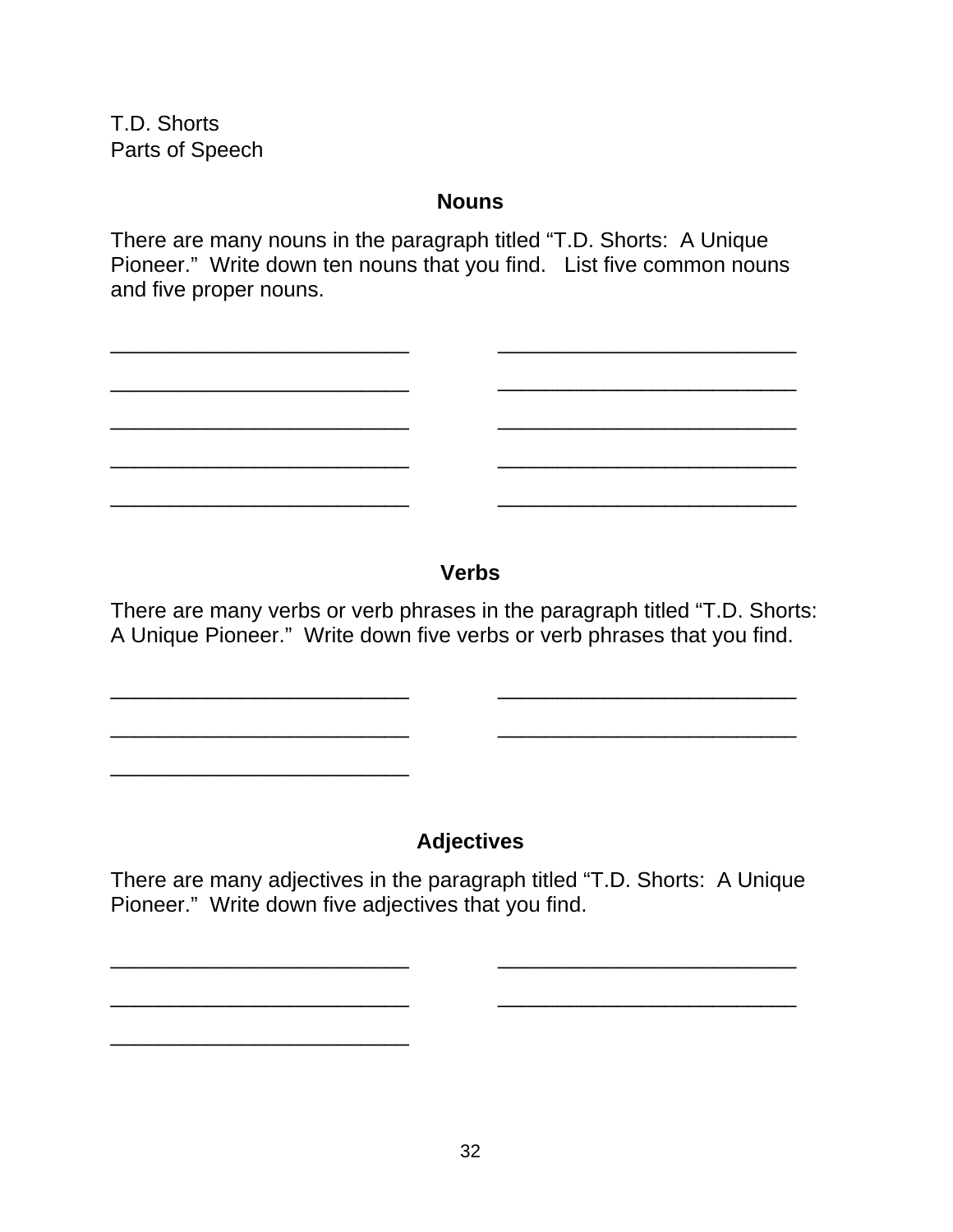T.D. Shorts
Parts of Speech

## Nouns

There are many nouns in the paragraph titled "T.D. Shorts: A Unique Pioneer." Write down ten nouns that you find. List five common nouns and five proper nouns.

_________________________ _________________________

_________________________ _________________________

_________________________ _________________________

_________________________ _________________________

_________________________ _________________________

## Verbs

There are many verbs or verb phrases in the paragraph titled "T.D. Shorts: A Unique Pioneer." Write down five verbs or verb phrases that you find.

_________________________ _________________________

_________________________ _________________________

_________________________

## Adjectives

There are many adjectives in the paragraph titled "T.D. Shorts: A Unique Pioneer." Write down five adjectives that you find.

_________________________ _________________________

_________________________ _________________________

_________________________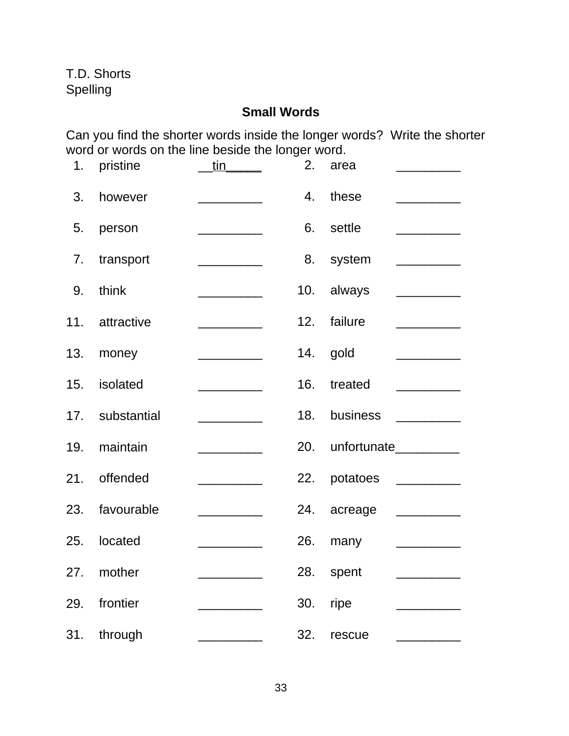T.D. Shorts
Spelling

## Small Words

Can you find the shorter words inside the longer words? Write the shorter word or words on the line beside the longer word.

| | | | | | |
|---|---|---|---|---|---|
| 1. | pristine | __tin_____ | 2. | area | _________ |
| 3. | however | _________ | 4. | these | _________ |
| 5. | person | _________ | 6. | settle | _________ |
| 7. | transport | _________ | 8. | system | _________ |
| 9. | think | _________ | 10. | always | _________ |
| 11. | attractive | _________ | 12. | failure | _________ |
| 13. | money | _________ | 14. | gold | _________ |
| 15. | isolated | _________ | 16. | treated | _________ |
| 17. | substantial | _________ | 18. | business | _________ |
| 19. | maintain | _________ | 20. | unfortunate | _________ |
| 21. | offended | _________ | 22. | potatoes | _________ |
| 23. | favourable | _________ | 24. | acreage | _________ |
| 25. | located | _________ | 26. | many | _________ |
| 27. | mother | _________ | 28. | spent | _________ |
| 29. | frontier | _________ | 30. | ripe | _________ |
| 31. | through | _________ | 32. | rescue | _________ |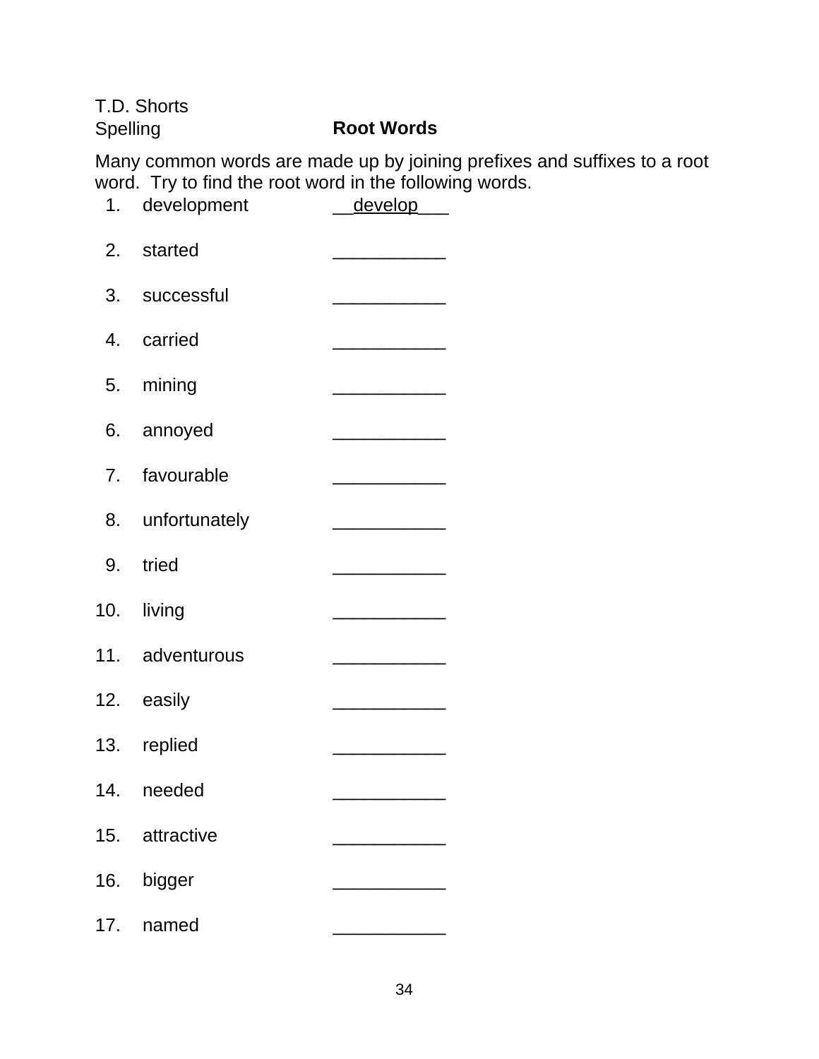T.D. Shorts
Spelling

## Root Words

Many common words are made up by joining prefixes and suffixes to a root word. Try to find the root word in the following words.

1. development __develop___
2. started ___________
3. successful ___________
4. carried ___________
5. mining ___________
6. annoyed ___________
7. favourable ___________
8. unfortunately ___________
9. tried ___________
10. living ___________
11. adventurous ___________
12. easily ___________
13. replied ___________
14. needed ___________
15. attractive ___________
16. bigger ___________
17. named ___________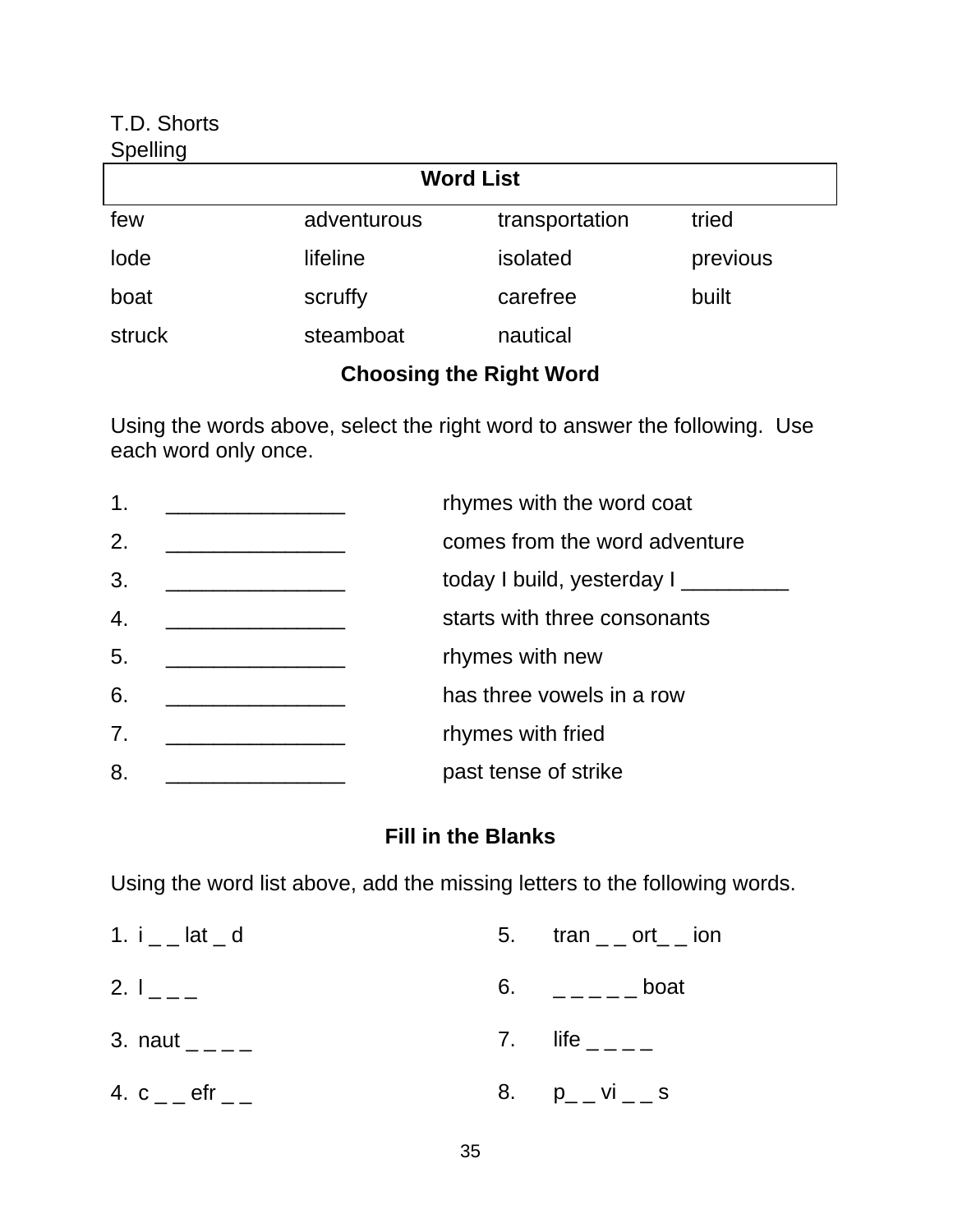T.D. Shorts
Spelling

| Word List | | | |
|---|---|---|---|
| few | adventurous | transportation | tried |
| lode | lifeline | isolated | previous |
| boat | scruffy | carefree | built |
| struck | steamboat | nautical | |

## Choosing the Right Word

Using the words above, select the right word to answer the following. Use each word only once.

1. _______________ rhymes with the word coat
2. _______________ comes from the word adventure
3. _______________ today I build, yesterday I _________
4. _______________ starts with three consonants
5. _______________ rhymes with new
6. _______________ has three vowels in a row
7. _______________ rhymes with fried
8. _______________ past tense of strike

## Fill in the Blanks

Using the word list above, add the missing letters to the following words.

1. i _ _ lat _ d
2. l _ _ _
3. naut _ _ _ _
4. c _ _ efr _ _
5. tran _ _ ort_ _ ion
6. _ _ _ _ _ boat
7. life _ _ _ _
8. p_ _ vi _ _ s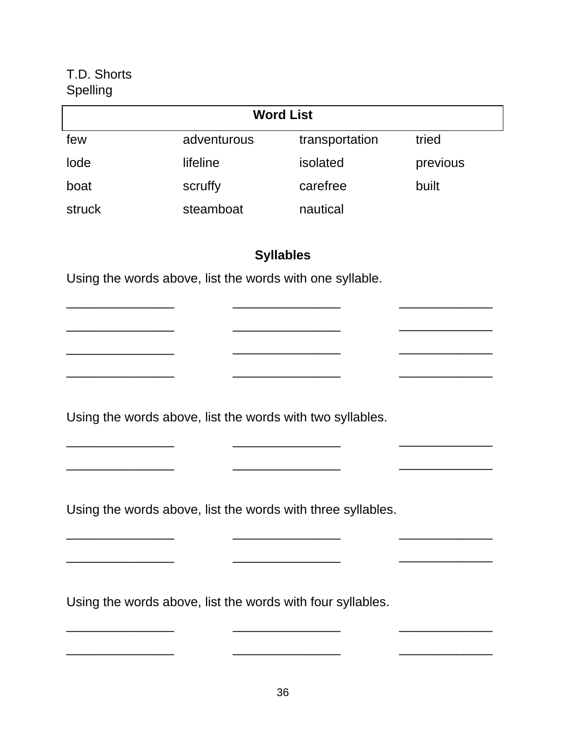T.D. Shorts
Spelling

| Word List | | | |
|---|---|---|---|
| few | adventurous | transportation | tried |
| lode | lifeline | isolated | previous |
| boat | scruffy | carefree | built |
| struck | steamboat | nautical | |

## Syllables

Using the words above, list the words with one syllable.

_______________ _______________ _____________

_______________ _______________ _____________

_______________ _______________ _____________

_______________ _______________ _____________

Using the words above, list the words with two syllables.

_______________ _______________ _____________

_______________ _______________ _____________

Using the words above, list the words with three syllables.

_______________ _______________ _____________

_______________ _______________ _____________

Using the words above, list the words with four syllables.

_______________ _______________ _____________

_______________ _______________ _____________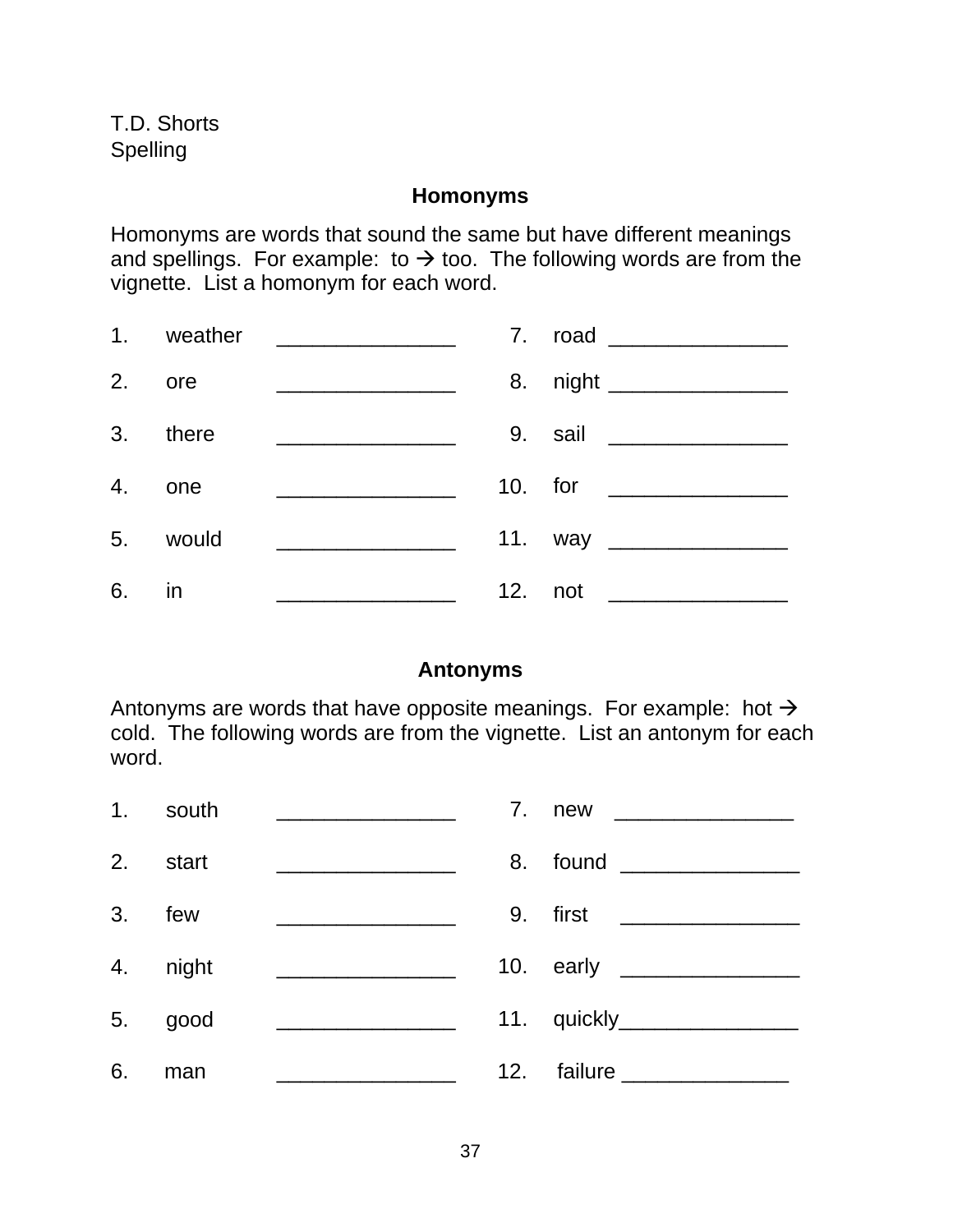T.D. Shorts
Spelling

## Homonyms

Homonyms are words that sound the same but have different meanings and spellings. For example: to → too. The following words are from the vignette. List a homonym for each word.

| | | | | | |
|---|---|---|---|---|---|
| 1. | weather | _______________ | 7. | road | _______________ |
| 2. | ore | _______________ | 8. | night | _______________ |
| 3. | there | _______________ | 9. | sail | _______________ |
| 4. | one | _______________ | 10. | for | _______________ |
| 5. | would | _______________ | 11. | way | _______________ |
| 6. | in | _______________ | 12. | not | _______________ |

## Antonyms

Antonyms are words that have opposite meanings. For example: hot → cold. The following words are from the vignette. List an antonym for each word.

| | | | | | |
|---|---|---|---|---|---|
| 1. | south | _______________ | 7. | new | _______________ |
| 2. | start | _______________ | 8. | found | _______________ |
| 3. | few | _______________ | 9. | first | _______________ |
| 4. | night | _______________ | 10. | early | _______________ |
| 5. | good | _______________ | 11. | quickly | _______________ |
| 6. | man | _______________ | 12. | failure | ______________ |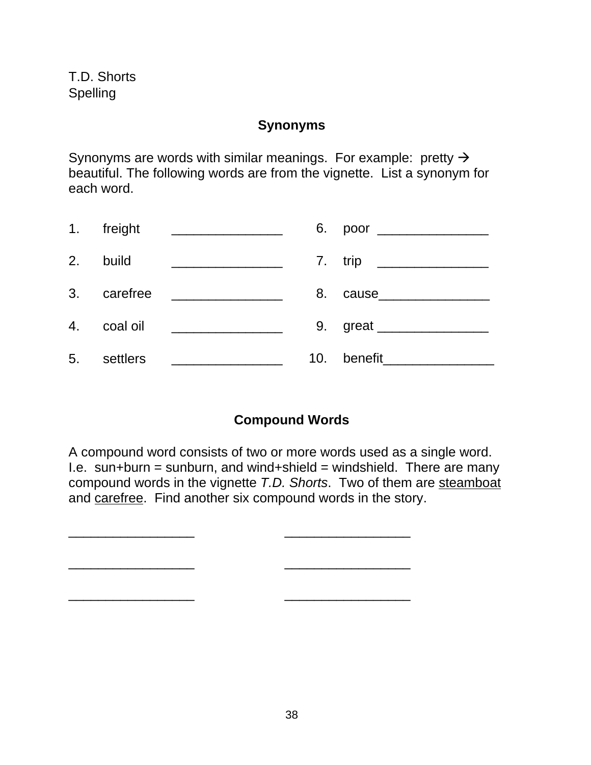T.D. Shorts
Spelling

## Synonyms

Synonyms are words with similar meanings. For example: pretty → beautiful. The following words are from the vignette. List a synonym for each word.

1. freight _______________
2. build _______________
3. carefree _______________
4. coal oil _______________
5. settlers _______________
6. poor _______________
7. trip _______________
8. cause _______________
9. great _______________
10. benefit _______________

## Compound Words

A compound word consists of two or more words used as a single word. I.e. sun+burn = sunburn, and wind+shield = windshield. There are many compound words in the vignette *T.D. Shorts*. Two of them are <u>steamboat</u> and <u>carefree</u>. Find another six compound words in the story.

_________________ _________________

_________________ _________________

_________________ _________________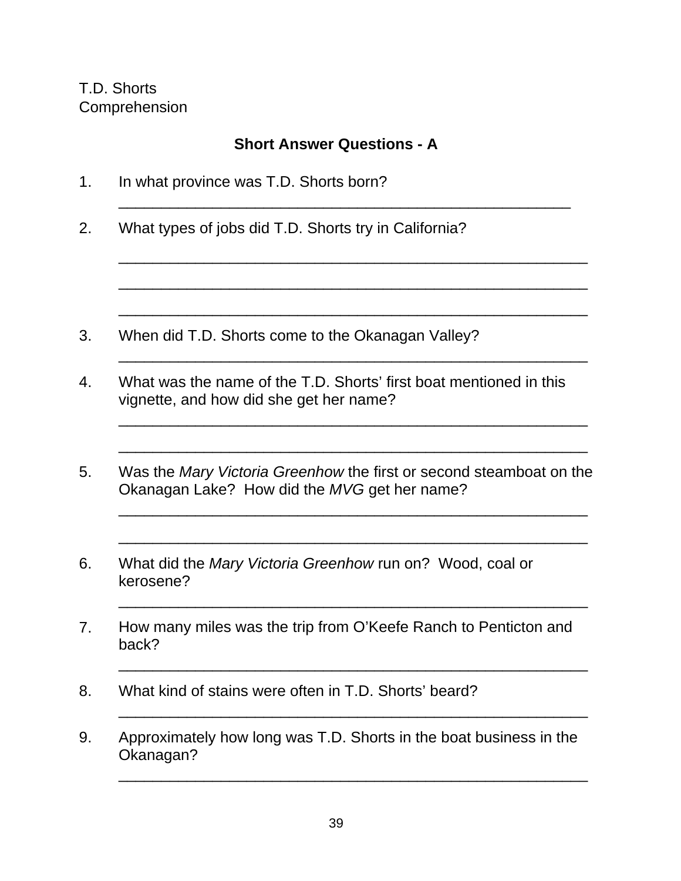T.D. Shorts
Comprehension

## Short Answer Questions - A

1. In what province was T.D. Shorts born?
   ______________________________________________________

2. What types of jobs did T.D. Shorts try in California?

   ______________________________________________________

   ______________________________________________________

   ______________________________________________________

3. When did T.D. Shorts come to the Okanagan Valley?
   ______________________________________________________

4. What was the name of the T.D. Shorts' first boat mentioned in this vignette, and how did she get her name?

   ______________________________________________________

   ______________________________________________________

5. Was the *Mary Victoria Greenhow* the first or second steamboat on the Okanagan Lake? How did the *MVG* get her name?

   ______________________________________________________

   ______________________________________________________

6. What did the *Mary Victoria Greenhow* run on? Wood, coal or kerosene?
   ______________________________________________________

7. How many miles was the trip from O'Keefe Ranch to Penticton and back?
   ______________________________________________________

8. What kind of stains were often in T.D. Shorts' beard?
   ______________________________________________________

9. Approximately how long was T.D. Shorts in the boat business in the Okanagan?
   ______________________________________________________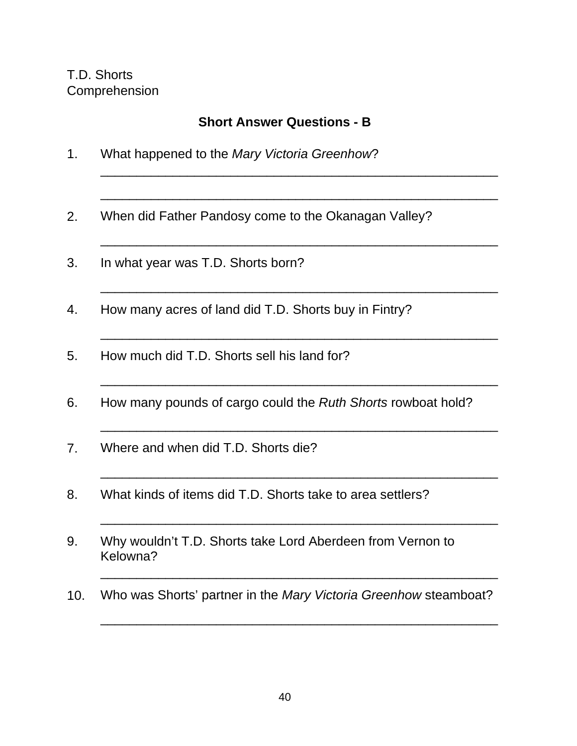T.D. Shorts
Comprehension

## Short Answer Questions - B

1. What happened to the *Mary Victoria Greenhow*?

   ________________________________________________________

   ________________________________________________________

2. When did Father Pandosy come to the Okanagan Valley?

   ________________________________________________________

3. In what year was T.D. Shorts born?

   ________________________________________________________

4. How many acres of land did T.D. Shorts buy in Fintry?

   ________________________________________________________

5. How much did T.D. Shorts sell his land for?

   ________________________________________________________

6. How many pounds of cargo could the *Ruth Shorts* rowboat hold?

   ________________________________________________________

7. Where and when did T.D. Shorts die?

   ________________________________________________________

8. What kinds of items did T.D. Shorts take to area settlers?

   ________________________________________________________

9. Why wouldn't T.D. Shorts take Lord Aberdeen from Vernon to Kelowna?

   ________________________________________________________

10. Who was Shorts' partner in the *Mary Victoria Greenhow* steamboat?

    ________________________________________________________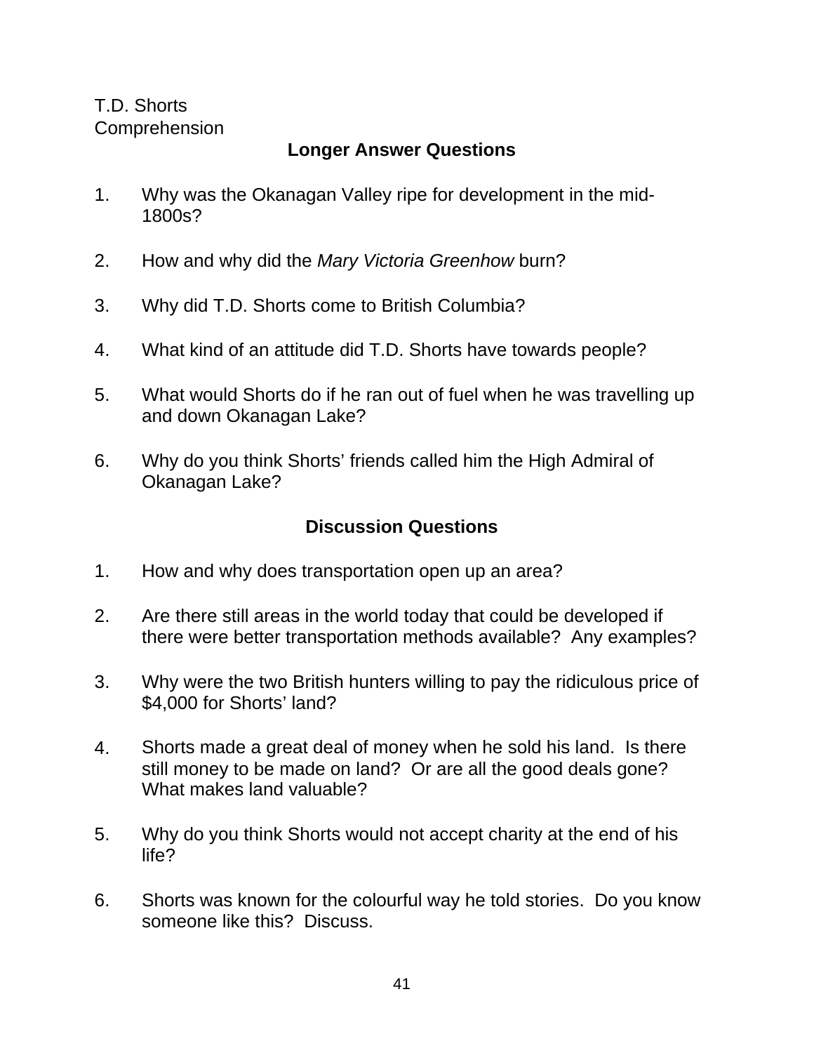T.D. Shorts
Comprehension

## Longer Answer Questions

1. Why was the Okanagan Valley ripe for development in the mid-1800s?

2. How and why did the *Mary Victoria Greenhow* burn?

3. Why did T.D. Shorts come to British Columbia?

4. What kind of an attitude did T.D. Shorts have towards people?

5. What would Shorts do if he ran out of fuel when he was travelling up and down Okanagan Lake?

6. Why do you think Shorts' friends called him the High Admiral of Okanagan Lake?

## Discussion Questions

1. How and why does transportation open up an area?

2. Are there still areas in the world today that could be developed if there were better transportation methods available? Any examples?

3. Why were the two British hunters willing to pay the ridiculous price of $4,000 for Shorts' land?

4. Shorts made a great deal of money when he sold his land. Is there still money to be made on land? Or are all the good deals gone? What makes land valuable?

5. Why do you think Shorts would not accept charity at the end of his life?

6. Shorts was known for the colourful way he told stories. Do you know someone like this? Discuss.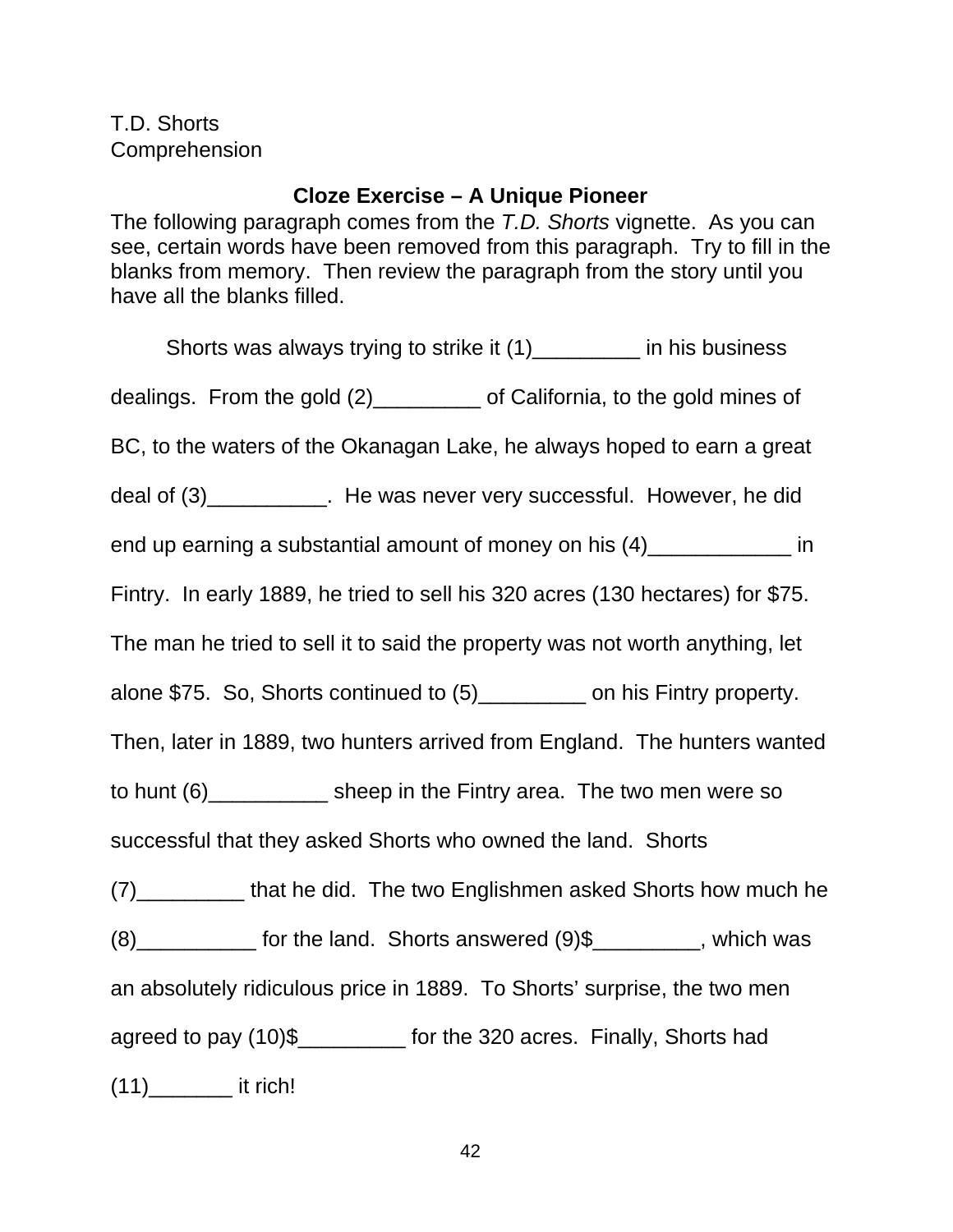T.D. Shorts
Comprehension

### Cloze Exercise – A Unique Pioneer

The following paragraph comes from the *T.D. Shorts* vignette. As you can see, certain words have been removed from this paragraph. Try to fill in the blanks from memory. Then review the paragraph from the story until you have all the blanks filled.

Shorts was always trying to strike it (1)_________ in his business dealings. From the gold (2)_________ of California, to the gold mines of BC, to the waters of the Okanagan Lake, he always hoped to earn a great deal of (3)__________. He was never very successful. However, he did end up earning a substantial amount of money on his (4)____________ in Fintry. In early 1889, he tried to sell his 320 acres (130 hectares) for $75. The man he tried to sell it to said the property was not worth anything, let alone $75. So, Shorts continued to (5)_________ on his Fintry property. Then, later in 1889, two hunters arrived from England. The hunters wanted to hunt (6)__________ sheep in the Fintry area. The two men were so successful that they asked Shorts who owned the land. Shorts (7)_________ that he did. The two Englishmen asked Shorts how much he (8)__________ for the land. Shorts answered (9)$_________, which was an absolutely ridiculous price in 1889. To Shorts' surprise, the two men agreed to pay (10)$_________ for the 320 acres. Finally, Shorts had (11)_______ it rich!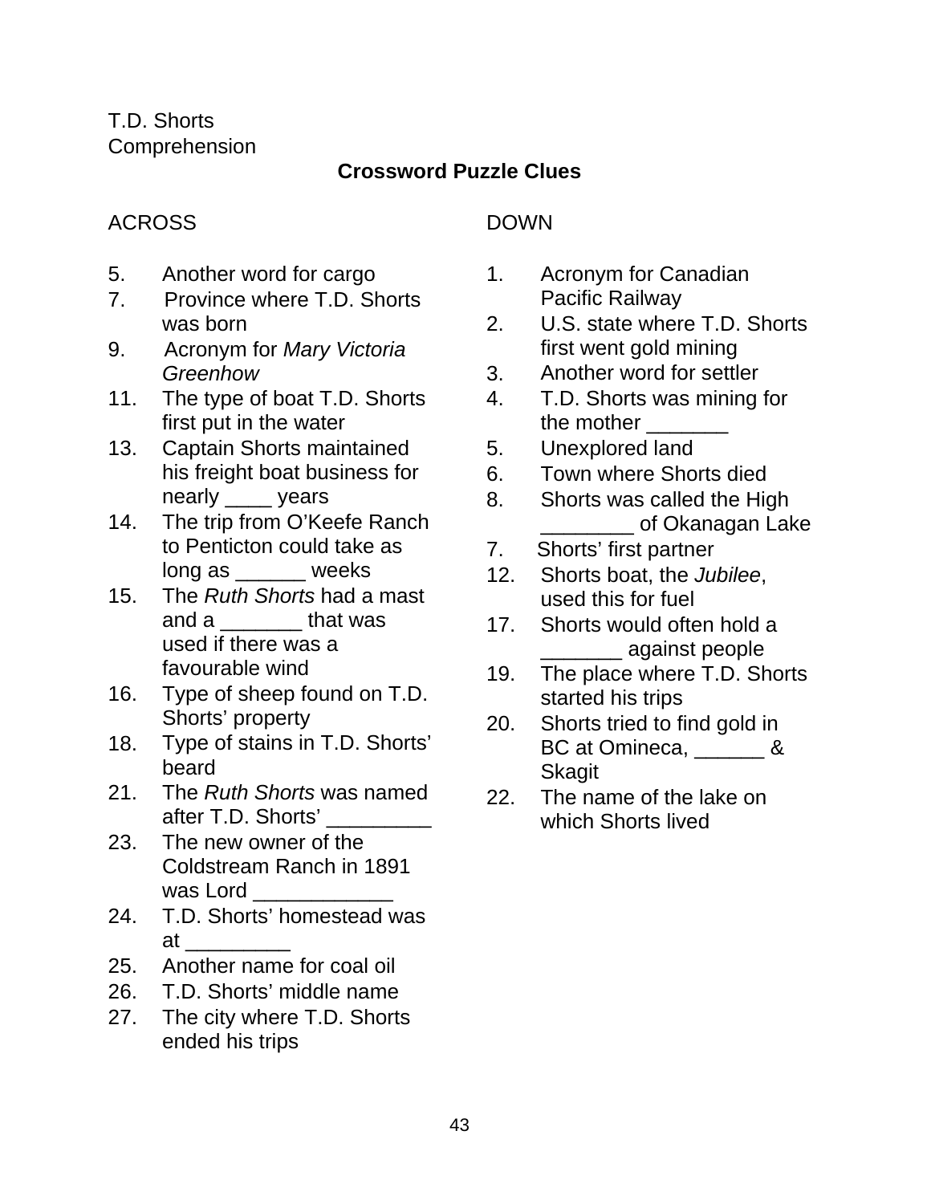T.D. Shorts
Comprehension

## Crossword Puzzle Clues

### ACROSS

5. Another word for cargo
7. Province where T.D. Shorts was born
9. Acronym for *Mary Victoria Greenhow*
11. The type of boat T.D. Shorts first put in the water
13. Captain Shorts maintained his freight boat business for nearly ____ years
14. The trip from O'Keefe Ranch to Penticton could take as long as ______ weeks
15. The *Ruth Shorts* had a mast and a _______ that was used if there was a favourable wind
16. Type of sheep found on T.D. Shorts' property
18. Type of stains in T.D. Shorts' beard
21. The *Ruth Shorts* was named after T.D. Shorts' _________
23. The new owner of the Coldstream Ranch in 1891 was Lord ____________
24. T.D. Shorts' homestead was at _________
25. Another name for coal oil
26. T.D. Shorts' middle name
27. The city where T.D. Shorts ended his trips

### DOWN

1. Acronym for Canadian Pacific Railway
2. U.S. state where T.D. Shorts first went gold mining
3. Another word for settler
4. T.D. Shorts was mining for the mother _______
5. Unexplored land
6. Town where Shorts died
8. Shorts was called the High ________ of Okanagan Lake
7. Shorts' first partner
12. Shorts boat, the *Jubilee*, used this for fuel
17. Shorts would often hold a _______ against people
19. The place where T.D. Shorts started his trips
20. Shorts tried to find gold in BC at Omineca, ______ & Skagit
22. The name of the lake on which Shorts lived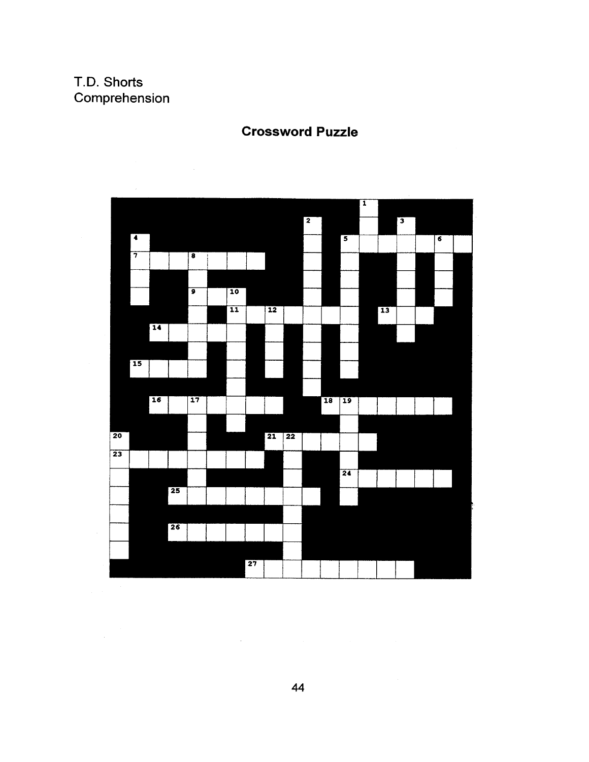T.D. Shorts
Comprehension

## Crossword Puzzle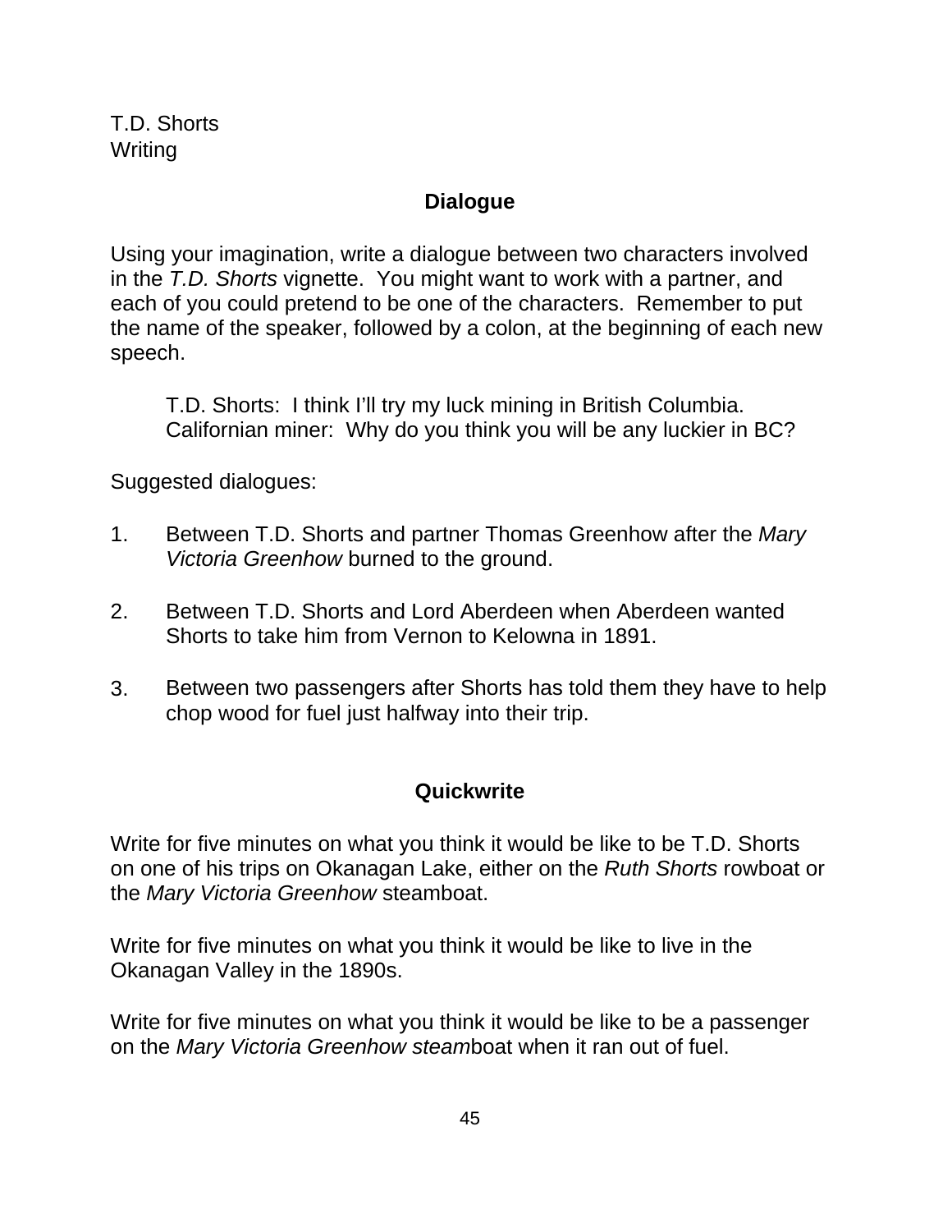T.D. Shorts
Writing

## Dialogue

Using your imagination, write a dialogue between two characters involved in the *T.D. Shorts* vignette. You might want to work with a partner, and each of you could pretend to be one of the characters. Remember to put the name of the speaker, followed by a colon, at the beginning of each new speech.

> T.D. Shorts: I think I'll try my luck mining in British Columbia.
> Californian miner: Why do you think you will be any luckier in BC?

Suggested dialogues:

1. Between T.D. Shorts and partner Thomas Greenhow after the *Mary Victoria Greenhow* burned to the ground.

2. Between T.D. Shorts and Lord Aberdeen when Aberdeen wanted Shorts to take him from Vernon to Kelowna in 1891.

3. Between two passengers after Shorts has told them they have to help chop wood for fuel just halfway into their trip.

## Quickwrite

Write for five minutes on what you think it would be like to be T.D. Shorts on one of his trips on Okanagan Lake, either on the *Ruth Shorts* rowboat or the *Mary Victoria Greenhow* steamboat.

Write for five minutes on what you think it would be like to live in the Okanagan Valley in the 1890s.

Write for five minutes on what you think it would be like to be a passenger on the *Mary Victoria Greenhow steam*boat when it ran out of fuel.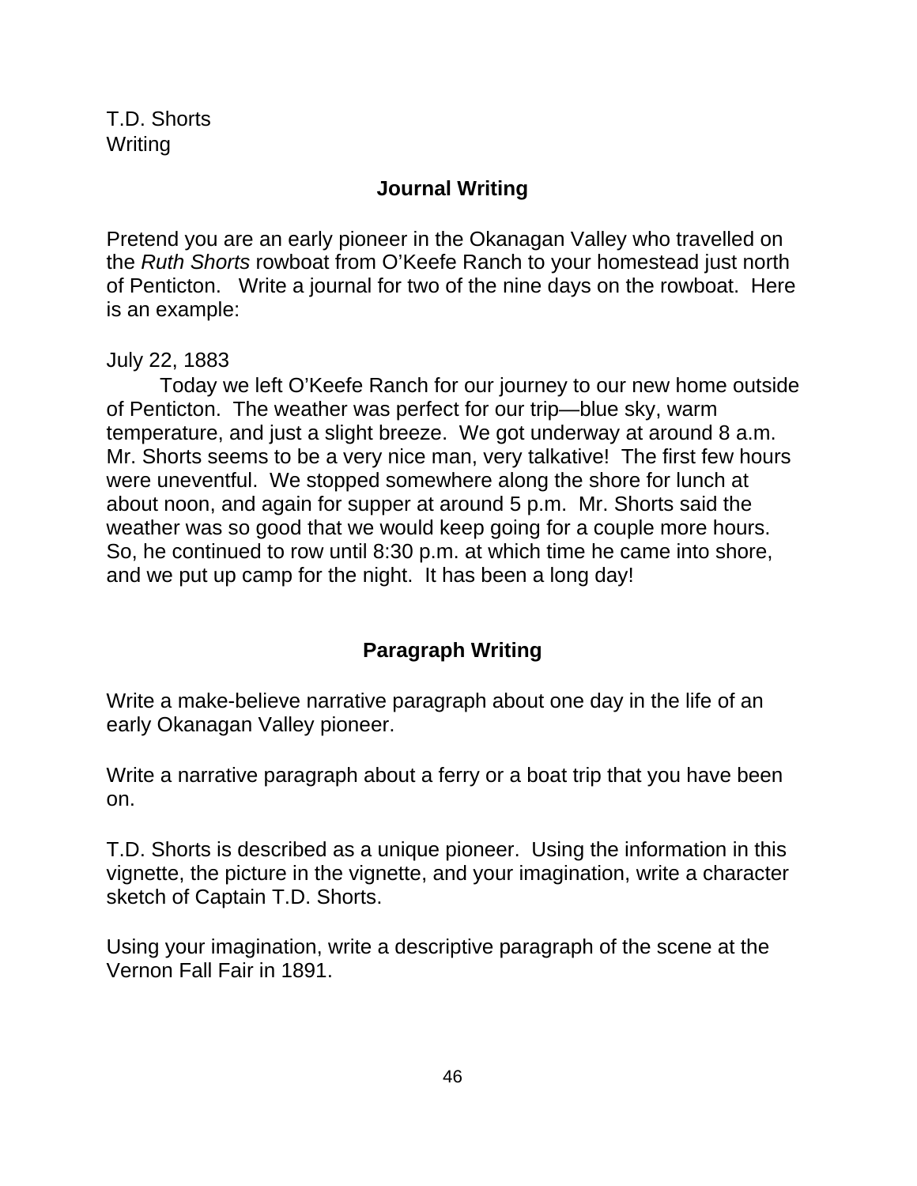T.D. Shorts
Writing

## Journal Writing

Pretend you are an early pioneer in the Okanagan Valley who travelled on the *Ruth Shorts* rowboat from O'Keefe Ranch to your homestead just north of Penticton. Write a journal for two of the nine days on the rowboat. Here is an example:

July 22, 1883

Today we left O'Keefe Ranch for our journey to our new home outside of Penticton. The weather was perfect for our trip—blue sky, warm temperature, and just a slight breeze. We got underway at around 8 a.m. Mr. Shorts seems to be a very nice man, very talkative! The first few hours were uneventful. We stopped somewhere along the shore for lunch at about noon, and again for supper at around 5 p.m. Mr. Shorts said the weather was so good that we would keep going for a couple more hours. So, he continued to row until 8:30 p.m. at which time he came into shore, and we put up camp for the night. It has been a long day!

## Paragraph Writing

Write a make-believe narrative paragraph about one day in the life of an early Okanagan Valley pioneer.

Write a narrative paragraph about a ferry or a boat trip that you have been on.

T.D. Shorts is described as a unique pioneer. Using the information in this vignette, the picture in the vignette, and your imagination, write a character sketch of Captain T.D. Shorts.

Using your imagination, write a descriptive paragraph of the scene at the Vernon Fall Fair in 1891.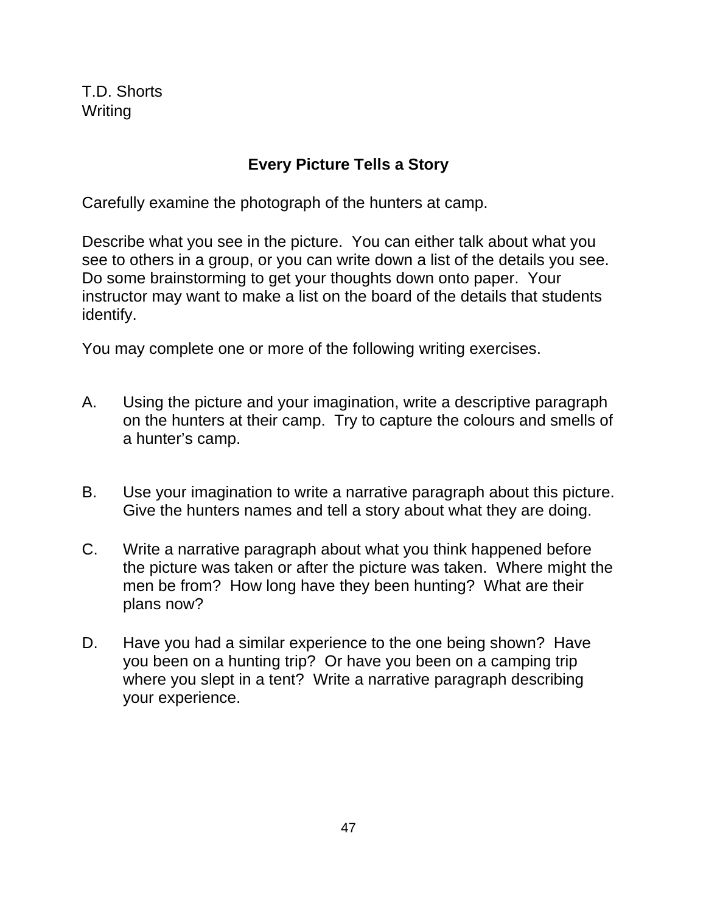T.D. Shorts
Writing

## Every Picture Tells a Story

Carefully examine the photograph of the hunters at camp.

Describe what you see in the picture. You can either talk about what you see to others in a group, or you can write down a list of the details you see. Do some brainstorming to get your thoughts down onto paper. Your instructor may want to make a list on the board of the details that students identify.

You may complete one or more of the following writing exercises.

A. Using the picture and your imagination, write a descriptive paragraph on the hunters at their camp. Try to capture the colours and smells of a hunter's camp.

B. Use your imagination to write a narrative paragraph about this picture. Give the hunters names and tell a story about what they are doing.

C. Write a narrative paragraph about what you think happened before the picture was taken or after the picture was taken. Where might the men be from? How long have they been hunting? What are their plans now?

D. Have you had a similar experience to the one being shown? Have you been on a hunting trip? Or have you been on a camping trip where you slept in a tent? Write a narrative paragraph describing your experience.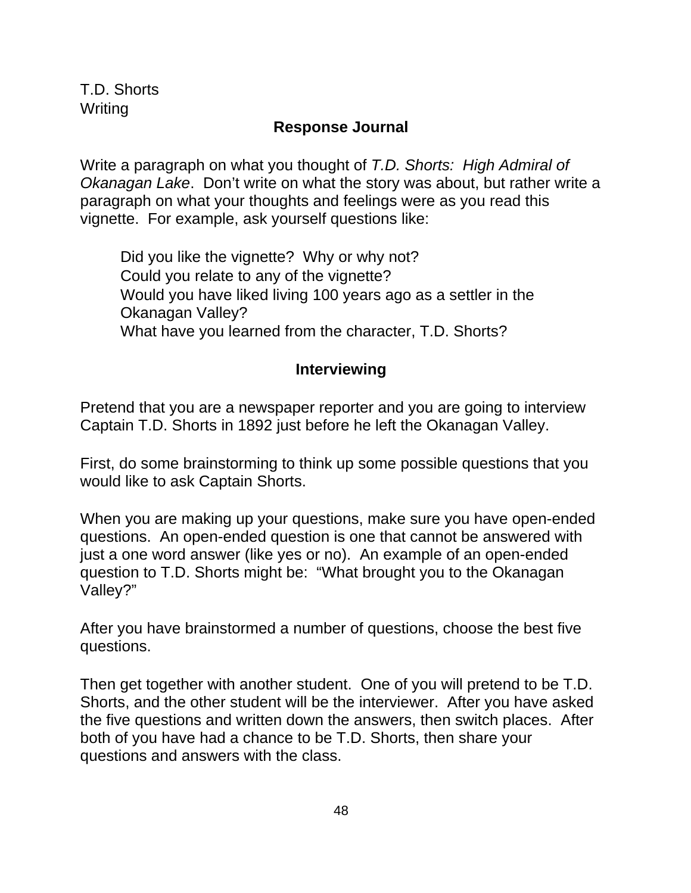T.D. Shorts
Writing

## Response Journal

Write a paragraph on what you thought of *T.D. Shorts: High Admiral of Okanagan Lake*. Don't write on what the story was about, but rather write a paragraph on what your thoughts and feelings were as you read this vignette. For example, ask yourself questions like:

> Did you like the vignette? Why or why not?
> Could you relate to any of the vignette?
> Would you have liked living 100 years ago as a settler in the Okanagan Valley?
> What have you learned from the character, T.D. Shorts?

## Interviewing

Pretend that you are a newspaper reporter and you are going to interview Captain T.D. Shorts in 1892 just before he left the Okanagan Valley.

First, do some brainstorming to think up some possible questions that you would like to ask Captain Shorts.

When you are making up your questions, make sure you have open-ended questions. An open-ended question is one that cannot be answered with just a one word answer (like yes or no). An example of an open-ended question to T.D. Shorts might be: "What brought you to the Okanagan Valley?"

After you have brainstormed a number of questions, choose the best five questions.

Then get together with another student. One of you will pretend to be T.D. Shorts, and the other student will be the interviewer. After you have asked the five questions and written down the answers, then switch places. After both of you have had a chance to be T.D. Shorts, then share your questions and answers with the class.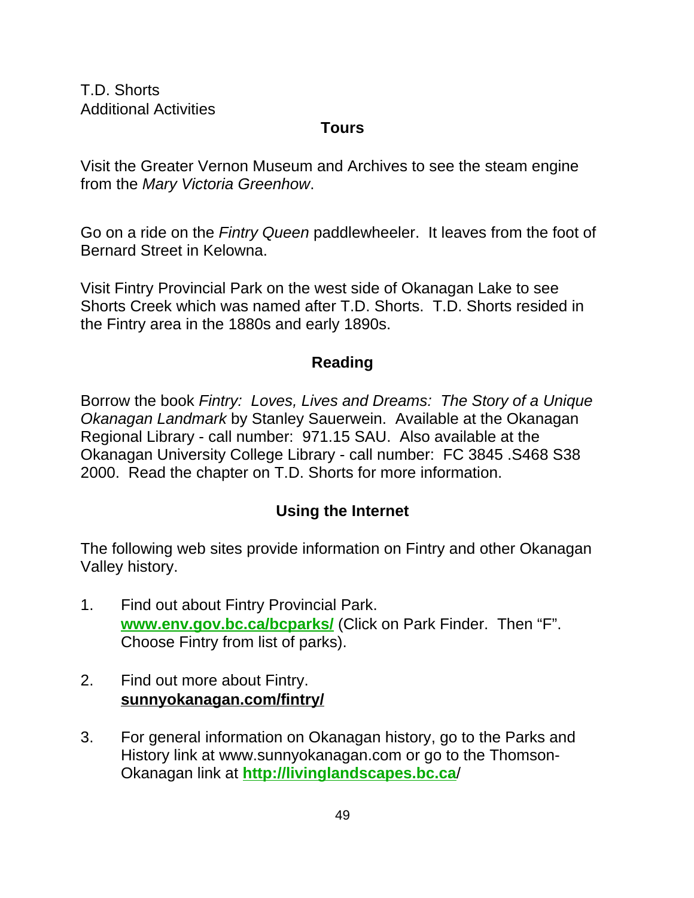T.D. Shorts
Additional Activities

## Tours

Visit the Greater Vernon Museum and Archives to see the steam engine from the *Mary Victoria Greenhow*.

Go on a ride on the *Fintry Queen* paddlewheeler. It leaves from the foot of Bernard Street in Kelowna.

Visit Fintry Provincial Park on the west side of Okanagan Lake to see Shorts Creek which was named after T.D. Shorts. T.D. Shorts resided in the Fintry area in the 1880s and early 1890s.

## Reading

Borrow the book *Fintry: Loves, Lives and Dreams: The Story of a Unique Okanagan Landmark* by Stanley Sauerwein. Available at the Okanagan Regional Library - call number: 971.15 SAU. Also available at the Okanagan University College Library - call number: FC 3845 .S468 S38 2000. Read the chapter on T.D. Shorts for more information.

## Using the Internet

The following web sites provide information on Fintry and other Okanagan Valley history.

1. Find out about Fintry Provincial Park.
   **www.env.gov.bc.ca/bcparks/** (Click on Park Finder. Then "F". Choose Fintry from list of parks).

2. Find out more about Fintry.
   **sunnyokanagan.com/fintry/**

3. For general information on Okanagan history, go to the Parks and History link at www.sunnyokanagan.com or go to the Thomson-Okanagan link at **http://livinglandscapes.bc.ca**/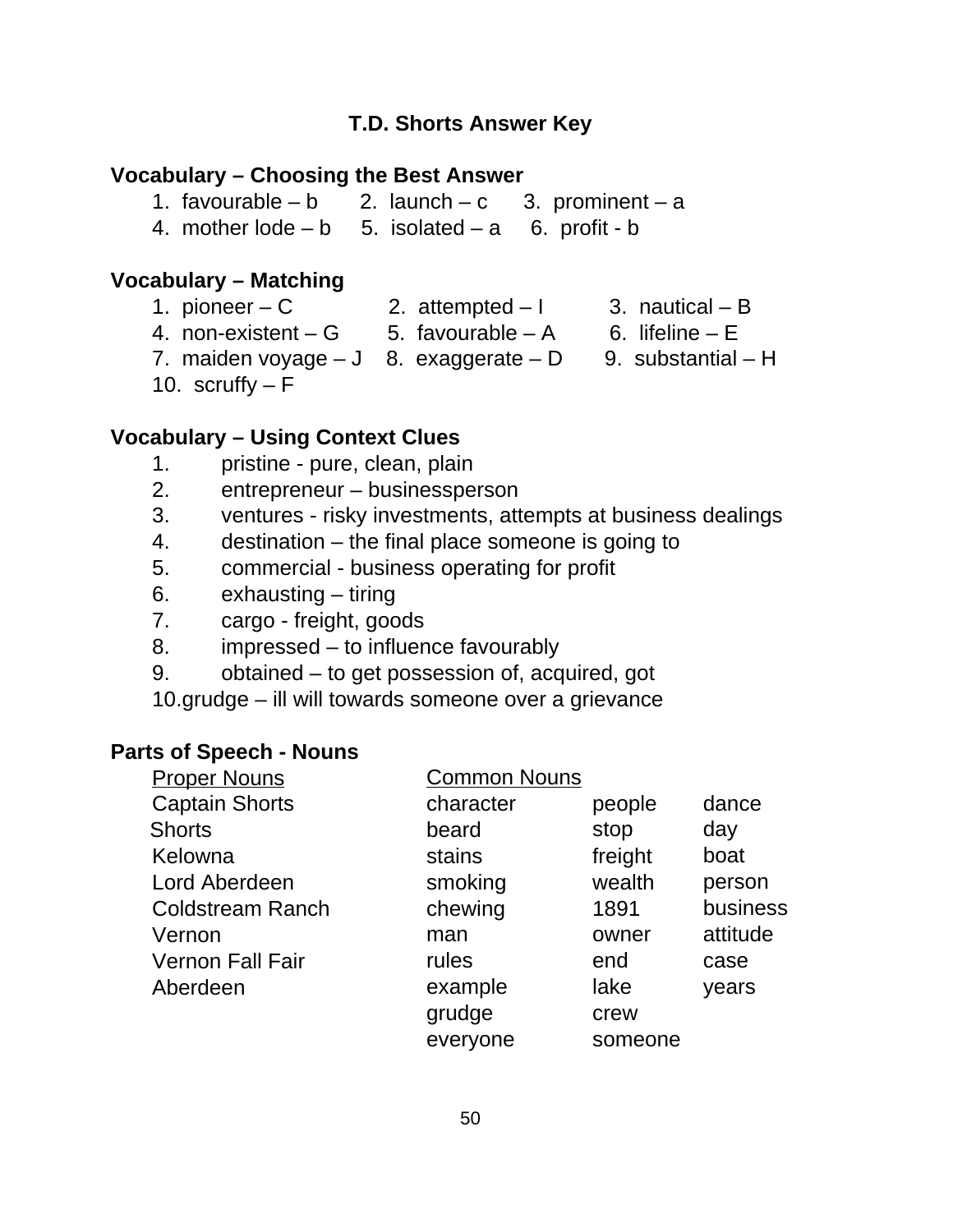## T.D. Shorts Answer Key

### Vocabulary – Choosing the Best Answer

1. favourable – b  2. launch – c  3. prominent – a
4. mother lode – b  5. isolated – a  6. profit - b

### Vocabulary – Matching

1. pioneer – C  2. attempted – I  3. nautical – B
4. non-existent – G  5. favourable – A  6. lifeline – E
7. maiden voyage – J  8. exaggerate – D  9. substantial – H
10. scruffy – F

### Vocabulary – Using Context Clues

1. pristine - pure, clean, plain
2. entrepreneur – businessperson
3. ventures - risky investments, attempts at business dealings
4. destination – the final place someone is going to
5. commercial - business operating for profit
6. exhausting – tiring
7. cargo - freight, goods
8. impressed – to influence favourably
9. obtained – to get possession of, acquired, got
10. grudge – ill will towards someone over a grievance

### Parts of Speech - Nouns

| Proper Nouns | Common Nouns | | |
|---|---|---|---|
| Captain Shorts | character | people | dance |
| Shorts | beard | stop | day |
| Kelowna | stains | freight | boat |
| Lord Aberdeen | smoking | wealth | person |
| Coldstream Ranch | chewing | 1891 | business |
| Vernon | man | owner | attitude |
| Vernon Fall Fair | rules | end | case |
| Aberdeen | example | lake | years |
| | grudge | crew | |
| | everyone | someone | |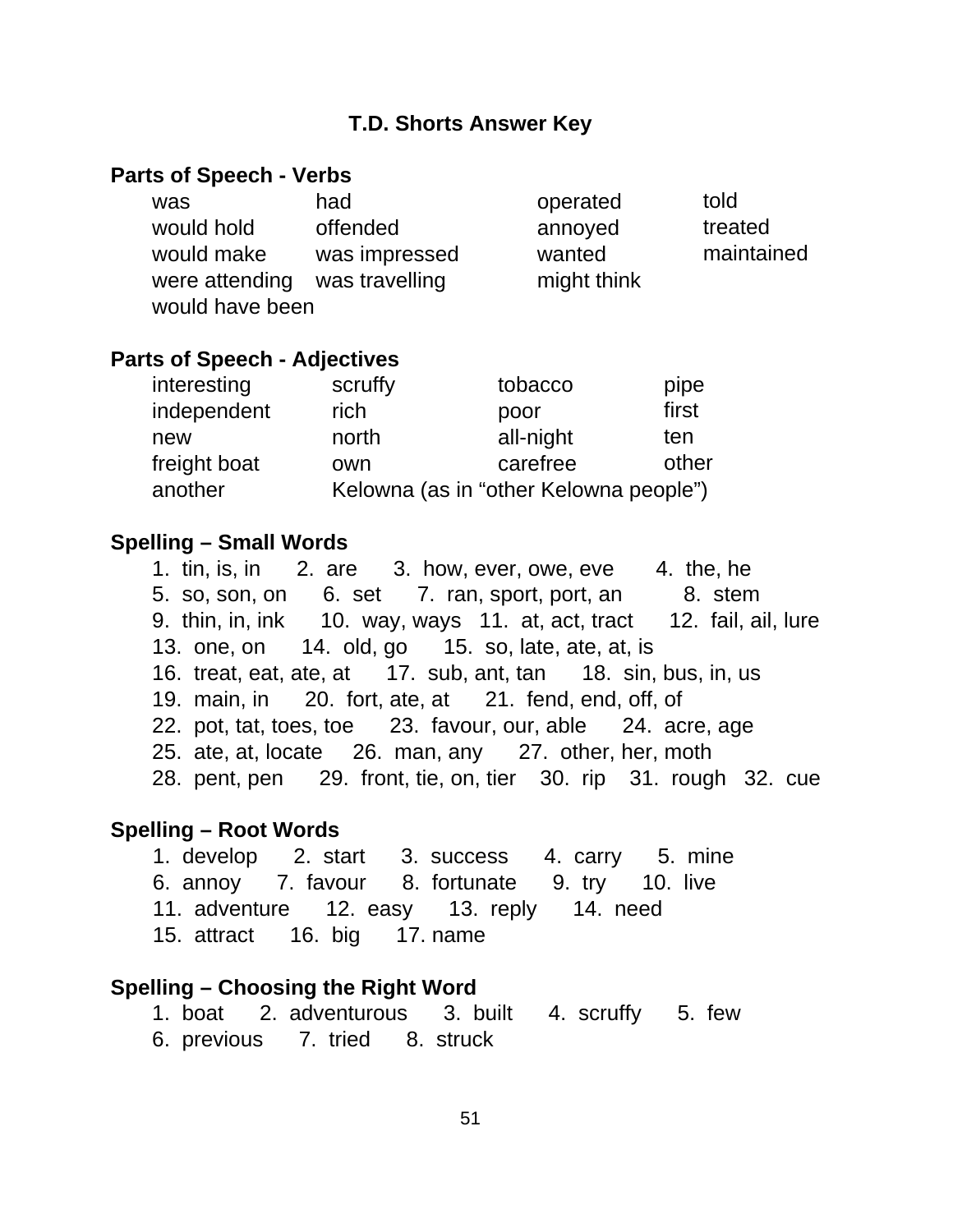# T.D. Shorts Answer Key

## Parts of Speech - Verbs

| | | | |
|---|---|---|---|
| was | had | operated | told |
| would hold | offended | annoyed | treated |
| would make | was impressed | wanted | maintained |
| were attending | was travelling | might think | |
| would have been | | | |

## Parts of Speech - Adjectives

| | | | |
|---|---|---|---|
| interesting | scruffy | tobacco | pipe |
| independent | rich | poor | first |
| new | north | all-night | ten |
| freight boat | own | carefree | other |
| another | Kelowna (as in "other Kelowna people") | | |

## Spelling – Small Words

1. tin, is, in 2. are 3. how, ever, owe, eve 4. the, he
5. so, son, on 6. set 7. ran, sport, port, an 8. stem
9. thin, in, ink 10. way, ways 11. at, act, tract 12. fail, ail, lure
13. one, on 14. old, go 15. so, late, ate, at, is
16. treat, eat, ate, at 17. sub, ant, tan 18. sin, bus, in, us
19. main, in 20. fort, ate, at 21. fend, end, off, of
22. pot, tat, toes, toe 23. favour, our, able 24. acre, age
25. ate, at, locate 26. man, any 27. other, her, moth
28. pent, pen 29. front, tie, on, tier 30. rip 31. rough 32. cue

## Spelling – Root Words

1. develop 2. start 3. success 4. carry 5. mine
6. annoy 7. favour 8. fortunate 9. try 10. live
11. adventure 12. easy 13. reply 14. need
15. attract 16. big 17. name

## Spelling – Choosing the Right Word

1. boat 2. adventurous 3. built 4. scruffy 5. few
6. previous 7. tried 8. struck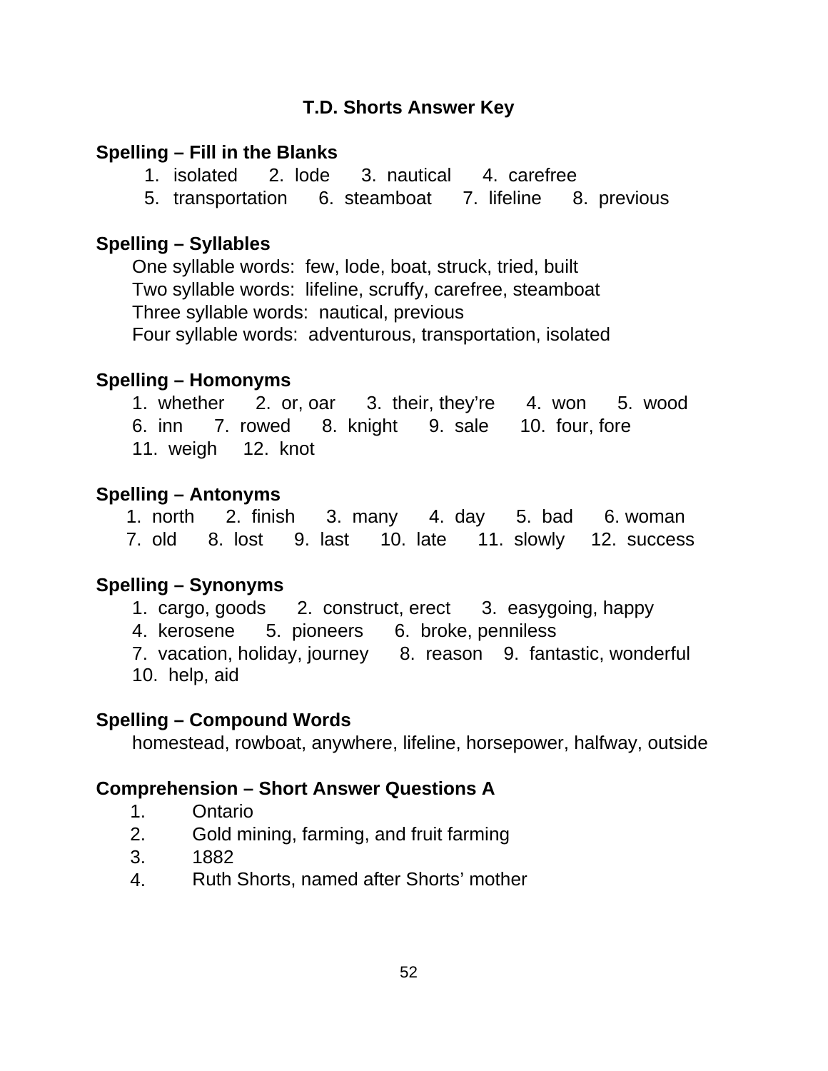# T.D. Shorts Answer Key

## Spelling – Fill in the Blanks

1. isolated  2. lode  3. nautical  4. carefree
5. transportation  6. steamboat  7. lifeline  8. previous

## Spelling – Syllables

One syllable words: few, lode, boat, struck, tried, built
Two syllable words: lifeline, scruffy, carefree, steamboat
Three syllable words: nautical, previous
Four syllable words: adventurous, transportation, isolated

## Spelling – Homonyms

1. whether  2. or, oar  3. their, they're  4. won  5. wood
6. inn  7. rowed  8. knight  9. sale  10. four, fore
11. weigh  12. knot

## Spelling – Antonyms

1. north  2. finish  3. many  4. day  5. bad  6. woman
7. old  8. lost  9. last  10. late  11. slowly  12. success

## Spelling – Synonyms

1. cargo, goods  2. construct, erect  3. easygoing, happy
4. kerosene  5. pioneers  6. broke, penniless
7. vacation, holiday, journey  8. reason  9. fantastic, wonderful
10. help, aid

## Spelling – Compound Words

homestead, rowboat, anywhere, lifeline, horsepower, halfway, outside

## Comprehension – Short Answer Questions A

1. Ontario
2. Gold mining, farming, and fruit farming
3. 1882
4. Ruth Shorts, named after Shorts' mother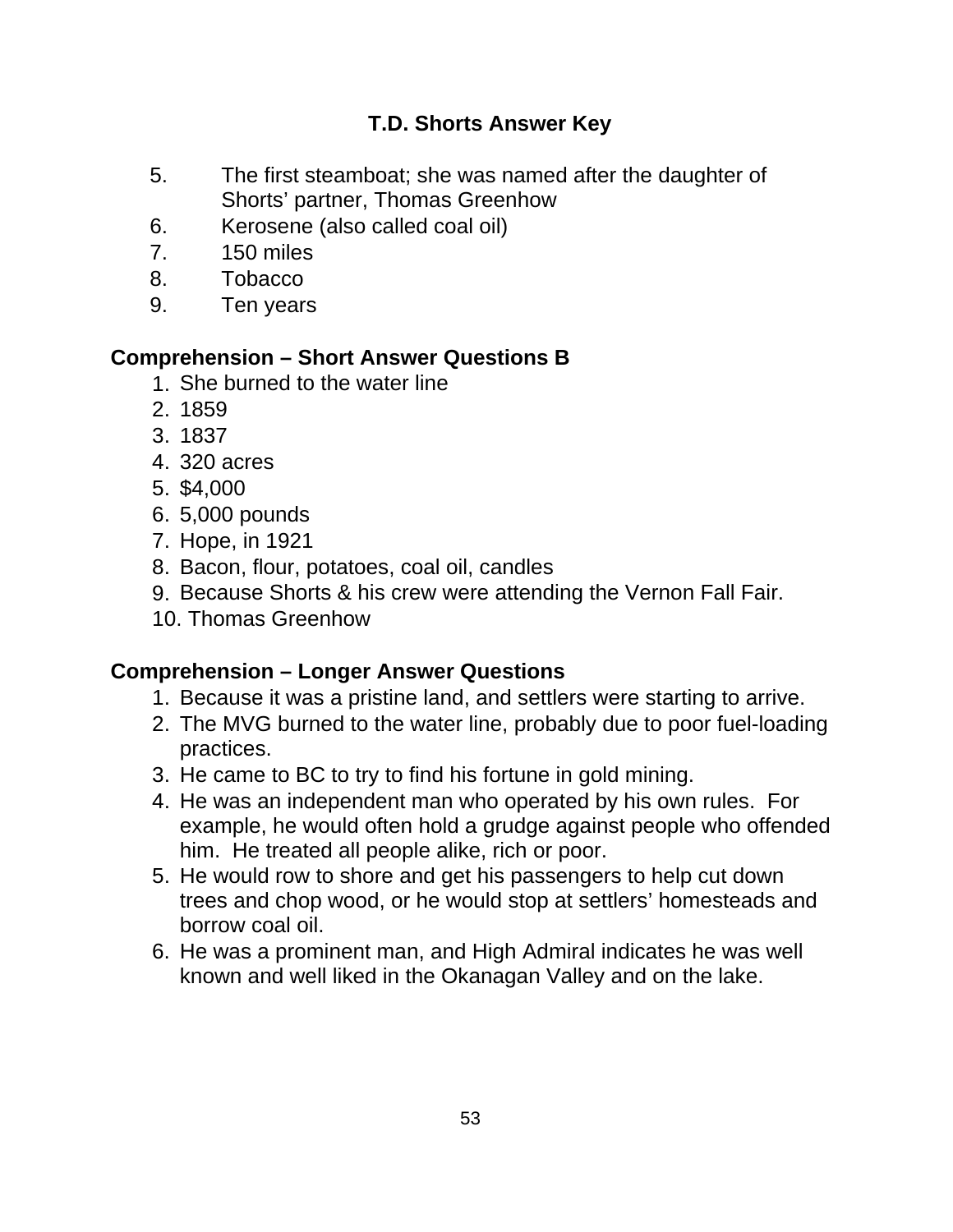## T.D. Shorts Answer Key

5. The first steamboat; she was named after the daughter of Shorts' partner, Thomas Greenhow
6. Kerosene (also called coal oil)
7. 150 miles
8. Tobacco
9. Ten years

### Comprehension – Short Answer Questions B

1. She burned to the water line
2. 1859
3. 1837
4. 320 acres
5. $4,000
6. 5,000 pounds
7. Hope, in 1921
8. Bacon, flour, potatoes, coal oil, candles
9. Because Shorts & his crew were attending the Vernon Fall Fair.
10. Thomas Greenhow

### Comprehension – Longer Answer Questions

1. Because it was a pristine land, and settlers were starting to arrive.
2. The MVG burned to the water line, probably due to poor fuel-loading practices.
3. He came to BC to try to find his fortune in gold mining.
4. He was an independent man who operated by his own rules. For example, he would often hold a grudge against people who offended him. He treated all people alike, rich or poor.
5. He would row to shore and get his passengers to help cut down trees and chop wood, or he would stop at settlers' homesteads and borrow coal oil.
6. He was a prominent man, and High Admiral indicates he was well known and well liked in the Okanagan Valley and on the lake.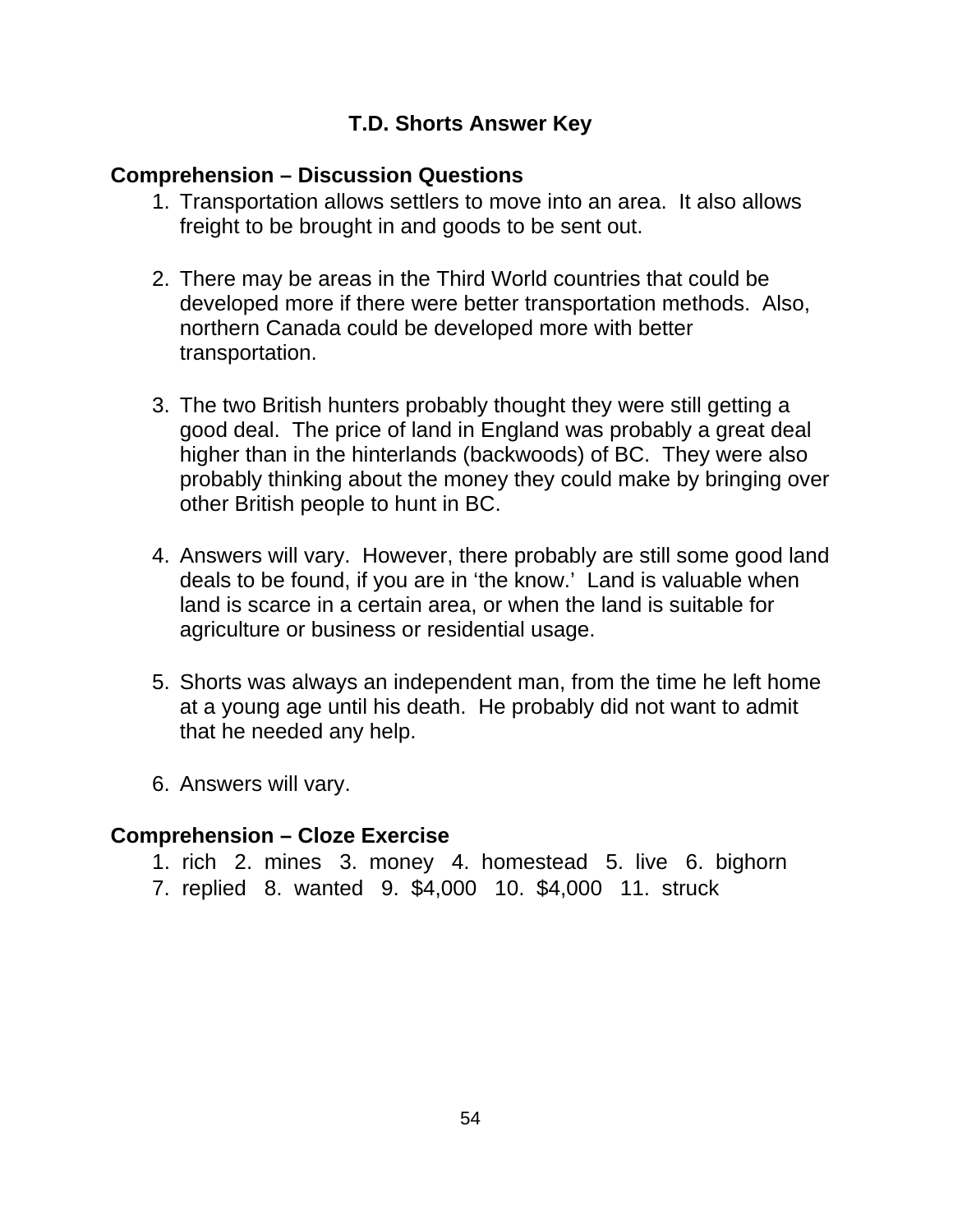# T.D. Shorts Answer Key

## Comprehension – Discussion Questions

1. Transportation allows settlers to move into an area. It also allows freight to be brought in and goods to be sent out.

2. There may be areas in the Third World countries that could be developed more if there were better transportation methods. Also, northern Canada could be developed more with better transportation.

3. The two British hunters probably thought they were still getting a good deal. The price of land in England was probably a great deal higher than in the hinterlands (backwoods) of BC. They were also probably thinking about the money they could make by bringing over other British people to hunt in BC.

4. Answers will vary. However, there probably are still some good land deals to be found, if you are in 'the know.' Land is valuable when land is scarce in a certain area, or when the land is suitable for agriculture or business or residential usage.

5. Shorts was always an independent man, from the time he left home at a young age until his death. He probably did not want to admit that he needed any help.

6. Answers will vary.

## Comprehension – Cloze Exercise

1. rich 2. mines 3. money 4. homestead 5. live 6. bighorn
7. replied 8. wanted 9. $4,000 10. $4,000 11. struck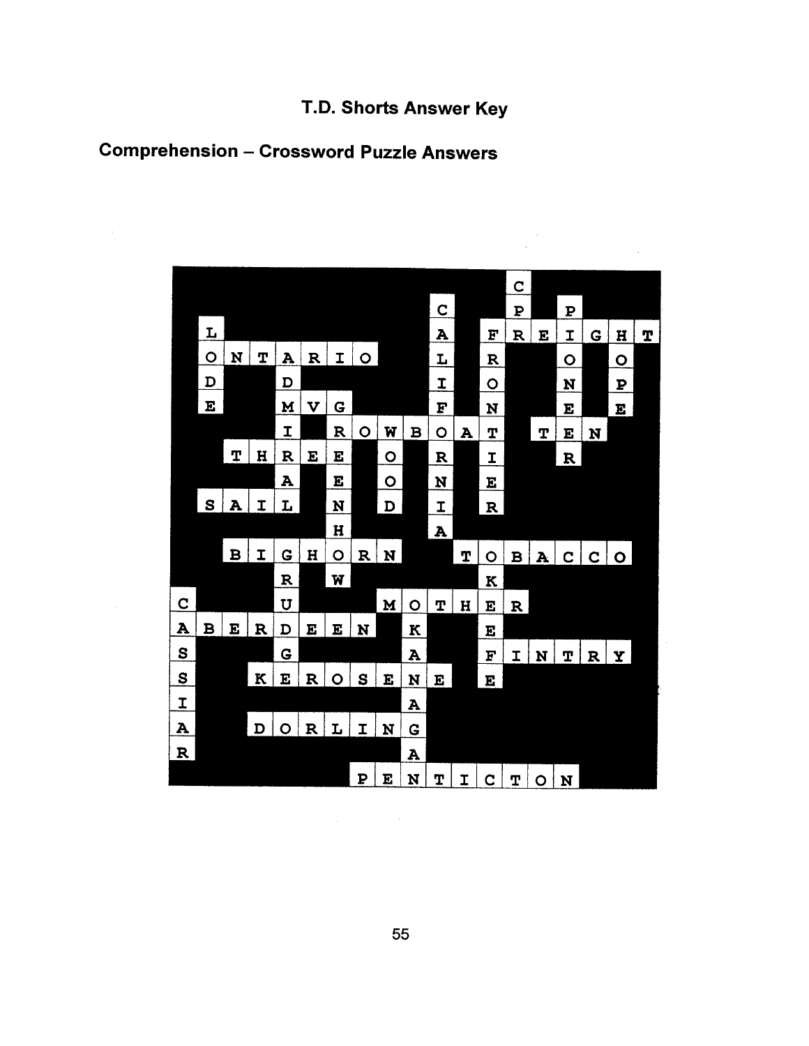# T.D. Shorts Answer Key

## Comprehension – Crossword Puzzle Answers

```
#############C#####
##########C##P#P###
#L########A#FREIGHT
#ONTARIO##L#R##O#O#
#D##D#####I#O##N#P#
#E##MVG###F#N##E#E#
####I#ROWBOAT#TEN##
##THREE#O#R#I##R###
####A#E#O#N#E######
#SAIL#N#D#I#R######
######H###A########
##BIGHORN##TOBACCO#
####R#W#####K######
C###U###MOTHER#####
ABERDEEN#K##E######
S###G####A##FINTRY#
S##KEROSENE#E######
I########A#########
A##DORLING#########
R########A#########
#######PENTICTON###
```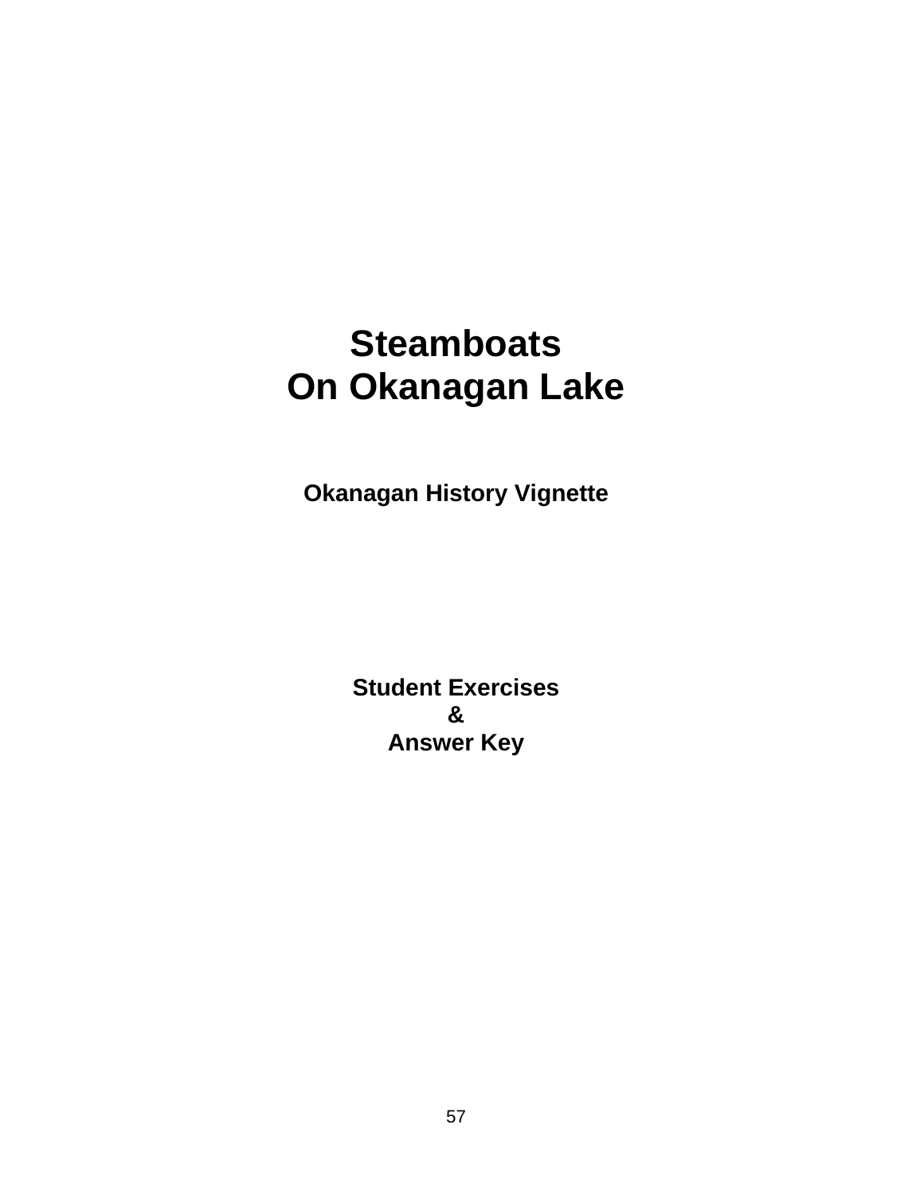# Steamboats
# On Okanagan Lake

### Okanagan History Vignette

### Student Exercises
### &
### Answer Key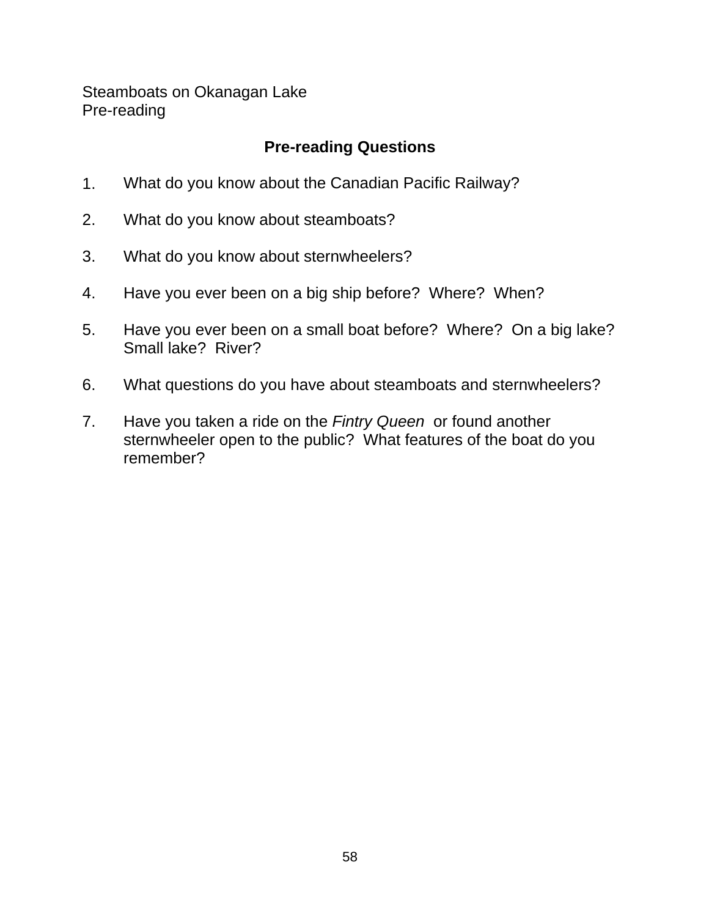Steamboats on Okanagan Lake
Pre-reading

## Pre-reading Questions

1. What do you know about the Canadian Pacific Railway?

2. What do you know about steamboats?

3. What do you know about sternwheelers?

4. Have you ever been on a big ship before? Where? When?

5. Have you ever been on a small boat before? Where? On a big lake? Small lake? River?

6. What questions do you have about steamboats and sternwheelers?

7. Have you taken a ride on the *Fintry Queen* or found another sternwheeler open to the public? What features of the boat do you remember?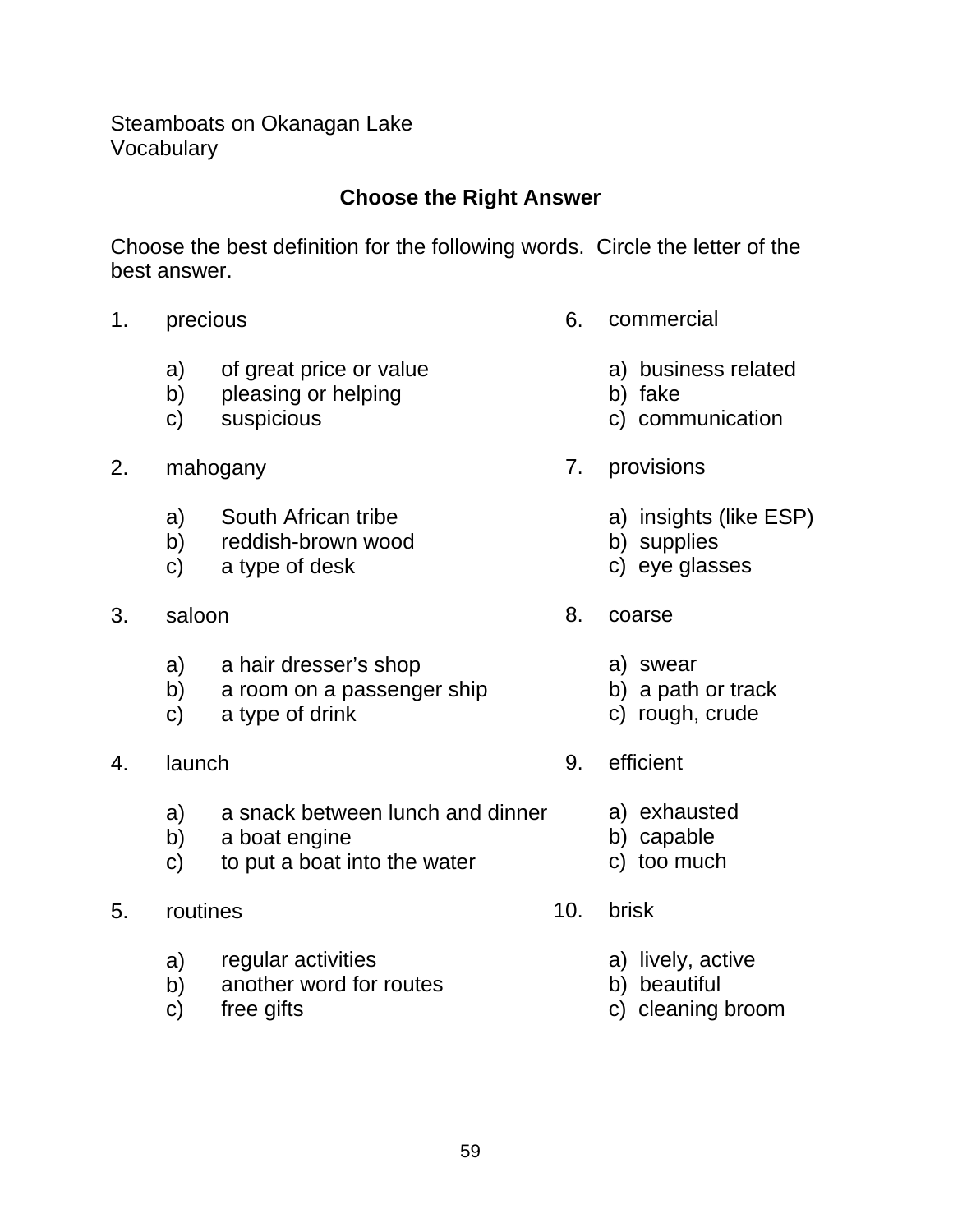Steamboats on Okanagan Lake
Vocabulary

## Choose the Right Answer

Choose the best definition for the following words. Circle the letter of the best answer.

1. precious

   a) of great price or value
   b) pleasing or helping
   c) suspicious

2. mahogany

   a) South African tribe
   b) reddish-brown wood
   c) a type of desk

3. saloon

   a) a hair dresser's shop
   b) a room on a passenger ship
   c) a type of drink

4. launch

   a) a snack between lunch and dinner
   b) a boat engine
   c) to put a boat into the water

5. routines

   a) regular activities
   b) another word for routes
   c) free gifts

6. commercial

   a) business related
   b) fake
   c) communication

7. provisions

   a) insights (like ESP)
   b) supplies
   c) eye glasses

8. coarse

   a) swear
   b) a path or track
   c) rough, crude

9. efficient

   a) exhausted
   b) capable
   c) too much

10. brisk

    a) lively, active
    b) beautiful
    c) cleaning broom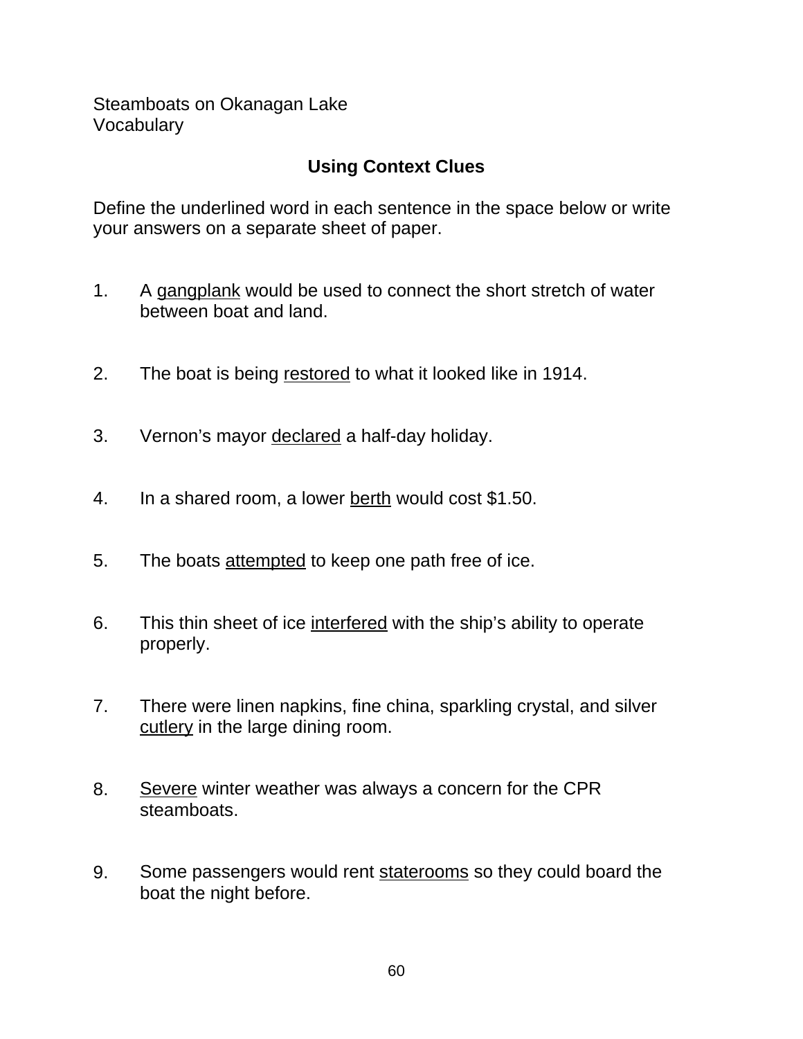Steamboats on Okanagan Lake
Vocabulary

## Using Context Clues

Define the underlined word in each sentence in the space below or write your answers on a separate sheet of paper.

1. A <u>gangplank</u> would be used to connect the short stretch of water between boat and land.

2. The boat is being <u>restored</u> to what it looked like in 1914.

3. Vernon's mayor <u>declared</u> a half-day holiday.

4. In a shared room, a lower <u>berth</u> would cost $1.50.

5. The boats <u>attempted</u> to keep one path free of ice.

6. This thin sheet of ice <u>interfered</u> with the ship's ability to operate properly.

7. There were linen napkins, fine china, sparkling crystal, and silver <u>cutlery</u> in the large dining room.

8. <u>Severe</u> winter weather was always a concern for the CPR steamboats.

9. Some passengers would rent <u>staterooms</u> so they could board the boat the night before.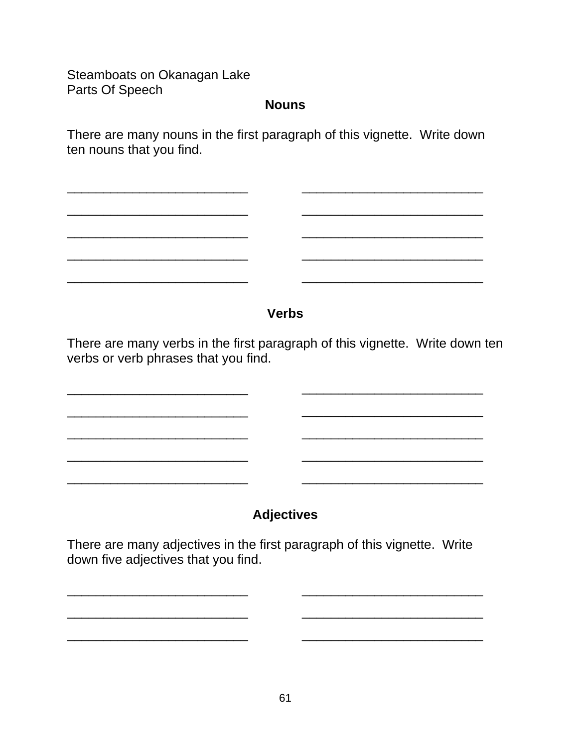Steamboats on Okanagan Lake
Parts Of Speech

## Nouns

There are many nouns in the first paragraph of this vignette. Write down ten nouns that you find.

_________________________ _________________________

_________________________ _________________________

_________________________ _________________________

_________________________ _________________________

_________________________ _________________________

## Verbs

There are many verbs in the first paragraph of this vignette. Write down ten verbs or verb phrases that you find.

_________________________ _________________________

_________________________ _________________________

_________________________ _________________________

_________________________ _________________________

_________________________ _________________________

## Adjectives

There are many adjectives in the first paragraph of this vignette. Write down five adjectives that you find.

_________________________ _________________________

_________________________ _________________________

_________________________ _________________________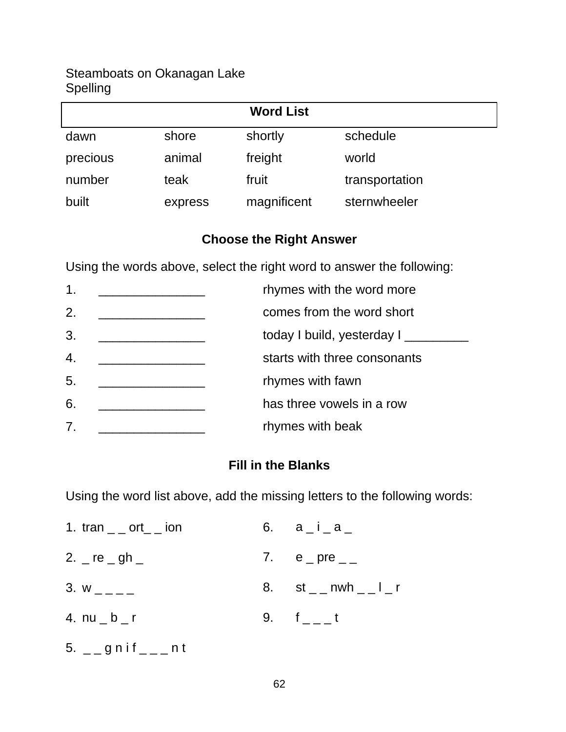Steamboats on Okanagan Lake
Spelling

| Word List | | | |
|---|---|---|---|
| dawn | shore | shortly | schedule |
| precious | animal | freight | world |
| number | teak | fruit | transportation |
| built | express | magnificent | sternwheeler |

## Choose the Right Answer

Using the words above, select the right word to answer the following:

1. _______________ rhymes with the word more
2. _______________ comes from the word short
3. _______________ today I build, yesterday I _________
4. _______________ starts with three consonants
5. _______________ rhymes with fawn
6. _______________ has three vowels in a row
7. _______________ rhymes with beak

## Fill in the Blanks

Using the word list above, add the missing letters to the following words:

1. tran _ _ ort_ _ ion
2. _ re _ gh _
3. w _ _ _ _
4. nu _ b _ r
5. _ _ g n i f _ _ _ n t
6. a _ i _ a _
7. e _ pre _ _
8. st _ _ nwh _ _ l _ r
9. f _ _ _ t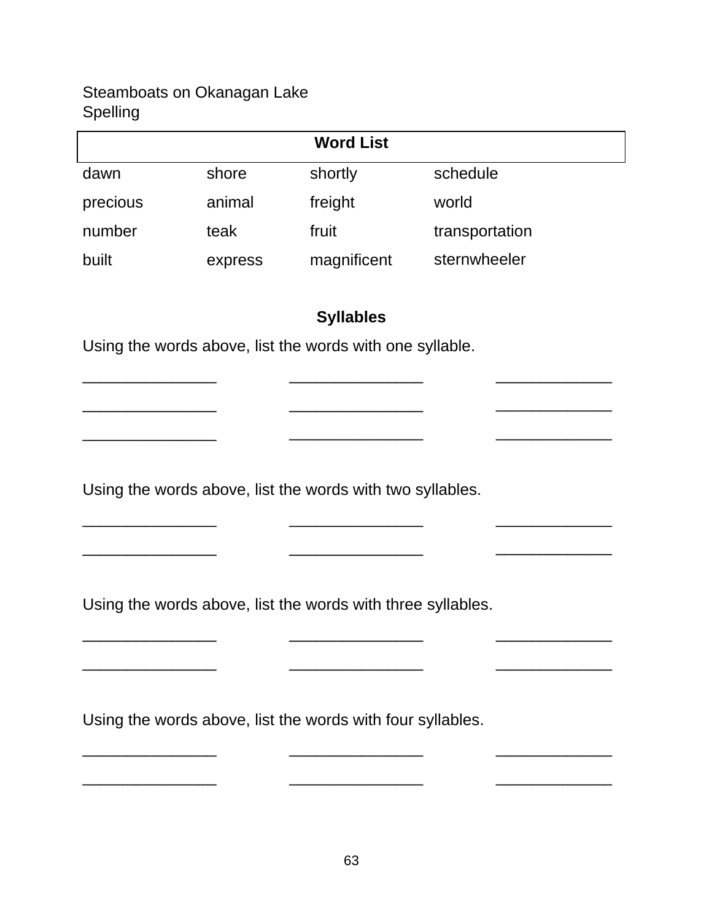Steamboats on Okanagan Lake
Spelling

| Word List | | | |
|---|---|---|---|
| dawn | shore | shortly | schedule |
| precious | animal | freight | world |
| number | teak | fruit | transportation |
| built | express | magnificent | sternwheeler |

**Syllables**

Using the words above, list the words with one syllable.

_______________ _______________ _______________

_______________ _______________ _______________

_______________ _______________ _______________

Using the words above, list the words with two syllables.

_______________ _______________ _______________

_______________ _______________ _______________

Using the words above, list the words with three syllables.

_______________ _______________ _______________

_______________ _______________ _______________

Using the words above, list the words with four syllables.

_______________ _______________ _______________

_______________ _______________ _______________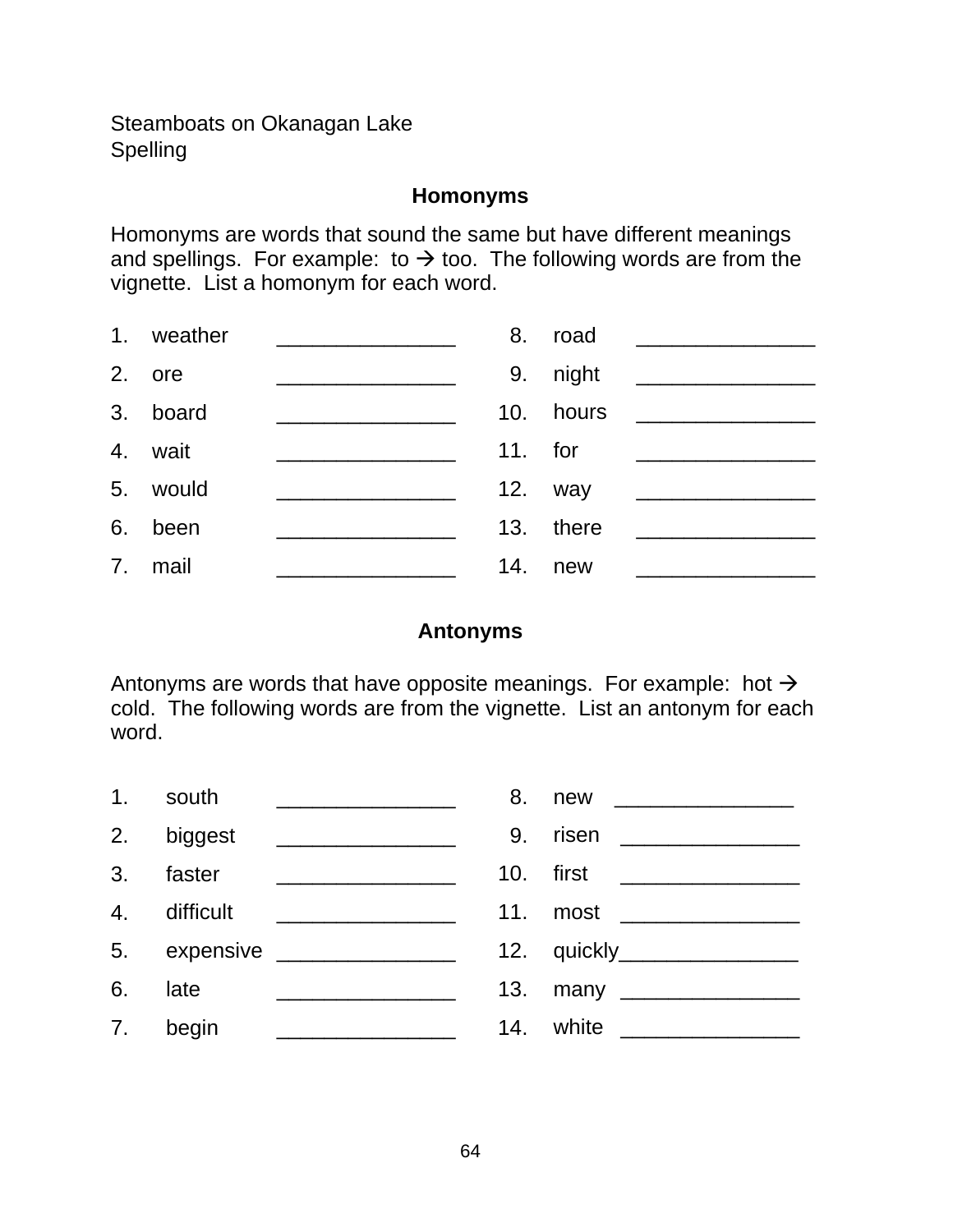Steamboats on Okanagan Lake
Spelling

## Homonyms

Homonyms are words that sound the same but have different meanings and spellings. For example: to → too. The following words are from the vignette. List a homonym for each word.

1. weather _______________
2. ore _______________
3. board _______________
4. wait _______________
5. would _______________
6. been _______________
7. mail _______________
8. road _______________
9. night _______________
10. hours _______________
11. for _______________
12. way _______________
13. there _______________
14. new _______________

## Antonyms

Antonyms are words that have opposite meanings. For example: hot → cold. The following words are from the vignette. List an antonym for each word.

1. south _______________
2. biggest _______________
3. faster _______________
4. difficult _______________
5. expensive _______________
6. late _______________
7. begin _______________
8. new _______________
9. risen _______________
10. first _______________
11. most _______________
12. quickly_______________
13. many _______________
14. white _______________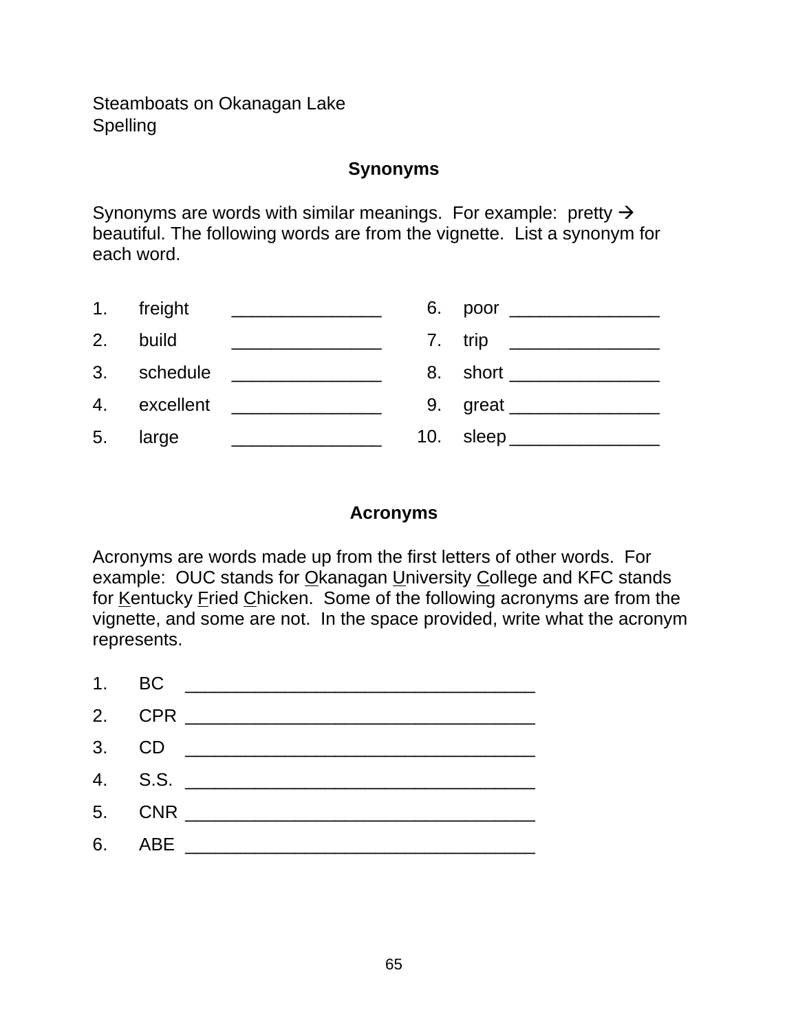Steamboats on Okanagan Lake
Spelling

## Synonyms

Synonyms are words with similar meanings. For example: pretty → beautiful. The following words are from the vignette. List a synonym for each word.

1. freight _______________
2. build _______________
3. schedule _______________
4. excellent _______________
5. large _______________
6. poor _______________
7. trip _______________
8. short _______________
9. great _______________
10. sleep _______________

## Acronyms

Acronyms are words made up from the first letters of other words. For example: OUC stands for <u>O</u>kanagan <u>U</u>niversity <u>C</u>ollege and KFC stands for <u>K</u>entucky <u>F</u>ried <u>C</u>hicken. Some of the following acronyms are from the vignette, and some are not. In the space provided, write what the acronym represents.

1. BC ___________________________________
2. CPR ___________________________________
3. CD ___________________________________
4. S.S. ___________________________________
5. CNR ___________________________________
6. ABE ___________________________________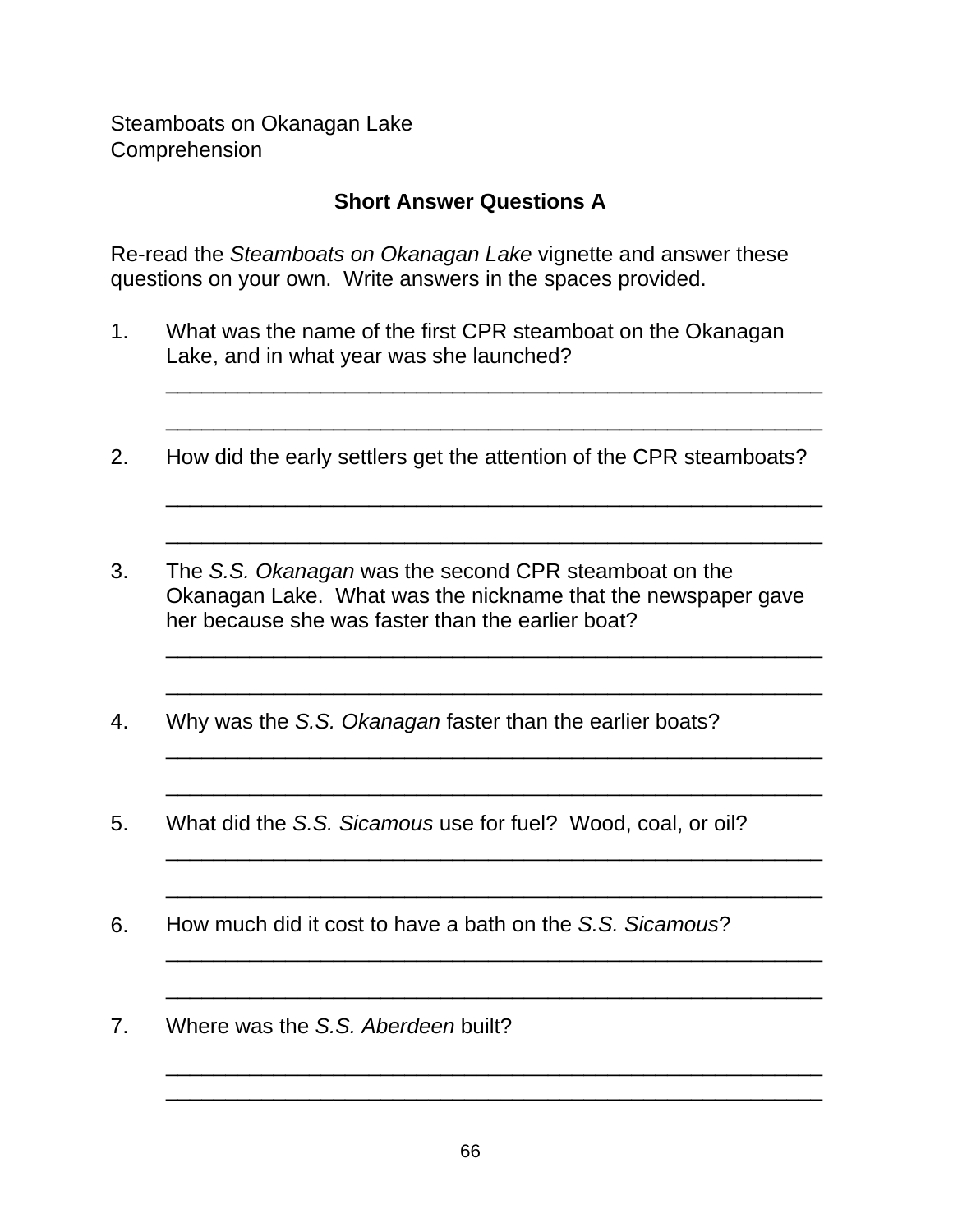Steamboats on Okanagan Lake
Comprehension

## Short Answer Questions A

Re-read the *Steamboats on Okanagan Lake* vignette and answer these questions on your own. Write answers in the spaces provided.

1. What was the name of the first CPR steamboat on the Okanagan Lake, and in what year was she launched?

   ________________________________________________________

   ________________________________________________________

2. How did the early settlers get the attention of the CPR steamboats?

   ________________________________________________________

   ________________________________________________________

3. The *S.S. Okanagan* was the second CPR steamboat on the Okanagan Lake. What was the nickname that the newspaper gave her because she was faster than the earlier boat?

   ________________________________________________________

   ________________________________________________________

4. Why was the *S.S. Okanagan* faster than the earlier boats?

   ________________________________________________________

   ________________________________________________________

5. What did the *S.S. Sicamous* use for fuel? Wood, coal, or oil?

   ________________________________________________________

   ________________________________________________________

6. How much did it cost to have a bath on the *S.S. Sicamous*?

   ________________________________________________________

   ________________________________________________________

7. Where was the *S.S. Aberdeen* built?

   ________________________________________________________

   ________________________________________________________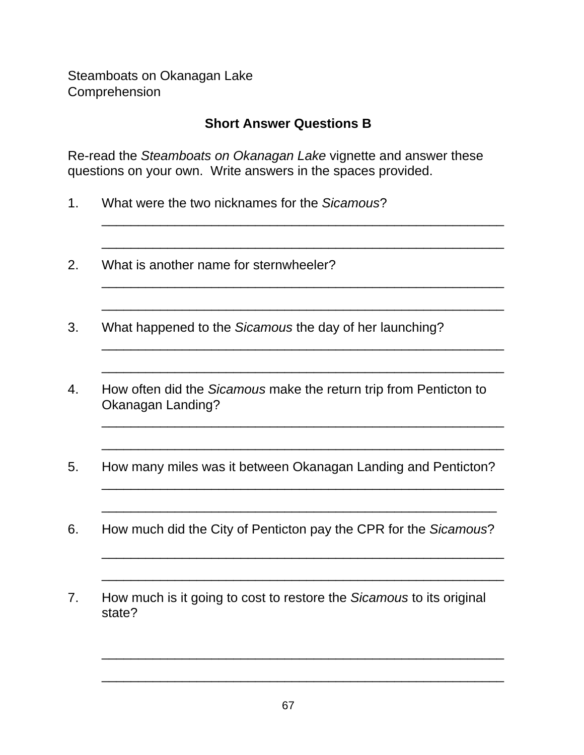Steamboats on Okanagan Lake
Comprehension

## Short Answer Questions B

Re-read the *Steamboats on Okanagan Lake* vignette and answer these questions on your own. Write answers in the spaces provided.

1. What were the two nicknames for the *Sicamous*?

   ______________________________________________________

   ______________________________________________________

2. What is another name for sternwheeler?

   ______________________________________________________

   ______________________________________________________

3. What happened to the *Sicamous* the day of her launching?

   ______________________________________________________

   ______________________________________________________

4. How often did the *Sicamous* make the return trip from Penticton to Okanagan Landing?

   ______________________________________________________

   ______________________________________________________

5. How many miles was it between Okanagan Landing and Penticton?

   ______________________________________________________

   ______________________________________________________

6. How much did the City of Penticton pay the CPR for the *Sicamous*?

   ______________________________________________________

   ______________________________________________________

7. How much is it going to cost to restore the *Sicamous* to its original state?

   ______________________________________________________

   ______________________________________________________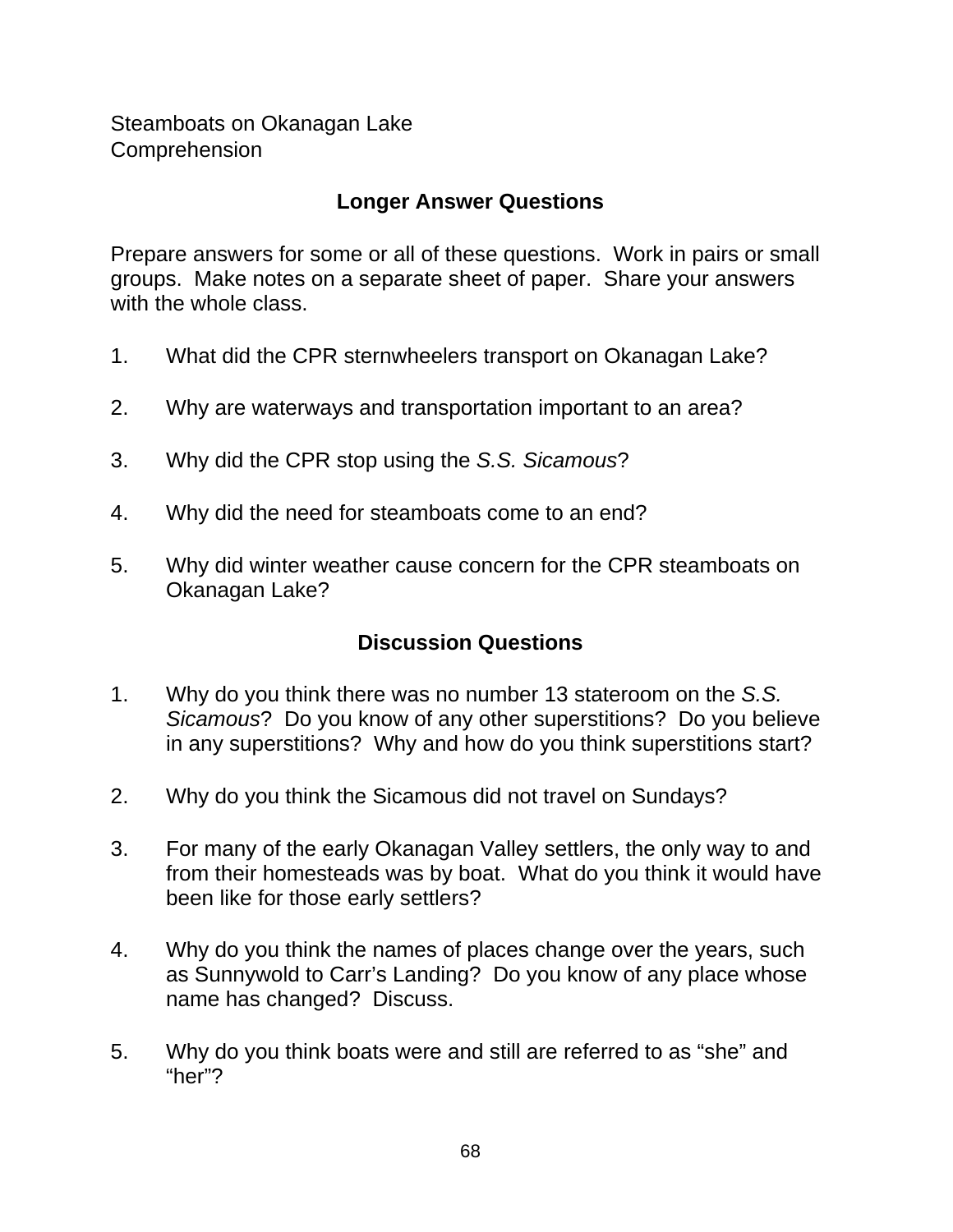Steamboats on Okanagan Lake
Comprehension

## Longer Answer Questions

Prepare answers for some or all of these questions. Work in pairs or small groups. Make notes on a separate sheet of paper. Share your answers with the whole class.

1. What did the CPR sternwheelers transport on Okanagan Lake?

2. Why are waterways and transportation important to an area?

3. Why did the CPR stop using the *S.S. Sicamous*?

4. Why did the need for steamboats come to an end?

5. Why did winter weather cause concern for the CPR steamboats on Okanagan Lake?

## Discussion Questions

1. Why do you think there was no number 13 stateroom on the *S.S. Sicamous*? Do you know of any other superstitions? Do you believe in any superstitions? Why and how do you think superstitions start?

2. Why do you think the Sicamous did not travel on Sundays?

3. For many of the early Okanagan Valley settlers, the only way to and from their homesteads was by boat. What do you think it would have been like for those early settlers?

4. Why do you think the names of places change over the years, such as Sunnywold to Carr's Landing? Do you know of any place whose name has changed? Discuss.

5. Why do you think boats were and still are referred to as "she" and "her"?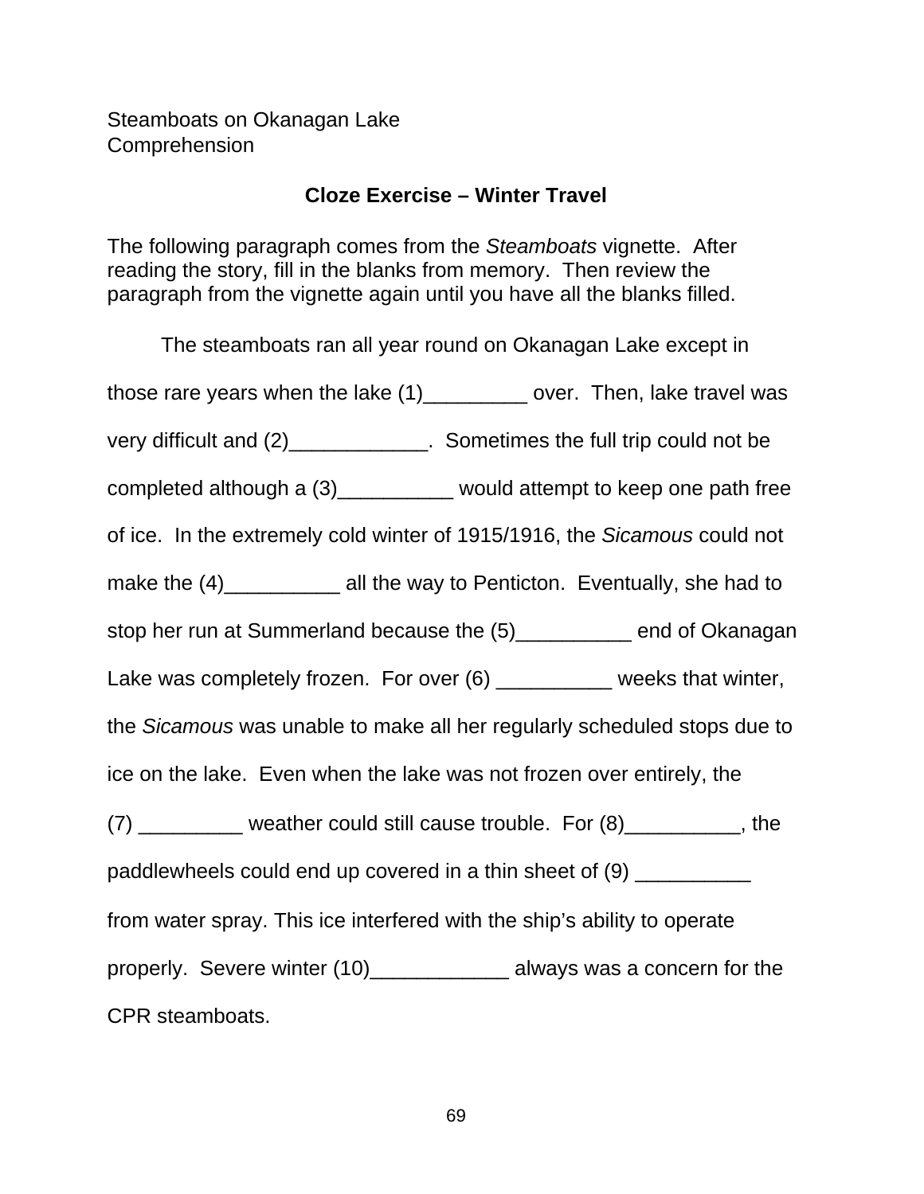Steamboats on Okanagan Lake
Comprehension

**Cloze Exercise – Winter Travel**

The following paragraph comes from the *Steamboats* vignette. After reading the story, fill in the blanks from memory. Then review the paragraph from the vignette again until you have all the blanks filled.

The steamboats ran all year round on Okanagan Lake except in those rare years when the lake (1)_________ over. Then, lake travel was very difficult and (2)____________. Sometimes the full trip could not be completed although a (3)__________ would attempt to keep one path free of ice. In the extremely cold winter of 1915/1916, the *Sicamous* could not make the (4)__________ all the way to Penticton. Eventually, she had to stop her run at Summerland because the (5)__________ end of Okanagan Lake was completely frozen. For over (6) __________ weeks that winter, the *Sicamous* was unable to make all her regularly scheduled stops due to ice on the lake. Even when the lake was not frozen over entirely, the (7) _________ weather could still cause trouble. For (8)__________, the paddlewheels could end up covered in a thin sheet of (9) __________ from water spray. This ice interfered with the ship's ability to operate properly. Severe winter (10)____________ always was a concern for the CPR steamboats.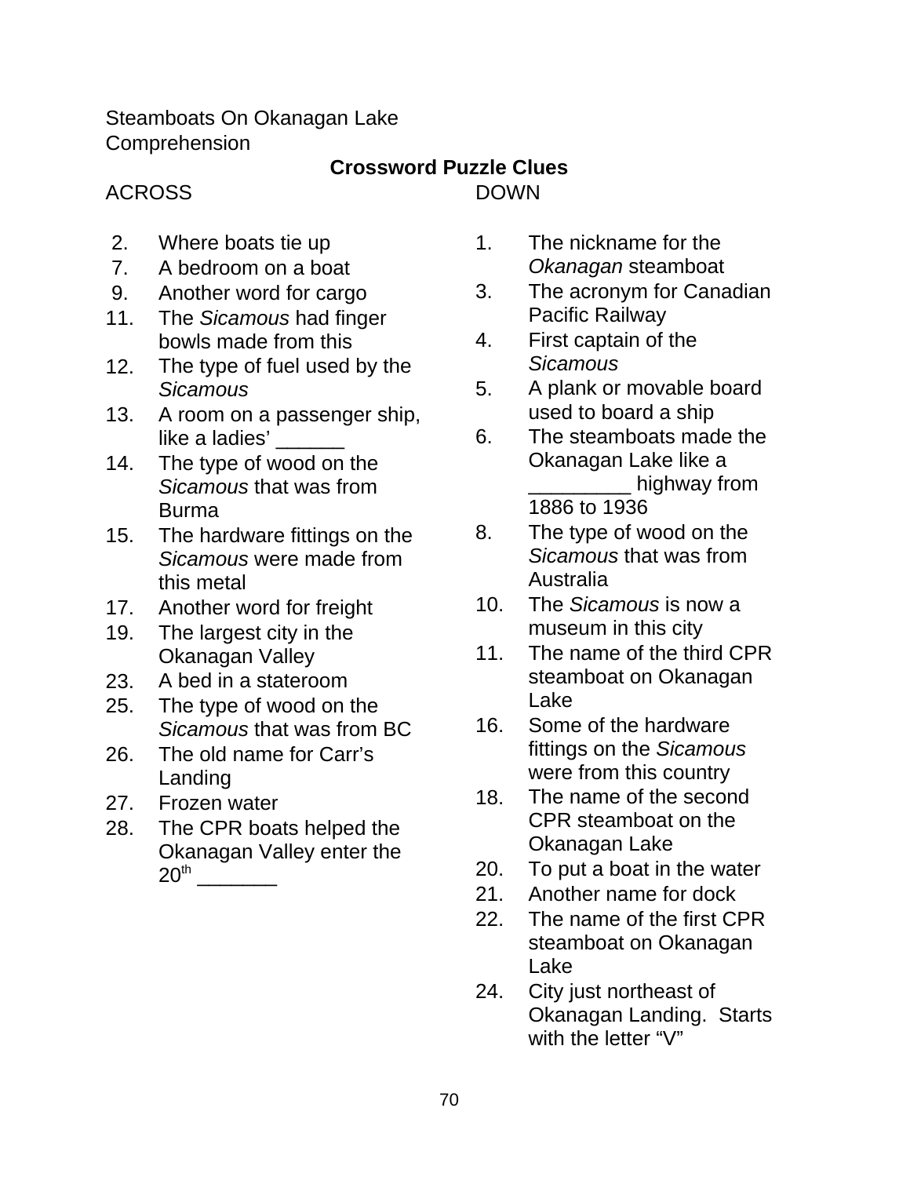Steamboats On Okanagan Lake
Comprehension

## Crossword Puzzle Clues

### ACROSS

2. Where boats tie up
7. A bedroom on a boat
9. Another word for cargo
11. The *Sicamous* had finger bowls made from this
12. The type of fuel used by the *Sicamous*
13. A room on a passenger ship, like a ladies' ______
14. The type of wood on the *Sicamous* that was from Burma
15. The hardware fittings on the *Sicamous* were made from this metal
17. Another word for freight
19. The largest city in the Okanagan Valley
23. A bed in a stateroom
25. The type of wood on the *Sicamous* that was from BC
26. The old name for Carr's Landing
27. Frozen water
28. The CPR boats helped the Okanagan Valley enter the 20th _______

### DOWN

1. The nickname for the *Okanagan* steamboat
3. The acronym for Canadian Pacific Railway
4. First captain of the *Sicamous*
5. A plank or movable board used to board a ship
6. The steamboats made the Okanagan Lake like a _________ highway from 1886 to 1936
8. The type of wood on the *Sicamous* that was from Australia
10. The *Sicamous* is now a museum in this city
11. The name of the third CPR steamboat on Okanagan Lake
16. Some of the hardware fittings on the *Sicamous* were from this country
18. The name of the second CPR steamboat on the Okanagan Lake
20. To put a boat in the water
21. Another name for dock
22. The name of the first CPR steamboat on Okanagan Lake
24. City just northeast of Okanagan Landing. Starts with the letter "V"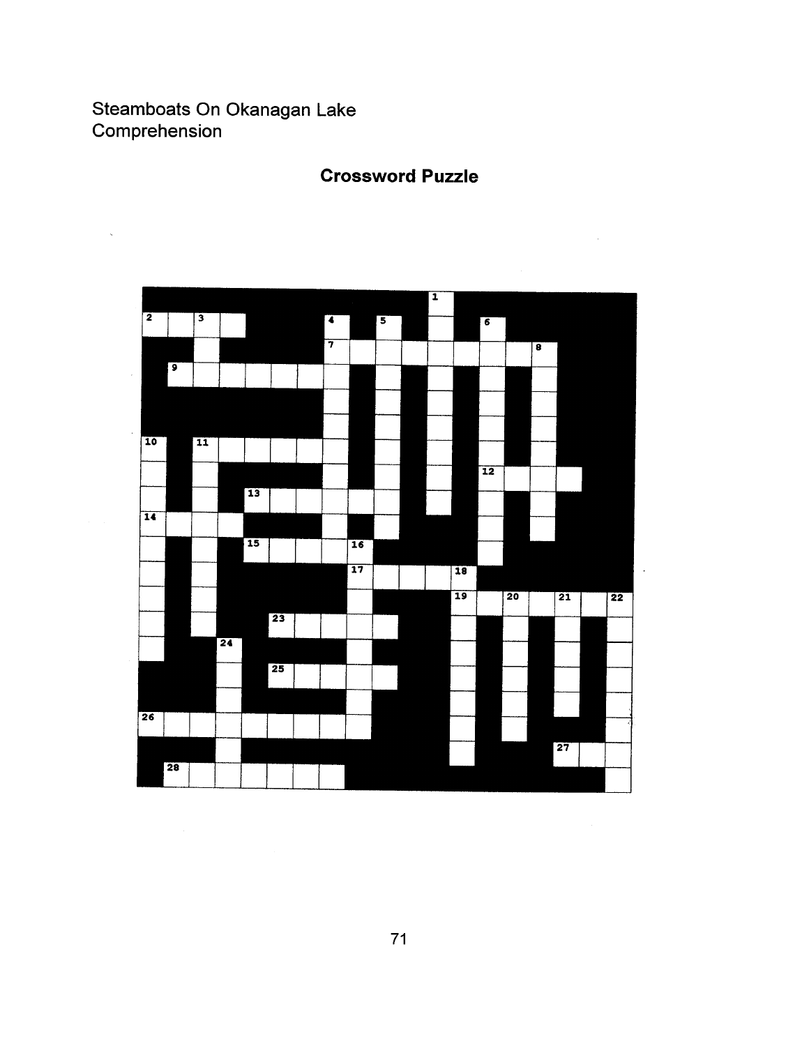Steamboats On Okanagan Lake
Comprehension

## Crossword Puzzle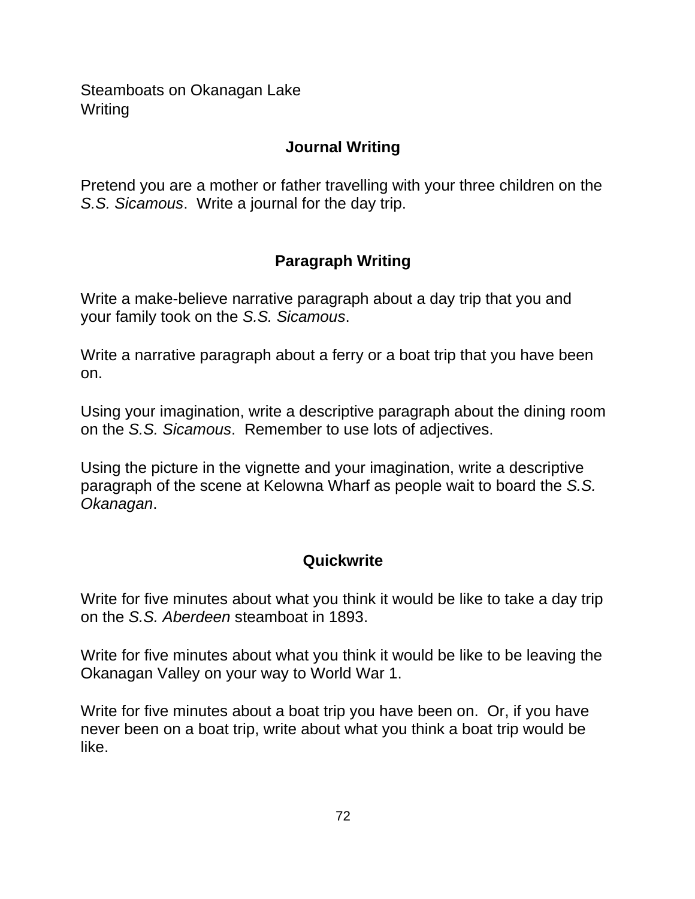Steamboats on Okanagan Lake
Writing

## Journal Writing

Pretend you are a mother or father travelling with your three children on the *S.S. Sicamous*. Write a journal for the day trip.

## Paragraph Writing

Write a make-believe narrative paragraph about a day trip that you and your family took on the *S.S. Sicamous*.

Write a narrative paragraph about a ferry or a boat trip that you have been on.

Using your imagination, write a descriptive paragraph about the dining room on the *S.S. Sicamous*. Remember to use lots of adjectives.

Using the picture in the vignette and your imagination, write a descriptive paragraph of the scene at Kelowna Wharf as people wait to board the *S.S. Okanagan*.

## Quickwrite

Write for five minutes about what you think it would be like to take a day trip on the *S.S. Aberdeen* steamboat in 1893.

Write for five minutes about what you think it would be like to be leaving the Okanagan Valley on your way to World War 1.

Write for five minutes about a boat trip you have been on. Or, if you have never been on a boat trip, write about what you think a boat trip would be like.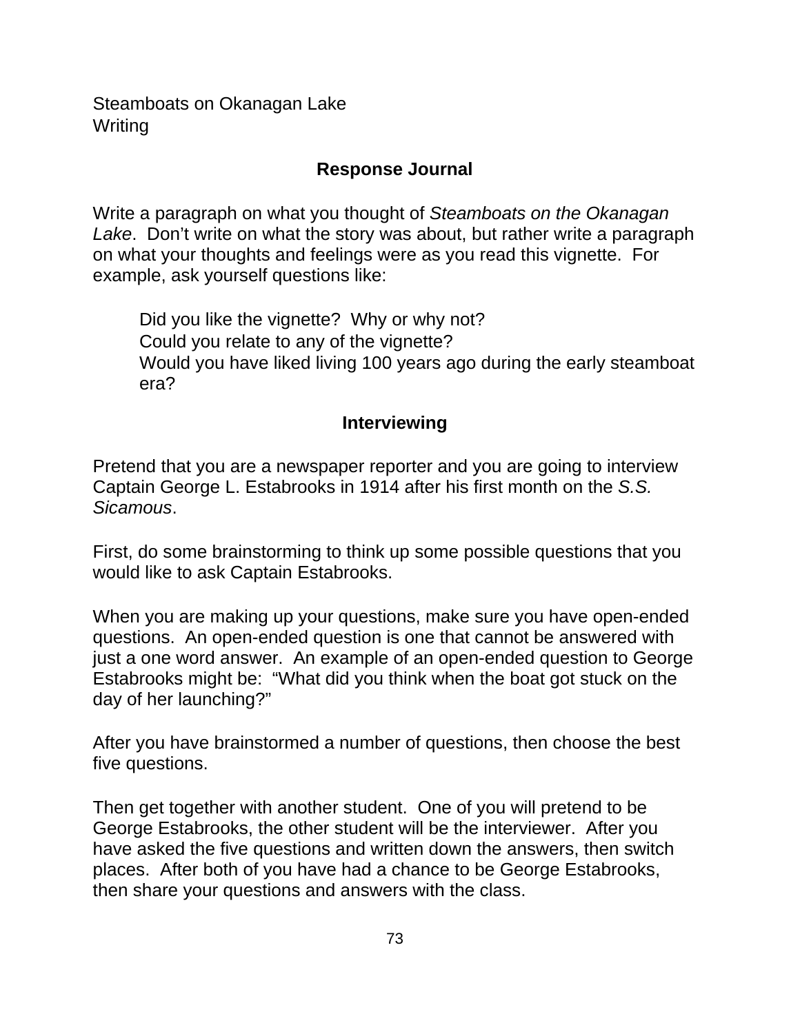Steamboats on Okanagan Lake
Writing

## Response Journal

Write a paragraph on what you thought of *Steamboats on the Okanagan Lake*. Don't write on what the story was about, but rather write a paragraph on what your thoughts and feelings were as you read this vignette. For example, ask yourself questions like:

> Did you like the vignette? Why or why not?
> Could you relate to any of the vignette?
> Would you have liked living 100 years ago during the early steamboat era?

## Interviewing

Pretend that you are a newspaper reporter and you are going to interview Captain George L. Estabrooks in 1914 after his first month on the *S.S. Sicamous*.

First, do some brainstorming to think up some possible questions that you would like to ask Captain Estabrooks.

When you are making up your questions, make sure you have open-ended questions. An open-ended question is one that cannot be answered with just a one word answer. An example of an open-ended question to George Estabrooks might be: "What did you think when the boat got stuck on the day of her launching?"

After you have brainstormed a number of questions, then choose the best five questions.

Then get together with another student. One of you will pretend to be George Estabrooks, the other student will be the interviewer. After you have asked the five questions and written down the answers, then switch places. After both of you have had a chance to be George Estabrooks, then share your questions and answers with the class.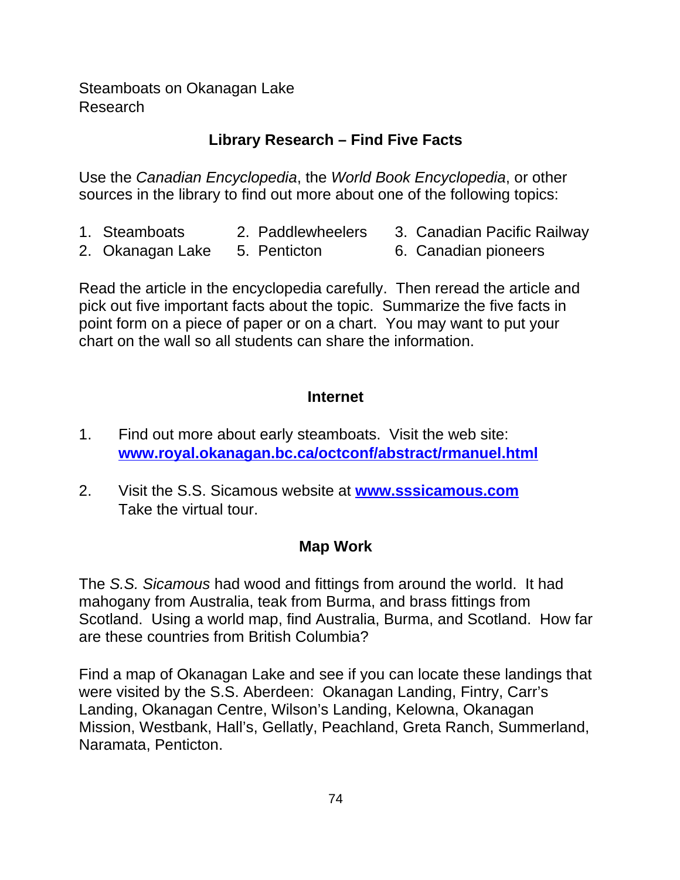Steamboats on Okanagan Lake
Research

## Library Research – Find Five Facts

Use the *Canadian Encyclopedia*, the *World Book Encyclopedia*, or other sources in the library to find out more about one of the following topics:

1. Steamboats
2. Paddlewheelers
3. Canadian Pacific Railway
2. Okanagan Lake
5. Penticton
6. Canadian pioneers

Read the article in the encyclopedia carefully. Then reread the article and pick out five important facts about the topic. Summarize the five facts in point form on a piece of paper or on a chart. You may want to put your chart on the wall so all students can share the information.

## Internet

1. Find out more about early steamboats. Visit the web site: **www.royal.okanagan.bc.ca/octconf/abstract/rmanuel.html**

2. Visit the S.S. Sicamous website at **www.sssicamous.com**
   Take the virtual tour.

## Map Work

The *S.S. Sicamous* had wood and fittings from around the world. It had mahogany from Australia, teak from Burma, and brass fittings from Scotland. Using a world map, find Australia, Burma, and Scotland. How far are these countries from British Columbia?

Find a map of Okanagan Lake and see if you can locate these landings that were visited by the S.S. Aberdeen: Okanagan Landing, Fintry, Carr's Landing, Okanagan Centre, Wilson's Landing, Kelowna, Okanagan Mission, Westbank, Hall's, Gellatly, Peachland, Greta Ranch, Summerland, Naramata, Penticton.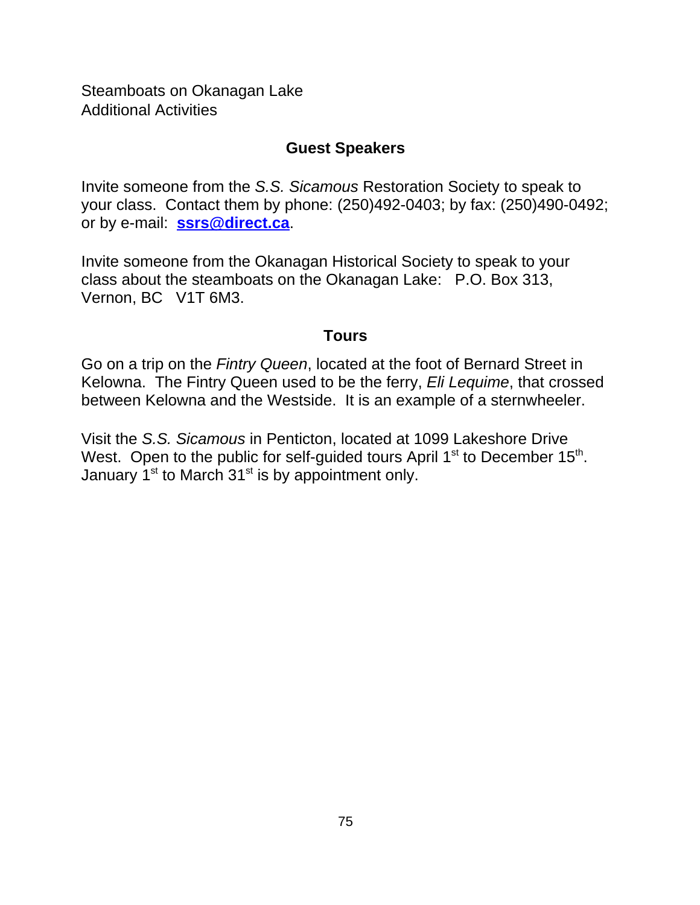Steamboats on Okanagan Lake
Additional Activities

## Guest Speakers

Invite someone from the *S.S. Sicamous* Restoration Society to speak to your class. Contact them by phone: (250)492-0403; by fax: (250)490-0492; or by e-mail: **ssrs@direct.ca**.

Invite someone from the Okanagan Historical Society to speak to your class about the steamboats on the Okanagan Lake: P.O. Box 313, Vernon, BC V1T 6M3.

## Tours

Go on a trip on the *Fintry Queen*, located at the foot of Bernard Street in Kelowna. The Fintry Queen used to be the ferry, *Eli Lequime*, that crossed between Kelowna and the Westside. It is an example of a sternwheeler.

Visit the *S.S. Sicamous* in Penticton, located at 1099 Lakeshore Drive West. Open to the public for self-guided tours April 1st to December 15th. January 1st to March 31st is by appointment only.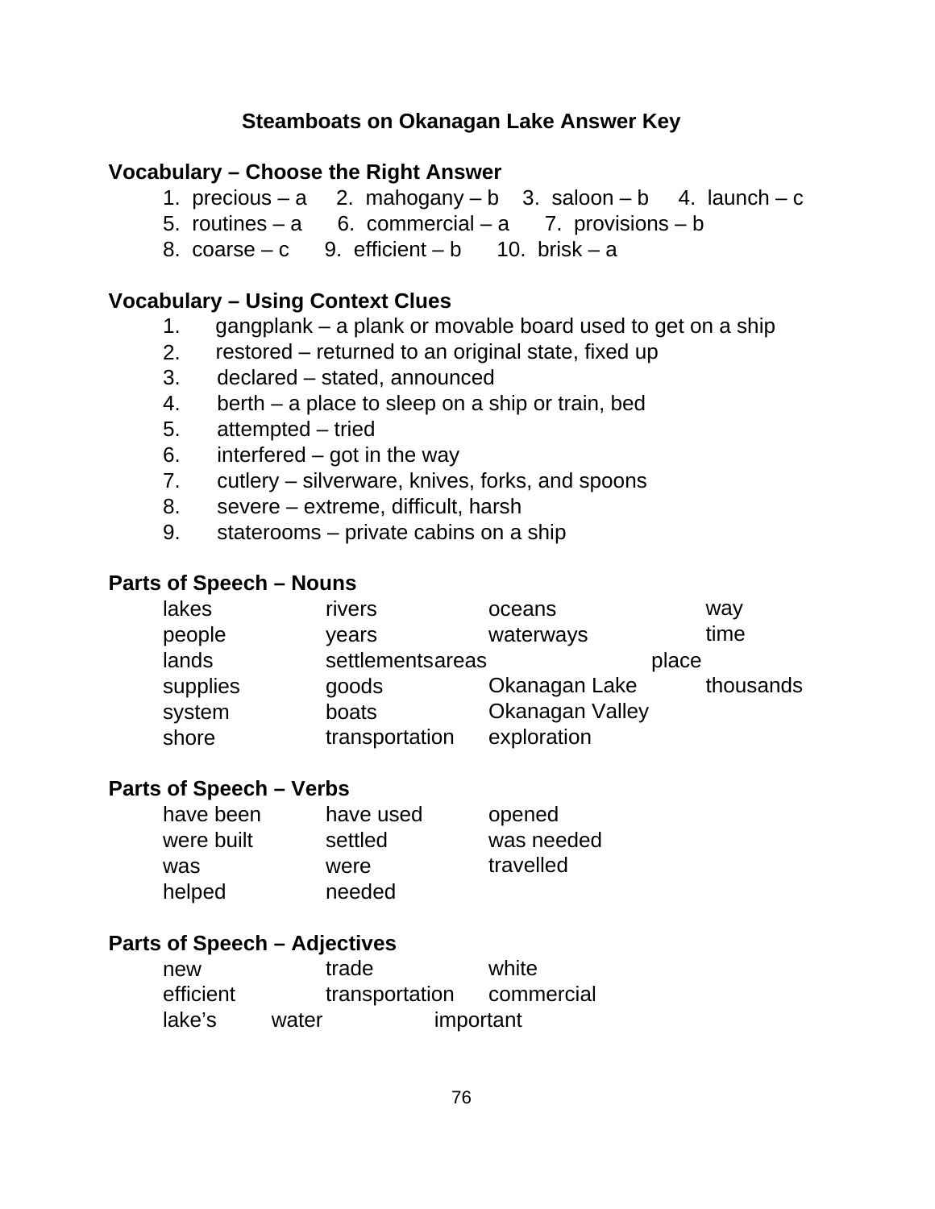# Steamboats on Okanagan Lake Answer Key

## Vocabulary – Choose the Right Answer

1. precious – a 2. mahogany – b 3. saloon – b 4. launch – c
5. routines – a 6. commercial – a 7. provisions – b
8. coarse – c 9. efficient – b 10. brisk – a

## Vocabulary – Using Context Clues

1. gangplank – a plank or movable board used to get on a ship
2. restored – returned to an original state, fixed up
3. declared – stated, announced
4. berth – a place to sleep on a ship or train, bed
5. attempted – tried
6. interfered – got in the way
7. cutlery – silverware, knives, forks, and spoons
8. severe – extreme, difficult, harsh
9. staterooms – private cabins on a ship

## Parts of Speech – Nouns

| | | | |
|---|---|---|---|
| lakes | rivers | oceans | way |
| people | years | waterways | time |
| lands | settlements | areas | place |
| supplies | goods | Okanagan Lake | thousands |
| system | boats | Okanagan Valley | |
| shore | transportation | exploration | |

## Parts of Speech – Verbs

| | | |
|---|---|---|
| have been | have used | opened |
| were built | settled | was needed |
| was | were | travelled |
| helped | needed | |

## Parts of Speech – Adjectives

| | | |
|---|---|---|
| new | trade | white |
| efficient | transportation | commercial |
| lake's | water | important |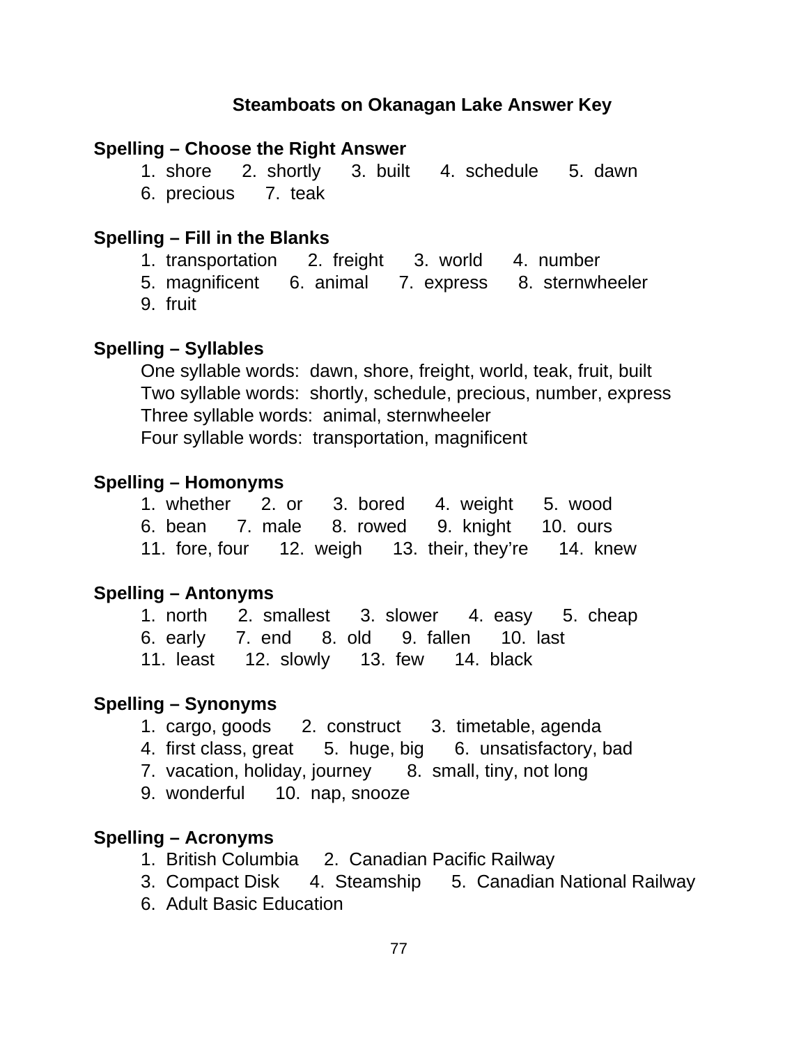# Steamboats on Okanagan Lake Answer Key

**Spelling – Choose the Right Answer**

1. shore 2. shortly 3. built 4. schedule 5. dawn
6. precious 7. teak

**Spelling – Fill in the Blanks**

1. transportation 2. freight 3. world 4. number
5. magnificent 6. animal 7. express 8. sternwheeler
9. fruit

**Spelling – Syllables**

One syllable words: dawn, shore, freight, world, teak, fruit, built
Two syllable words: shortly, schedule, precious, number, express
Three syllable words: animal, sternwheeler
Four syllable words: transportation, magnificent

**Spelling – Homonyms**

1. whether 2. or 3. bored 4. weight 5. wood
6. bean 7. male 8. rowed 9. knight 10. ours
11. fore, four 12. weigh 13. their, they're 14. knew

**Spelling – Antonyms**

1. north 2. smallest 3. slower 4. easy 5. cheap
6. early 7. end 8. old 9. fallen 10. last
11. least 12. slowly 13. few 14. black

**Spelling – Synonyms**

1. cargo, goods 2. construct 3. timetable, agenda
4. first class, great 5. huge, big 6. unsatisfactory, bad
7. vacation, holiday, journey 8. small, tiny, not long
9. wonderful 10. nap, snooze

**Spelling – Acronyms**

1. British Columbia 2. Canadian Pacific Railway
3. Compact Disk 4. Steamship 5. Canadian National Railway
6. Adult Basic Education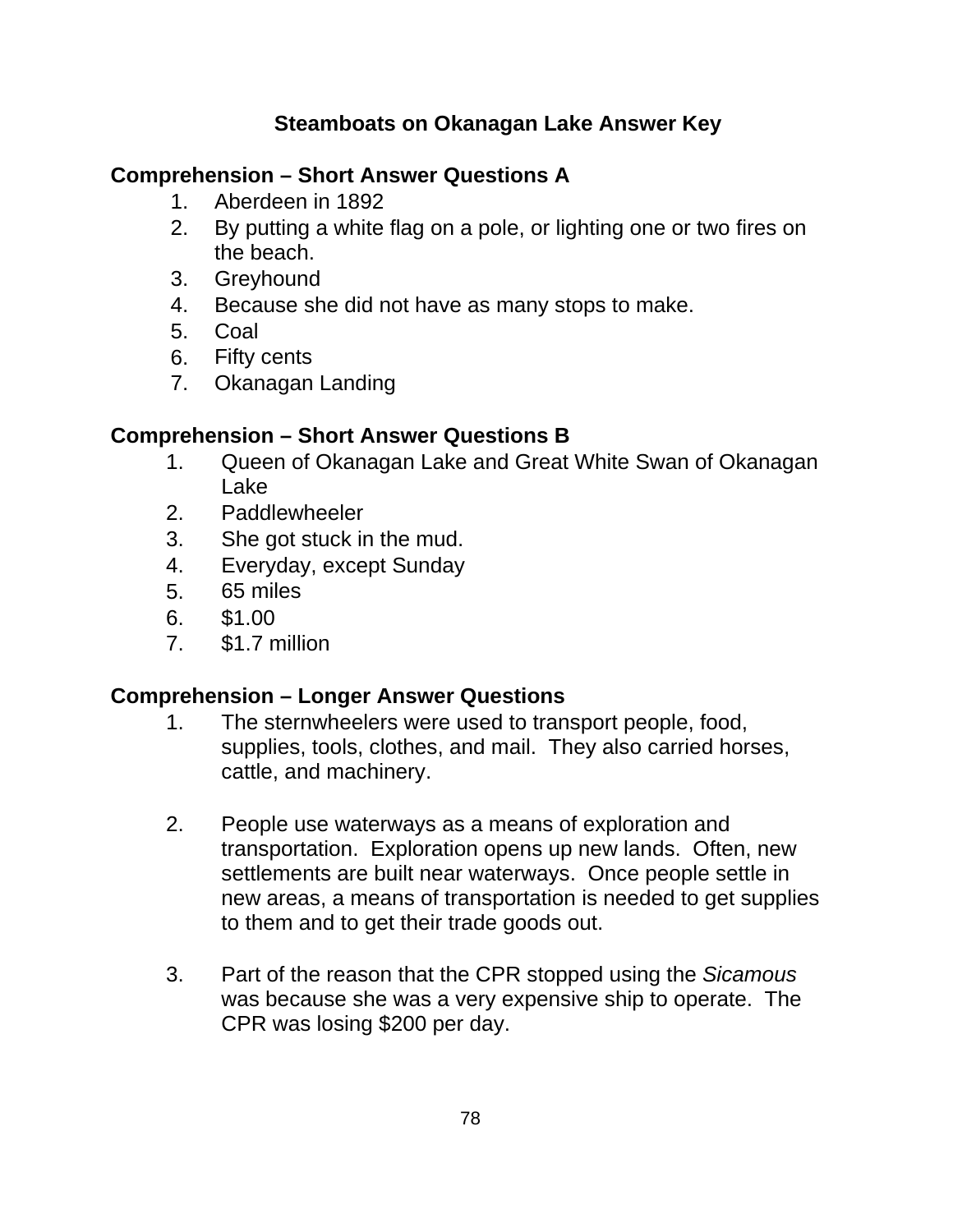# Steamboats on Okanagan Lake Answer Key

## Comprehension – Short Answer Questions A

1. Aberdeen in 1892
2. By putting a white flag on a pole, or lighting one or two fires on the beach.
3. Greyhound
4. Because she did not have as many stops to make.
5. Coal
6. Fifty cents
7. Okanagan Landing

## Comprehension – Short Answer Questions B

1. Queen of Okanagan Lake and Great White Swan of Okanagan Lake
2. Paddlewheeler
3. She got stuck in the mud.
4. Everyday, except Sunday
5. 65 miles
6. $1.00
7. $1.7 million

## Comprehension – Longer Answer Questions

1. The sternwheelers were used to transport people, food, supplies, tools, clothes, and mail. They also carried horses, cattle, and machinery.

2. People use waterways as a means of exploration and transportation. Exploration opens up new lands. Often, new settlements are built near waterways. Once people settle in new areas, a means of transportation is needed to get supplies to them and to get their trade goods out.

3. Part of the reason that the CPR stopped using the *Sicamous* was because she was a very expensive ship to operate. The CPR was losing $200 per day.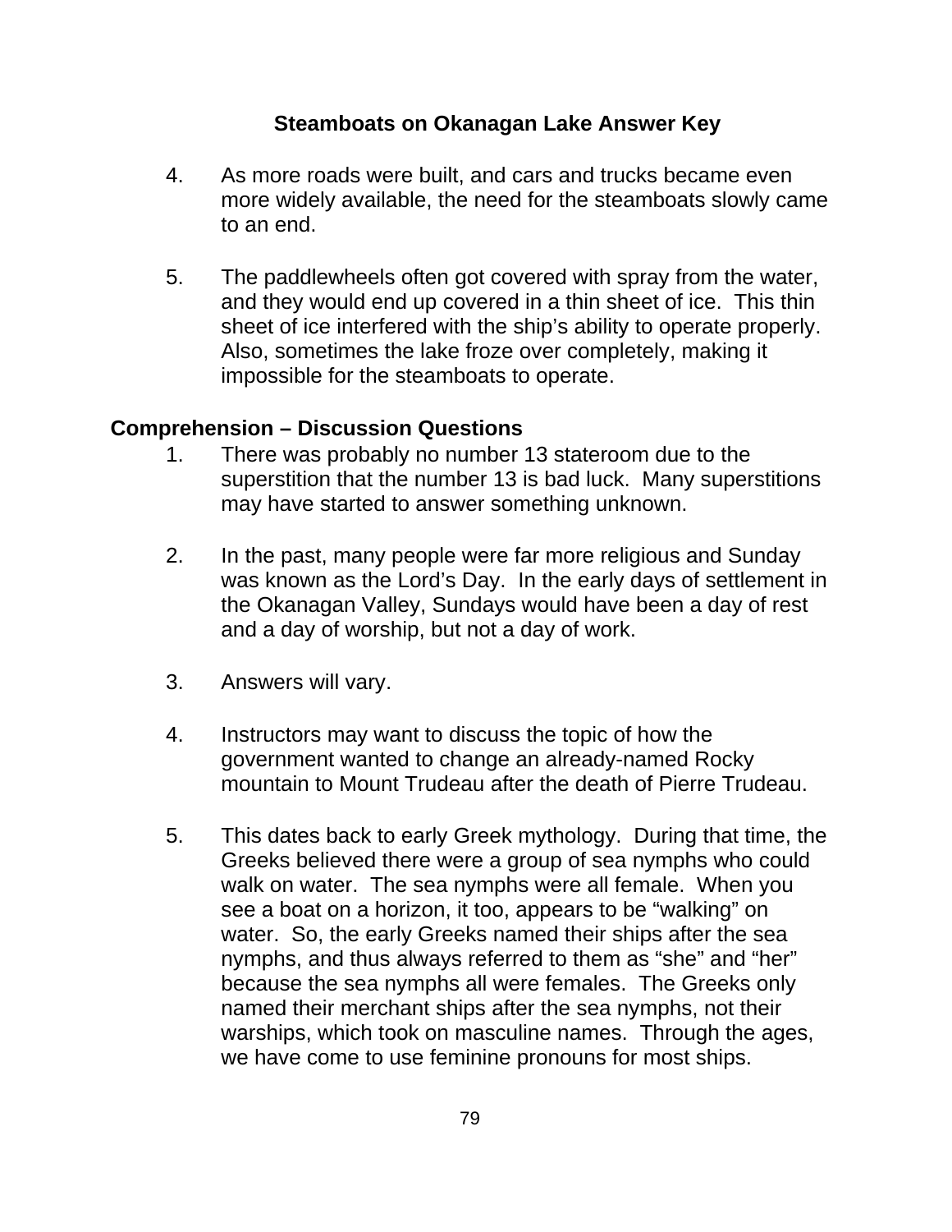## Steamboats on Okanagan Lake Answer Key

4. As more roads were built, and cars and trucks became even more widely available, the need for the steamboats slowly came to an end.

5. The paddlewheels often got covered with spray from the water, and they would end up covered in a thin sheet of ice. This thin sheet of ice interfered with the ship's ability to operate properly. Also, sometimes the lake froze over completely, making it impossible for the steamboats to operate.

### Comprehension – Discussion Questions

1. There was probably no number 13 stateroom due to the superstition that the number 13 is bad luck. Many superstitions may have started to answer something unknown.

2. In the past, many people were far more religious and Sunday was known as the Lord's Day. In the early days of settlement in the Okanagan Valley, Sundays would have been a day of rest and a day of worship, but not a day of work.

3. Answers will vary.

4. Instructors may want to discuss the topic of how the government wanted to change an already-named Rocky mountain to Mount Trudeau after the death of Pierre Trudeau.

5. This dates back to early Greek mythology. During that time, the Greeks believed there were a group of sea nymphs who could walk on water. The sea nymphs were all female. When you see a boat on a horizon, it too, appears to be "walking" on water. So, the early Greeks named their ships after the sea nymphs, and thus always referred to them as "she" and "her" because the sea nymphs all were females. The Greeks only named their merchant ships after the sea nymphs, not their warships, which took on masculine names. Through the ages, we have come to use feminine pronouns for most ships.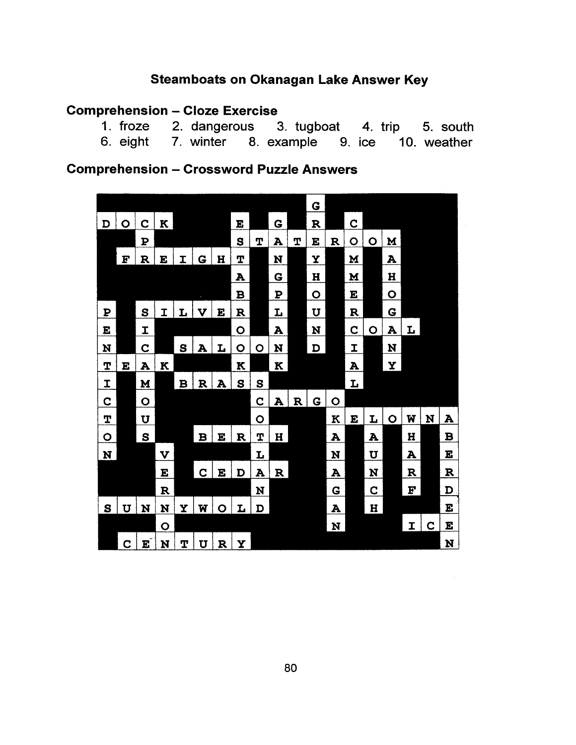# Steamboats on Okanagan Lake Answer Key

## Comprehension – Cloze Exercise

1. froze 2. dangerous 3. tugboat 4. trip 5. south
6. eight 7. winter 8. example 9. ice 10. weather

## Comprehension – Crossword Puzzle Answers

| | | | | | | | | | | | | | | | | | | |
|---|---|---|---|---|---|---|---|---|---|---|---|---|---|---|---|---|---|---|
| | | | | | | | | | | | G | | | | | | | |
| D | O | C | K | | | | E | | G | | R | | C | | | | | |
| | | P | | | | | S | T | A | T | E | R | O | O | M | | | |
| | F | R | E | I | G | H | T | | N | | Y | | M | | A | | | |
| | | | | | | | A | | G | | H | | M | | H | | | |
| | | | | | | | B | | P | | O | | E | | O | | | |
| P | | S | I | L | V | E | R | | L | | U | | R | | G | | | |
| E | | I | | | | | O | | A | | N | | C | O | A | L | | |
| N | | C | | S | A | L | O | O | N | | D | | I | | N | | | |
| T | E | A | K | | | | K | | K | | | | A | | Y | | | |
| I | | M | | B | R | A | S | S | | | | | L | | | | | |
| C | | O | | | | | | C | A | R | G | O | | | | | | |
| T | | U | | | | | | O | | | | K | E | L | O | W | N | A |
| O | | S | | | B | E | R | T | H | | | A | | A | | H | | B |
| N | | | V | | | | | L | | | | N | | U | | A | | E |
| | | | E | | C | E | D | A | R | | | A | | N | | R | | R |
| | | | R | | | | | N | | | | G | | C | | F | | D |
| S | U | N | N | Y | W | O | L | D | | | | A | | H | | | | E |
| | | | O | | | | | | | | | N | | | | I | C | E |
| | C | E | N | T | U | R | Y | | | | | | | | | | | N |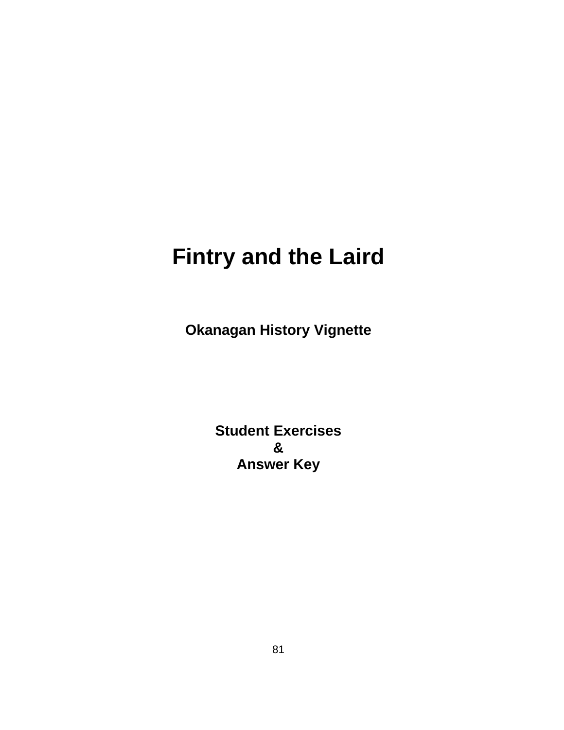# Fintry and the Laird

## Okanagan History Vignette

**Student Exercises**
**&**
**Answer Key**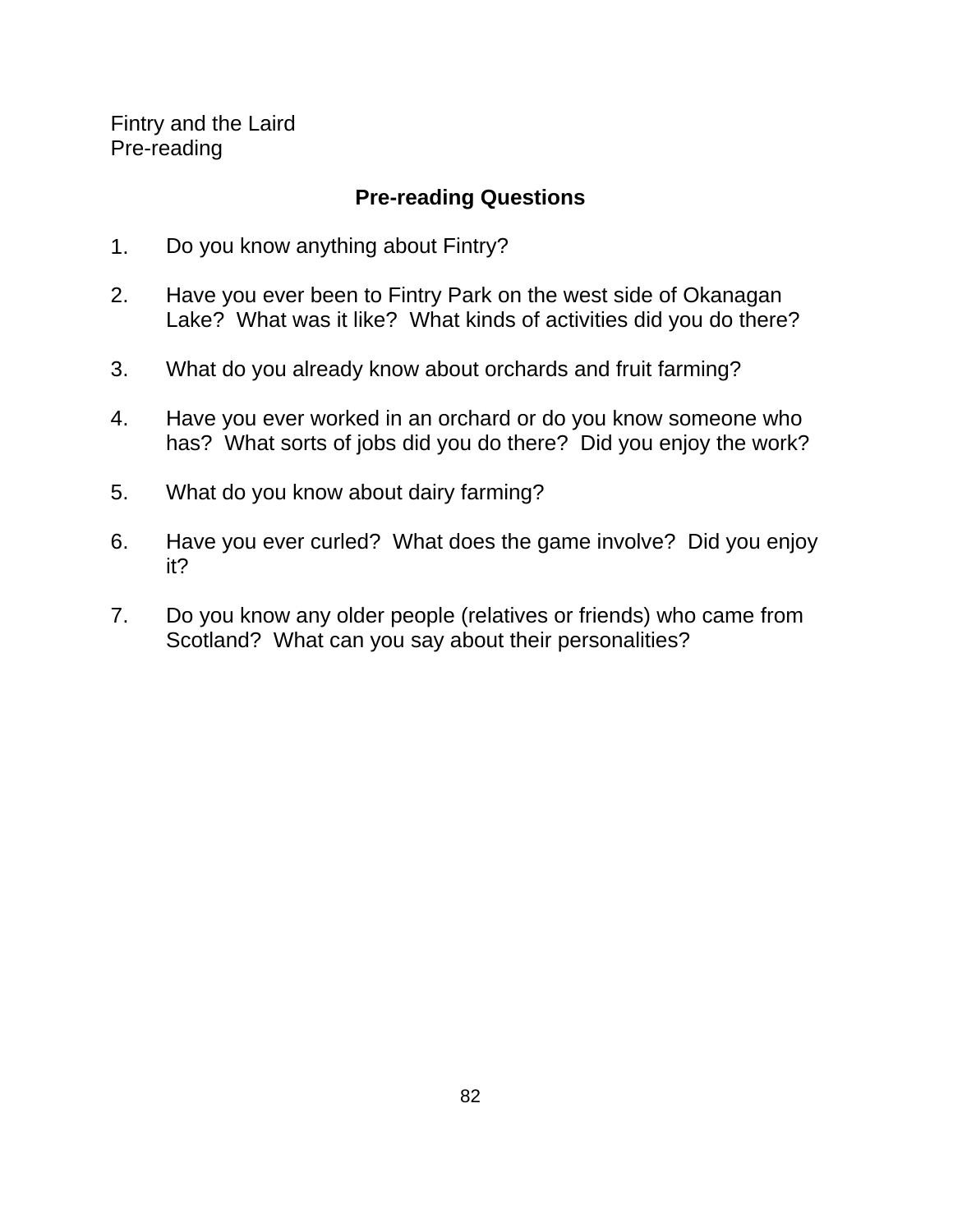Fintry and the Laird
Pre-reading

## Pre-reading Questions

1. Do you know anything about Fintry?

2. Have you ever been to Fintry Park on the west side of Okanagan Lake? What was it like? What kinds of activities did you do there?

3. What do you already know about orchards and fruit farming?

4. Have you ever worked in an orchard or do you know someone who has? What sorts of jobs did you do there? Did you enjoy the work?

5. What do you know about dairy farming?

6. Have you ever curled? What does the game involve? Did you enjoy it?

7. Do you know any older people (relatives or friends) who came from Scotland? What can you say about their personalities?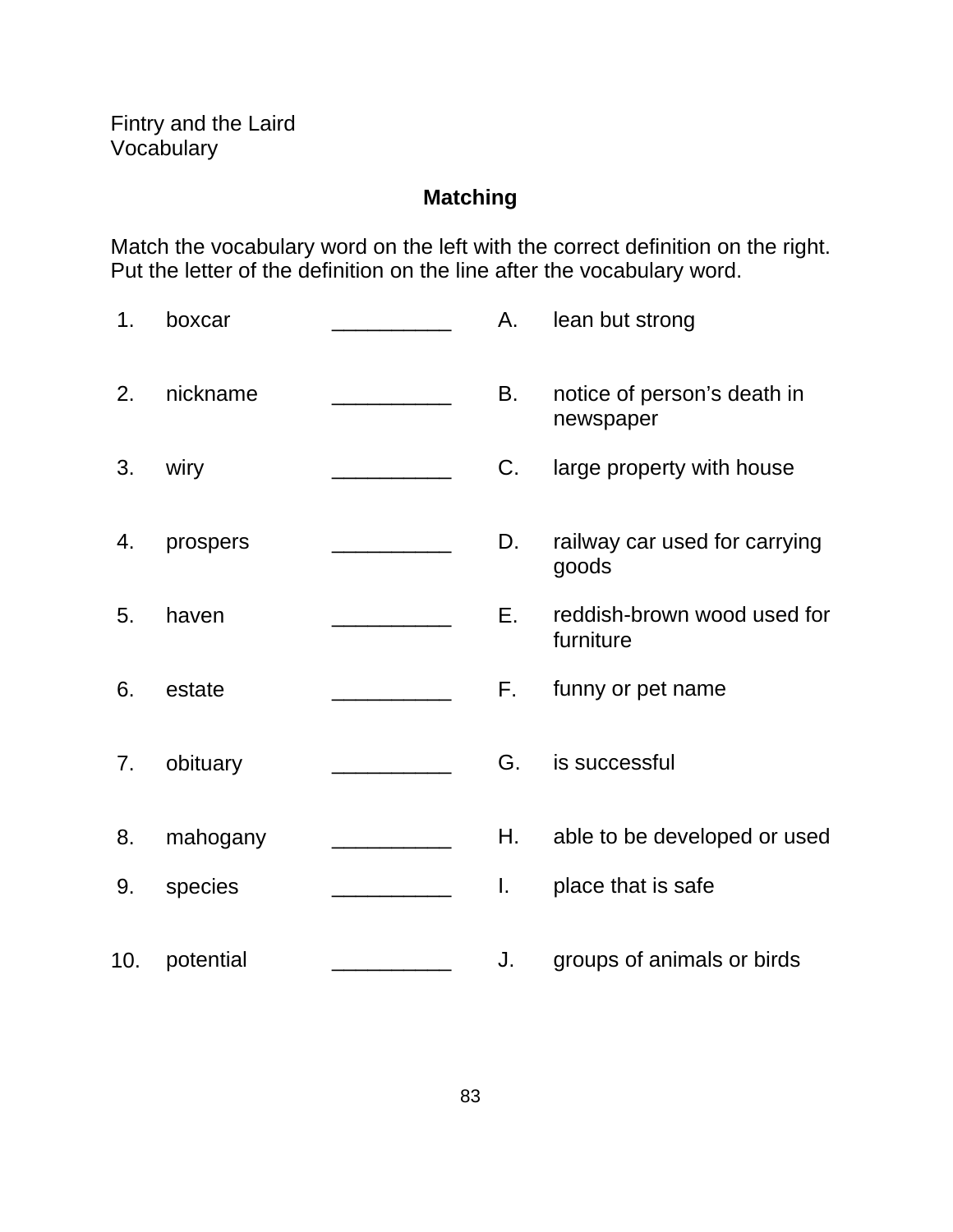Fintry and the Laird
Vocabulary

## Matching

Match the vocabulary word on the left with the correct definition on the right. Put the letter of the definition on the line after the vocabulary word.

| | Word | | | Definition |
|---|---|---|---|---|
| 1. | boxcar | __________ | A. | lean but strong |
| 2. | nickname | __________ | B. | notice of person's death in newspaper |
| 3. | wiry | __________ | C. | large property with house |
| 4. | prospers | __________ | D. | railway car used for carrying goods |
| 5. | haven | __________ | E. | reddish-brown wood used for furniture |
| 6. | estate | __________ | F. | funny or pet name |
| 7. | obituary | __________ | G. | is successful |
| 8. | mahogany | __________ | H. | able to be developed or used |
| 9. | species | __________ | I. | place that is safe |
| 10. | potential | __________ | J. | groups of animals or birds |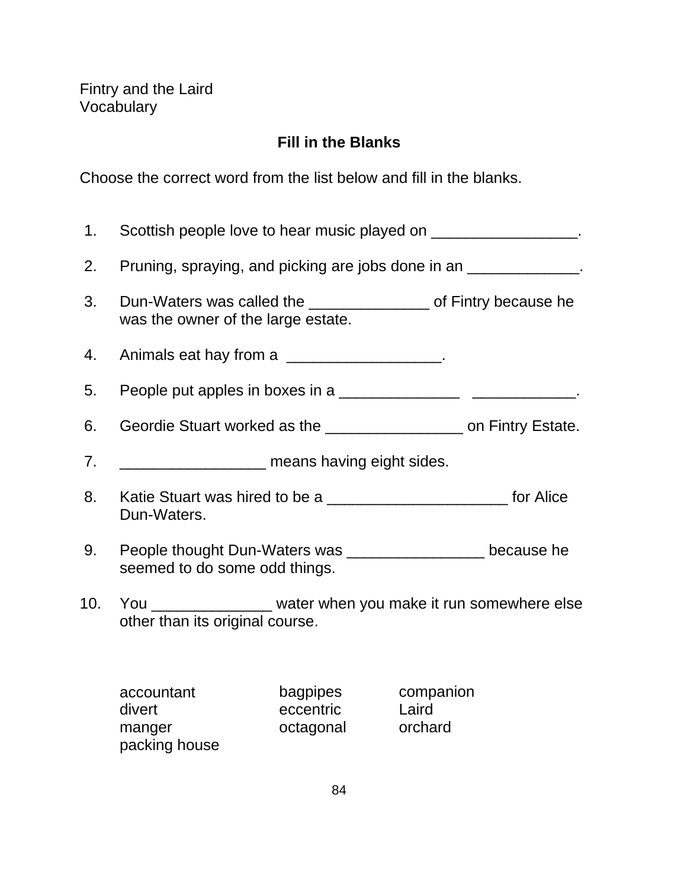Fintry and the Laird
Vocabulary

## Fill in the Blanks

Choose the correct word from the list below and fill in the blanks.

1. Scottish people love to hear music played on _________________.

2. Pruning, spraying, and picking are jobs done in an _____________.

3. Dun-Waters was called the ______________ of Fintry because he was the owner of the large estate.

4. Animals eat hay from a __________________.

5. People put apples in boxes in a ______________ ____________.

6. Geordie Stuart worked as the ________________ on Fintry Estate.

7. _________________ means having eight sides.

8. Katie Stuart was hired to be a _____________________ for Alice Dun-Waters.

9. People thought Dun-Waters was ________________ because he seemed to do some odd things.

10. You ______________ water when you make it run somewhere else other than its original course.

| | | |
|---|---|---|
| accountant | bagpipes | companion |
| divert | eccentric | Laird |
| manger | octagonal | orchard |
| packing house | | |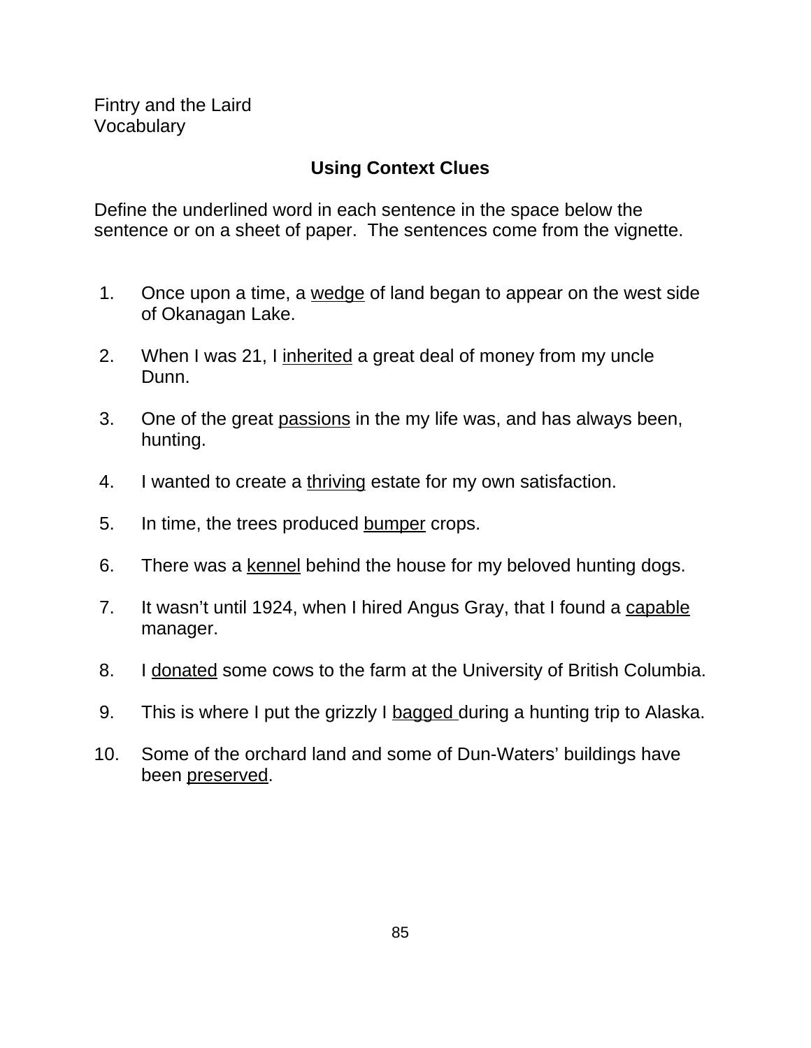Fintry and the Laird
Vocabulary

## Using Context Clues

Define the underlined word in each sentence in the space below the sentence or on a sheet of paper. The sentences come from the vignette.

1. Once upon a time, a <u>wedge</u> of land began to appear on the west side of Okanagan Lake.

2. When I was 21, I <u>inherited</u> a great deal of money from my uncle Dunn.

3. One of the great <u>passions</u> in the my life was, and has always been, hunting.

4. I wanted to create a <u>thriving</u> estate for my own satisfaction.

5. In time, the trees produced <u>bumper</u> crops.

6. There was a <u>kennel</u> behind the house for my beloved hunting dogs.

7. It wasn't until 1924, when I hired Angus Gray, that I found a <u>capable</u> manager.

8. I <u>donated</u> some cows to the farm at the University of British Columbia.

9. This is where I put the grizzly I <u>bagged</u> during a hunting trip to Alaska.

10. Some of the orchard land and some of Dun-Waters' buildings have been <u>preserved</u>.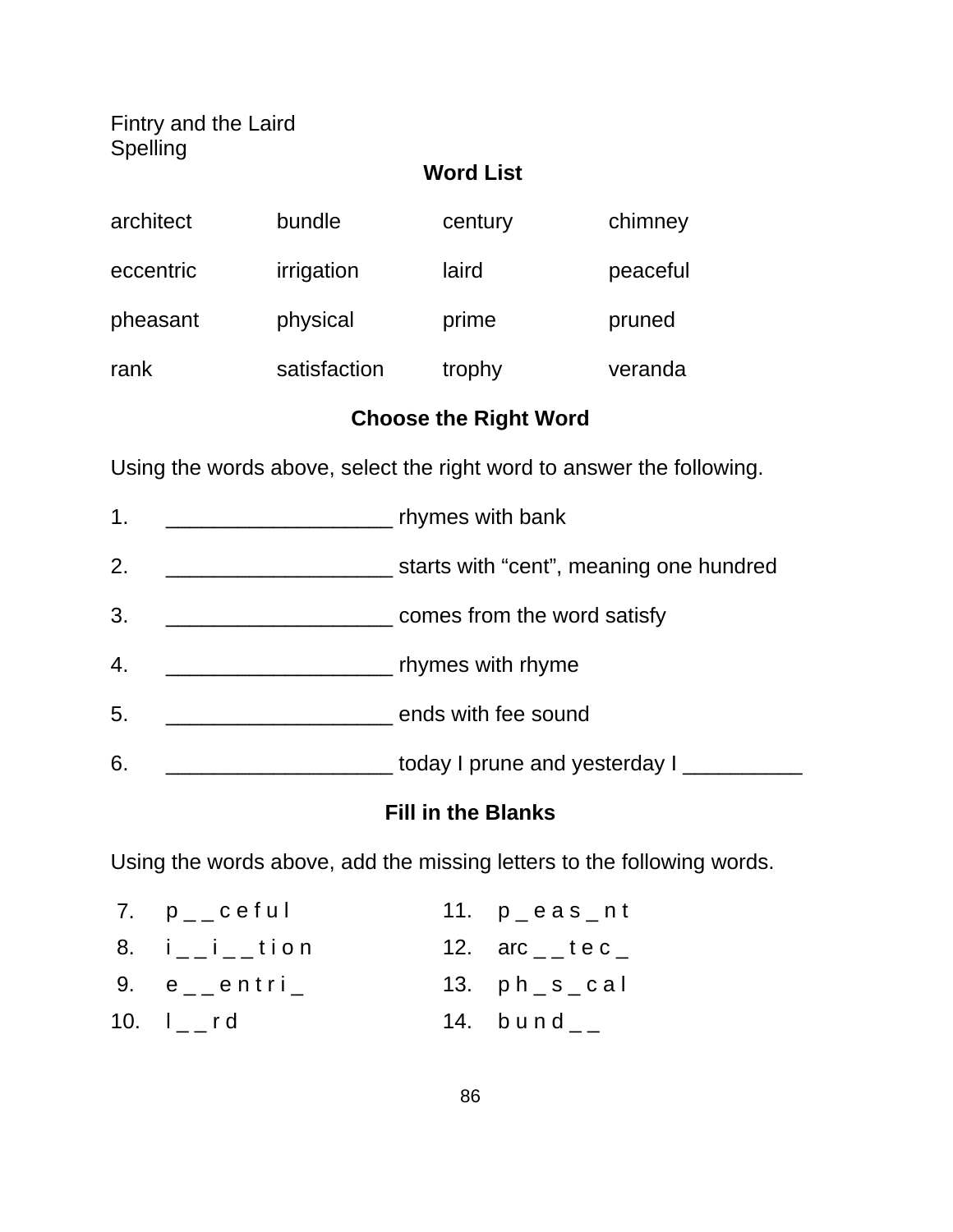Fintry and the Laird
Spelling

## Word List

| | | | |
|---|---|---|---|
| architect | bundle | century | chimney |
| eccentric | irrigation | laird | peaceful |
| pheasant | physical | prime | pruned |
| rank | satisfaction | trophy | veranda |

## Choose the Right Word

Using the words above, select the right word to answer the following.

1. __________________ rhymes with bank
2. __________________ starts with “cent”, meaning one hundred
3. __________________ comes from the word satisfy
4. __________________ rhymes with rhyme
5. __________________ ends with fee sound
6. __________________ today I prune and yesterday I __________

## Fill in the Blanks

Using the words above, add the missing letters to the following words.

7. p _ _ c e f u l
8. i _ _ i _ _ t i o n
9. e _ _ e n t r i _
10. l _ _ r d
11. p _ e a s _ n t
12. arc _ _ t e c _
13. p h _ s _ c a l
14. b u n d _ _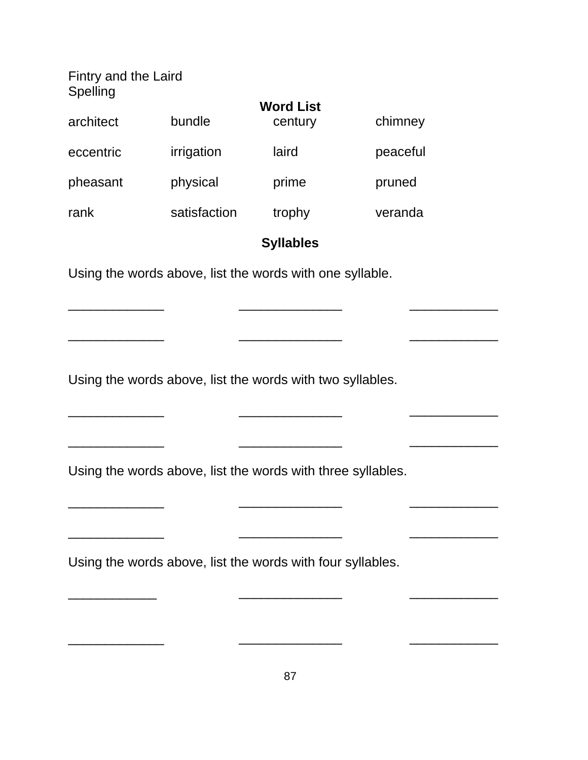Fintry and the Laird
Spelling

**Word List**

| | | | |
|---|---|---|---|
| architect | bundle | century | chimney |
| eccentric | irrigation | laird | peaceful |
| pheasant | physical | prime | pruned |
| rank | satisfaction | trophy | veranda |

**Syllables**

Using the words above, list the words with one syllable.

_____________ _____________ _____________

_____________ _____________ _____________

Using the words above, list the words with two syllables.

_____________ _____________ _____________

_____________ _____________ _____________

Using the words above, list the words with three syllables.

_____________ _____________ _____________

_____________ _____________ _____________

Using the words above, list the words with four syllables.

_____________ _____________ _____________

_____________ _____________ _____________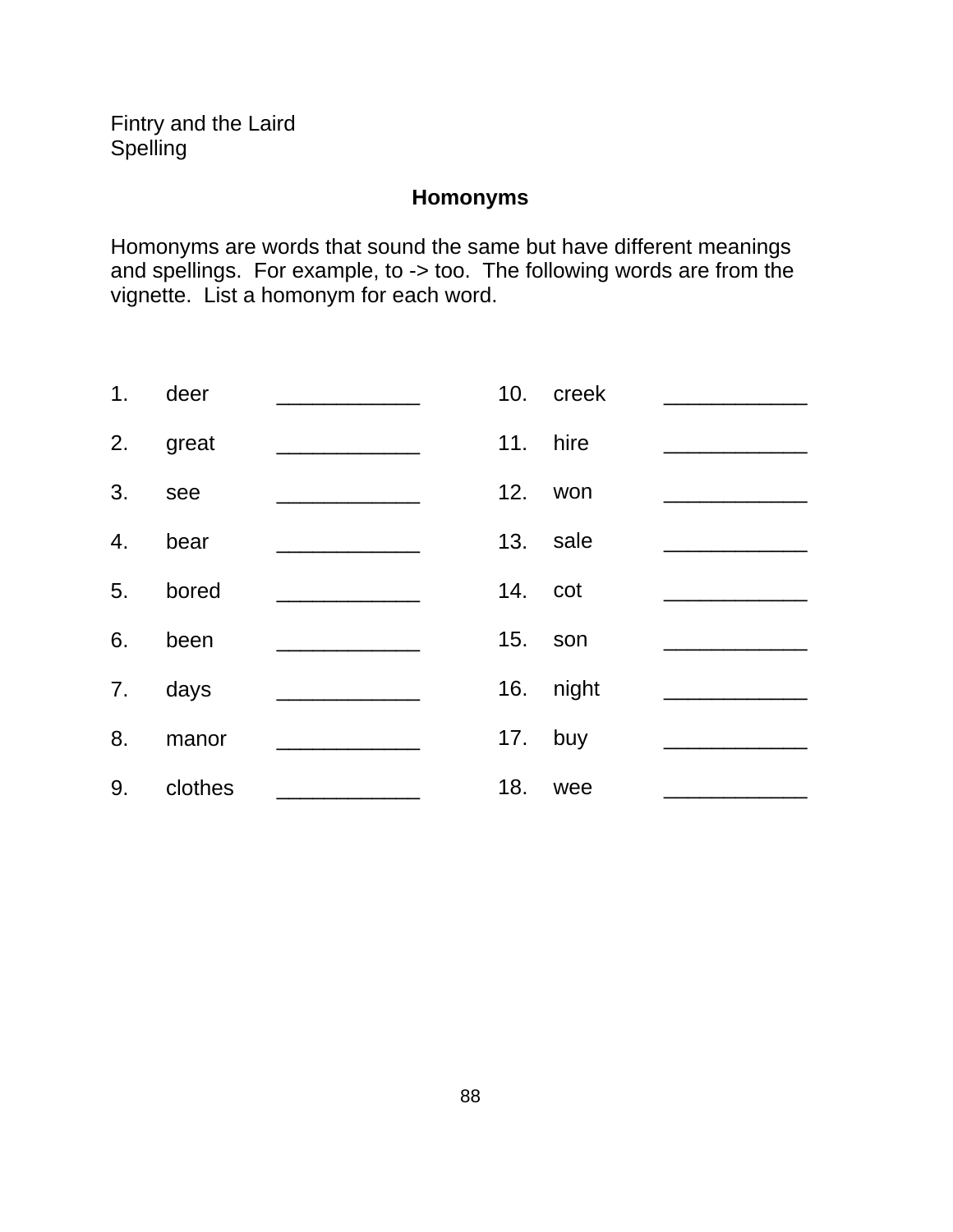Fintry and the Laird
Spelling

## Homonyms

Homonyms are words that sound the same but have different meanings and spellings.  For example, to -> too.  The following words are from the vignette.  List a homonym for each word.

1. deer ____________
2. great ____________
3. see ____________
4. bear ____________
5. bored ____________
6. been ____________
7. days ____________
8. manor ____________
9. clothes ____________
10. creek ____________
11. hire ____________
12. won ____________
13. sale ____________
14. cot ____________
15. son ____________
16. night ____________
17. buy ____________
18. wee ____________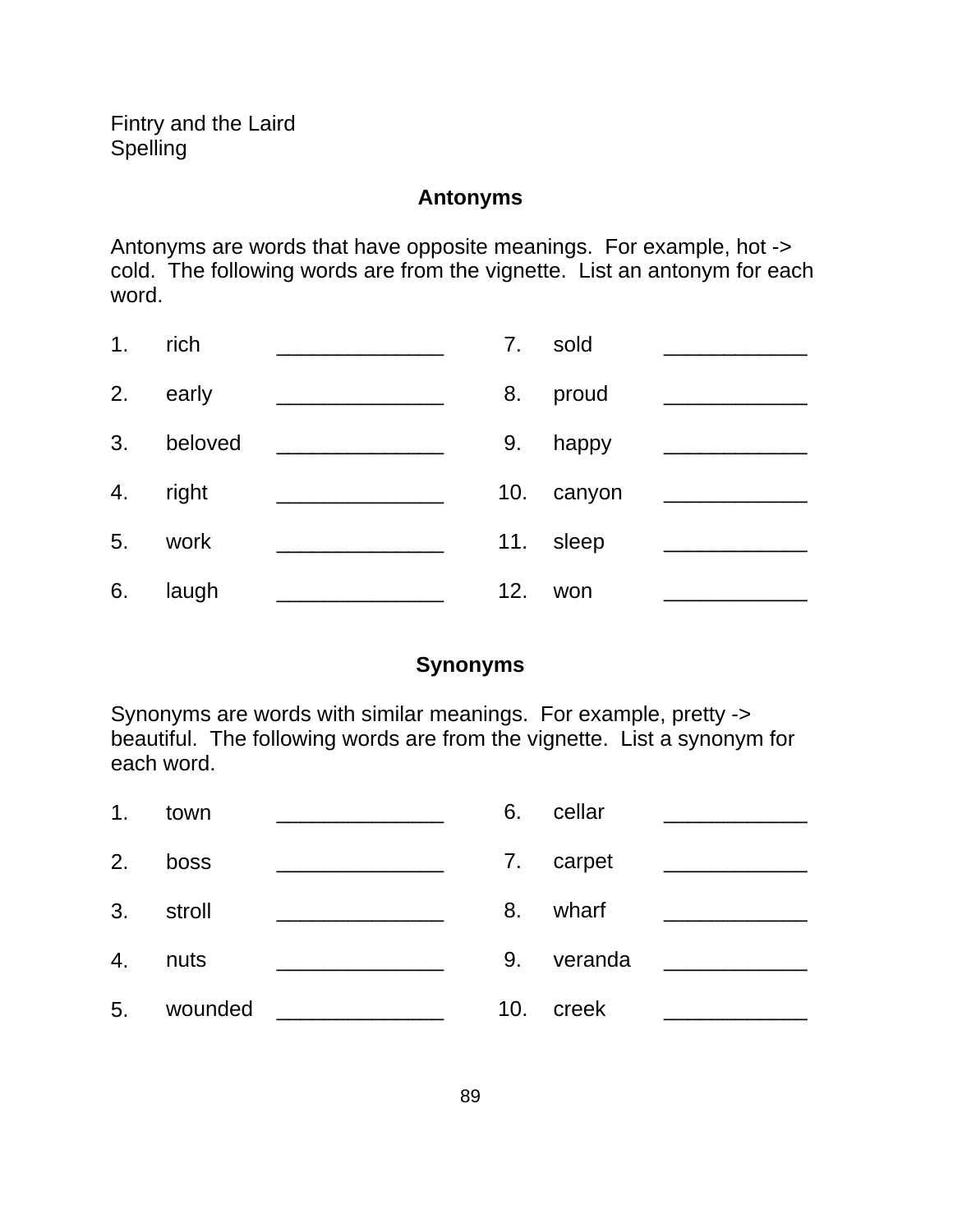Fintry and the Laird
Spelling

## Antonyms

Antonyms are words that have opposite meanings. For example, hot -> cold. The following words are from the vignette. List an antonym for each word.

1. rich ______________
2. early ______________
3. beloved ______________
4. right ______________
5. work ______________
6. laugh ______________
7. sold ____________
8. proud ____________
9. happy ____________
10. canyon ____________
11. sleep ____________
12. won ____________

## Synonyms

Synonyms are words with similar meanings. For example, pretty -> beautiful. The following words are from the vignette. List a synonym for each word.

1. town ______________
2. boss ______________
3. stroll ______________
4. nuts ______________
5. wounded ______________
6. cellar ____________
7. carpet ____________
8. wharf ____________
9. veranda ____________
10. creek ____________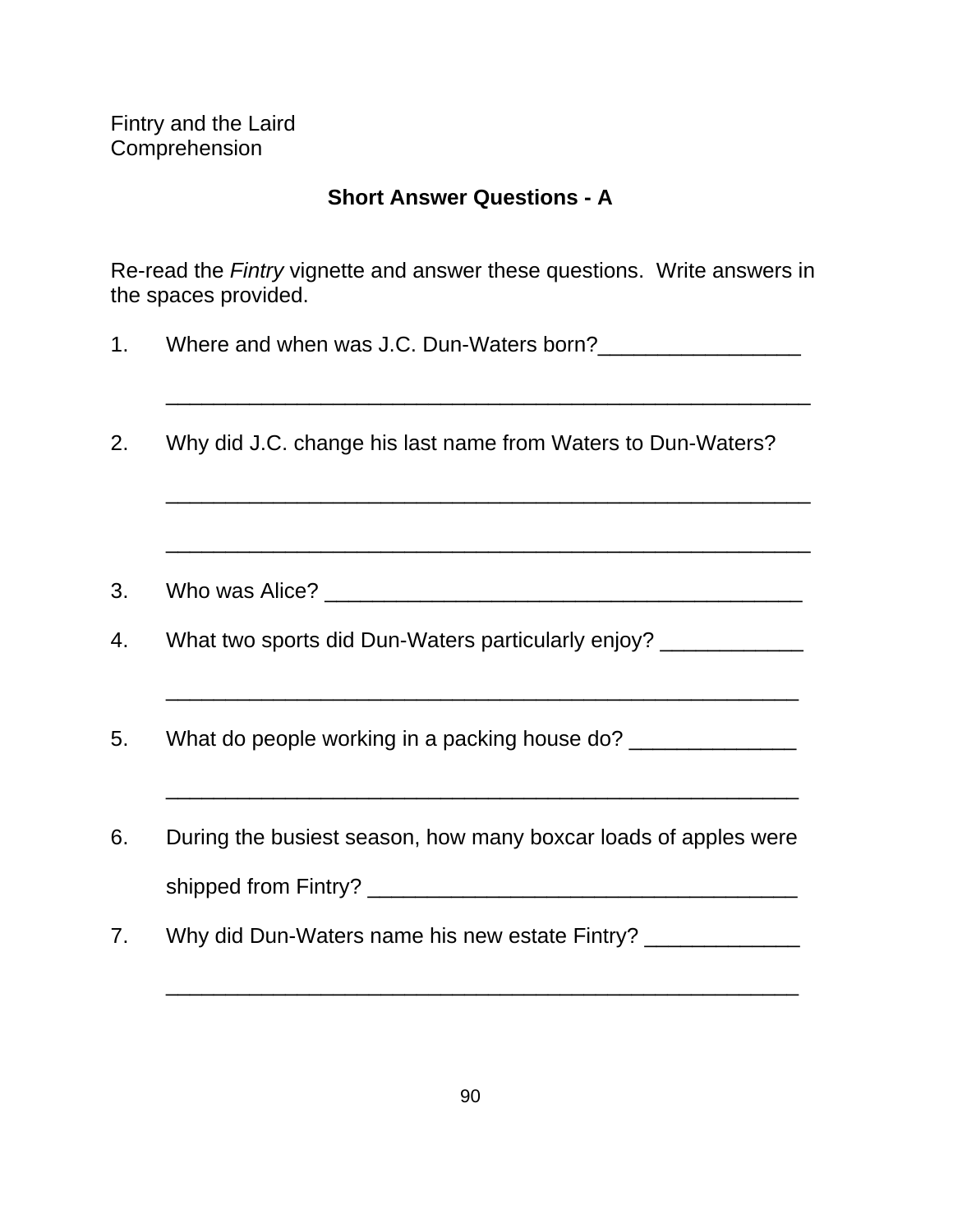Fintry and the Laird
Comprehension

## Short Answer Questions - A

Re-read the *Fintry* vignette and answer these questions. Write answers in the spaces provided.

1. Where and when was J.C. Dun-Waters born?_________________

   ______________________________________________________

2. Why did J.C. change his last name from Waters to Dun-Waters?

   ______________________________________________________

   ______________________________________________________

3. Who was Alice? ________________________________________

4. What two sports did Dun-Waters particularly enjoy? ____________

   ______________________________________________________

5. What do people working in a packing house do? ______________

   ______________________________________________________

6. During the busiest season, how many boxcar loads of apples were shipped from Fintry? ___________________________________

7. Why did Dun-Waters name his new estate Fintry? _____________

   ______________________________________________________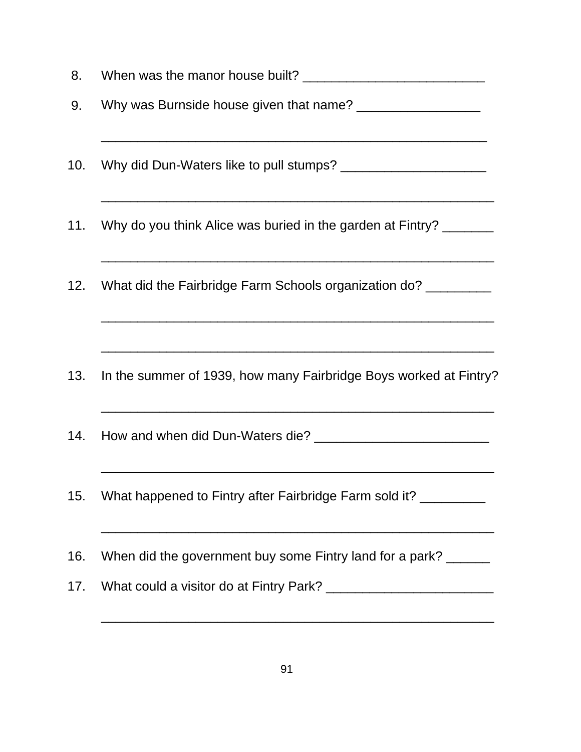8. When was the manor house built? ________________________

9. Why was Burnside house given that name? _________________

 ____________________________________________________

10. Why did Dun-Waters like to pull stumps? ____________________

 ____________________________________________________

11. Why do you think Alice was buried in the garden at Fintry? _______

 ____________________________________________________

12. What did the Fairbridge Farm Schools organization do? _________

 ____________________________________________________

 ____________________________________________________

13. In the summer of 1939, how many Fairbridge Boys worked at Fintry?

 ____________________________________________________

14. How and when did Dun-Waters die? ________________________

 ____________________________________________________

15. What happened to Fintry after Fairbridge Farm sold it? _________

 ____________________________________________________

16. When did the government buy some Fintry land for a park? ______

17. What could a visitor do at Fintry Park? _______________________

 ____________________________________________________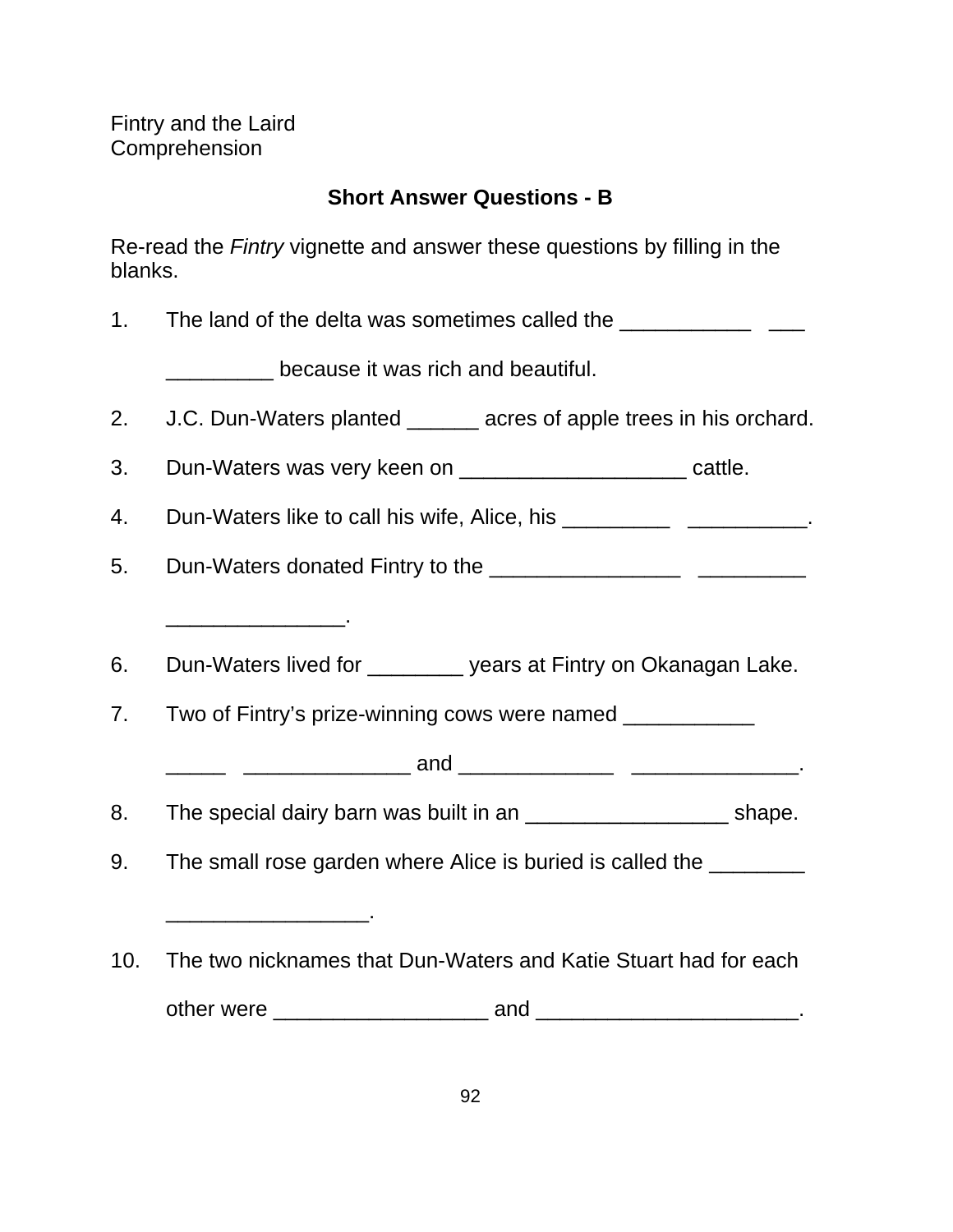Fintry and the Laird
Comprehension

## Short Answer Questions - B

Re-read the *Fintry* vignette and answer these questions by filling in the blanks.

1. The land of the delta was sometimes called the ___________ ___ _________ because it was rich and beautiful.

2. J.C. Dun-Waters planted ______ acres of apple trees in his orchard.

3. Dun-Waters was very keen on ___________________ cattle.

4. Dun-Waters like to call his wife, Alice, his _________ __________.

5. Dun-Waters donated Fintry to the ________________ _________ _______________.

6. Dun-Waters lived for ________ years at Fintry on Okanagan Lake.

7. Two of Fintry's prize-winning cows were named ___________ _____ ______________ and _____________ ______________.

8. The special dairy barn was built in an _________________ shape.

9. The small rose garden where Alice is buried is called the ________ _________________.

10. The two nicknames that Dun-Waters and Katie Stuart had for each other were __________________ and ______________________.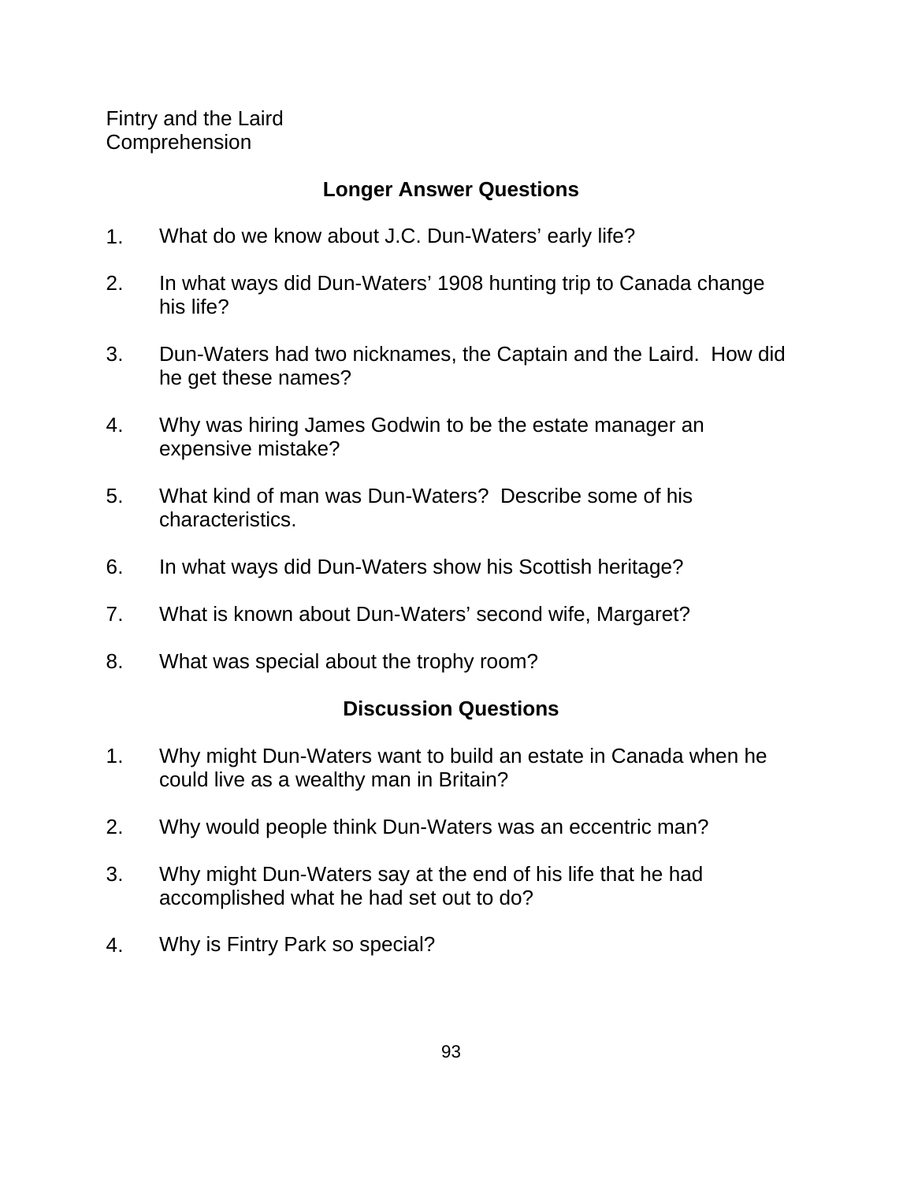Fintry and the Laird
Comprehension

## Longer Answer Questions

1. What do we know about J.C. Dun-Waters' early life?

2. In what ways did Dun-Waters' 1908 hunting trip to Canada change his life?

3. Dun-Waters had two nicknames, the Captain and the Laird. How did he get these names?

4. Why was hiring James Godwin to be the estate manager an expensive mistake?

5. What kind of man was Dun-Waters? Describe some of his characteristics.

6. In what ways did Dun-Waters show his Scottish heritage?

7. What is known about Dun-Waters' second wife, Margaret?

8. What was special about the trophy room?

## Discussion Questions

1. Why might Dun-Waters want to build an estate in Canada when he could live as a wealthy man in Britain?

2. Why would people think Dun-Waters was an eccentric man?

3. Why might Dun-Waters say at the end of his life that he had accomplished what he had set out to do?

4. Why is Fintry Park so special?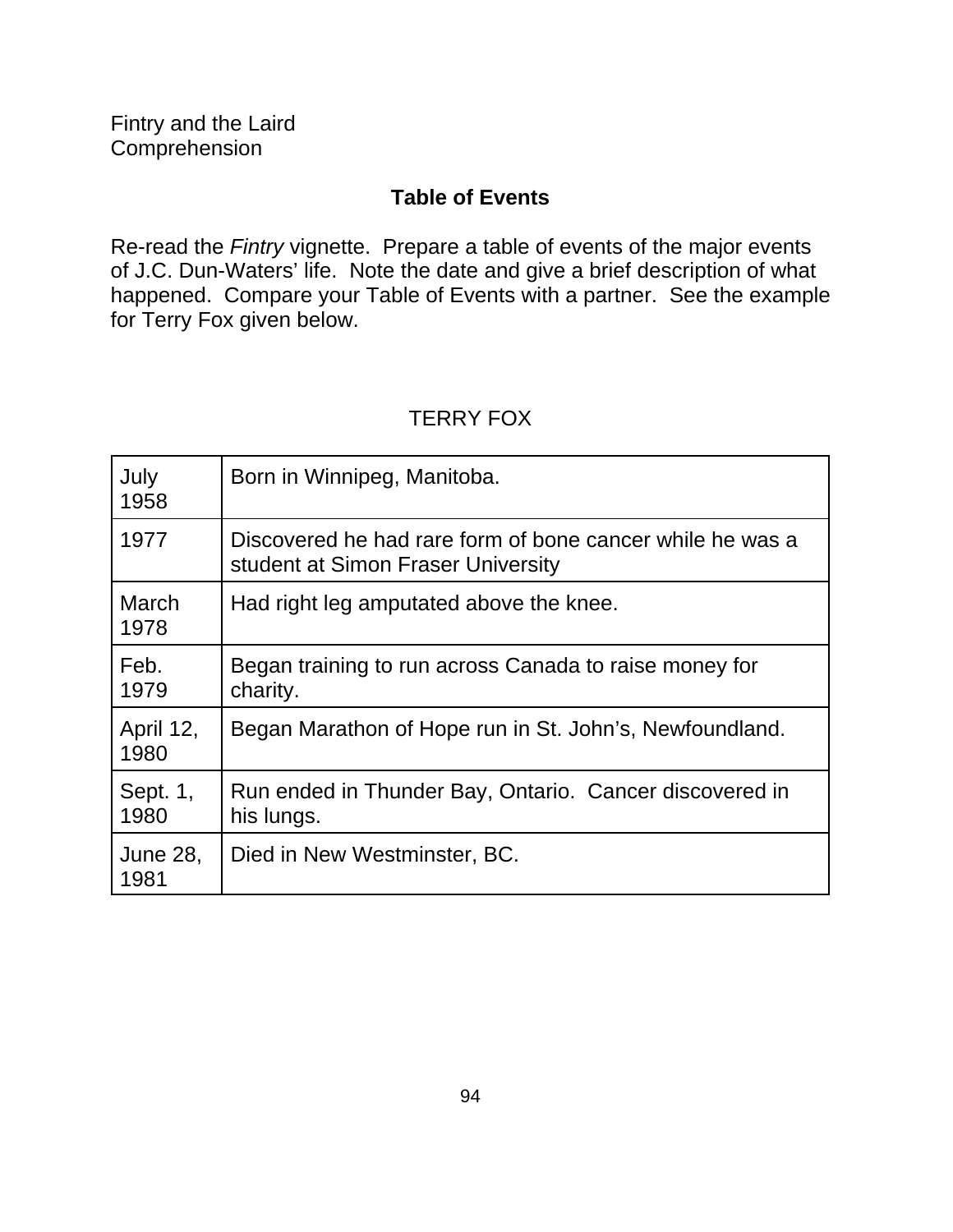Fintry and the Laird
Comprehension

## Table of Events

Re-read the *Fintry* vignette. Prepare a table of events of the major events of J.C. Dun-Waters' life. Note the date and give a brief description of what happened. Compare your Table of Events with a partner. See the example for Terry Fox given below.

TERRY FOX

| | |
|---|---|
| July 1958 | Born in Winnipeg, Manitoba. |
| 1977 | Discovered he had rare form of bone cancer while he was a student at Simon Fraser University |
| March 1978 | Had right leg amputated above the knee. |
| Feb. 1979 | Began training to run across Canada to raise money for charity. |
| April 12, 1980 | Began Marathon of Hope run in St. John's, Newfoundland. |
| Sept. 1, 1980 | Run ended in Thunder Bay, Ontario. Cancer discovered in his lungs. |
| June 28, 1981 | Died in New Westminster, BC. |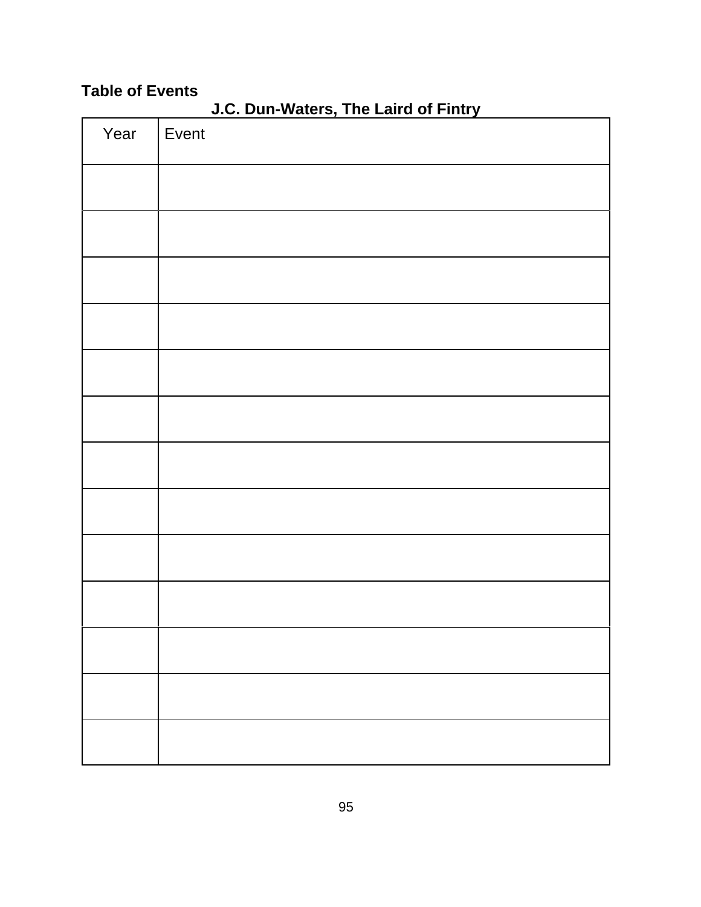**Table of Events**

**J.C. Dun-Waters, The Laird of Fintry**

| Year | Event |
|---|---|
| | |
| | |
| | |
| | |
| | |
| | |
| | |
| | |
| | |
| | |
| | |
| | |
| | |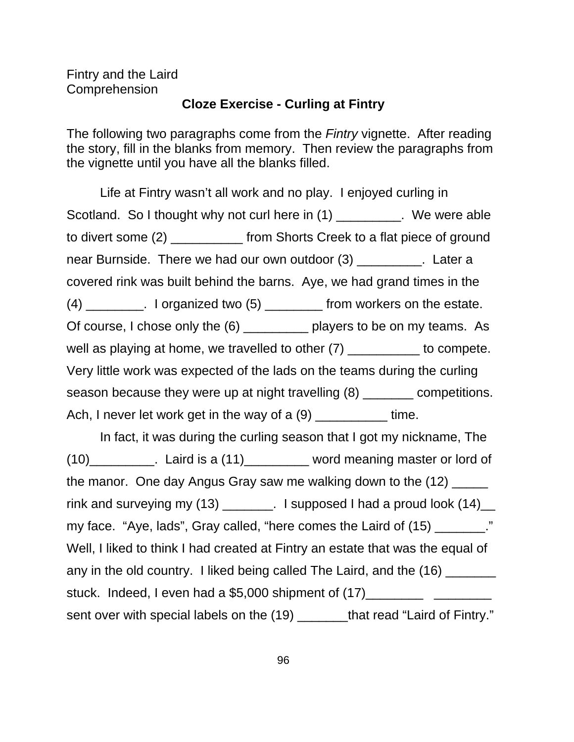Fintry and the Laird
Comprehension

## Cloze Exercise - Curling at Fintry

The following two paragraphs come from the *Fintry* vignette. After reading the story, fill in the blanks from memory. Then review the paragraphs from the vignette until you have all the blanks filled.

Life at Fintry wasn't all work and no play. I enjoyed curling in Scotland. So I thought why not curl here in (1) _________. We were able to divert some (2) __________ from Shorts Creek to a flat piece of ground near Burnside. There we had our own outdoor (3) _________. Later a covered rink was built behind the barns. Aye, we had grand times in the (4) ________. I organized two (5) ________ from workers on the estate. Of course, I chose only the (6) _________ players to be on my teams. As well as playing at home, we travelled to other (7) __________ to compete. Very little work was expected of the lads on the teams during the curling season because they were up at night travelling (8) _______ competitions. Ach, I never let work get in the way of a (9) __________ time.

In fact, it was during the curling season that I got my nickname, The (10)_________. Laird is a (11)_________ word meaning master or lord of the manor. One day Angus Gray saw me walking down to the (12) _____ rink and surveying my (13) _______. I supposed I had a proud look (14)__ my face. "Aye, lads", Gray called, "here comes the Laird of (15) _______." Well, I liked to think I had created at Fintry an estate that was the equal of any in the old country. I liked being called The Laird, and the (16) _______ stuck. Indeed, I even had a $5,000 shipment of (17)________ ________ sent over with special labels on the (19) _______that read "Laird of Fintry."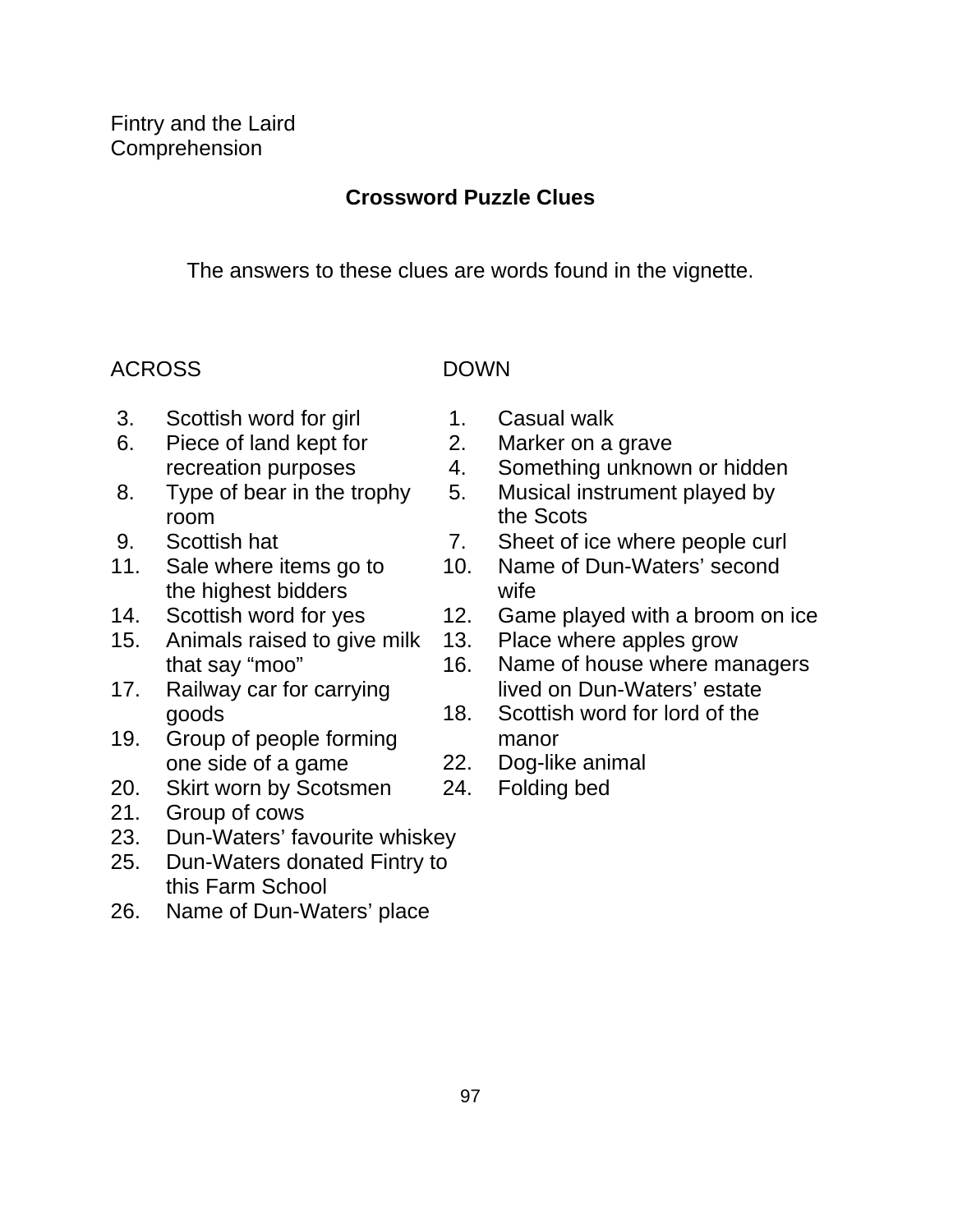Fintry and the Laird
Comprehension

## Crossword Puzzle Clues

The answers to these clues are words found in the vignette.

### ACROSS

3. Scottish word for girl
6. Piece of land kept for recreation purposes
8. Type of bear in the trophy room
9. Scottish hat
11. Sale where items go to the highest bidders
14. Scottish word for yes
15. Animals raised to give milk that say "moo"
17. Railway car for carrying goods
19. Group of people forming one side of a game
20. Skirt worn by Scotsmen
21. Group of cows
23. Dun-Waters' favourite whiskey
25. Dun-Waters donated Fintry to this Farm School
26. Name of Dun-Waters' place

### DOWN

1. Casual walk
2. Marker on a grave
4. Something unknown or hidden
5. Musical instrument played by the Scots
7. Sheet of ice where people curl
10. Name of Dun-Waters' second wife
12. Game played with a broom on ice
13. Place where apples grow
16. Name of house where managers lived on Dun-Waters' estate
18. Scottish word for lord of the manor
22. Dog-like animal
24. Folding bed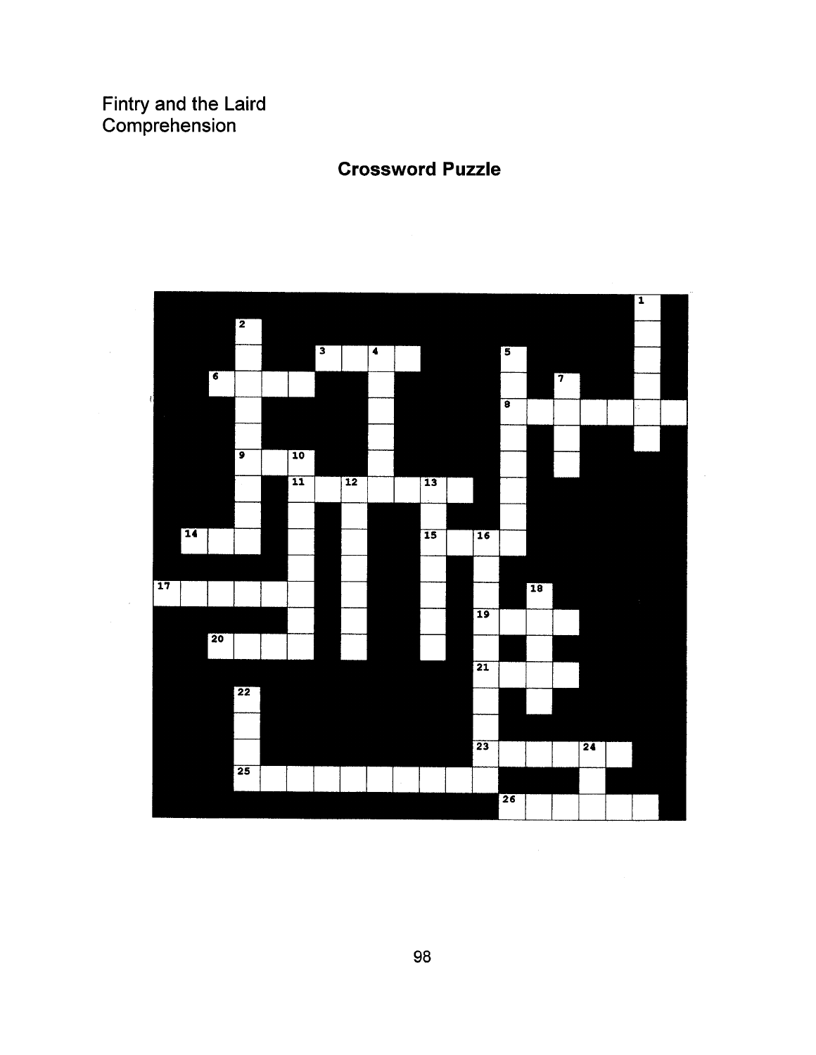Fintry and the Laird
Comprehension

## Crossword Puzzle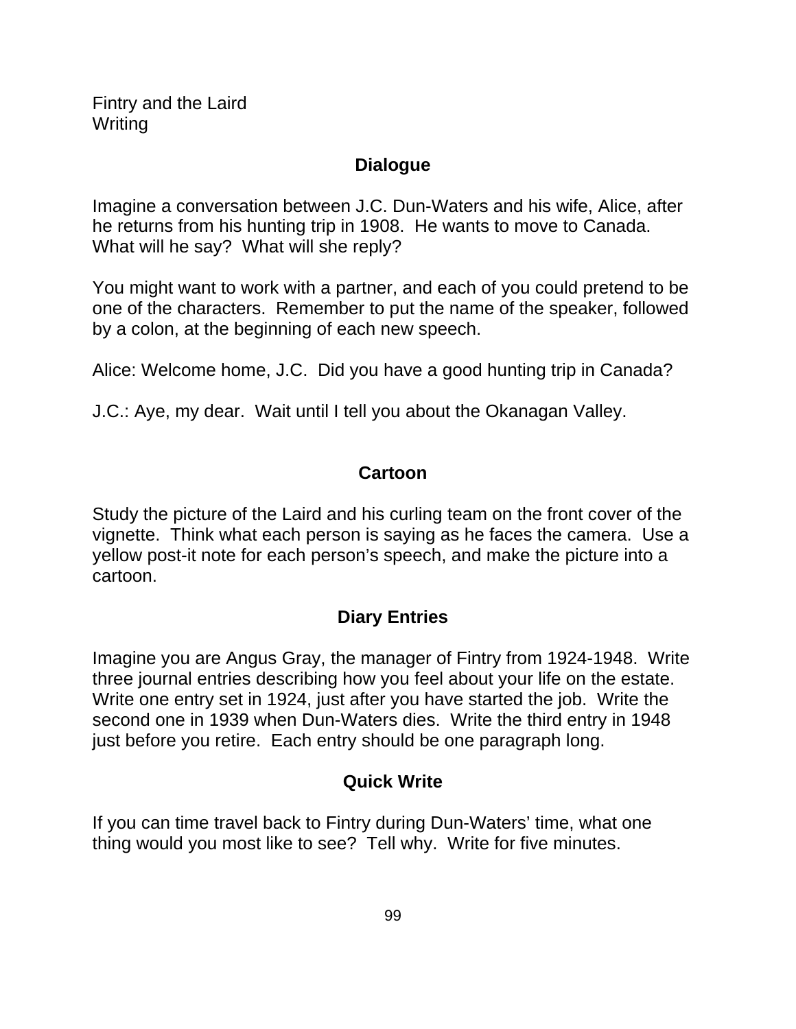Fintry and the Laird
Writing

## Dialogue

Imagine a conversation between J.C. Dun-Waters and his wife, Alice, after he returns from his hunting trip in 1908. He wants to move to Canada. What will he say? What will she reply?

You might want to work with a partner, and each of you could pretend to be one of the characters. Remember to put the name of the speaker, followed by a colon, at the beginning of each new speech.

Alice: Welcome home, J.C. Did you have a good hunting trip in Canada?

J.C.: Aye, my dear. Wait until I tell you about the Okanagan Valley.

## Cartoon

Study the picture of the Laird and his curling team on the front cover of the vignette. Think what each person is saying as he faces the camera. Use a yellow post-it note for each person's speech, and make the picture into a cartoon.

## Diary Entries

Imagine you are Angus Gray, the manager of Fintry from 1924-1948. Write three journal entries describing how you feel about your life on the estate. Write one entry set in 1924, just after you have started the job. Write the second one in 1939 when Dun-Waters dies. Write the third entry in 1948 just before you retire. Each entry should be one paragraph long.

## Quick Write

If you can time travel back to Fintry during Dun-Waters' time, what one thing would you most like to see? Tell why. Write for five minutes.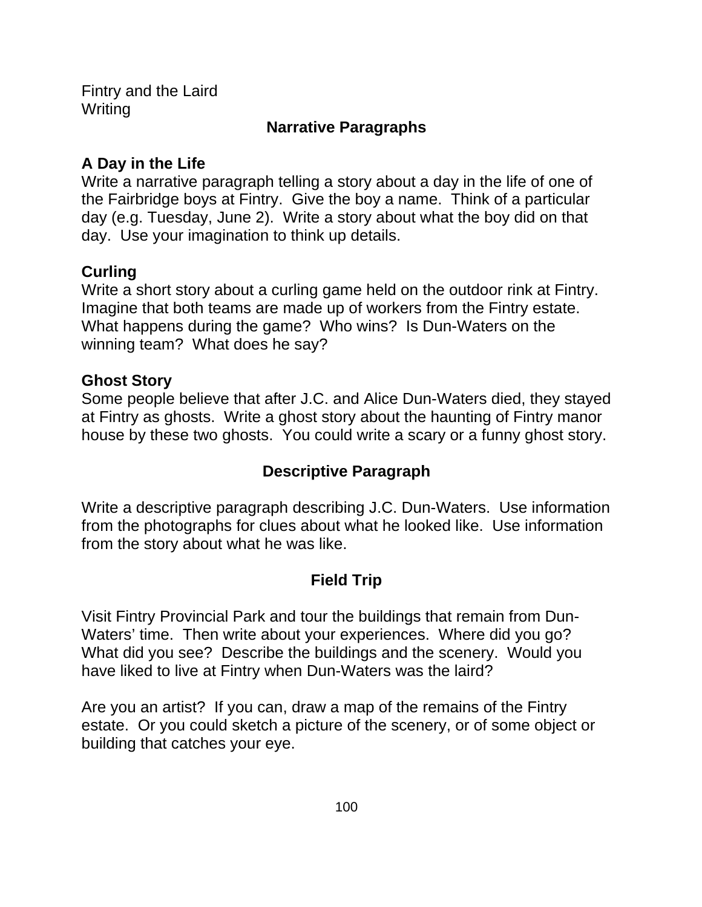Fintry and the Laird
Writing

## Narrative Paragraphs

### A Day in the Life

Write a narrative paragraph telling a story about a day in the life of one of the Fairbridge boys at Fintry. Give the boy a name. Think of a particular day (e.g. Tuesday, June 2). Write a story about what the boy did on that day. Use your imagination to think up details.

### Curling

Write a short story about a curling game held on the outdoor rink at Fintry. Imagine that both teams are made up of workers from the Fintry estate. What happens during the game? Who wins? Is Dun-Waters on the winning team? What does he say?

### Ghost Story

Some people believe that after J.C. and Alice Dun-Waters died, they stayed at Fintry as ghosts. Write a ghost story about the haunting of Fintry manor house by these two ghosts. You could write a scary or a funny ghost story.

## Descriptive Paragraph

Write a descriptive paragraph describing J.C. Dun-Waters. Use information from the photographs for clues about what he looked like. Use information from the story about what he was like.

## Field Trip

Visit Fintry Provincial Park and tour the buildings that remain from Dun-Waters' time. Then write about your experiences. Where did you go? What did you see? Describe the buildings and the scenery. Would you have liked to live at Fintry when Dun-Waters was the laird?

Are you an artist? If you can, draw a map of the remains of the Fintry estate. Or you could sketch a picture of the scenery, or of some object or building that catches your eye.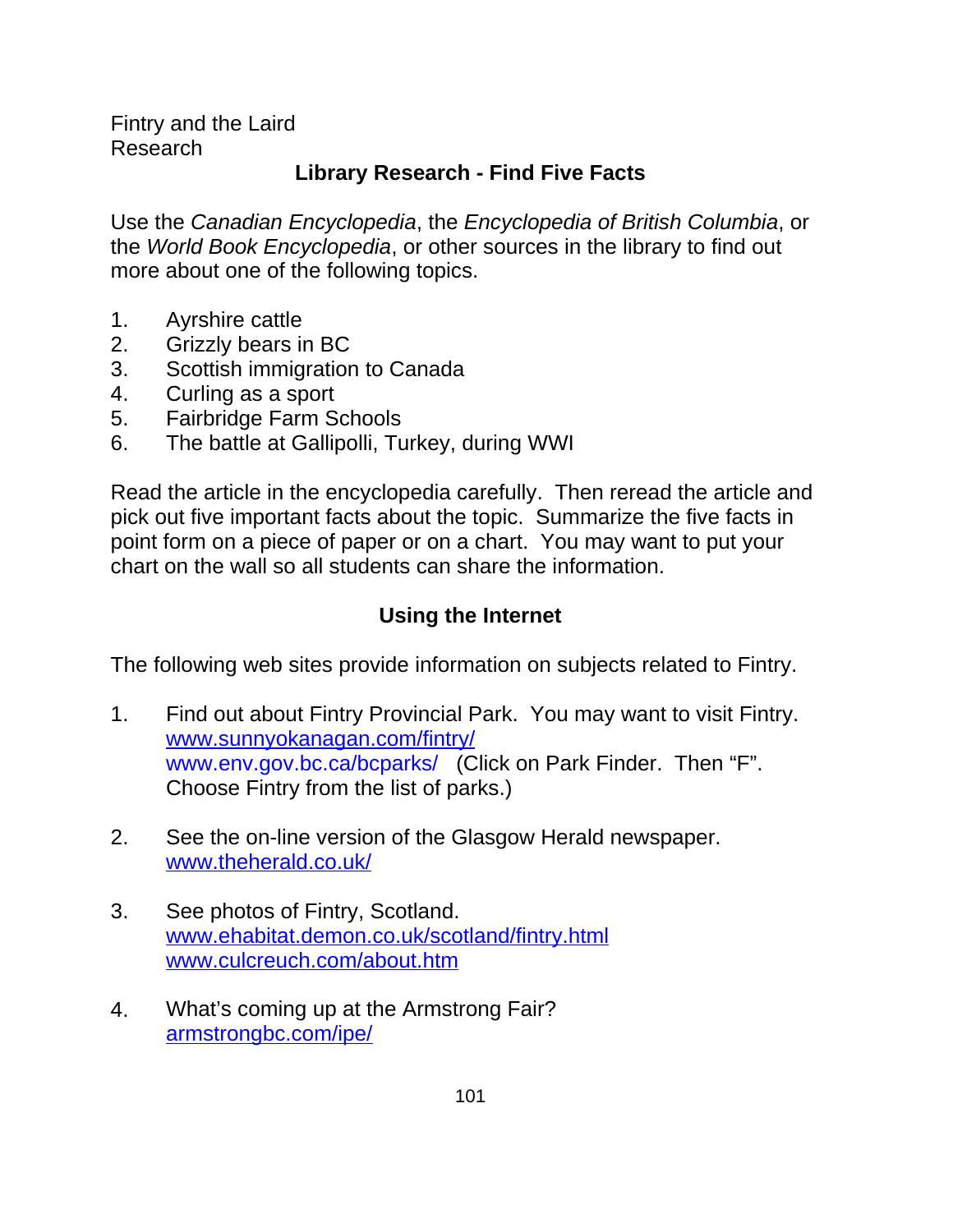Fintry and the Laird
Research

## Library Research - Find Five Facts

Use the *Canadian Encyclopedia*, the *Encyclopedia of British Columbia*, or the *World Book Encyclopedia*, or other sources in the library to find out more about one of the following topics.

1. Ayrshire cattle
2. Grizzly bears in BC
3. Scottish immigration to Canada
4. Curling as a sport
5. Fairbridge Farm Schools
6. The battle at Gallipolli, Turkey, during WWI

Read the article in the encyclopedia carefully. Then reread the article and pick out five important facts about the topic. Summarize the five facts in point form on a piece of paper or on a chart. You may want to put your chart on the wall so all students can share the information.

## Using the Internet

The following web sites provide information on subjects related to Fintry.

1. Find out about Fintry Provincial Park. You may want to visit Fintry.
   www.sunnyokanagan.com/fintry/
   www.env.gov.bc.ca/bcparks/ (Click on Park Finder. Then "F". Choose Fintry from the list of parks.)

2. See the on-line version of the Glasgow Herald newspaper.
   www.theherald.co.uk/

3. See photos of Fintry, Scotland.
   www.ehabitat.demon.co.uk/scotland/fintry.html
   www.culcreuch.com/about.htm

4. What's coming up at the Armstrong Fair?
   armstrongbc.com/ipe/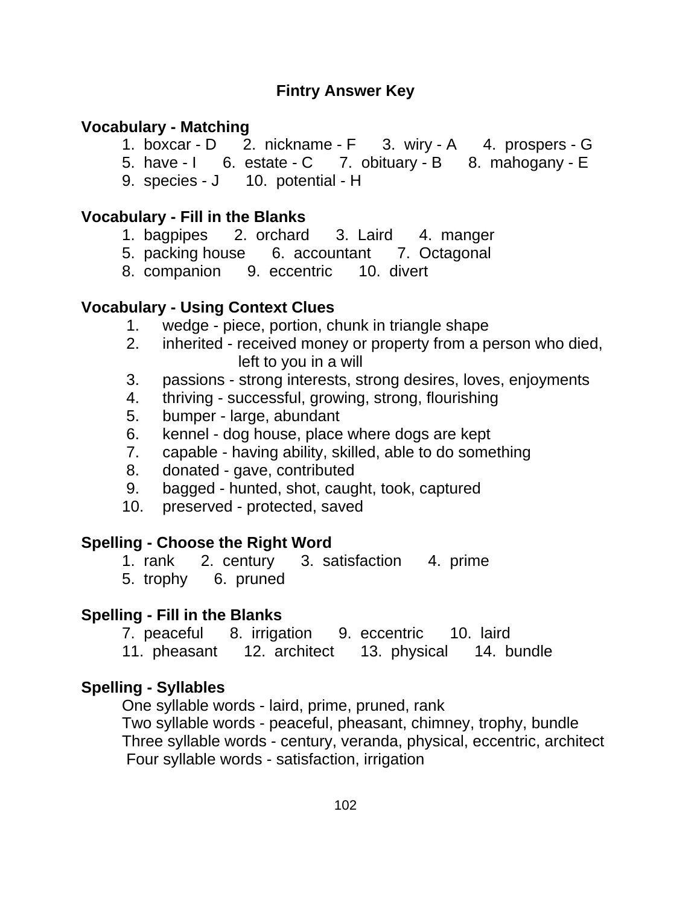# Fintry Answer Key

## Vocabulary - Matching

1. boxcar - D  2. nickname - F  3. wiry - A  4. prospers - G
5. have - I  6. estate - C  7. obituary - B  8. mahogany - E
9. species - J  10. potential - H

## Vocabulary - Fill in the Blanks

1. bagpipes  2. orchard  3. Laird  4. manger
5. packing house  6. accountant  7. Octagonal
8. companion  9. eccentric  10. divert

## Vocabulary - Using Context Clues

1. wedge - piece, portion, chunk in triangle shape
2. inherited - received money or property from a person who died, left to you in a will
3. passions - strong interests, strong desires, loves, enjoyments
4. thriving - successful, growing, strong, flourishing
5. bumper - large, abundant
6. kennel - dog house, place where dogs are kept
7. capable - having ability, skilled, able to do something
8. donated - gave, contributed
9. bagged - hunted, shot, caught, took, captured
10. preserved - protected, saved

## Spelling - Choose the Right Word

1. rank  2. century  3. satisfaction  4. prime
5. trophy  6. pruned

## Spelling - Fill in the Blanks

7. peaceful  8. irrigation  9. eccentric  10. laird
11. pheasant  12. architect  13. physical  14. bundle

## Spelling - Syllables

One syllable words - laird, prime, pruned, rank
Two syllable words - peaceful, pheasant, chimney, trophy, bundle
Three syllable words - century, veranda, physical, eccentric, architect
Four syllable words - satisfaction, irrigation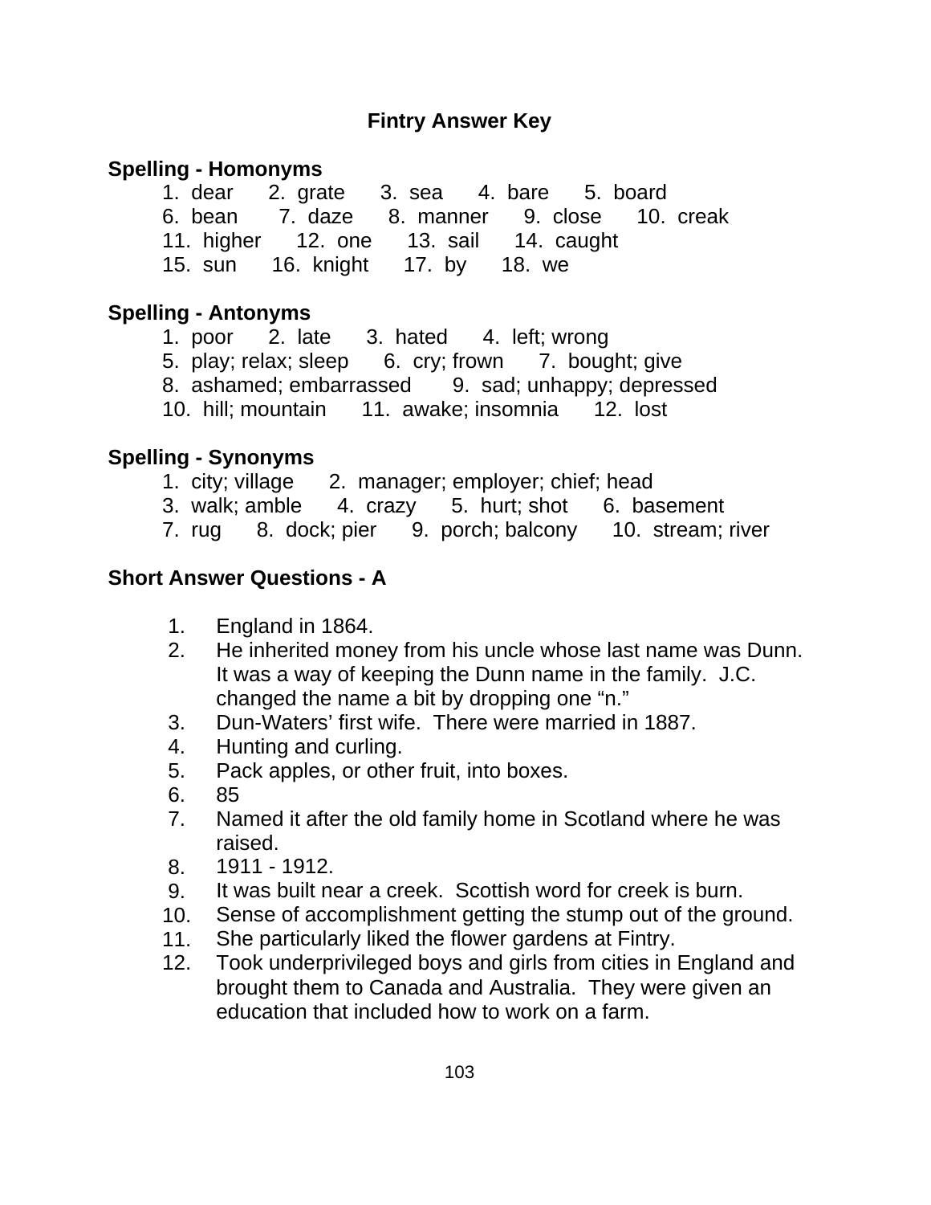# Fintry Answer Key

## Spelling - Homonyms

1. dear   2. grate   3. sea   4. bare   5. board
6. bean   7. daze   8. manner   9. close   10. creak
11. higher   12. one   13. sail   14. caught
15. sun   16. knight   17. by   18. we

## Spelling - Antonyms

1. poor   2. late   3. hated   4. left; wrong
5. play; relax; sleep   6. cry; frown   7. bought; give
8. ashamed; embarrassed   9. sad; unhappy; depressed
10. hill; mountain   11. awake; insomnia   12. lost

## Spelling - Synonyms

1. city; village   2. manager; employer; chief; head
3. walk; amble   4. crazy   5. hurt; shot   6. basement
7. rug   8. dock; pier   9. porch; balcony   10. stream; river

## Short Answer Questions - A

1. England in 1864.
2. He inherited money from his uncle whose last name was Dunn. It was a way of keeping the Dunn name in the family. J.C. changed the name a bit by dropping one "n."
3. Dun-Waters' first wife. There were married in 1887.
4. Hunting and curling.
5. Pack apples, or other fruit, into boxes.
6. 85
7. Named it after the old family home in Scotland where he was raised.
8. 1911 - 1912.
9. It was built near a creek. Scottish word for creek is burn.
10. Sense of accomplishment getting the stump out of the ground.
11. She particularly liked the flower gardens at Fintry.
12. Took underprivileged boys and girls from cities in England and brought them to Canada and Australia. They were given an education that included how to work on a farm.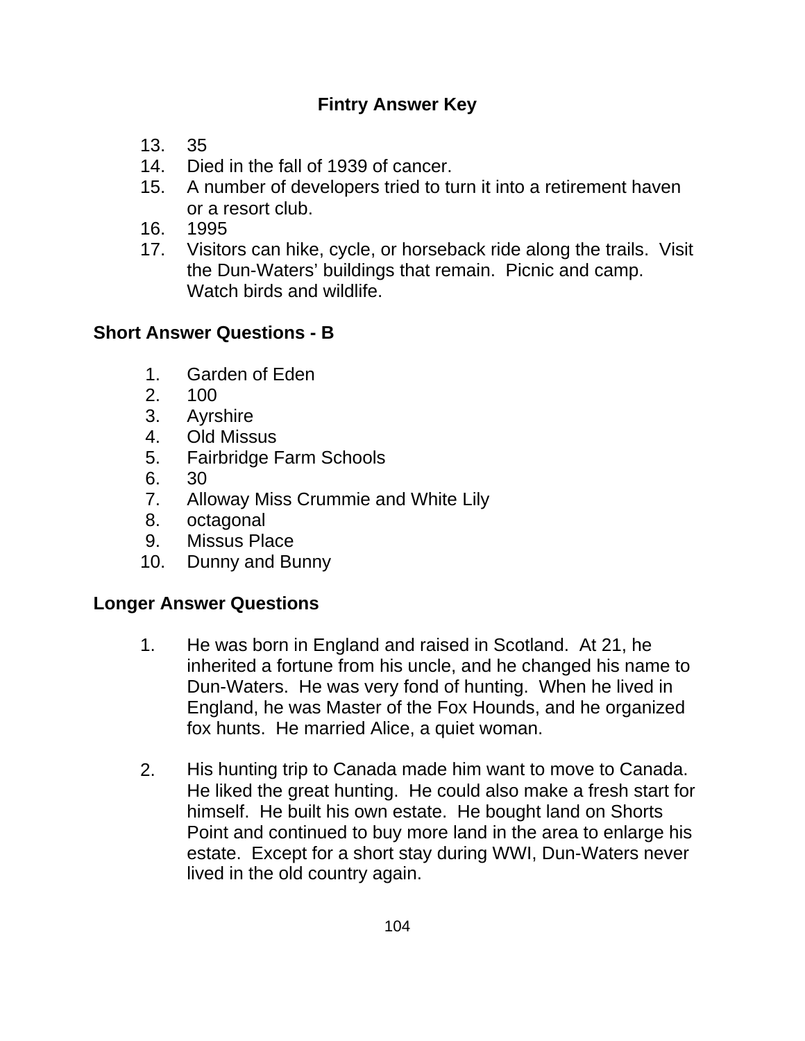# Fintry Answer Key

13. 35
14. Died in the fall of 1939 of cancer.
15. A number of developers tried to turn it into a retirement haven or a resort club.
16. 1995
17. Visitors can hike, cycle, or horseback ride along the trails. Visit the Dun-Waters' buildings that remain. Picnic and camp. Watch birds and wildlife.

## Short Answer Questions - B

1. Garden of Eden
2. 100
3. Ayrshire
4. Old Missus
5. Fairbridge Farm Schools
6. 30
7. Alloway Miss Crummie and White Lily
8. octagonal
9. Missus Place
10. Dunny and Bunny

## Longer Answer Questions

1. He was born in England and raised in Scotland. At 21, he inherited a fortune from his uncle, and he changed his name to Dun-Waters. He was very fond of hunting. When he lived in England, he was Master of the Fox Hounds, and he organized fox hunts. He married Alice, a quiet woman.

2. His hunting trip to Canada made him want to move to Canada. He liked the great hunting. He could also make a fresh start for himself. He built his own estate. He bought land on Shorts Point and continued to buy more land in the area to enlarge his estate. Except for a short stay during WWI, Dun-Waters never lived in the old country again.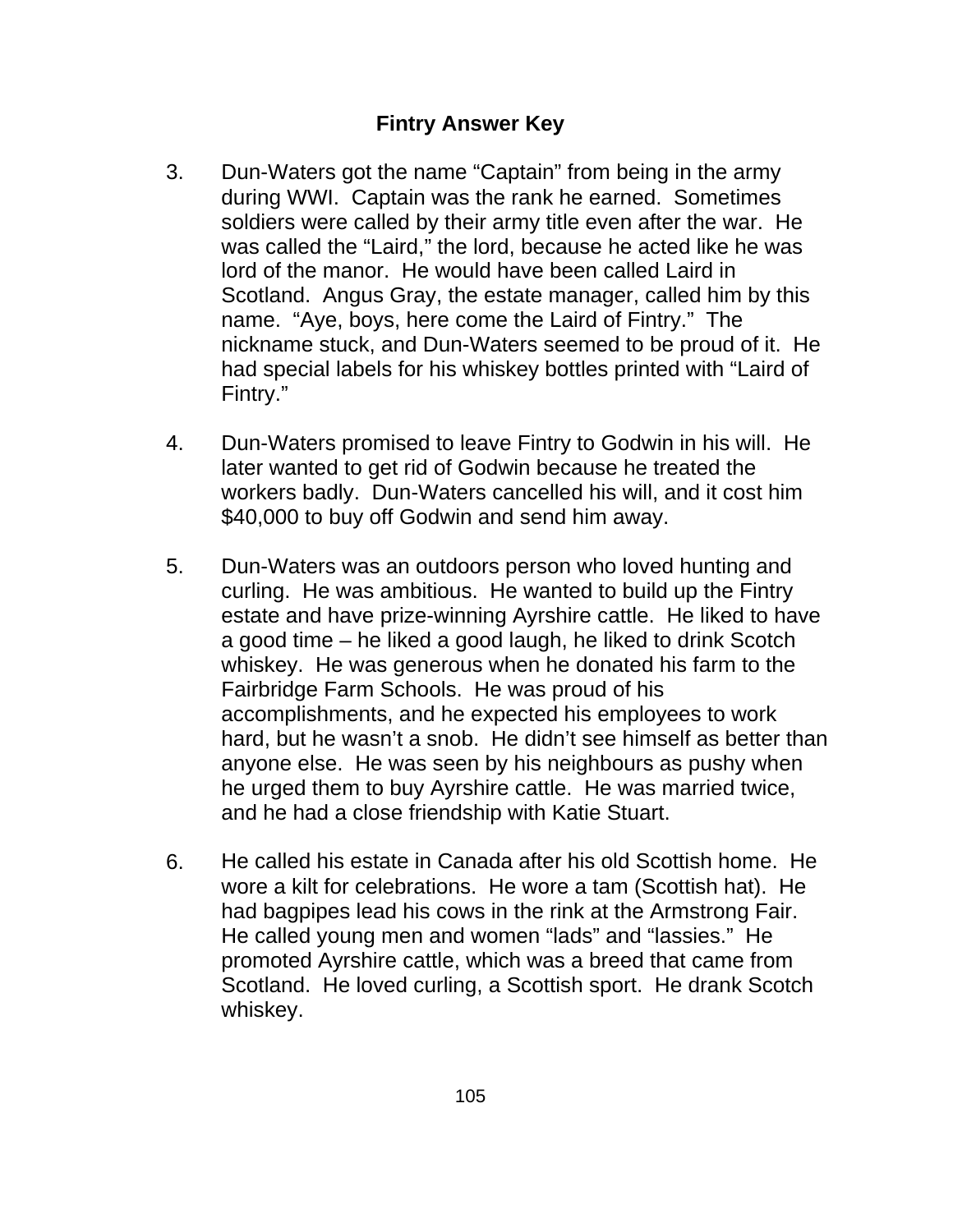## Fintry Answer Key

3. Dun-Waters got the name “Captain” from being in the army during WWI. Captain was the rank he earned. Sometimes soldiers were called by their army title even after the war. He was called the “Laird,” the lord, because he acted like he was lord of the manor. He would have been called Laird in Scotland. Angus Gray, the estate manager, called him by this name. “Aye, boys, here come the Laird of Fintry.” The nickname stuck, and Dun-Waters seemed to be proud of it. He had special labels for his whiskey bottles printed with “Laird of Fintry.”

4. Dun-Waters promised to leave Fintry to Godwin in his will. He later wanted to get rid of Godwin because he treated the workers badly. Dun-Waters cancelled his will, and it cost him $40,000 to buy off Godwin and send him away.

5. Dun-Waters was an outdoors person who loved hunting and curling. He was ambitious. He wanted to build up the Fintry estate and have prize-winning Ayrshire cattle. He liked to have a good time – he liked a good laugh, he liked to drink Scotch whiskey. He was generous when he donated his farm to the Fairbridge Farm Schools. He was proud of his accomplishments, and he expected his employees to work hard, but he wasn’t a snob. He didn’t see himself as better than anyone else. He was seen by his neighbours as pushy when he urged them to buy Ayrshire cattle. He was married twice, and he had a close friendship with Katie Stuart.

6. He called his estate in Canada after his old Scottish home. He wore a kilt for celebrations. He wore a tam (Scottish hat). He had bagpipes lead his cows in the rink at the Armstrong Fair. He called young men and women “lads” and “lassies.” He promoted Ayrshire cattle, which was a breed that came from Scotland. He loved curling, a Scottish sport. He drank Scotch whiskey.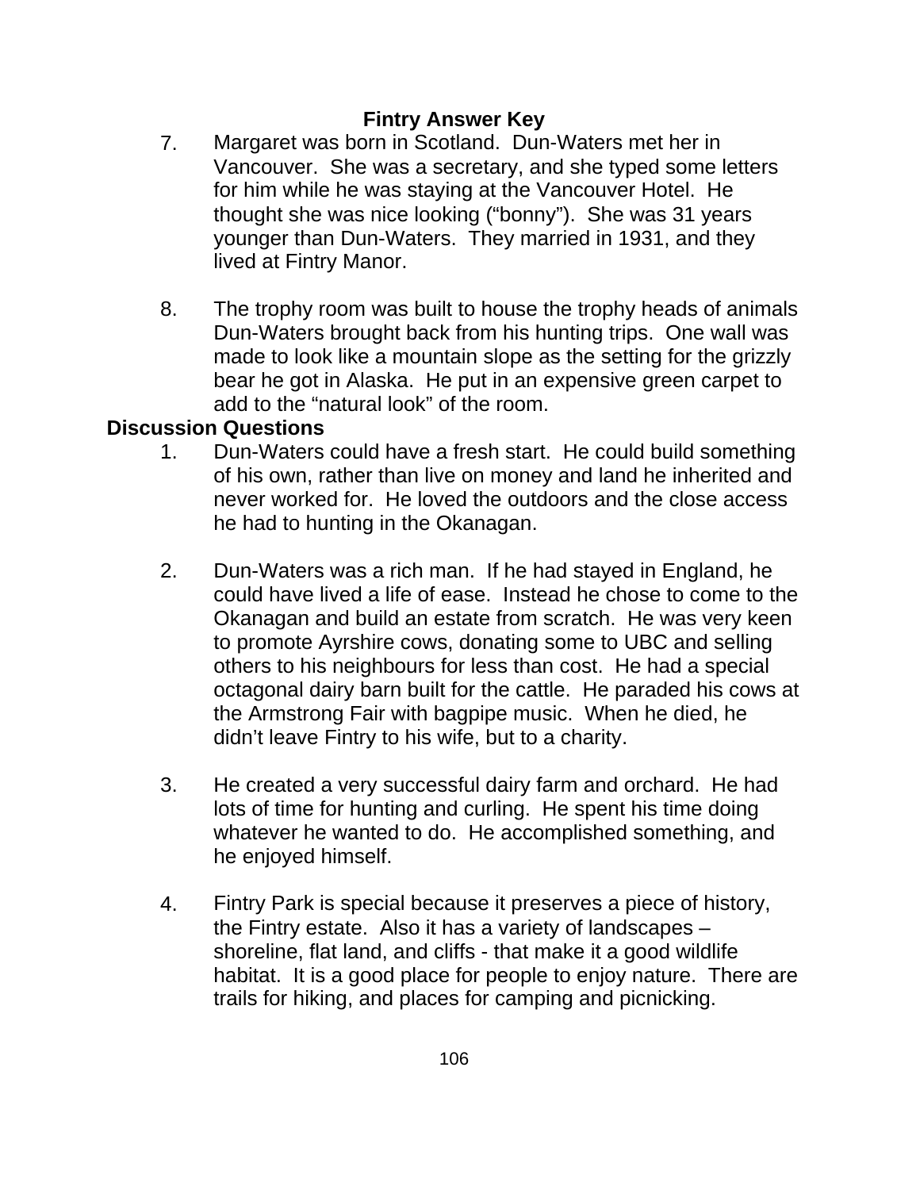## Fintry Answer Key

7. Margaret was born in Scotland. Dun-Waters met her in Vancouver. She was a secretary, and she typed some letters for him while he was staying at the Vancouver Hotel. He thought she was nice looking ("bonny"). She was 31 years younger than Dun-Waters. They married in 1931, and they lived at Fintry Manor.

8. The trophy room was built to house the trophy heads of animals Dun-Waters brought back from his hunting trips. One wall was made to look like a mountain slope as the setting for the grizzly bear he got in Alaska. He put in an expensive green carpet to add to the "natural look" of the room.

**Discussion Questions**

1. Dun-Waters could have a fresh start. He could build something of his own, rather than live on money and land he inherited and never worked for. He loved the outdoors and the close access he had to hunting in the Okanagan.

2. Dun-Waters was a rich man. If he had stayed in England, he could have lived a life of ease. Instead he chose to come to the Okanagan and build an estate from scratch. He was very keen to promote Ayrshire cows, donating some to UBC and selling others to his neighbours for less than cost. He had a special octagonal dairy barn built for the cattle. He paraded his cows at the Armstrong Fair with bagpipe music. When he died, he didn't leave Fintry to his wife, but to a charity.

3. He created a very successful dairy farm and orchard. He had lots of time for hunting and curling. He spent his time doing whatever he wanted to do. He accomplished something, and he enjoyed himself.

4. Fintry Park is special because it preserves a piece of history, the Fintry estate. Also it has a variety of landscapes – shoreline, flat land, and cliffs - that make it a good wildlife habitat. It is a good place for people to enjoy nature. There are trails for hiking, and places for camping and picnicking.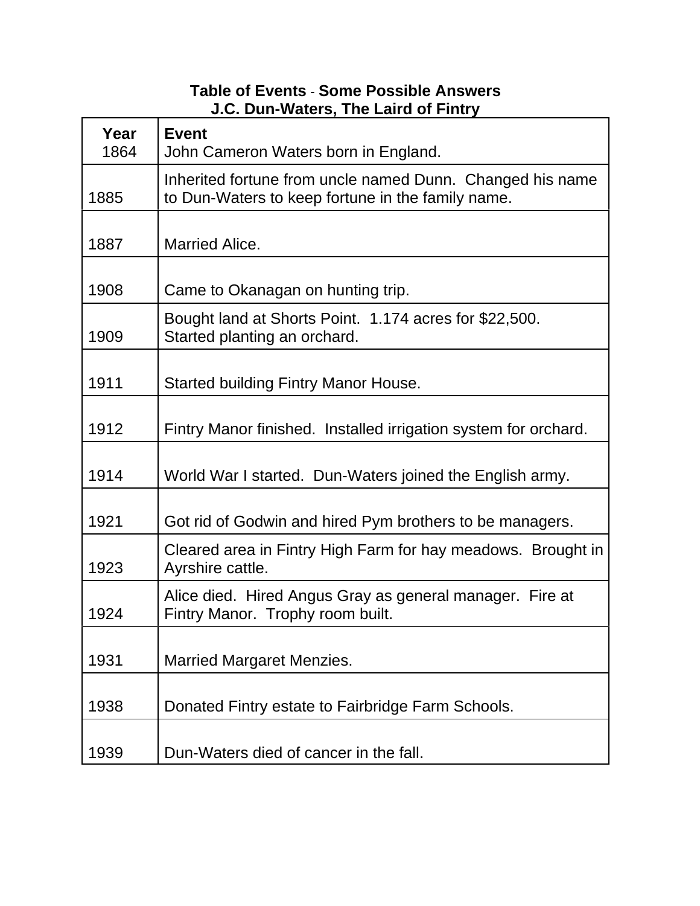**Table of Events - Some Possible Answers**
**J.C. Dun-Waters, The Laird of Fintry**

| Year | Event |
|---|---|
| 1864 | John Cameron Waters born in England. |
| 1885 | Inherited fortune from uncle named Dunn. Changed his name to Dun-Waters to keep fortune in the family name. |
| 1887 | Married Alice. |
| 1908 | Came to Okanagan on hunting trip. |
| 1909 | Bought land at Shorts Point. 1.174 acres for $22,500. Started planting an orchard. |
| 1911 | Started building Fintry Manor House. |
| 1912 | Fintry Manor finished. Installed irrigation system for orchard. |
| 1914 | World War I started. Dun-Waters joined the English army. |
| 1921 | Got rid of Godwin and hired Pym brothers to be managers. |
| 1923 | Cleared area in Fintry High Farm for hay meadows. Brought in Ayrshire cattle. |
| 1924 | Alice died. Hired Angus Gray as general manager. Fire at Fintry Manor. Trophy room built. |
| 1931 | Married Margaret Menzies. |
| 1938 | Donated Fintry estate to Fairbridge Farm Schools. |
| 1939 | Dun-Waters died of cancer in the fall. |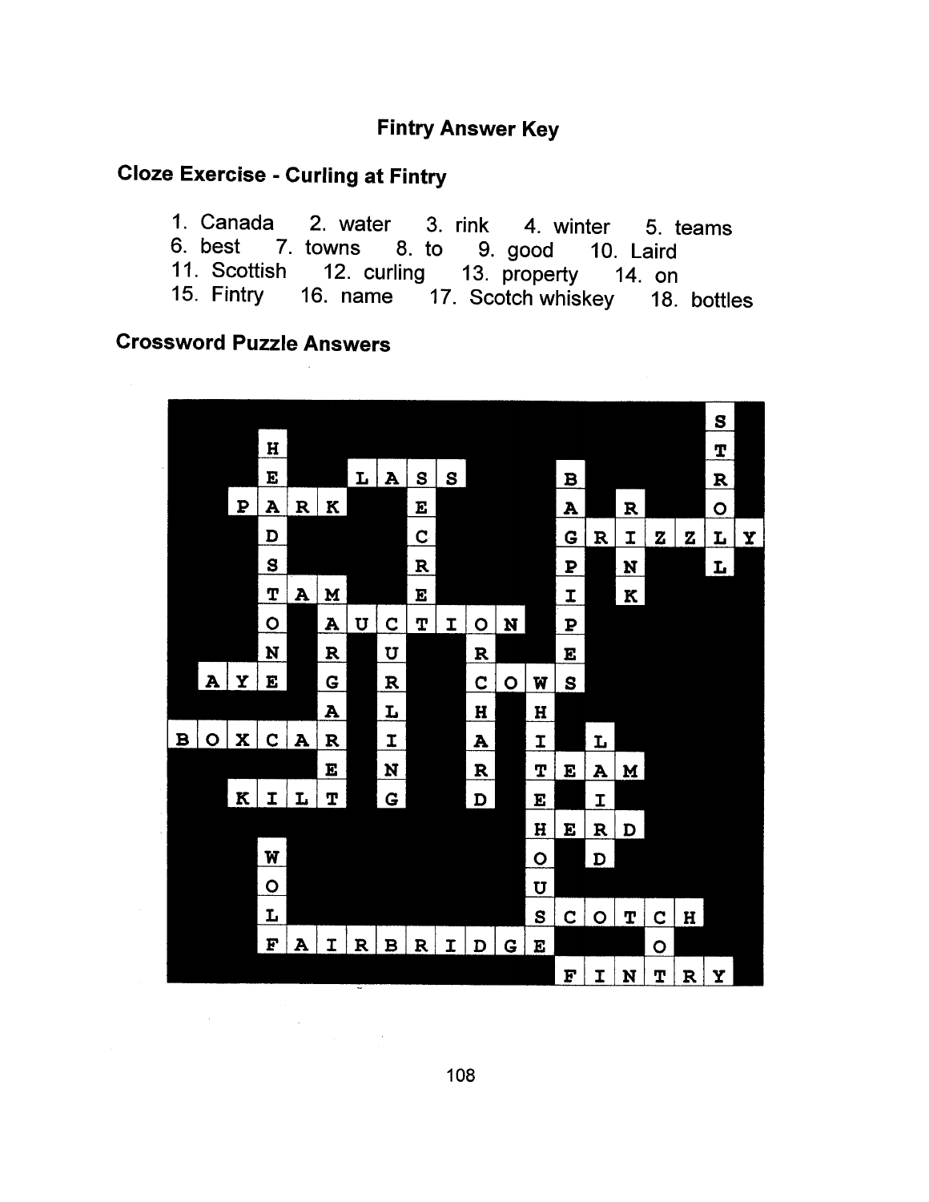# Fintry Answer Key

## Cloze Exercise - Curling at Fintry

1. Canada
2. water
3. rink
4. winter
5. teams
6. best
7. towns
8. to
9. good
10. Laird
11. Scottish
12. curling
13. property
14. on
15. Fintry
16. name
17. Scotch whiskey
18. bottles

## Crossword Puzzle Answers

**Across:** LASS, PARK, GRIZZLY, TAM, AUCTION, AYE, COWS, BOXCAR, TEAM, KILT, HERD, SCOTCH, FAIRBRIDGE, FINTRY

**Down:** HEADSTONE, SECRET, BAGPIPES, RINK, STROLL, MARGARET, CURLING, ORCHARD, WHITEHOUSE, LAIRD, WOLF, COT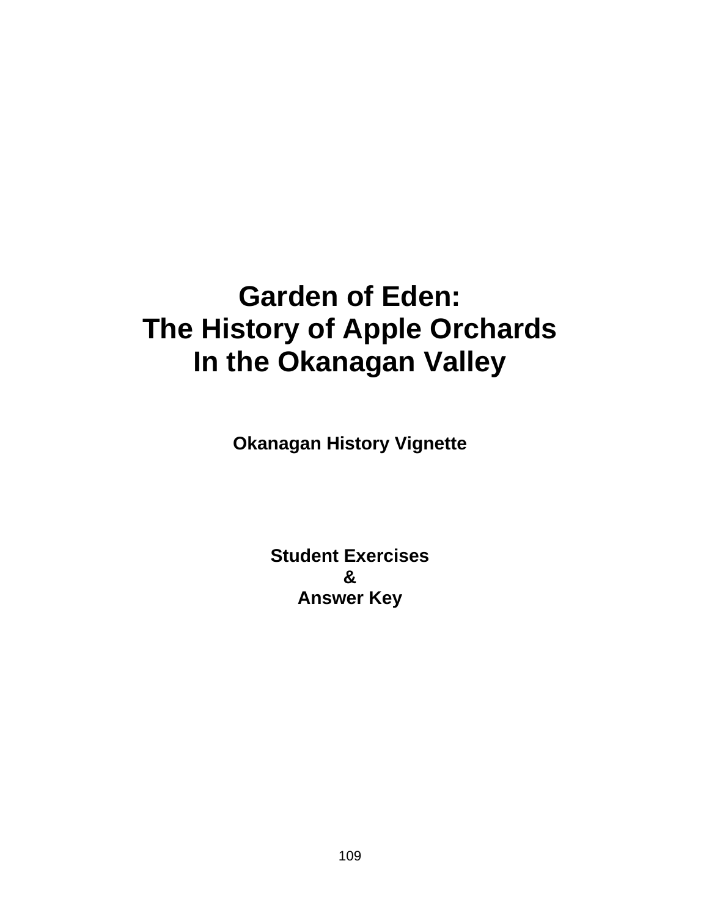# Garden of Eden: The History of Apple Orchards In the Okanagan Valley

**Okanagan History Vignette**

**Student Exercises**
**&**
**Answer Key**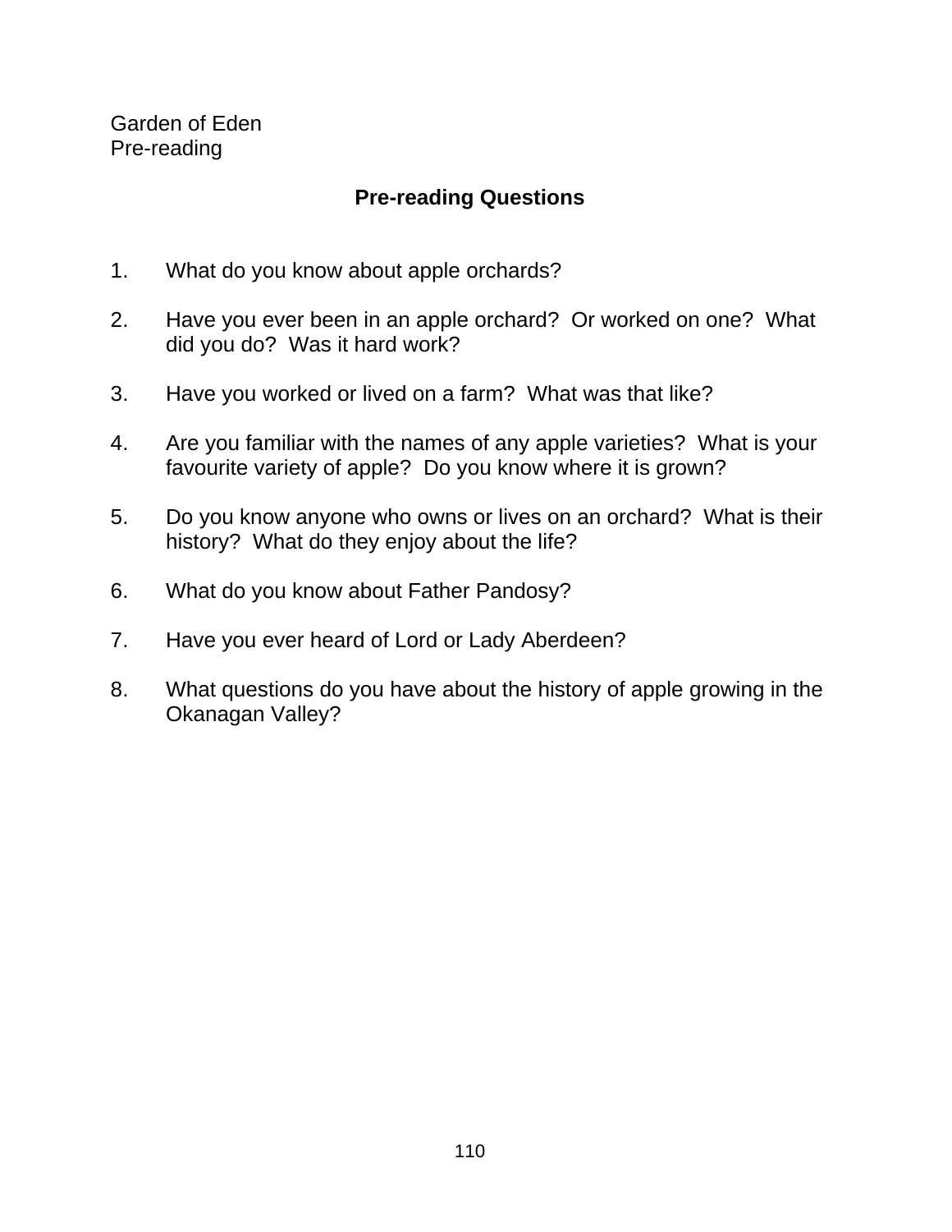Garden of Eden
Pre-reading

## Pre-reading Questions

1. What do you know about apple orchards?

2. Have you ever been in an apple orchard?  Or worked on one?  What did you do?  Was it hard work?

3. Have you worked or lived on a farm?  What was that like?

4. Are you familiar with the names of any apple varieties?  What is your favourite variety of apple?  Do you know where it is grown?

5. Do you know anyone who owns or lives on an orchard?  What is their history?  What do they enjoy about the life?

6. What do you know about Father Pandosy?

7. Have you ever heard of Lord or Lady Aberdeen?

8. What questions do you have about the history of apple growing in the Okanagan Valley?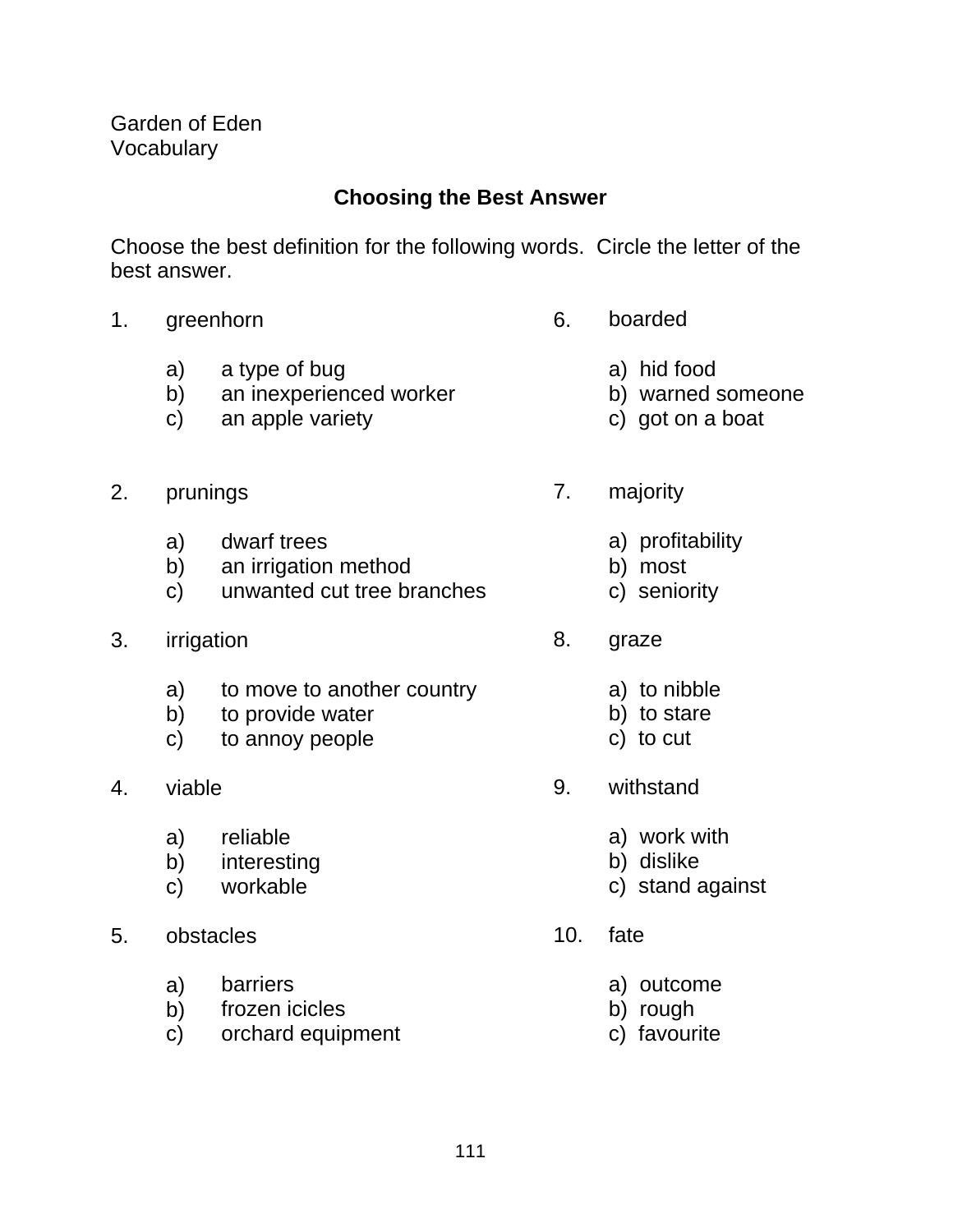Garden of Eden
Vocabulary

## Choosing the Best Answer

Choose the best definition for the following words. Circle the letter of the best answer.

1. greenhorn

   a) a type of bug
   b) an inexperienced worker
   c) an apple variety

2. prunings

   a) dwarf trees
   b) an irrigation method
   c) unwanted cut tree branches

3. irrigation

   a) to move to another country
   b) to provide water
   c) to annoy people

4. viable

   a) reliable
   b) interesting
   c) workable

5. obstacles

   a) barriers
   b) frozen icicles
   c) orchard equipment

6. boarded

   a) hid food
   b) warned someone
   c) got on a boat

7. majority

   a) profitability
   b) most
   c) seniority

8. graze

   a) to nibble
   b) to stare
   c) to cut

9. withstand

   a) work with
   b) dislike
   c) stand against

10. fate

   a) outcome
   b) rough
   c) favourite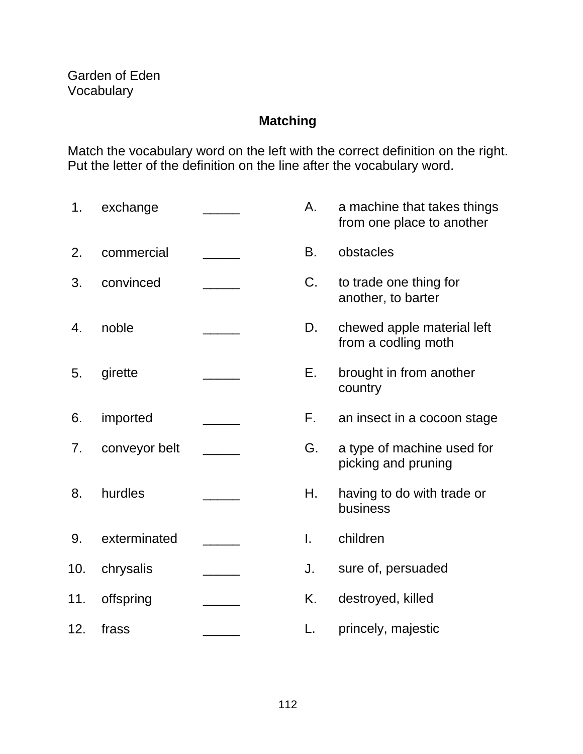Garden of Eden
Vocabulary

## Matching

Match the vocabulary word on the left with the correct definition on the right. Put the letter of the definition on the line after the vocabulary word.

| | | | | |
|---|---|---|---|---|
| 1. | exchange | _____ | A. | a machine that takes things from one place to another |
| 2. | commercial | _____ | B. | obstacles |
| 3. | convinced | _____ | C. | to trade one thing for another, to barter |
| 4. | noble | _____ | D. | chewed apple material left from a codling moth |
| 5. | girette | _____ | E. | brought in from another country |
| 6. | imported | _____ | F. | an insect in a cocoon stage |
| 7. | conveyor belt | _____ | G. | a type of machine used for picking and pruning |
| 8. | hurdles | _____ | H. | having to do with trade or business |
| 9. | exterminated | _____ | I. | children |
| 10. | chrysalis | _____ | J. | sure of, persuaded |
| 11. | offspring | _____ | K. | destroyed, killed |
| 12. | frass | _____ | L. | princely, majestic |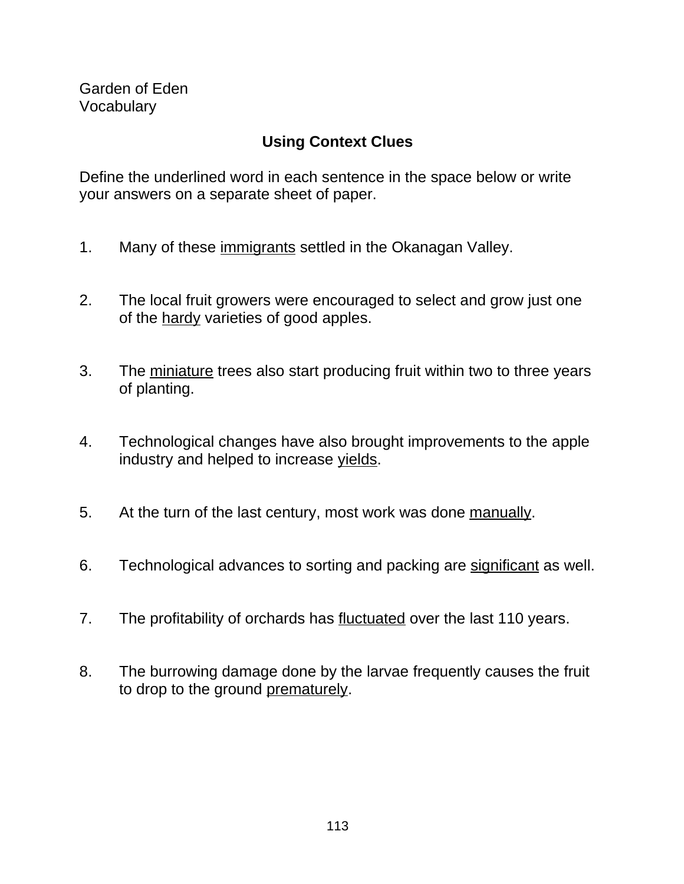Garden of Eden
Vocabulary

## Using Context Clues

Define the underlined word in each sentence in the space below or write your answers on a separate sheet of paper.

1. Many of these <u>immigrants</u> settled in the Okanagan Valley.

2. The local fruit growers were encouraged to select and grow just one of the <u>hardy</u> varieties of good apples.

3. The <u>miniature</u> trees also start producing fruit within two to three years of planting.

4. Technological changes have also brought improvements to the apple industry and helped to increase <u>yields</u>.

5. At the turn of the last century, most work was done <u>manually</u>.

6. Technological advances to sorting and packing are <u>significant</u> as well.

7. The profitability of orchards has <u>fluctuated</u> over the last 110 years.

8. The burrowing damage done by the larvae frequently causes the fruit to drop to the ground <u>prematurely</u>.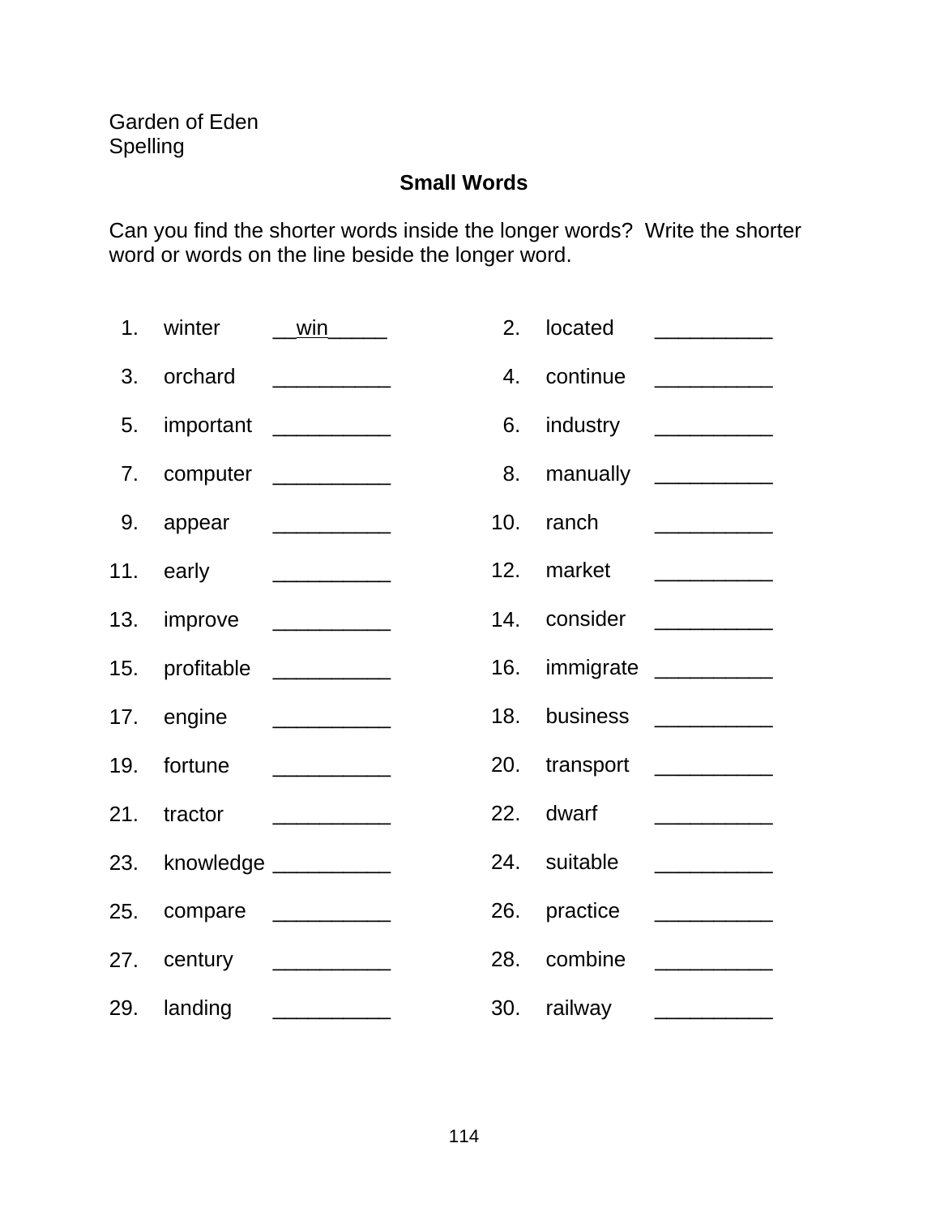Garden of Eden
Spelling

## Small Words

Can you find the shorter words inside the longer words? Write the shorter word or words on the line beside the longer word.

1. winter __win_____
2. located __________
3. orchard __________
4. continue __________
5. important __________
6. industry __________
7. computer __________
8. manually __________
9. appear __________
10. ranch __________
11. early __________
12. market __________
13. improve __________
14. consider __________
15. profitable __________
16. immigrate __________
17. engine __________
18. business __________
19. fortune __________
20. transport __________
21. tractor __________
22. dwarf __________
23. knowledge __________
24. suitable __________
25. compare __________
26. practice __________
27. century __________
28. combine __________
29. landing __________
30. railway __________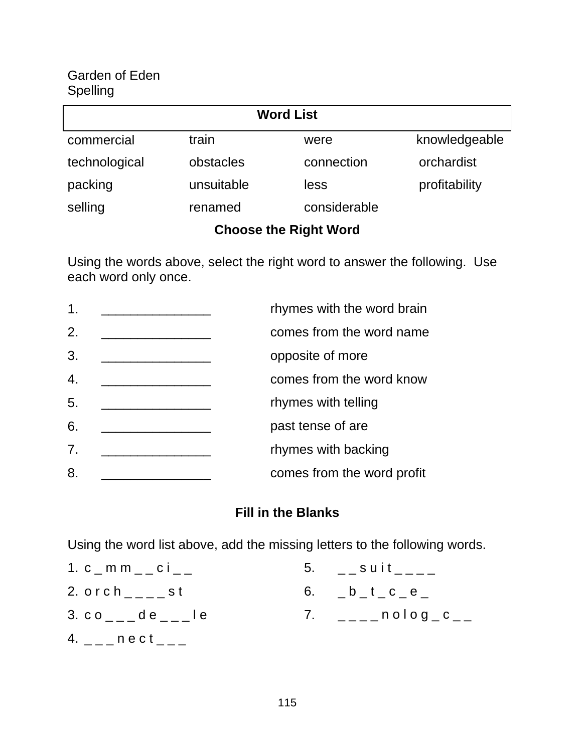Garden of Eden
Spelling

| Word List | | | |
|---|---|---|---|
| commercial | train | were | knowledgeable |
| technological | obstacles | connection | orchardist |
| packing | unsuitable | less | profitability |
| selling | renamed | considerable | |

## Choose the Right Word

Using the words above, select the right word to answer the following. Use each word only once.

1. _______________ rhymes with the word brain
2. _______________ comes from the word name
3. _______________ opposite of more
4. _______________ comes from the word know
5. _______________ rhymes with telling
6. _______________ past tense of are
7. _______________ rhymes with backing
8. _______________ comes from the word profit

## Fill in the Blanks

Using the word list above, add the missing letters to the following words.

1. c _ m m _ _ c i _ _
2. o r c h _ _ _ _ s t
3. c o _ _ _ d e _ _ _ l e
4. _ _ _ n e c t _ _ _
5. _ _ s u i t _ _ _ _
6. _ b _ t _ c _ e _
7. _ _ _ _ n o l o g _ c _ _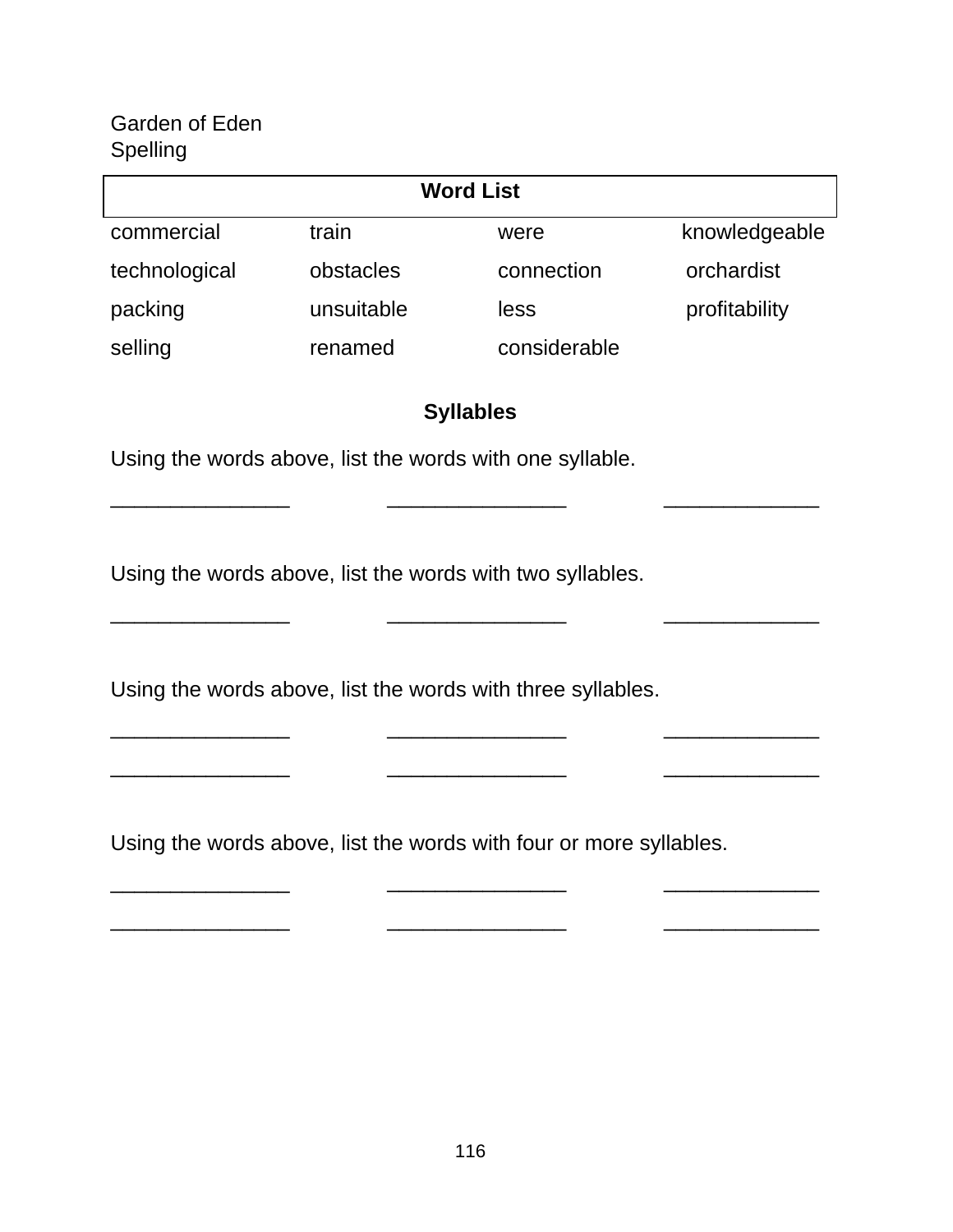Garden of Eden
Spelling

| Word List | | | |
|---|---|---|---|
| commercial | train | were | knowledgeable |
| technological | obstacles | connection | orchardist |
| packing | unsuitable | less | profitability |
| selling | renamed | considerable | |

## Syllables

Using the words above, list the words with one syllable.

_______________ _______________ _____________

Using the words above, list the words with two syllables.

_______________ _______________ _____________

Using the words above, list the words with three syllables.

_______________ _______________ _____________

_______________ _______________ _____________

Using the words above, list the words with four or more syllables.

_______________ _______________ _____________

_______________ _______________ _____________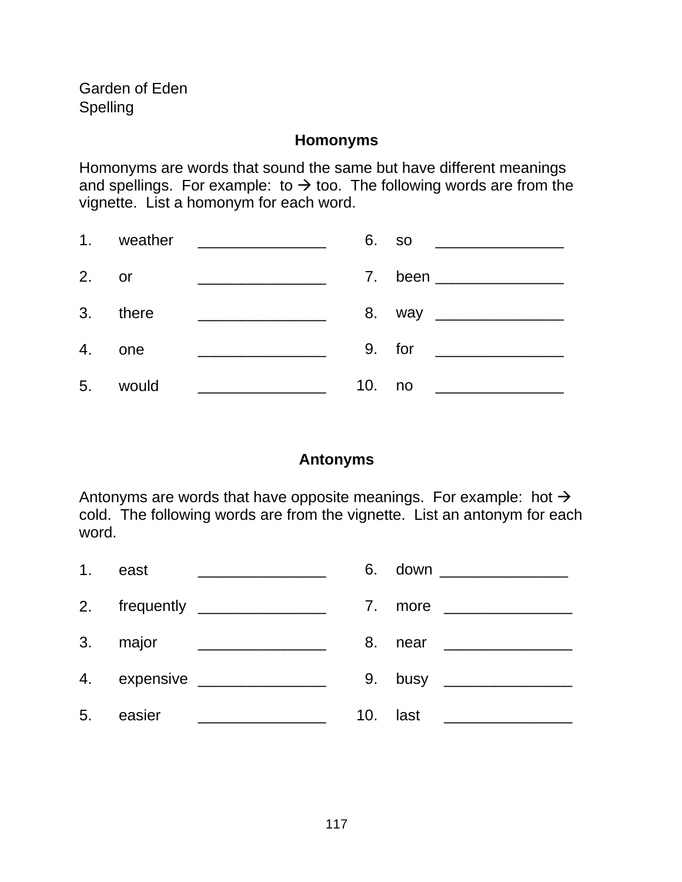Garden of Eden
Spelling

## Homonyms

Homonyms are words that sound the same but have different meanings and spellings. For example: to → too. The following words are from the vignette. List a homonym for each word.

| | | | | | |
|---|---|---|---|---|---|
| 1. | weather | _______________ | 6. | so | _______________ |
| 2. | or | _______________ | 7. | been | _______________ |
| 3. | there | _______________ | 8. | way | _______________ |
| 4. | one | _______________ | 9. | for | _______________ |
| 5. | would | _______________ | 10. | no | _______________ |

## Antonyms

Antonyms are words that have opposite meanings. For example: hot → cold. The following words are from the vignette. List an antonym for each word.

| | | | | | |
|---|---|---|---|---|---|
| 1. | east | _______________ | 6. | down | _______________ |
| 2. | frequently | _______________ | 7. | more | _______________ |
| 3. | major | _______________ | 8. | near | _______________ |
| 4. | expensive | _______________ | 9. | busy | _______________ |
| 5. | easier | _______________ | 10. | last | _______________ |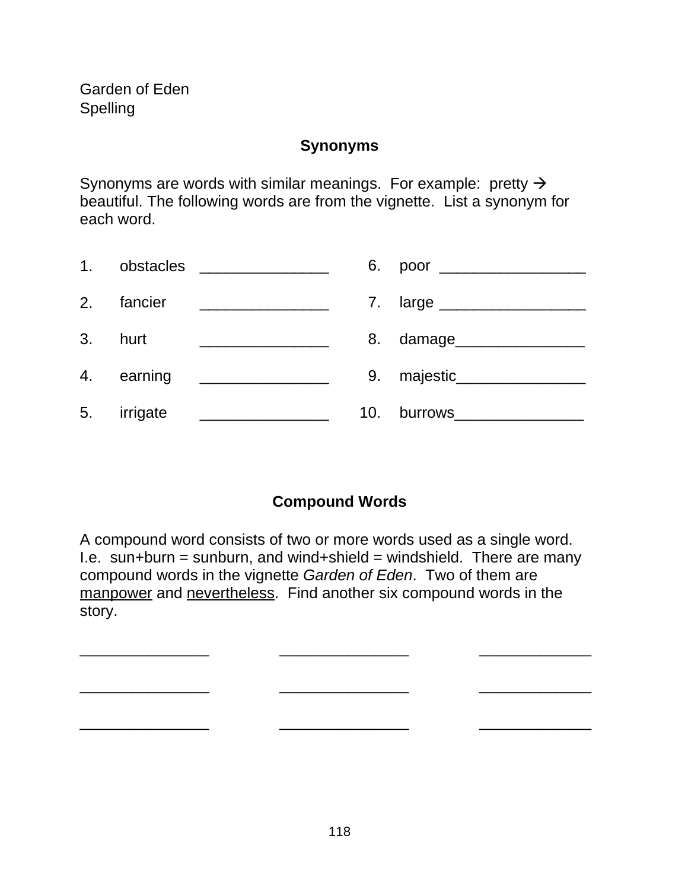Garden of Eden
Spelling

## Synonyms

Synonyms are words with similar meanings. For example: pretty → beautiful. The following words are from the vignette. List a synonym for each word.

1. obstacles _______________
2. fancier _______________
3. hurt _______________
4. earning _______________
5. irrigate _______________
6. poor _________________
7. large _________________
8. damage_______________
9. majestic_______________
10. burrows_______________

## Compound Words

A compound word consists of two or more words used as a single word. I.e. sun+burn = sunburn, and wind+shield = windshield. There are many compound words in the vignette *Garden of Eden*. Two of them are <u>manpower</u> and <u>nevertheless</u>. Find another six compound words in the story.

_______________ _______________ _____________

_______________ _______________ _____________

_______________ _______________ _____________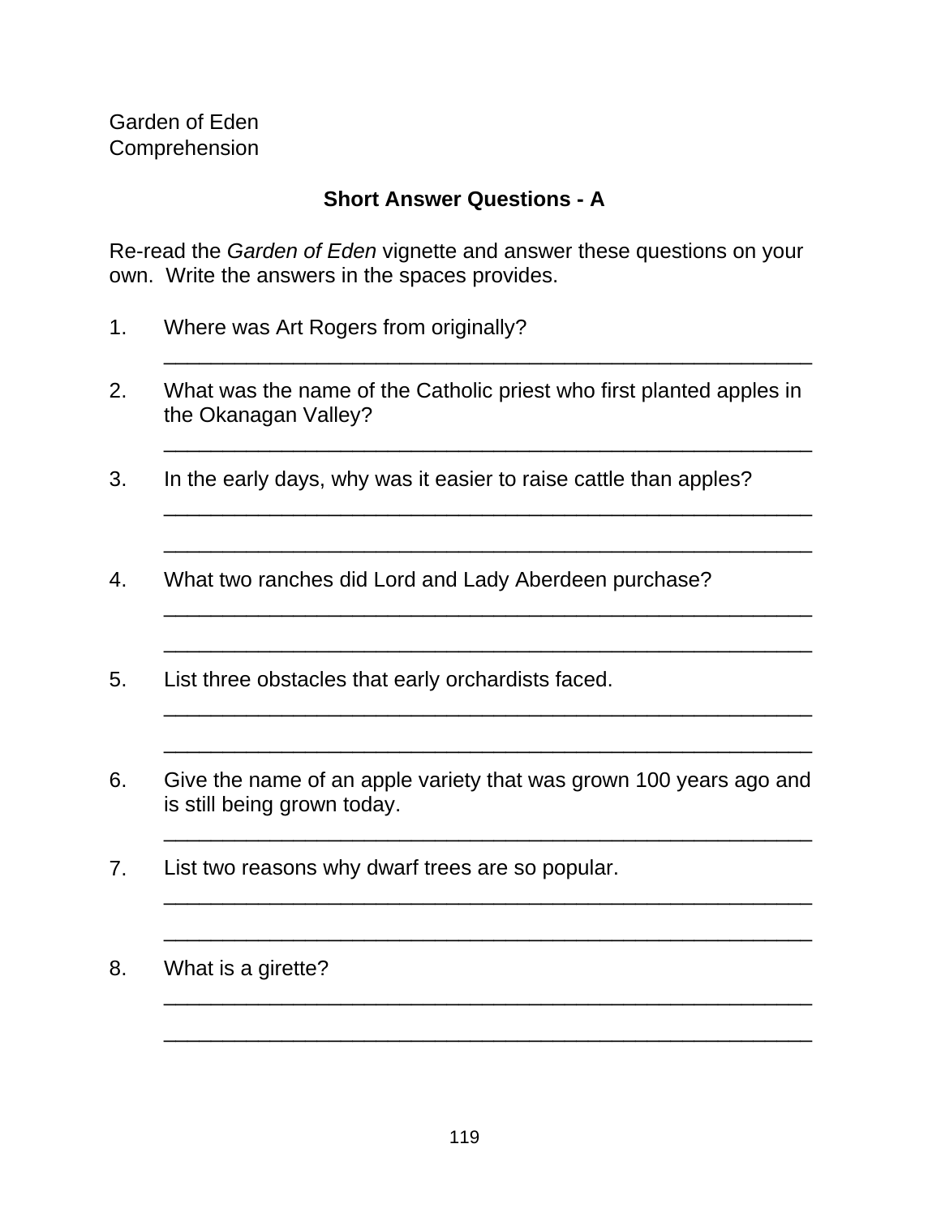Garden of Eden
Comprehension

## Short Answer Questions - A

Re-read the *Garden of Eden* vignette and answer these questions on your own. Write the answers in the spaces provides.

1. Where was Art Rogers from originally?

   ________________________________________________

2. What was the name of the Catholic priest who first planted apples in the Okanagan Valley?

   ________________________________________________

3. In the early days, why was it easier to raise cattle than apples?

   ________________________________________________

   ________________________________________________

4. What two ranches did Lord and Lady Aberdeen purchase?

   ________________________________________________

   ________________________________________________

5. List three obstacles that early orchardists faced.

   ________________________________________________

   ________________________________________________

6. Give the name of an apple variety that was grown 100 years ago and is still being grown today.

   ________________________________________________

7. List two reasons why dwarf trees are so popular.

   ________________________________________________

   ________________________________________________

8. What is a girette?

   ________________________________________________

   ________________________________________________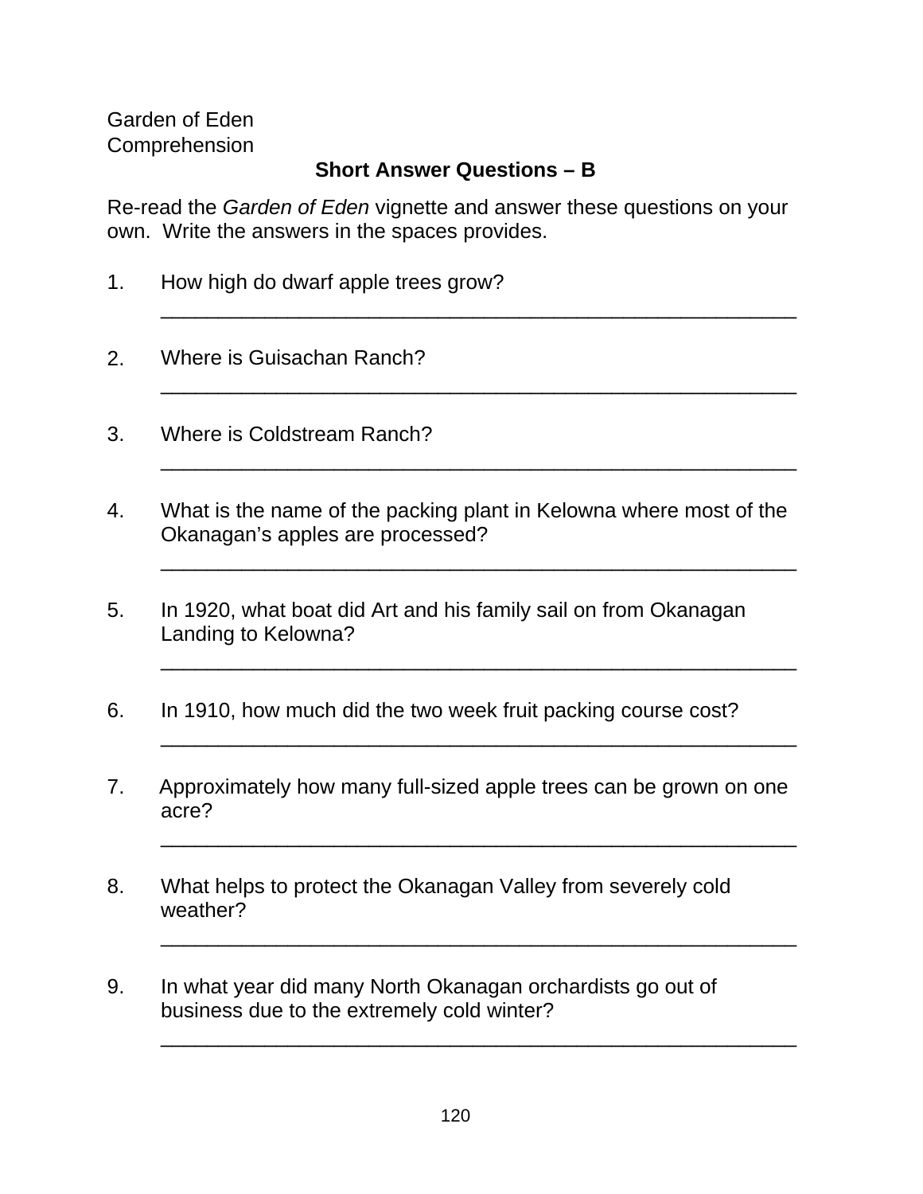Garden of Eden
Comprehension

## Short Answer Questions – B

Re-read the *Garden of Eden* vignette and answer these questions on your own. Write the answers in the spaces provides.

1. How high do dwarf apple trees grow?

   ______________________________________________________

2. Where is Guisachan Ranch?

   ______________________________________________________

3. Where is Coldstream Ranch?

   ______________________________________________________

4. What is the name of the packing plant in Kelowna where most of the Okanagan's apples are processed?

   ______________________________________________________

5. In 1920, what boat did Art and his family sail on from Okanagan Landing to Kelowna?

   ______________________________________________________

6. In 1910, how much did the two week fruit packing course cost?

   ______________________________________________________

7. Approximately how many full-sized apple trees can be grown on one acre?

   ______________________________________________________

8. What helps to protect the Okanagan Valley from severely cold weather?

   ______________________________________________________

9. In what year did many North Okanagan orchardists go out of business due to the extremely cold winter?

   ______________________________________________________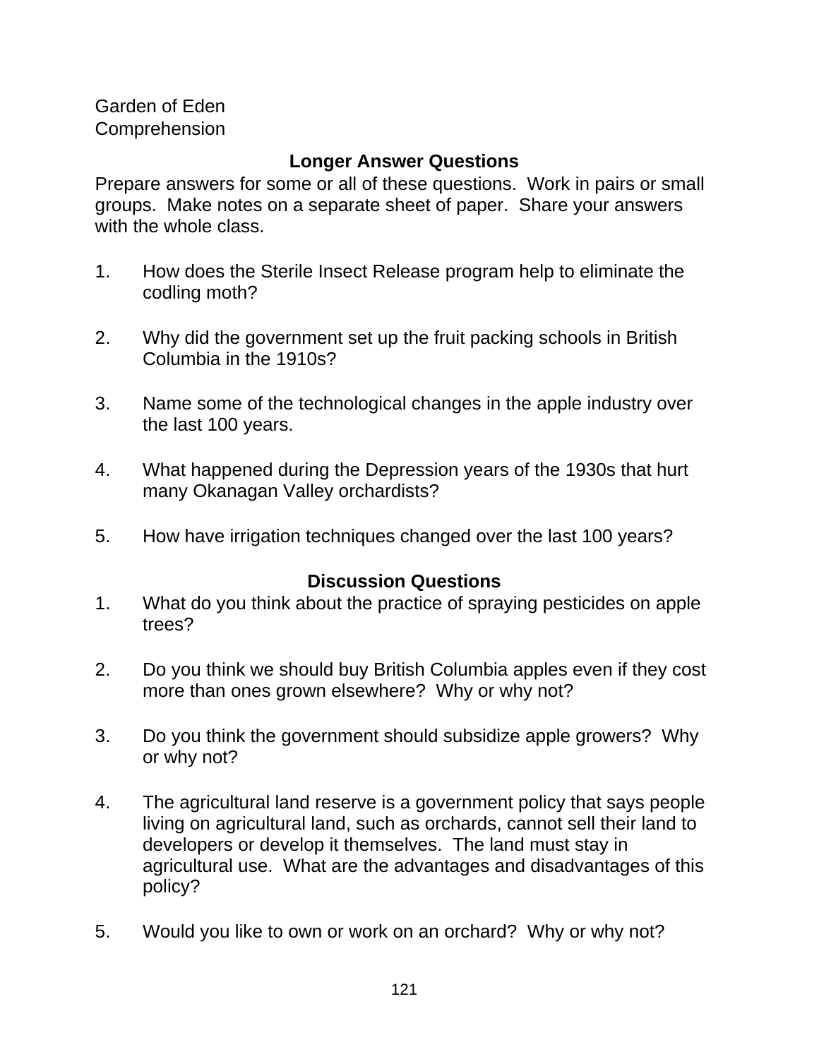Garden of Eden
Comprehension

## Longer Answer Questions

Prepare answers for some or all of these questions. Work in pairs or small groups. Make notes on a separate sheet of paper. Share your answers with the whole class.

1. How does the Sterile Insect Release program help to eliminate the codling moth?

2. Why did the government set up the fruit packing schools in British Columbia in the 1910s?

3. Name some of the technological changes in the apple industry over the last 100 years.

4. What happened during the Depression years of the 1930s that hurt many Okanagan Valley orchardists?

5. How have irrigation techniques changed over the last 100 years?

## Discussion Questions

1. What do you think about the practice of spraying pesticides on apple trees?

2. Do you think we should buy British Columbia apples even if they cost more than ones grown elsewhere? Why or why not?

3. Do you think the government should subsidize apple growers? Why or why not?

4. The agricultural land reserve is a government policy that says people living on agricultural land, such as orchards, cannot sell their land to developers or develop it themselves. The land must stay in agricultural use. What are the advantages and disadvantages of this policy?

5. Would you like to own or work on an orchard? Why or why not?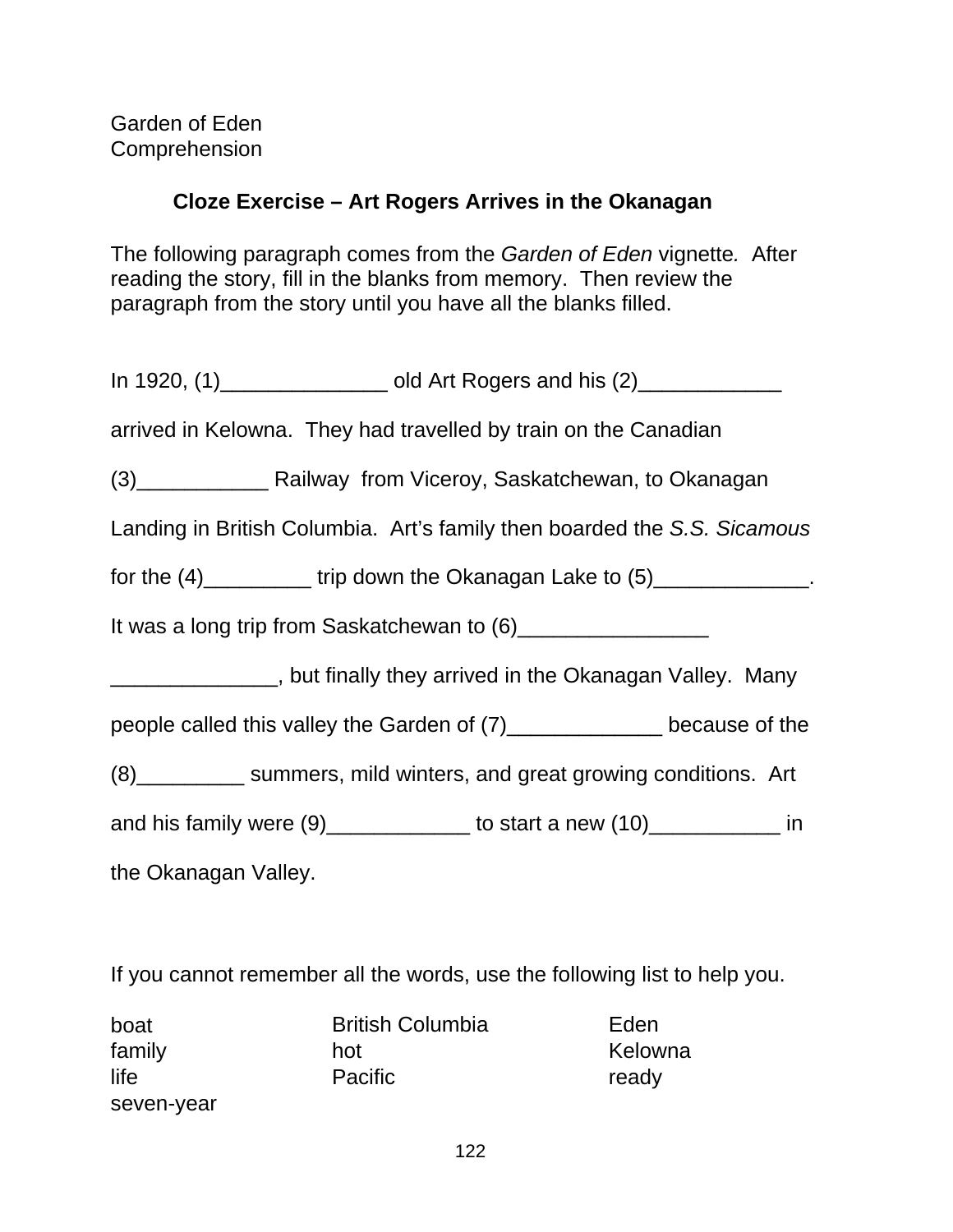Garden of Eden
Comprehension

## Cloze Exercise – Art Rogers Arrives in the Okanagan

The following paragraph comes from the *Garden of Eden* vignette. After reading the story, fill in the blanks from memory. Then review the paragraph from the story until you have all the blanks filled.

In 1920, (1)______________ old Art Rogers and his (2)____________ arrived in Kelowna. They had travelled by train on the Canadian (3)___________ Railway from Viceroy, Saskatchewan, to Okanagan Landing in British Columbia. Art's family then boarded the *S.S. Sicamous* for the (4)_________ trip down the Okanagan Lake to (5)_____________. It was a long trip from Saskatchewan to (6)________________ ______________, but finally they arrived in the Okanagan Valley. Many people called this valley the Garden of (7)_____________ because of the (8)_________ summers, mild winters, and great growing conditions. Art and his family were (9)____________ to start a new (10)___________ in the Okanagan Valley.

If you cannot remember all the words, use the following list to help you.

| | | |
|---|---|---|
| boat | British Columbia | Eden |
| family | hot | Kelowna |
| life | Pacific | ready |
| seven-year | | |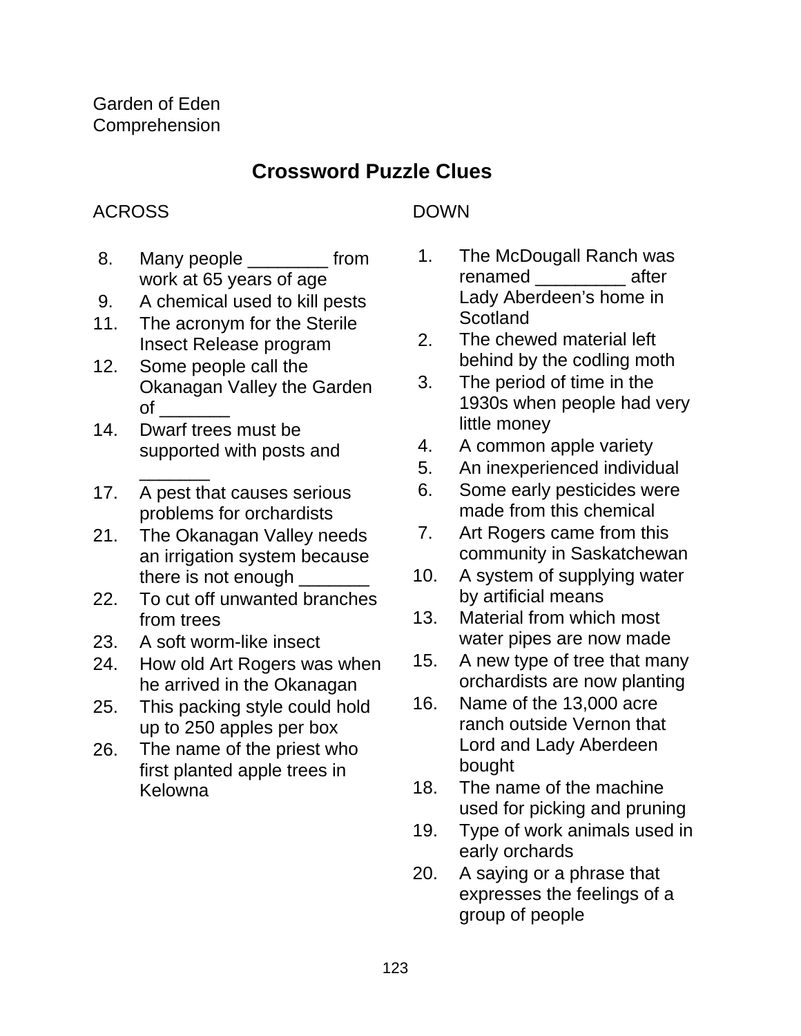Garden of Eden
Comprehension

## Crossword Puzzle Clues

### ACROSS

8. Many people ________ from work at 65 years of age
9. A chemical used to kill pests
11. The acronym for the Sterile Insect Release program
12. Some people call the Okanagan Valley the Garden of _______
14. Dwarf trees must be supported with posts and _______
17. A pest that causes serious problems for orchardists
21. The Okanagan Valley needs an irrigation system because there is not enough _______
22. To cut off unwanted branches from trees
23. A soft worm-like insect
24. How old Art Rogers was when he arrived in the Okanagan
25. This packing style could hold up to 250 apples per box
26. The name of the priest who first planted apple trees in Kelowna

### DOWN

1. The McDougall Ranch was renamed _________ after Lady Aberdeen's home in Scotland
2. The chewed material left behind by the codling moth
3. The period of time in the 1930s when people had very little money
4. A common apple variety
5. An inexperienced individual
6. Some early pesticides were made from this chemical
7. Art Rogers came from this community in Saskatchewan
10. A system of supplying water by artificial means
13. Material from which most water pipes are now made
15. A new type of tree that many orchardists are now planting
16. Name of the 13,000 acre ranch outside Vernon that Lord and Lady Aberdeen bought
18. The name of the machine used for picking and pruning
19. Type of work animals used in early orchards
20. A saying or a phrase that expresses the feelings of a group of people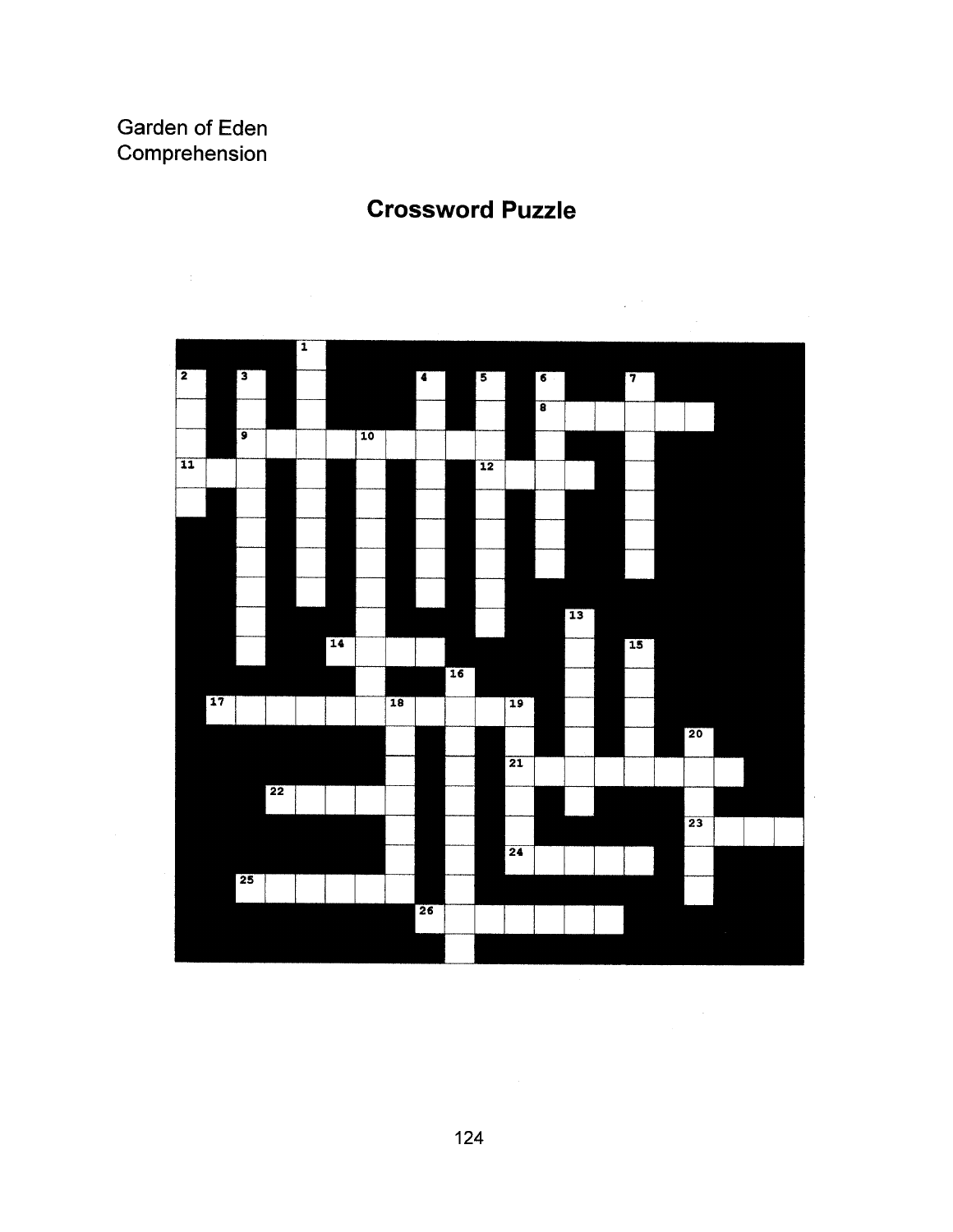Garden of Eden
Comprehension

# Crossword Puzzle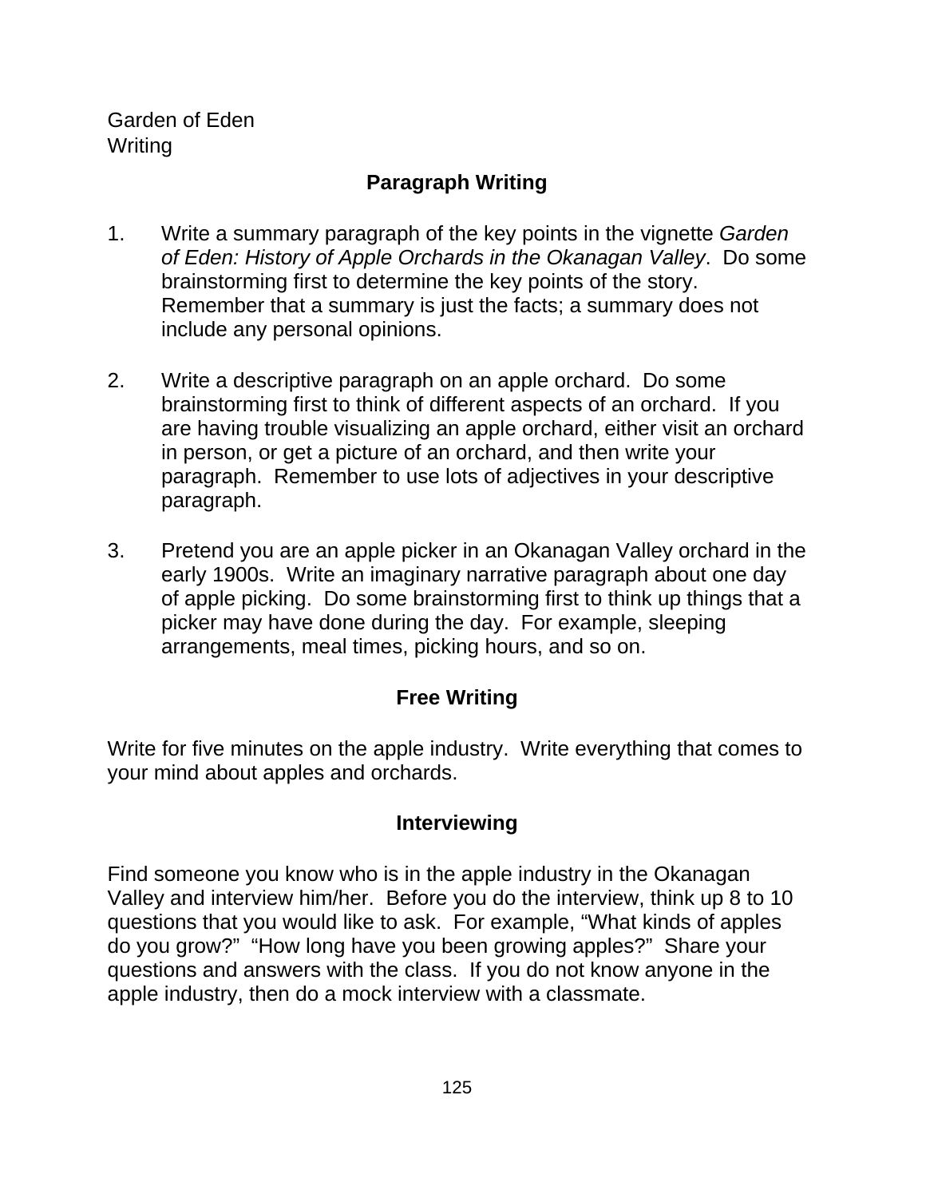Garden of Eden
Writing

## Paragraph Writing

1. Write a summary paragraph of the key points in the vignette *Garden of Eden: History of Apple Orchards in the Okanagan Valley*. Do some brainstorming first to determine the key points of the story. Remember that a summary is just the facts; a summary does not include any personal opinions.

2. Write a descriptive paragraph on an apple orchard. Do some brainstorming first to think of different aspects of an orchard. If you are having trouble visualizing an apple orchard, either visit an orchard in person, or get a picture of an orchard, and then write your paragraph. Remember to use lots of adjectives in your descriptive paragraph.

3. Pretend you are an apple picker in an Okanagan Valley orchard in the early 1900s. Write an imaginary narrative paragraph about one day of apple picking. Do some brainstorming first to think up things that a picker may have done during the day. For example, sleeping arrangements, meal times, picking hours, and so on.

## Free Writing

Write for five minutes on the apple industry. Write everything that comes to your mind about apples and orchards.

## Interviewing

Find someone you know who is in the apple industry in the Okanagan Valley and interview him/her. Before you do the interview, think up 8 to 10 questions that you would like to ask. For example, "What kinds of apples do you grow?" "How long have you been growing apples?" Share your questions and answers with the class. If you do not know anyone in the apple industry, then do a mock interview with a classmate.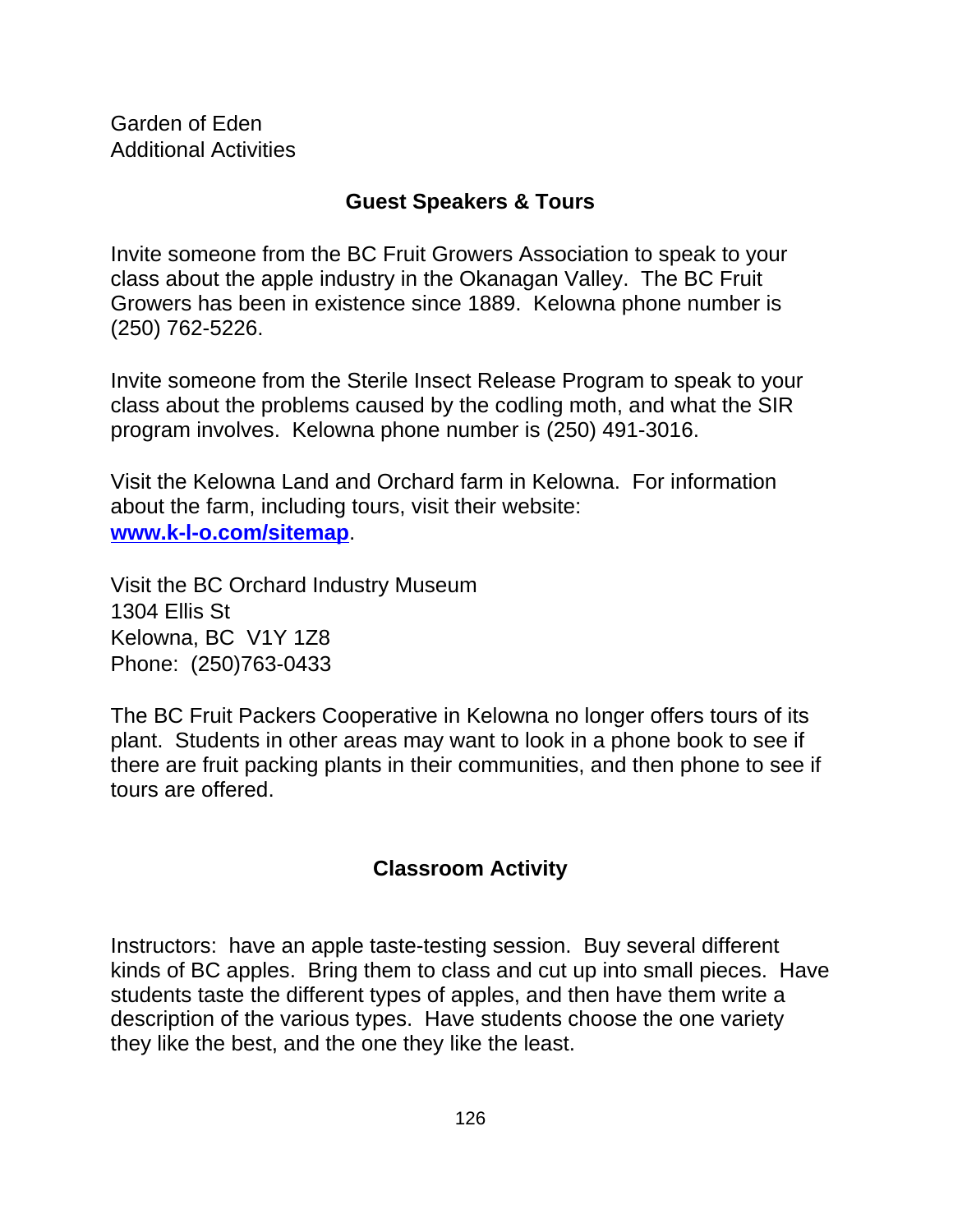Garden of Eden
Additional Activities

## Guest Speakers & Tours

Invite someone from the BC Fruit Growers Association to speak to your class about the apple industry in the Okanagan Valley. The BC Fruit Growers has been in existence since 1889. Kelowna phone number is (250) 762-5226.

Invite someone from the Sterile Insect Release Program to speak to your class about the problems caused by the codling moth, and what the SIR program involves. Kelowna phone number is (250) 491-3016.

Visit the Kelowna Land and Orchard farm in Kelowna. For information about the farm, including tours, visit their website: **www.k-l-o.com/sitemap**.

Visit the BC Orchard Industry Museum
1304 Ellis St
Kelowna, BC V1Y 1Z8
Phone: (250)763-0433

The BC Fruit Packers Cooperative in Kelowna no longer offers tours of its plant. Students in other areas may want to look in a phone book to see if there are fruit packing plants in their communities, and then phone to see if tours are offered.

## Classroom Activity

Instructors: have an apple taste-testing session. Buy several different kinds of BC apples. Bring them to class and cut up into small pieces. Have students taste the different types of apples, and then have them write a description of the various types. Have students choose the one variety they like the best, and the one they like the least.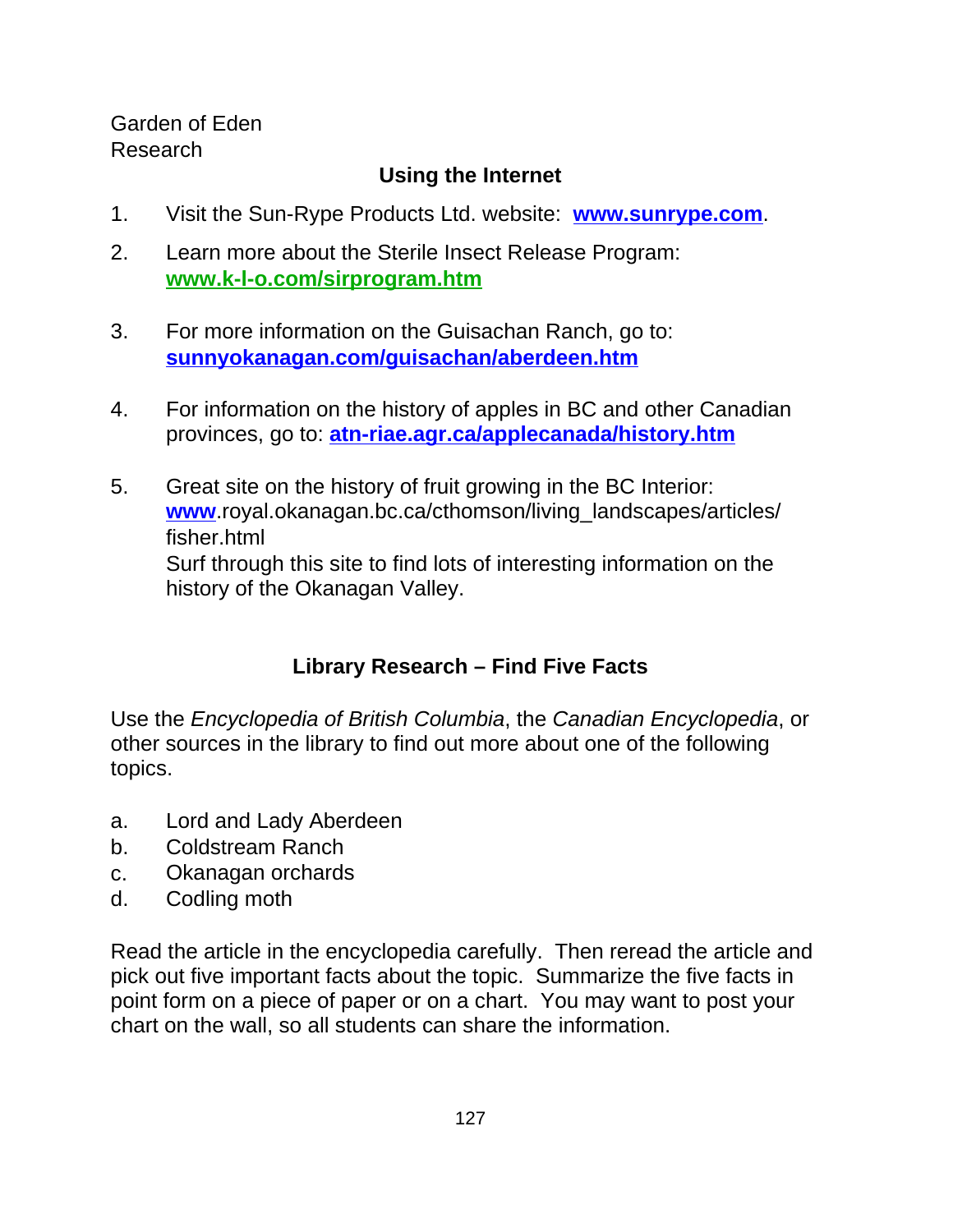Garden of Eden  
Research

## Using the Internet

1. Visit the Sun-Rype Products Ltd. website: **www.sunrype.com**.

2. Learn more about the Sterile Insect Release Program: **www.k-l-o.com/sirprogram.htm**

3. For more information on the Guisachan Ranch, go to: **sunnyokanagan.com/guisachan/aberdeen.htm**

4. For information on the history of apples in BC and other Canadian provinces, go to: **atn-riae.agr.ca/applecanada/history.htm**

5. Great site on the history of fruit growing in the BC Interior: **www**.royal.okanagan.bc.ca/cthomson/living_landscapes/articles/fisher.html  
   Surf through this site to find lots of interesting information on the history of the Okanagan Valley.

## Library Research – Find Five Facts

Use the *Encyclopedia of British Columbia*, the *Canadian Encyclopedia*, or other sources in the library to find out more about one of the following topics.

a. Lord and Lady Aberdeen  
b. Coldstream Ranch  
c. Okanagan orchards  
d. Codling moth

Read the article in the encyclopedia carefully. Then reread the article and pick out five important facts about the topic. Summarize the five facts in point form on a piece of paper or on a chart. You may want to post your chart on the wall, so all students can share the information.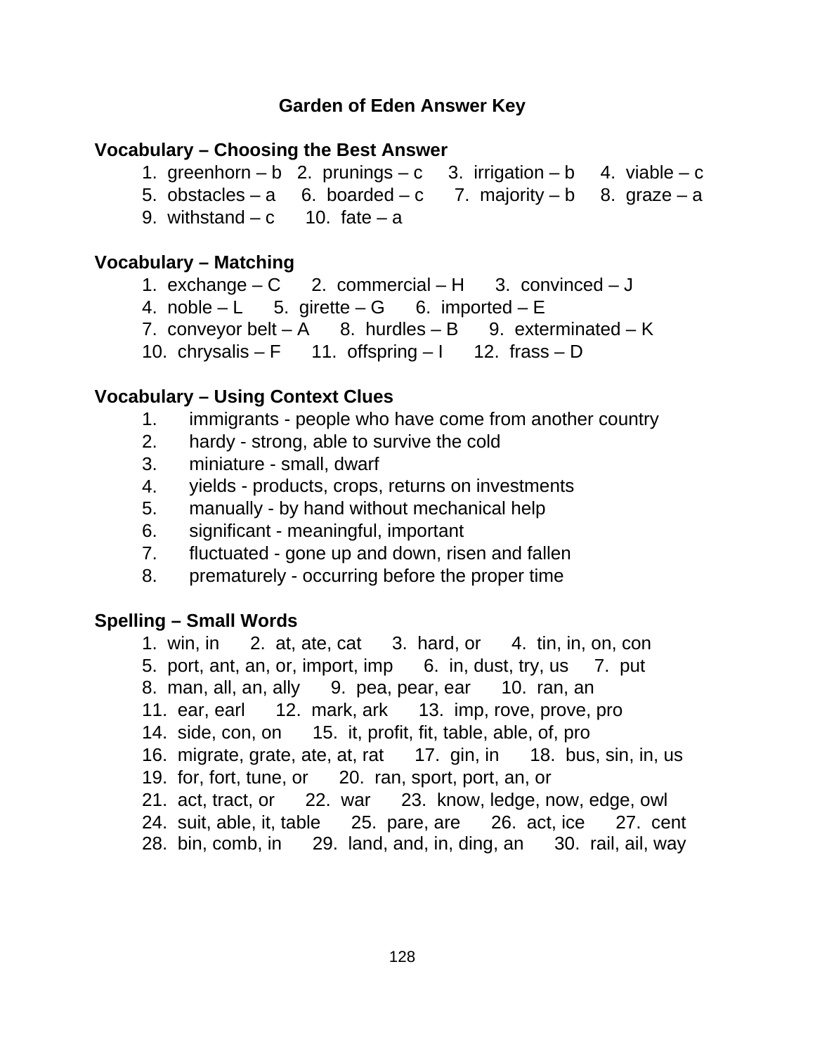# Garden of Eden Answer Key

## Vocabulary – Choosing the Best Answer

1. greenhorn – b   2. prunings – c   3. irrigation – b   4. viable – c
5. obstacles – a   6. boarded – c   7. majority – b   8. graze – a
9. withstand – c   10. fate – a

## Vocabulary – Matching

1. exchange – C   2. commercial – H   3. convinced – J
4. noble – L   5. girette – G   6. imported – E
7. conveyor belt – A   8. hurdles – B   9. exterminated – K
10. chrysalis – F   11. offspring – I   12. frass – D

## Vocabulary – Using Context Clues

1. immigrants - people who have come from another country
2. hardy - strong, able to survive the cold
3. miniature - small, dwarf
4. yields - products, crops, returns on investments
5. manually - by hand without mechanical help
6. significant - meaningful, important
7. fluctuated - gone up and down, risen and fallen
8. prematurely - occurring before the proper time

## Spelling – Small Words

1. win, in   2. at, ate, cat   3. hard, or   4. tin, in, on, con
5. port, ant, an, or, import, imp   6. in, dust, try, us   7. put
8. man, all, an, ally   9. pea, pear, ear   10. ran, an
11. ear, earl   12. mark, ark   13. imp, rove, prove, pro
14. side, con, on   15. it, profit, fit, table, able, of, pro
16. migrate, grate, ate, at, rat   17. gin, in   18. bus, sin, in, us
19. for, fort, tune, or   20. ran, sport, port, an, or
21. act, tract, or   22. war   23. know, ledge, now, edge, owl
24. suit, able, it, table   25. pare, are   26. act, ice   27. cent
28. bin, comb, in   29. land, and, in, ding, an   30. rail, ail, way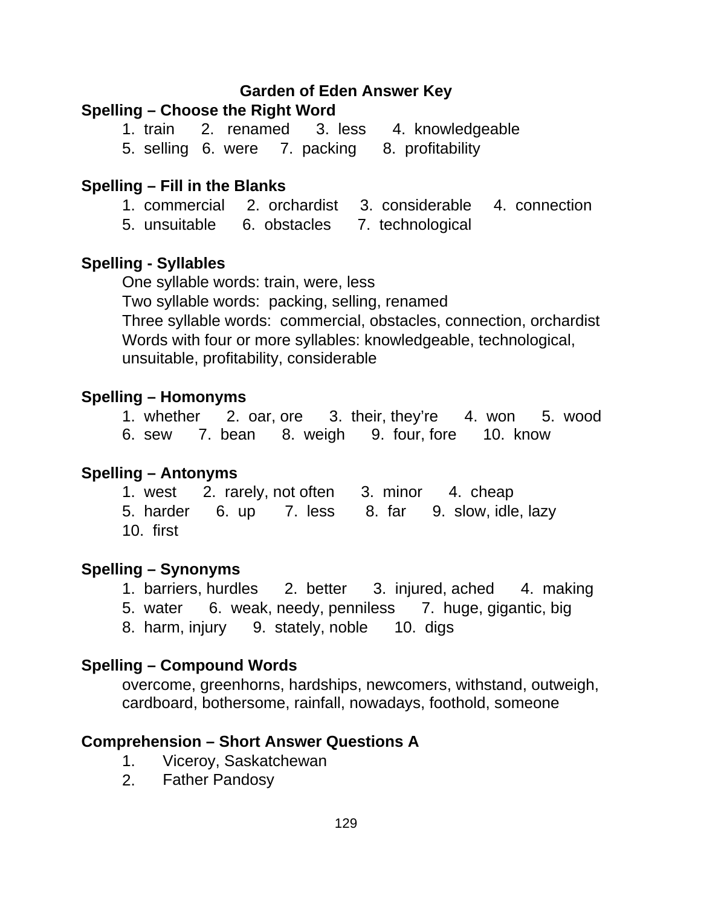# Garden of Eden Answer Key

**Spelling – Choose the Right Word**

1. train  2. renamed  3. less  4. knowledgeable
5. selling  6. were  7. packing  8. profitability

**Spelling – Fill in the Blanks**

1. commercial  2. orchardist  3. considerable  4. connection
5. unsuitable  6. obstacles  7. technological

**Spelling - Syllables**

One syllable words: train, were, less
Two syllable words: packing, selling, renamed
Three syllable words: commercial, obstacles, connection, orchardist
Words with four or more syllables: knowledgeable, technological, unsuitable, profitability, considerable

**Spelling – Homonyms**

1. whether  2. oar, ore  3. their, they're  4. won  5. wood
6. sew  7. bean  8. weigh  9. four, fore  10. know

**Spelling – Antonyms**

1. west  2. rarely, not often  3. minor  4. cheap
5. harder  6. up  7. less  8. far  9. slow, idle, lazy
10. first

**Spelling – Synonyms**

1. barriers, hurdles  2. better  3. injured, ached  4. making
5. water  6. weak, needy, penniless  7. huge, gigantic, big
8. harm, injury  9. stately, noble  10. digs

**Spelling – Compound Words**

overcome, greenhorns, hardships, newcomers, withstand, outweigh, cardboard, bothersome, rainfall, nowadays, foothold, someone

**Comprehension – Short Answer Questions A**

1. Viceroy, Saskatchewan
2. Father Pandosy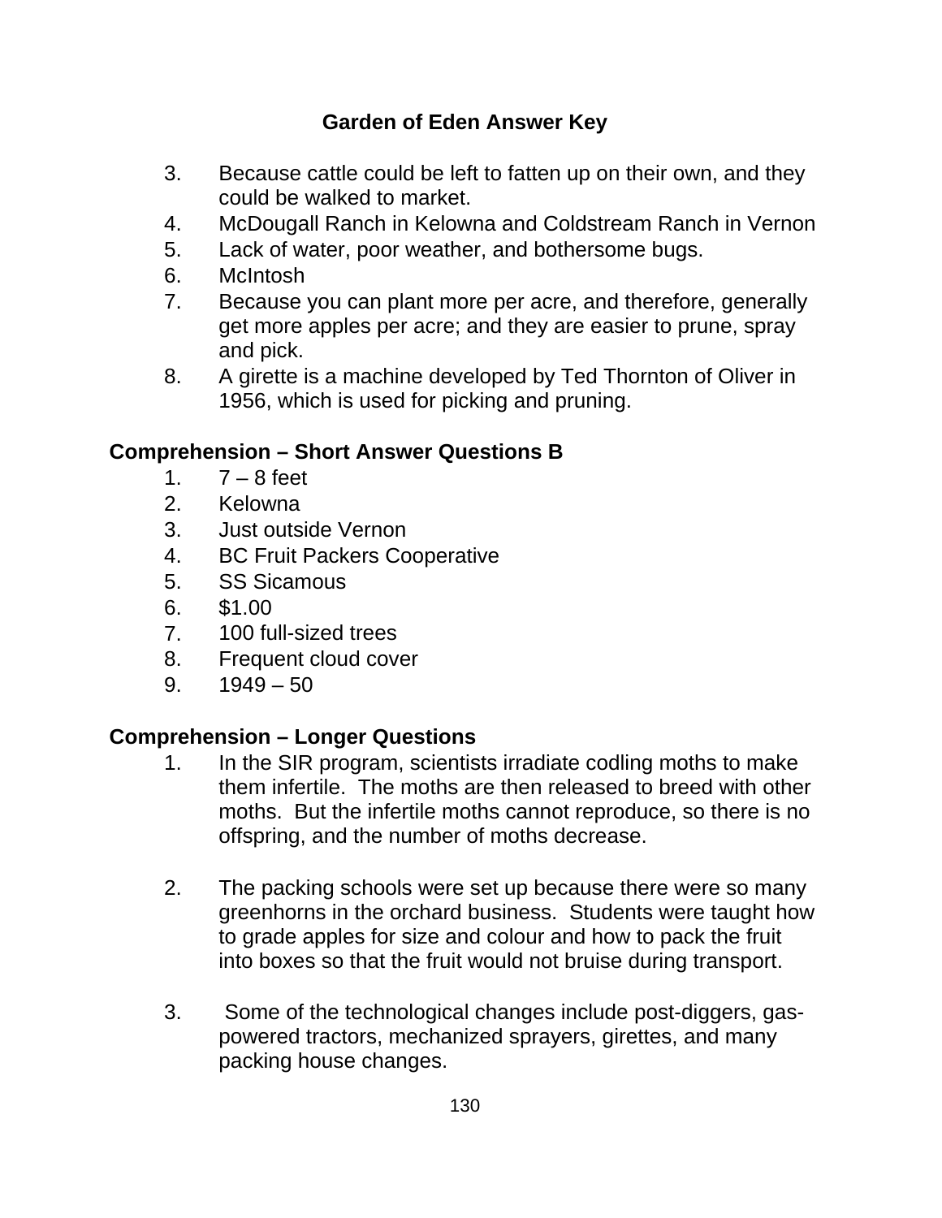## Garden of Eden Answer Key

3. Because cattle could be left to fatten up on their own, and they could be walked to market.
4. McDougall Ranch in Kelowna and Coldstream Ranch in Vernon
5. Lack of water, poor weather, and bothersome bugs.
6. McIntosh
7. Because you can plant more per acre, and therefore, generally get more apples per acre; and they are easier to prune, spray and pick.
8. A girette is a machine developed by Ted Thornton of Oliver in 1956, which is used for picking and pruning.

### Comprehension – Short Answer Questions B

1. 7 – 8 feet
2. Kelowna
3. Just outside Vernon
4. BC Fruit Packers Cooperative
5. SS Sicamous
6. $1.00
7. 100 full-sized trees
8. Frequent cloud cover
9. 1949 – 50

### Comprehension – Longer Questions

1. In the SIR program, scientists irradiate codling moths to make them infertile. The moths are then released to breed with other moths. But the infertile moths cannot reproduce, so there is no offspring, and the number of moths decrease.

2. The packing schools were set up because there were so many greenhorns in the orchard business. Students were taught how to grade apples for size and colour and how to pack the fruit into boxes so that the fruit would not bruise during transport.

3. Some of the technological changes include post-diggers, gas-powered tractors, mechanized sprayers, girettes, and many packing house changes.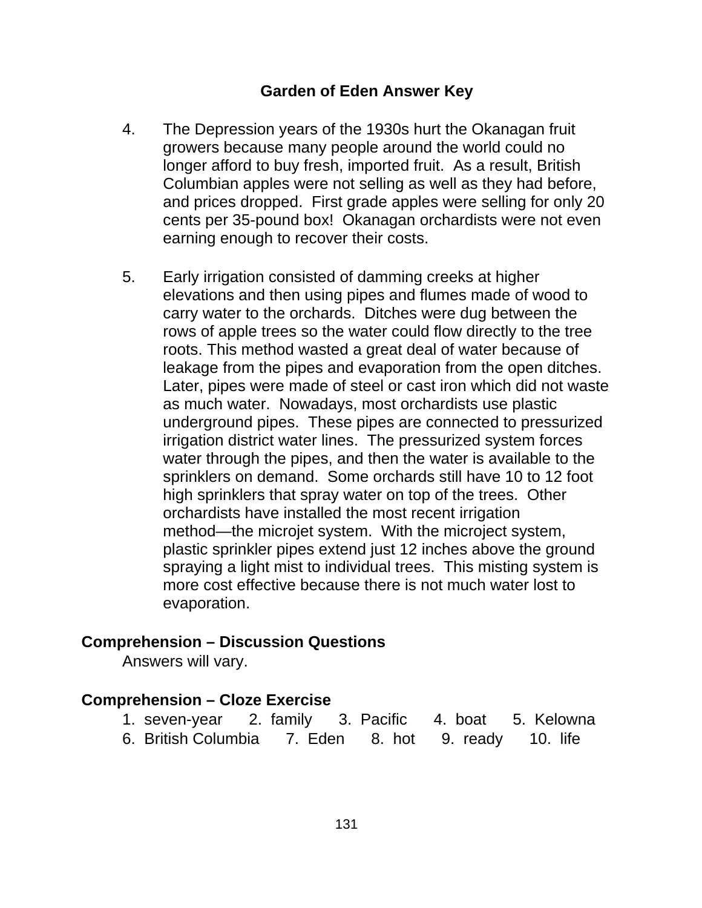## Garden of Eden Answer Key

4. The Depression years of the 1930s hurt the Okanagan fruit growers because many people around the world could no longer afford to buy fresh, imported fruit. As a result, British Columbian apples were not selling as well as they had before, and prices dropped. First grade apples were selling for only 20 cents per 35-pound box! Okanagan orchardists were not even earning enough to recover their costs.

5. Early irrigation consisted of damming creeks at higher elevations and then using pipes and flumes made of wood to carry water to the orchards. Ditches were dug between the rows of apple trees so the water could flow directly to the tree roots. This method wasted a great deal of water because of leakage from the pipes and evaporation from the open ditches. Later, pipes were made of steel or cast iron which did not waste as much water. Nowadays, most orchardists use plastic underground pipes. These pipes are connected to pressurized irrigation district water lines. The pressurized system forces water through the pipes, and then the water is available to the sprinklers on demand. Some orchards still have 10 to 12 foot high sprinklers that spray water on top of the trees. Other orchardists have installed the most recent irrigation method—the microjet system. With the microject system, plastic sprinkler pipes extend just 12 inches above the ground spraying a light mist to individual trees. This misting system is more cost effective because there is not much water lost to evaporation.

**Comprehension – Discussion Questions**

Answers will vary.

**Comprehension – Cloze Exercise**

1. seven-year  2. family  3. Pacific  4. boat  5. Kelowna
6. British Columbia  7. Eden  8. hot  9. ready  10. life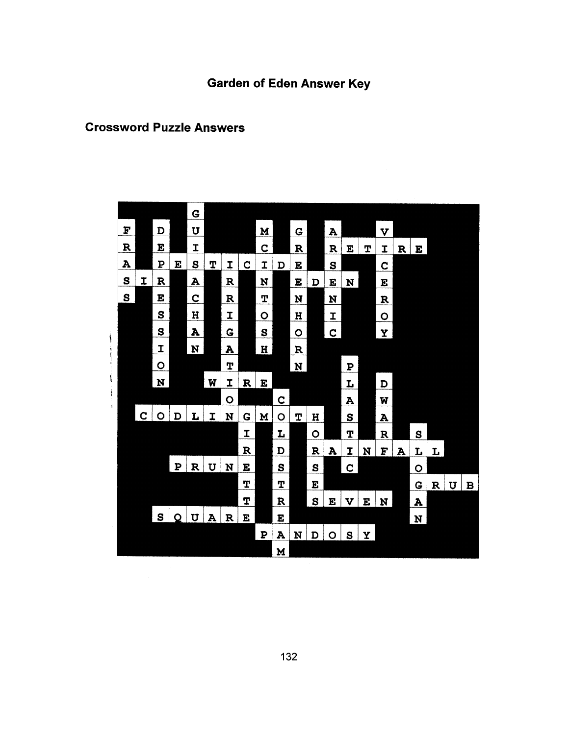# Garden of Eden Answer Key

## Crossword Puzzle Answers

| | | | | | | | | | | | | | | | | | | | | |
|---|---|---|---|---|---|---|---|---|---|---|---|---|---|---|---|---|---|---|---|---|
| | | | | G | | | | | | | | | | | | | | | | |
| F | | D | | U | | | | M | | G | | A | | | V | | | | | |
| R | | E | | I | | | | C | | R | | R | E | T | I | R | E | | | |
| A | | P | E | S | T | I | C | I | D | E | | S | | | C | | | | | |
| S | I | R | | A | | R | | N | | E | D | E | N | | E | | | | | |
| S | | E | | C | | R | | T | | N | | N | | | R | | | | | |
| | | S | | H | | I | | O | | H | | I | | | O | | | | | |
| | | S | | A | | G | | S | | O | | C | | | Y | | | | | |
| | | I | | N | | A | | H | | R | | | | | | | | | | |
| | | O | | | | T | | | | N | | | P | | | | | | | |
| | | N | | | W | I | R | E | | | | | L | | D | | | | | |
| | | | | | | O | | | C | | | | A | | W | | | | | |
| | C | O | D | L | I | N | G | M | O | T | H | | S | | A | | | | | |
| | | | | | | | I | | L | | O | | T | | R | | S | | | |
| | | | | | | | R | | D | | R | A | I | N | F | A | L | L | | |
| | | | P | R | U | N | E | | S | | S | | C | | | | O | | | |
| | | | | | | | T | | T | | E | | | | | | G | R | U | B |
| | | | | | | | T | | R | | S | E | V | E | N | | A | | | |
| | | S | Q | U | A | R | E | | E | | | | | | | | N | | | |
| | | | | | | | | P | A | N | D | O | S | Y | | | | | | |
| | | | | | | | | | M | | | | | | | | | | | |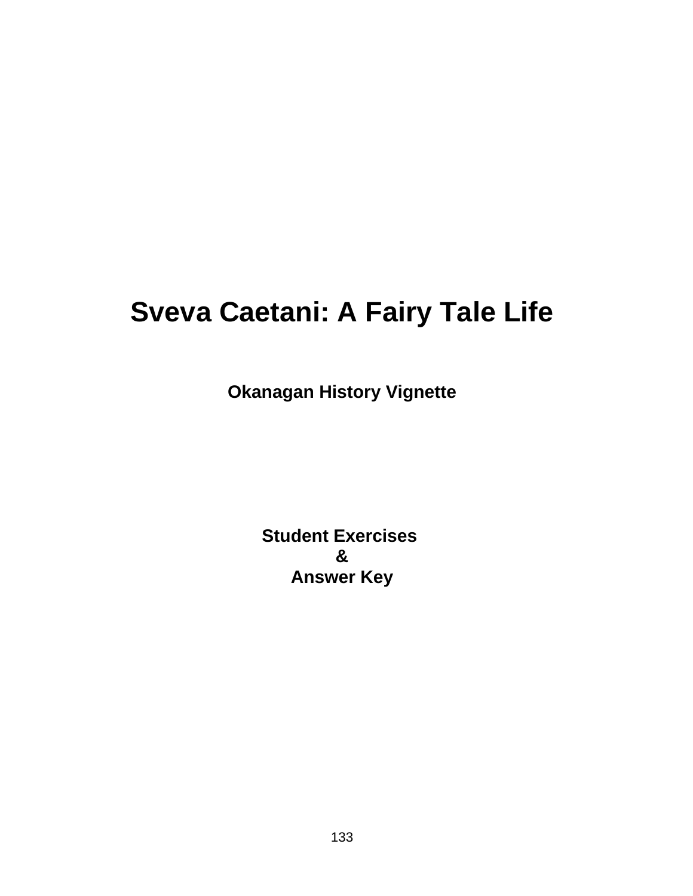# Sveva Caetani: A Fairy Tale Life

**Okanagan History Vignette**

**Student Exercises**
**&**
**Answer Key**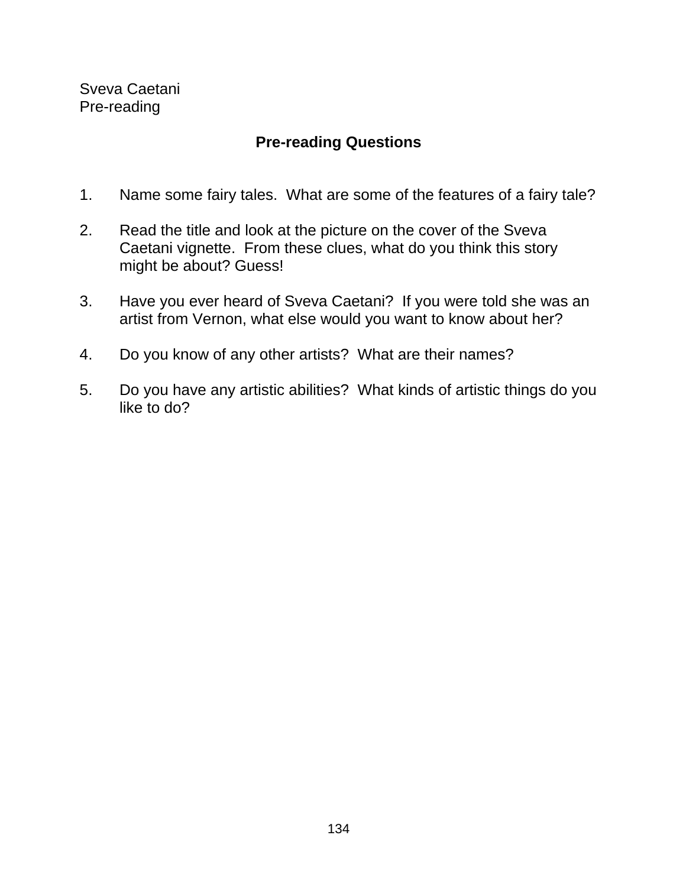Sveva Caetani
Pre-reading

## Pre-reading Questions

1. Name some fairy tales. What are some of the features of a fairy tale?

2. Read the title and look at the picture on the cover of the Sveva Caetani vignette. From these clues, what do you think this story might be about? Guess!

3. Have you ever heard of Sveva Caetani? If you were told she was an artist from Vernon, what else would you want to know about her?

4. Do you know of any other artists? What are their names?

5. Do you have any artistic abilities? What kinds of artistic things do you like to do?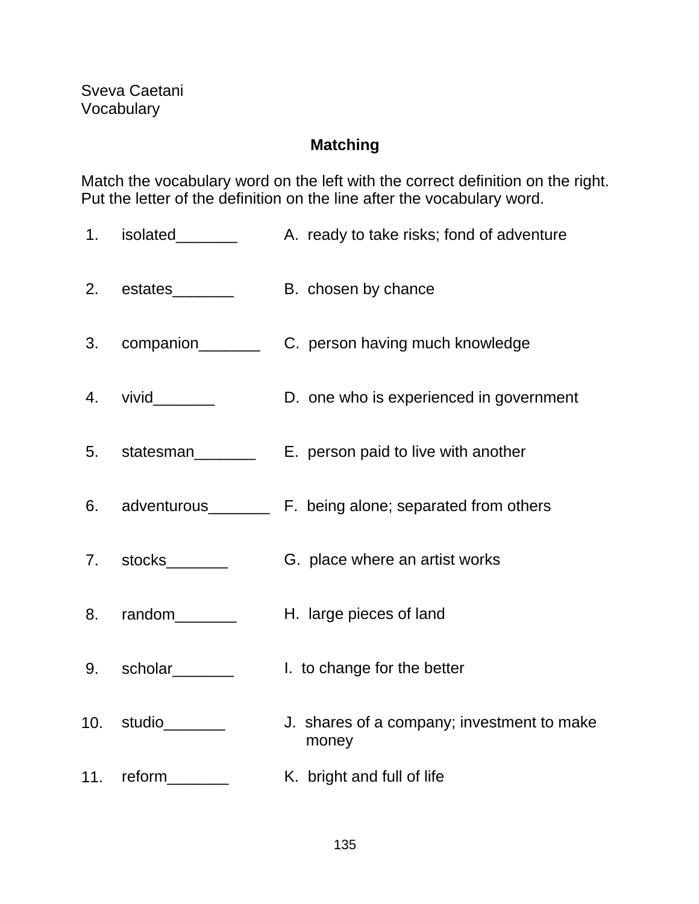Sveva Caetani
Vocabulary

## Matching

Match the vocabulary word on the left with the correct definition on the right. Put the letter of the definition on the line after the vocabulary word.

| | | |
|---|---|---|
| 1. | isolated_______ | A. ready to take risks; fond of adventure |
| 2. | estates_______ | B. chosen by chance |
| 3. | companion_______ | C. person having much knowledge |
| 4. | vivid_______ | D. one who is experienced in government |
| 5. | statesman_______ | E. person paid to live with another |
| 6. | adventurous_______ | F. being alone; separated from others |
| 7. | stocks_______ | G. place where an artist works |
| 8. | random_______ | H. large pieces of land |
| 9. | scholar_______ | I. to change for the better |
| 10. | studio_______ | J. shares of a company; investment to make money |
| 11. | reform_______ | K. bright and full of life |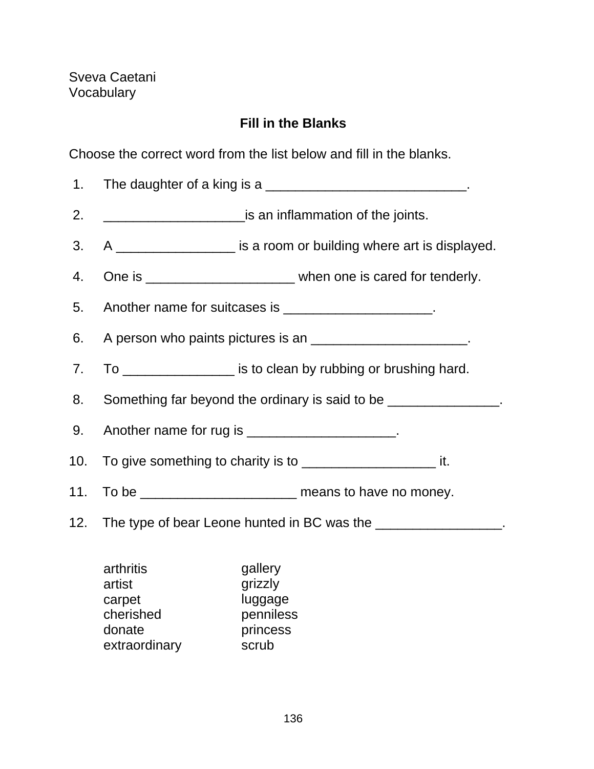Sveva Caetani
Vocabulary

## Fill in the Blanks

Choose the correct word from the list below and fill in the blanks.

1. The daughter of a king is a ___________________________.
2. ___________________is an inflammation of the joints.
3. A ________________ is a room or building where art is displayed.
4. One is ____________________ when one is cared for tenderly.
5. Another name for suitcases is ____________________.
6. A person who paints pictures is an _____________________.
7. To _______________ is to clean by rubbing or brushing hard.
8. Something far beyond the ordinary is said to be _______________.
9. Another name for rug is ____________________.
10. To give something to charity is to __________________ it.
11. To be _____________________ means to have no money.
12. The type of bear Leone hunted in BC was the _________________.

| | |
|---|---|
| arthritis | gallery |
| artist | grizzly |
| carpet | luggage |
| cherished | penniless |
| donate | princess |
| extraordinary | scrub |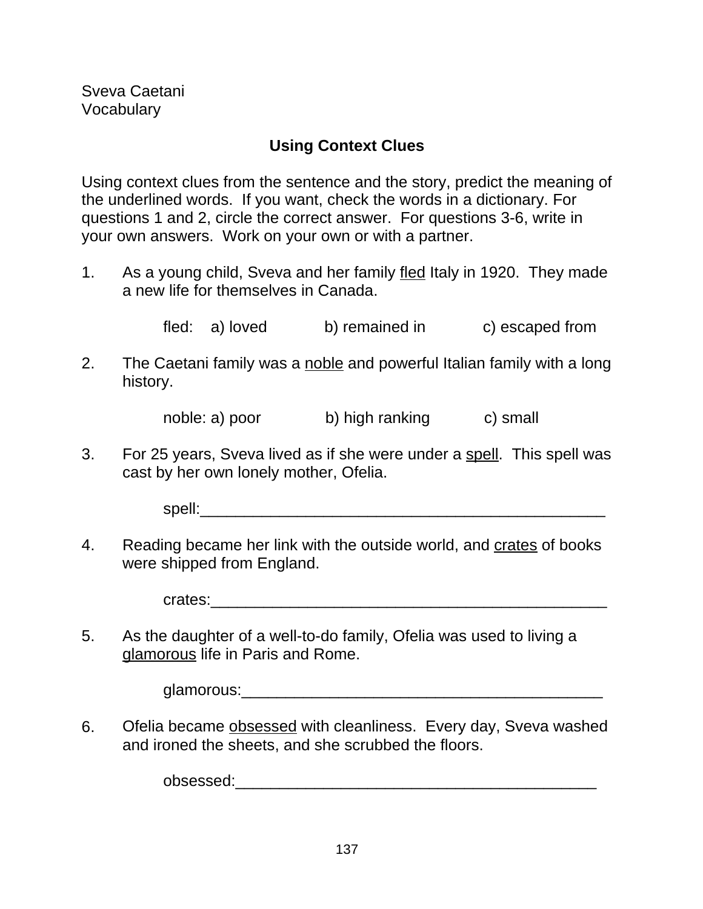Sveva Caetani
Vocabulary

## Using Context Clues

Using context clues from the sentence and the story, predict the meaning of the underlined words. If you want, check the words in a dictionary. For questions 1 and 2, circle the correct answer. For questions 3-6, write in your own answers. Work on your own or with a partner.

1. As a young child, Sveva and her family <u>fled</u> Italy in 1920. They made a new life for themselves in Canada.

   fled: a) loved b) remained in c) escaped from

2. The Caetani family was a <u>noble</u> and powerful Italian family with a long history.

   noble: a) poor b) high ranking c) small

3. For 25 years, Sveva lived as if she were under a <u>spell</u>. This spell was cast by her own lonely mother, Ofelia.

   spell:_____________________________________________

4. Reading became her link with the outside world, and <u>crates</u> of books were shipped from England.

   crates:_____________________________________________

5. As the daughter of a well-to-do family, Ofelia was used to living a <u>glamorous</u> life in Paris and Rome.

   glamorous:__________________________________________

6. Ofelia became <u>obsessed</u> with cleanliness. Every day, Sveva washed and ironed the sheets, and she scrubbed the floors.

   obsessed:___________________________________________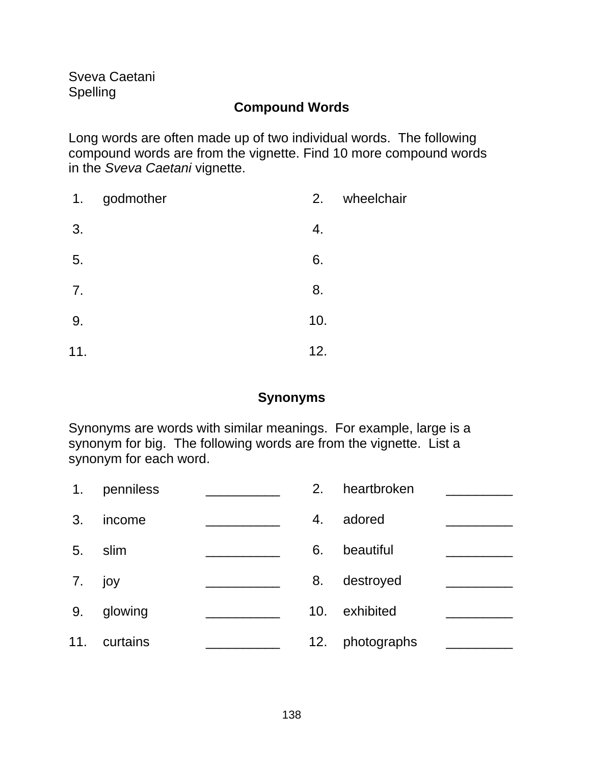Sveva Caetani
Spelling

## Compound Words

Long words are often made up of two individual words. The following compound words are from the vignette. Find 10 more compound words in the *Sveva Caetani* vignette.

| | | | |
|---|---|---|---|
| 1. | godmother | 2. | wheelchair |
| 3. | | 4. | |
| 5. | | 6. | |
| 7. | | 8. | |
| 9. | | 10. | |
| 11. | | 12. | |

## Synonyms

Synonyms are words with similar meanings. For example, large is a synonym for big. The following words are from the vignette. List a synonym for each word.

| | | | | | |
|---|---|---|---|---|---|
| 1. | penniless | __________ | 2. | heartbroken | _________ |
| 3. | income | __________ | 4. | adored | _________ |
| 5. | slim | __________ | 6. | beautiful | _________ |
| 7. | joy | __________ | 8. | destroyed | _________ |
| 9. | glowing | __________ | 10. | exhibited | _________ |
| 11. | curtains | __________ | 12. | photographs | _________ |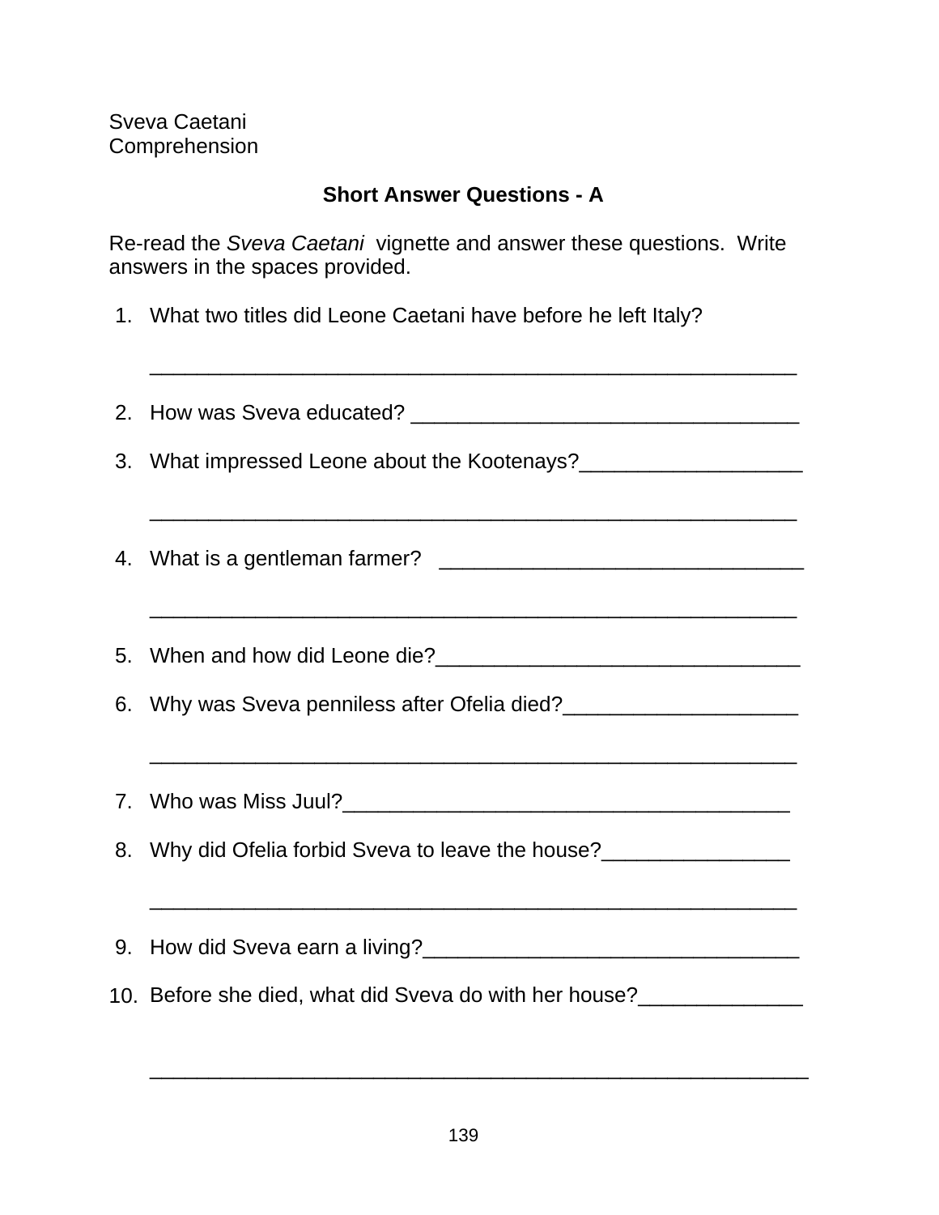Sveva Caetani
Comprehension

## Short Answer Questions - A

Re-read the *Sveva Caetani* vignette and answer these questions. Write answers in the spaces provided.

1. What two titles did Leone Caetani have before he left Italy?

   ________________________________________________________

2. How was Sveva educated? ________________________________

3. What impressed Leone about the Kootenays?__________________

   ________________________________________________________

4. What is a gentleman farmer? ______________________________

   ________________________________________________________

5. When and how did Leone die?______________________________

6. Why was Sveva penniless after Ofelia died?___________________

   ________________________________________________________

7. Who was Miss Juul?_____________________________________

8. Why did Ofelia forbid Sveva to leave the house?________________

   ________________________________________________________

9. How did Sveva earn a living?_______________________________

10. Before she died, what did Sveva do with her house?_____________

    ________________________________________________________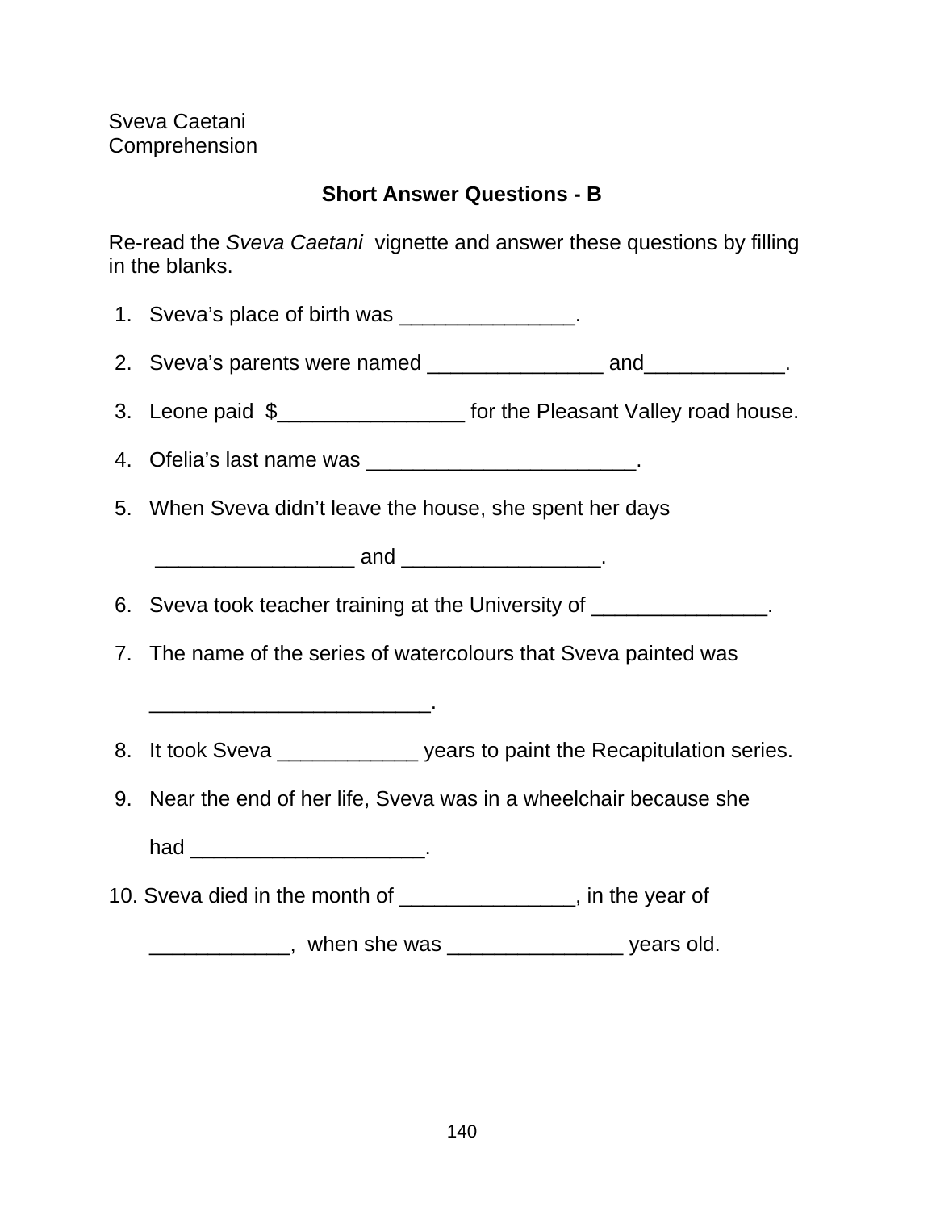Sveva Caetani
Comprehension

## Short Answer Questions - B

Re-read the *Sveva Caetani* vignette and answer these questions by filling in the blanks.

1. Sveva's place of birth was _______________.
2. Sveva's parents were named _______________ and____________.
3. Leone paid $________________ for the Pleasant Valley road house.
4. Ofelia's last name was _______________________.
5. When Sveva didn't leave the house, she spent her days

   _________________ and _________________.
6. Sveva took teacher training at the University of _______________.
7. The name of the series of watercolours that Sveva painted was

   ________________________.
8. It took Sveva ____________ years to paint the Recapitulation series.
9. Near the end of her life, Sveva was in a wheelchair because she

   had ____________________.
10. Sveva died in the month of _______________, in the year of

    ____________, when she was _______________ years old.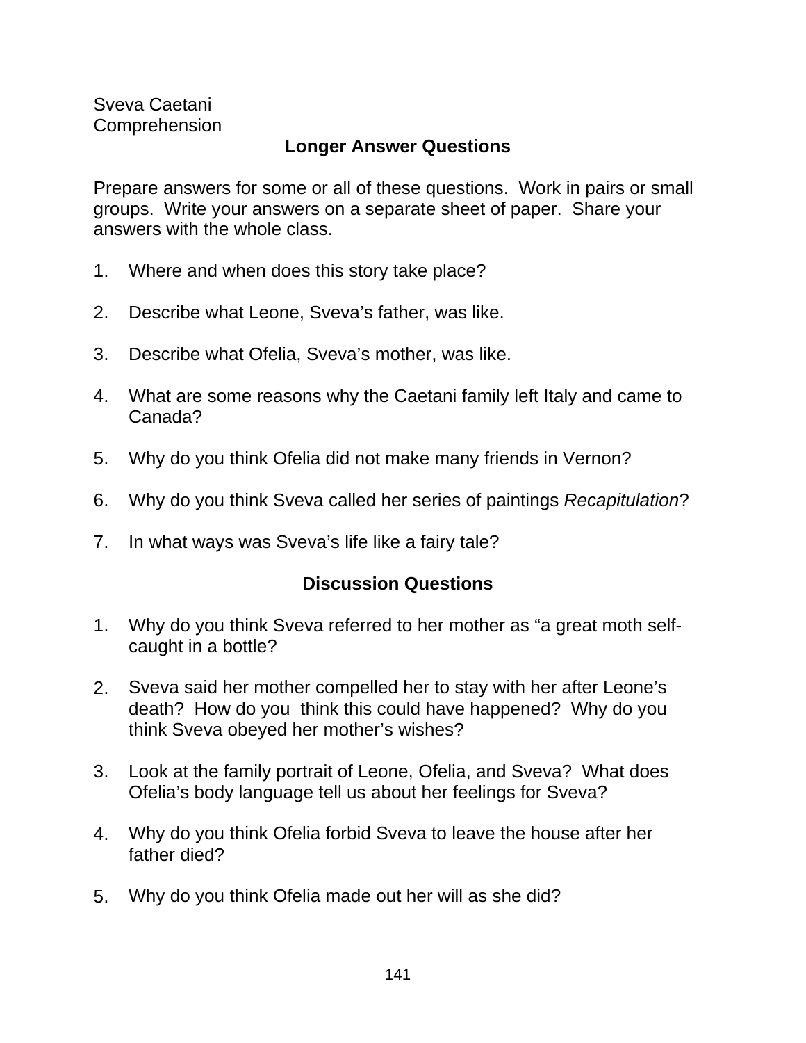Sveva Caetani
Comprehension

## Longer Answer Questions

Prepare answers for some or all of these questions. Work in pairs or small groups. Write your answers on a separate sheet of paper. Share your answers with the whole class.

1. Where and when does this story take place?

2. Describe what Leone, Sveva's father, was like.

3. Describe what Ofelia, Sveva's mother, was like.

4. What are some reasons why the Caetani family left Italy and came to Canada?

5. Why do you think Ofelia did not make many friends in Vernon?

6. Why do you think Sveva called her series of paintings *Recapitulation*?

7. In what ways was Sveva's life like a fairy tale?

## Discussion Questions

1. Why do you think Sveva referred to her mother as "a great moth self-caught in a bottle?

2. Sveva said her mother compelled her to stay with her after Leone's death? How do you think this could have happened? Why do you think Sveva obeyed her mother's wishes?

3. Look at the family portrait of Leone, Ofelia, and Sveva? What does Ofelia's body language tell us about her feelings for Sveva?

4. Why do you think Ofelia forbid Sveva to leave the house after her father died?

5. Why do you think Ofelia made out her will as she did?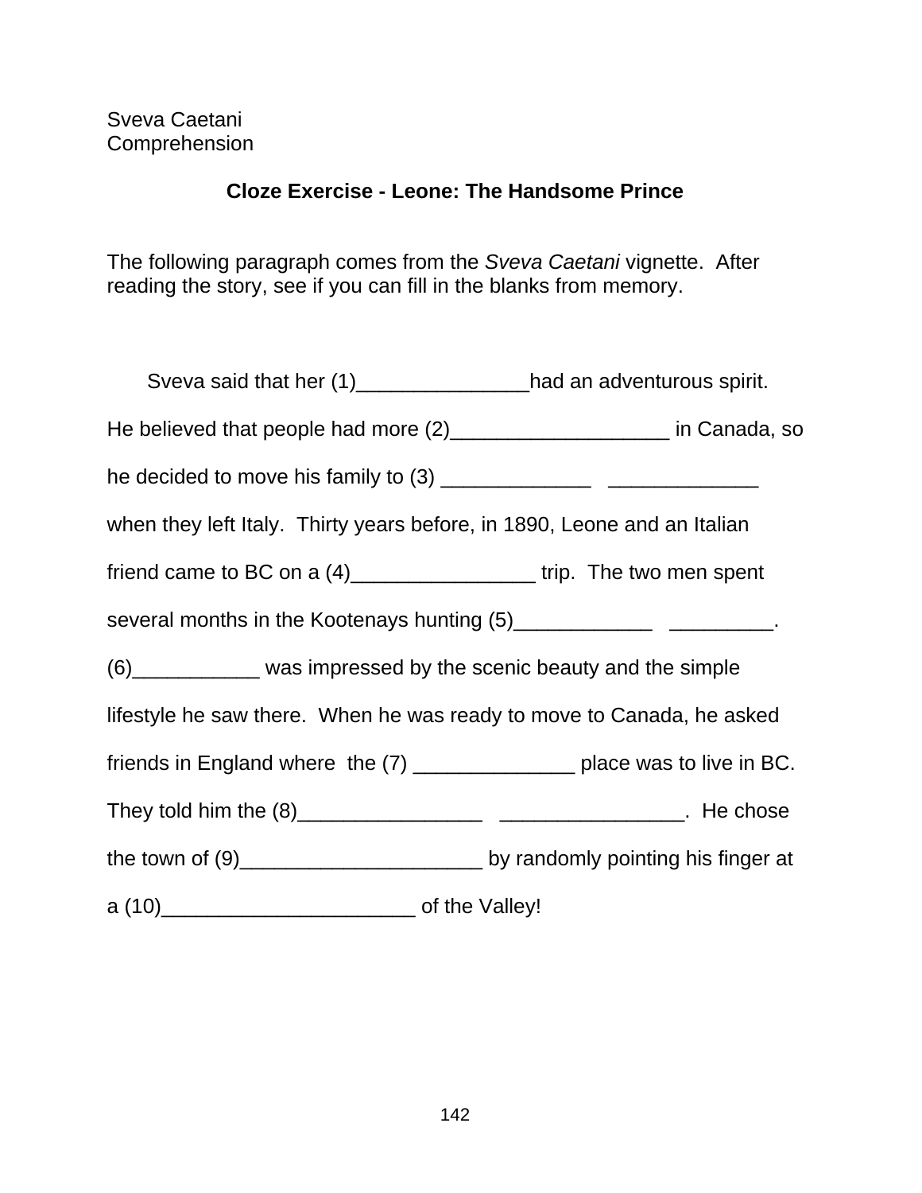Sveva Caetani
Comprehension

## Cloze Exercise - Leone: The Handsome Prince

The following paragraph comes from the *Sveva Caetani* vignette. After reading the story, see if you can fill in the blanks from memory.

Sveva said that her (1)_______________had an adventurous spirit. He believed that people had more (2)___________________ in Canada, so he decided to move his family to (3) _____________ _____________ when they left Italy. Thirty years before, in 1890, Leone and an Italian friend came to BC on a (4)________________ trip. The two men spent several months in the Kootenays hunting (5)____________ _________. (6)___________ was impressed by the scenic beauty and the simple lifestyle he saw there. When he was ready to move to Canada, he asked friends in England where the (7) ______________ place was to live in BC. They told him the (8)________________ ________________. He chose the town of (9)_____________________ by randomly pointing his finger at a (10)______________________ of the Valley!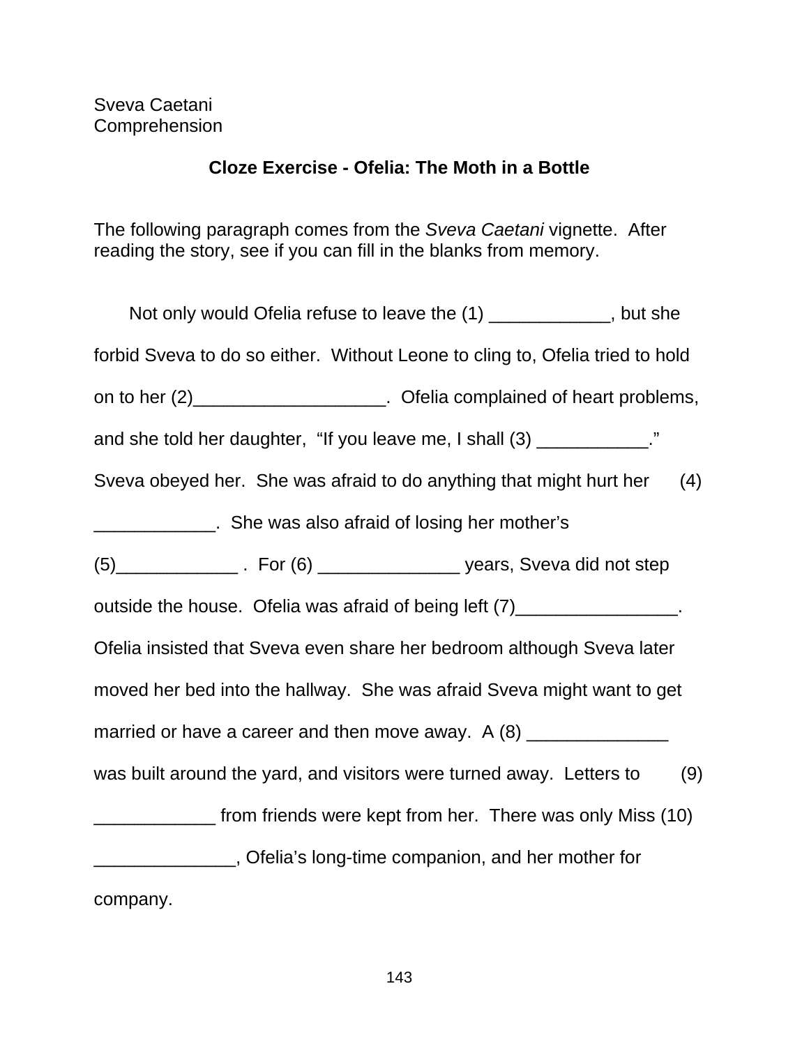Sveva Caetani
Comprehension

## Cloze Exercise - Ofelia: The Moth in a Bottle

The following paragraph comes from the *Sveva Caetani* vignette. After reading the story, see if you can fill in the blanks from memory.

Not only would Ofelia refuse to leave the (1) ____________, but she forbid Sveva to do so either. Without Leone to cling to, Ofelia tried to hold on to her (2)___________________. Ofelia complained of heart problems, and she told her daughter, "If you leave me, I shall (3) ___________." Sveva obeyed her. She was afraid to do anything that might hurt her (4) ____________. She was also afraid of losing her mother's (5)____________ . For (6) ______________ years, Sveva did not step outside the house. Ofelia was afraid of being left (7)________________. Ofelia insisted that Sveva even share her bedroom although Sveva later moved her bed into the hallway. She was afraid Sveva might want to get married or have a career and then move away. A (8) ______________ was built around the yard, and visitors were turned away. Letters to (9) ____________ from friends were kept from her. There was only Miss (10) ______________, Ofelia's long-time companion, and her mother for company.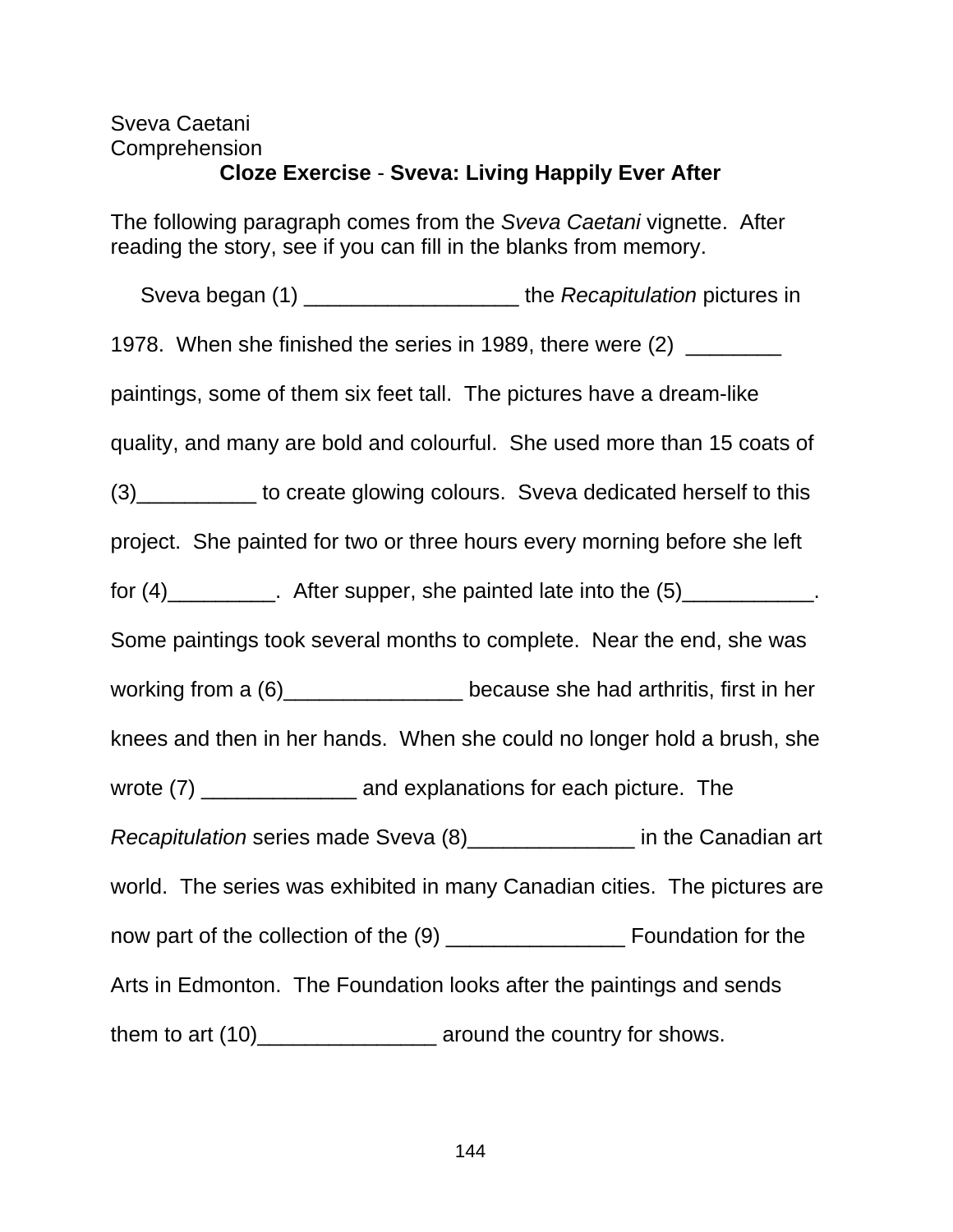Sveva Caetani
Comprehension

## **Cloze Exercise** - **Sveva: Living Happily Ever After**

The following paragraph comes from the *Sveva Caetani* vignette. After reading the story, see if you can fill in the blanks from memory.

Sveva began (1) __________________ the *Recapitulation* pictures in 1978. When she finished the series in 1989, there were (2) ________ paintings, some of them six feet tall. The pictures have a dream-like quality, and many are bold and colourful. She used more than 15 coats of (3)__________ to create glowing colours. Sveva dedicated herself to this project. She painted for two or three hours every morning before she left for (4)_________. After supper, she painted late into the (5)___________. Some paintings took several months to complete. Near the end, she was working from a (6)_______________ because she had arthritis, first in her knees and then in her hands. When she could no longer hold a brush, she wrote (7) _____________ and explanations for each picture. The *Recapitulation* series made Sveva (8)______________ in the Canadian art world. The series was exhibited in many Canadian cities. The pictures are now part of the collection of the (9) _______________ Foundation for the Arts in Edmonton. The Foundation looks after the paintings and sends them to art (10)_______________ around the country for shows.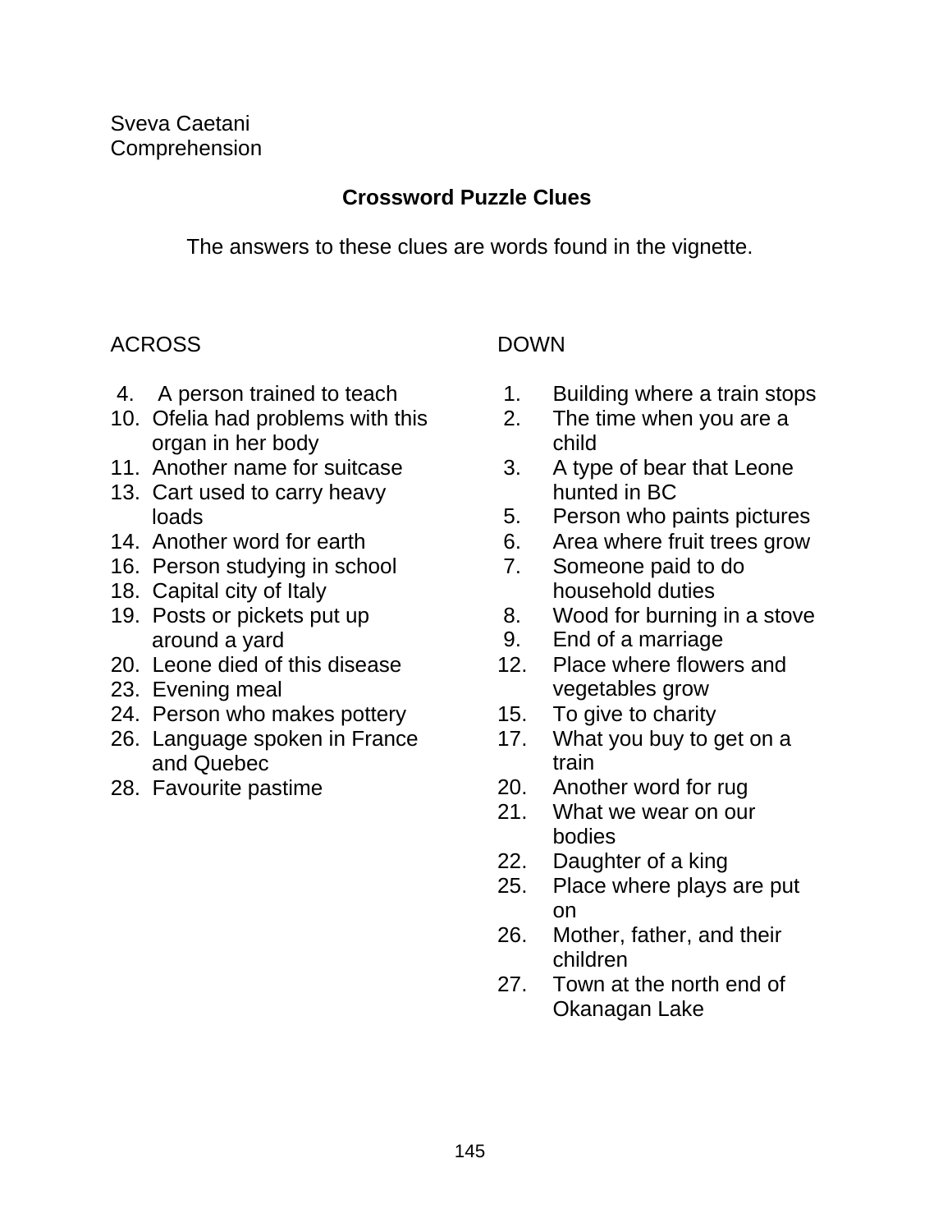Sveva Caetani
Comprehension

## Crossword Puzzle Clues

The answers to these clues are words found in the vignette.

### ACROSS

4. A person trained to teach
10. Ofelia had problems with this organ in her body
11. Another name for suitcase
13. Cart used to carry heavy loads
14. Another word for earth
16. Person studying in school
18. Capital city of Italy
19. Posts or pickets put up around a yard
20. Leone died of this disease
23. Evening meal
24. Person who makes pottery
26. Language spoken in France and Quebec
28. Favourite pastime

### DOWN

1. Building where a train stops
2. The time when you are a child
3. A type of bear that Leone hunted in BC
5. Person who paints pictures
6. Area where fruit trees grow
7. Someone paid to do household duties
8. Wood for burning in a stove
9. End of a marriage
12. Place where flowers and vegetables grow
15. To give to charity
17. What you buy to get on a train
20. Another word for rug
21. What we wear on our bodies
22. Daughter of a king
25. Place where plays are put on
26. Mother, father, and their children
27. Town at the north end of Okanagan Lake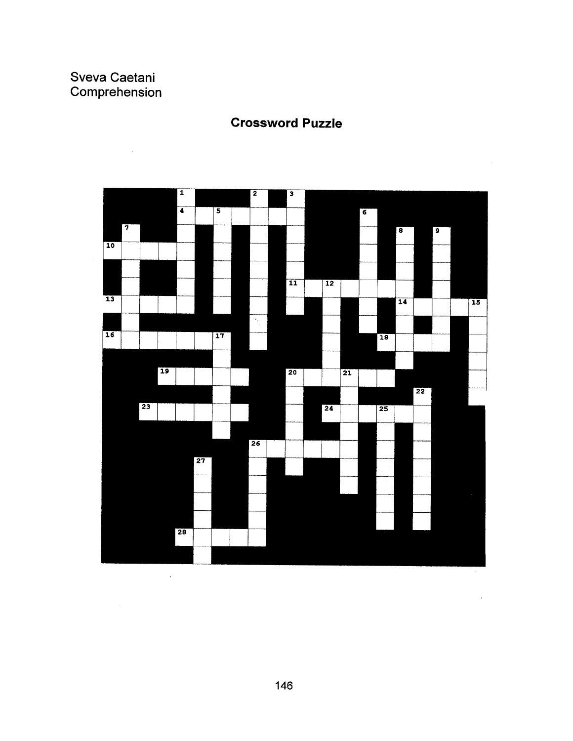Sveva Caetani
Comprehension

## Crossword Puzzle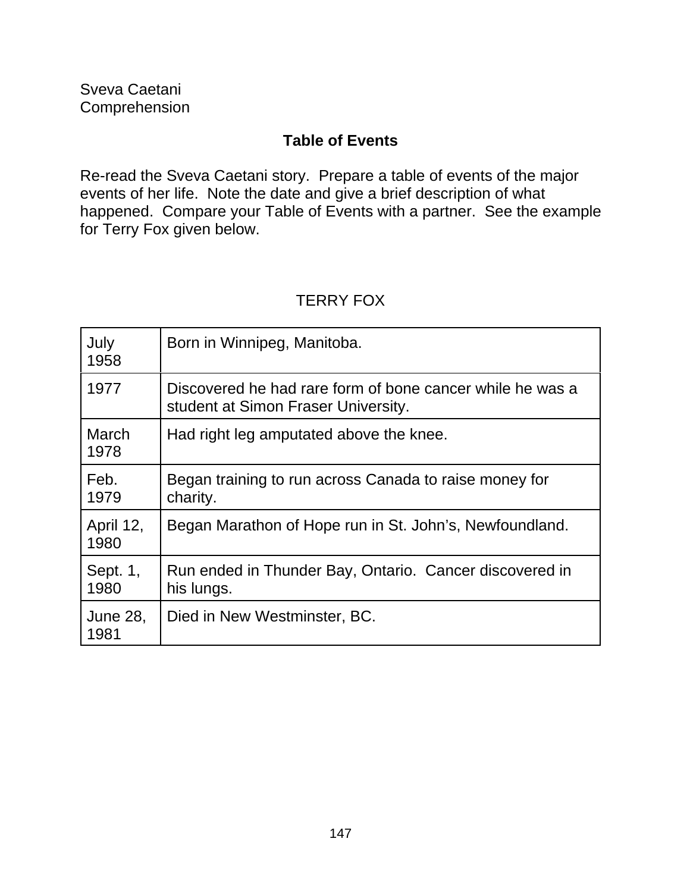Sveva Caetani
Comprehension

## Table of Events

Re-read the Sveva Caetani story. Prepare a table of events of the major events of her life. Note the date and give a brief description of what happened. Compare your Table of Events with a partner. See the example for Terry Fox given below.

TERRY FOX

| Date | Event |
|---|---|
| July 1958 | Born in Winnipeg, Manitoba. |
| 1977 | Discovered he had rare form of bone cancer while he was a student at Simon Fraser University. |
| March 1978 | Had right leg amputated above the knee. |
| Feb. 1979 | Began training to run across Canada to raise money for charity. |
| April 12, 1980 | Began Marathon of Hope run in St. John's, Newfoundland. |
| Sept. 1, 1980 | Run ended in Thunder Bay, Ontario. Cancer discovered in his lungs. |
| June 28, 1981 | Died in New Westminster, BC. |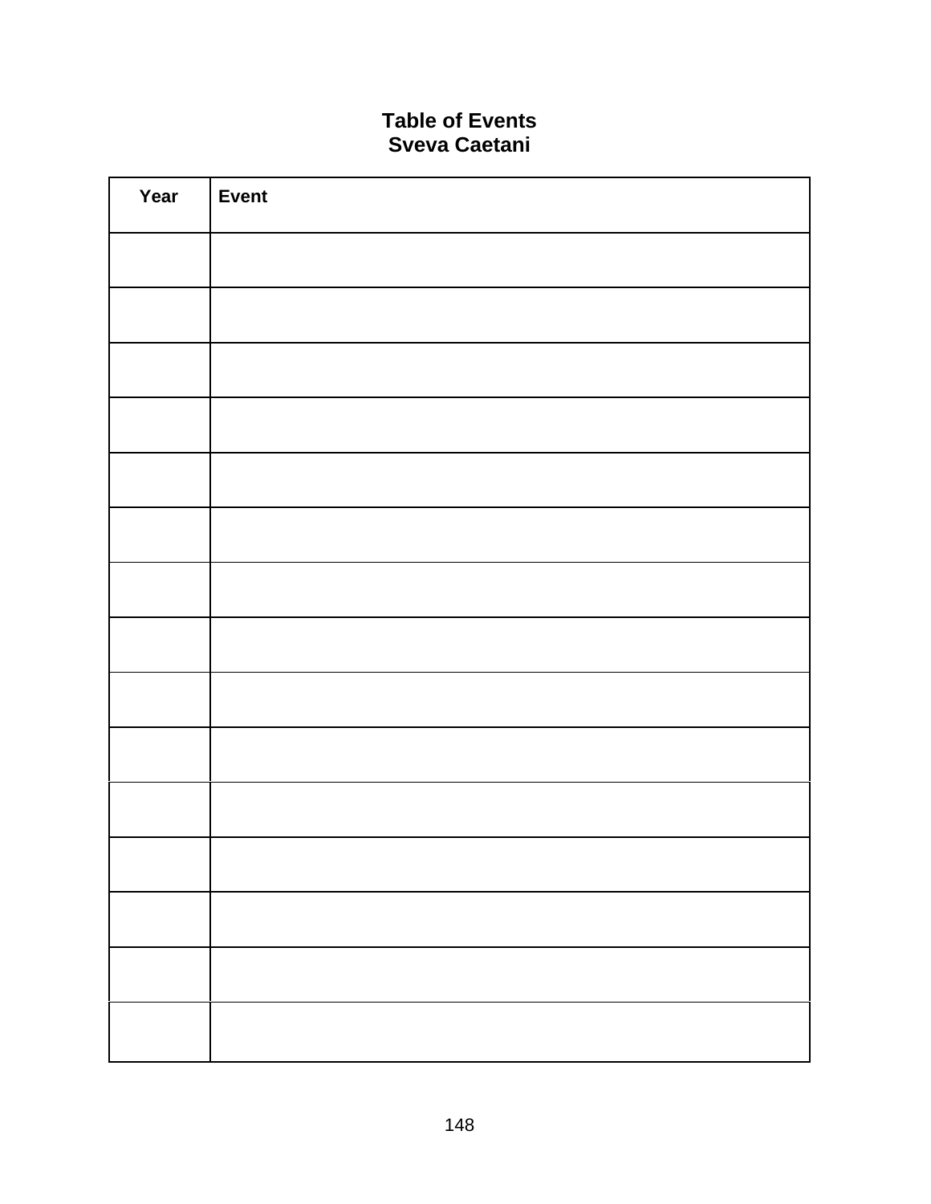# Table of Events
## Sveva Caetani

| Year | Event |
|---|---|
| | |
| | |
| | |
| | |
| | |
| | |
| | |
| | |
| | |
| | |
| | |
| | |
| | |
| | |
| | |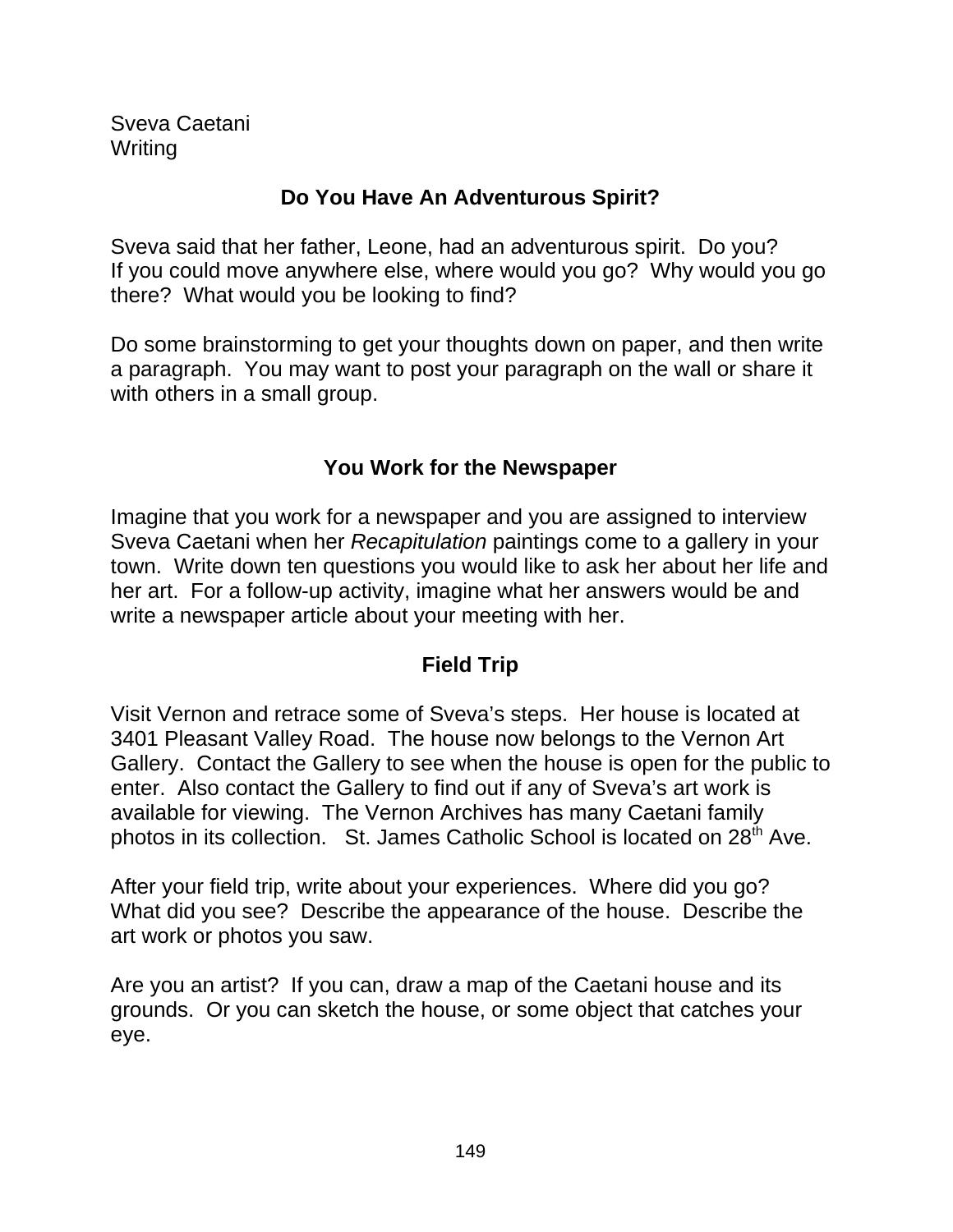Sveva Caetani
Writing

## Do You Have An Adventurous Spirit?

Sveva said that her father, Leone, had an adventurous spirit. Do you? If you could move anywhere else, where would you go? Why would you go there? What would you be looking to find?

Do some brainstorming to get your thoughts down on paper, and then write a paragraph. You may want to post your paragraph on the wall or share it with others in a small group.

## You Work for the Newspaper

Imagine that you work for a newspaper and you are assigned to interview Sveva Caetani when her *Recapitulation* paintings come to a gallery in your town. Write down ten questions you would like to ask her about her life and her art. For a follow-up activity, imagine what her answers would be and write a newspaper article about your meeting with her.

## Field Trip

Visit Vernon and retrace some of Sveva's steps. Her house is located at 3401 Pleasant Valley Road. The house now belongs to the Vernon Art Gallery. Contact the Gallery to see when the house is open for the public to enter. Also contact the Gallery to find out if any of Sveva's art work is available for viewing. The Vernon Archives has many Caetani family photos in its collection. St. James Catholic School is located on 28th Ave.

After your field trip, write about your experiences. Where did you go? What did you see? Describe the appearance of the house. Describe the art work or photos you saw.

Are you an artist? If you can, draw a map of the Caetani house and its grounds. Or you can sketch the house, or some object that catches your eye.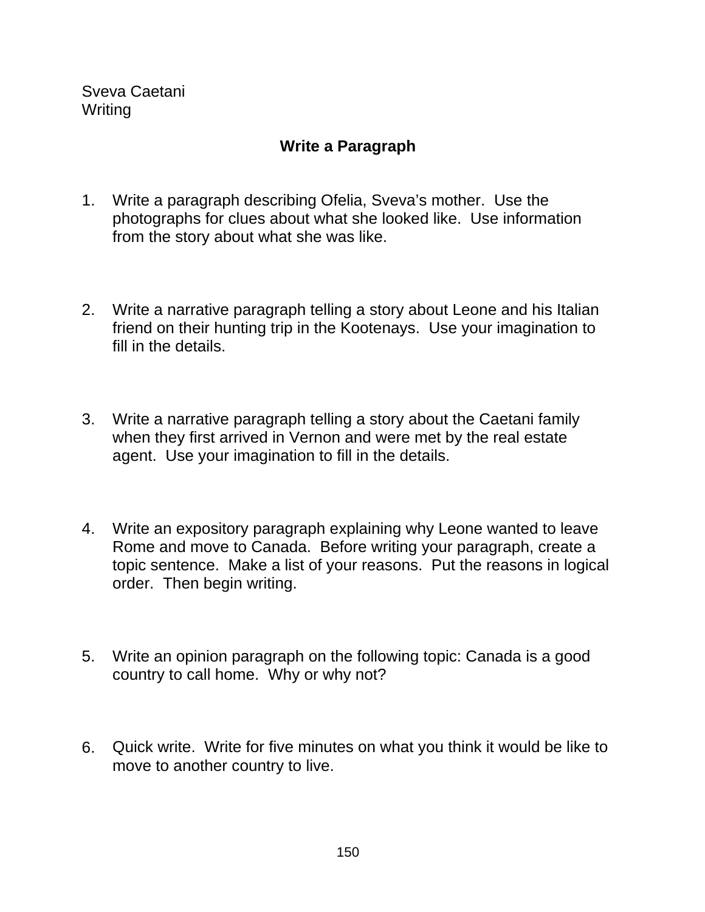Sveva Caetani
Writing

## Write a Paragraph

1. Write a paragraph describing Ofelia, Sveva's mother. Use the photographs for clues about what she looked like. Use information from the story about what she was like.

2. Write a narrative paragraph telling a story about Leone and his Italian friend on their hunting trip in the Kootenays. Use your imagination to fill in the details.

3. Write a narrative paragraph telling a story about the Caetani family when they first arrived in Vernon and were met by the real estate agent. Use your imagination to fill in the details.

4. Write an expository paragraph explaining why Leone wanted to leave Rome and move to Canada. Before writing your paragraph, create a topic sentence. Make a list of your reasons. Put the reasons in logical order. Then begin writing.

5. Write an opinion paragraph on the following topic: Canada is a good country to call home. Why or why not?

6. Quick write. Write for five minutes on what you think it would be like to move to another country to live.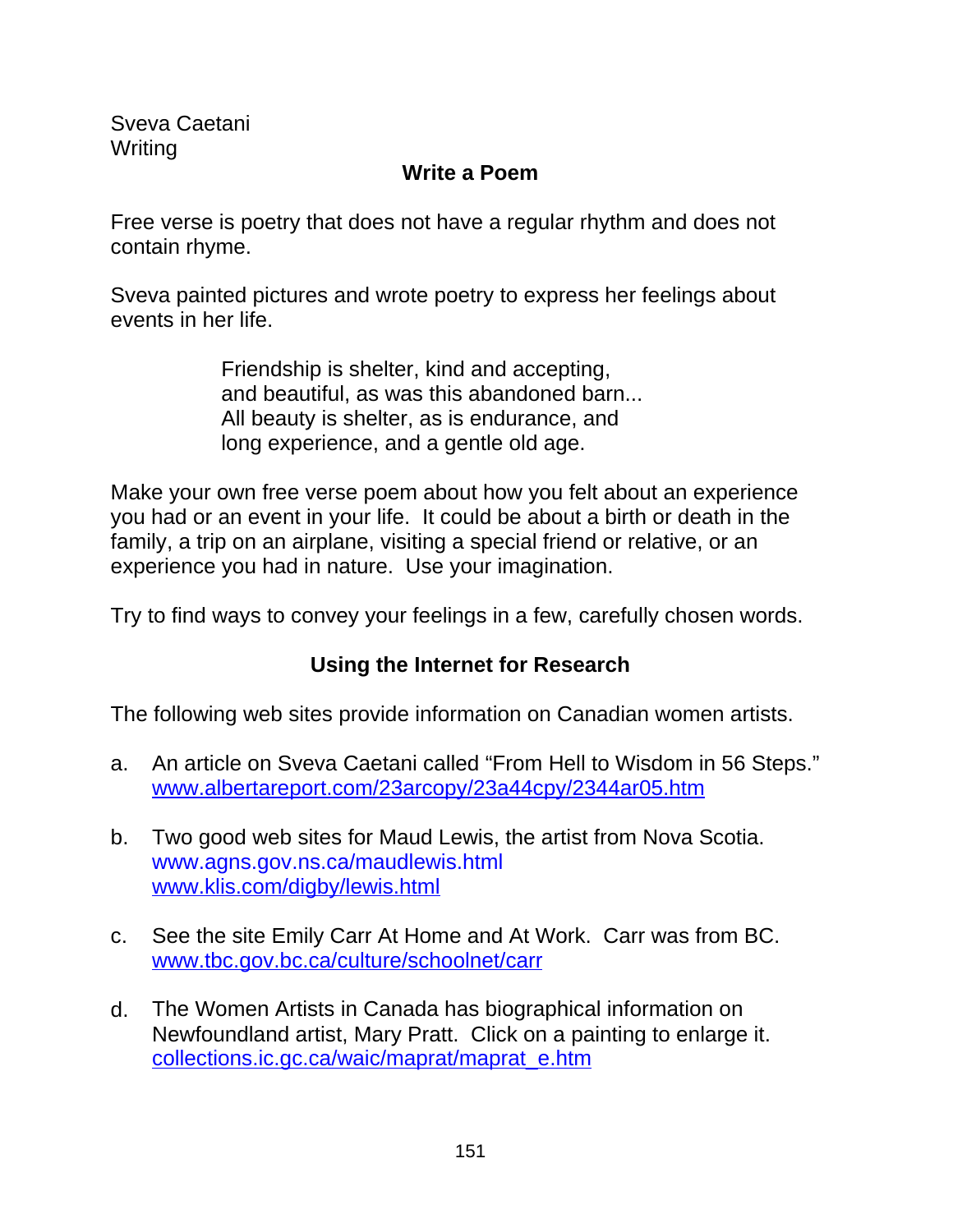Sveva Caetani
Writing

## Write a Poem

Free verse is poetry that does not have a regular rhythm and does not contain rhyme.

Sveva painted pictures and wrote poetry to express her feelings about events in her life.

> Friendship is shelter, kind and accepting,
> and beautiful, as was this abandoned barn...
> All beauty is shelter, as is endurance, and
> long experience, and a gentle old age.

Make your own free verse poem about how you felt about an experience you had or an event in your life. It could be about a birth or death in the family, a trip on an airplane, visiting a special friend or relative, or an experience you had in nature. Use your imagination.

Try to find ways to convey your feelings in a few, carefully chosen words.

## Using the Internet for Research

The following web sites provide information on Canadian women artists.

a. An article on Sveva Caetani called "From Hell to Wisdom in 56 Steps."
   www.albertareport.com/23arcopy/23a44cpy/2344ar05.htm

b. Two good web sites for Maud Lewis, the artist from Nova Scotia.
   www.agns.gov.ns.ca/maudlewis.html
   www.klis.com/digby/lewis.html

c. See the site Emily Carr At Home and At Work. Carr was from BC.
   www.tbc.gov.bc.ca/culture/schoolnet/carr

d. The Women Artists in Canada has biographical information on Newfoundland artist, Mary Pratt. Click on a painting to enlarge it.
   collections.ic.gc.ca/waic/maprat/maprat_e.htm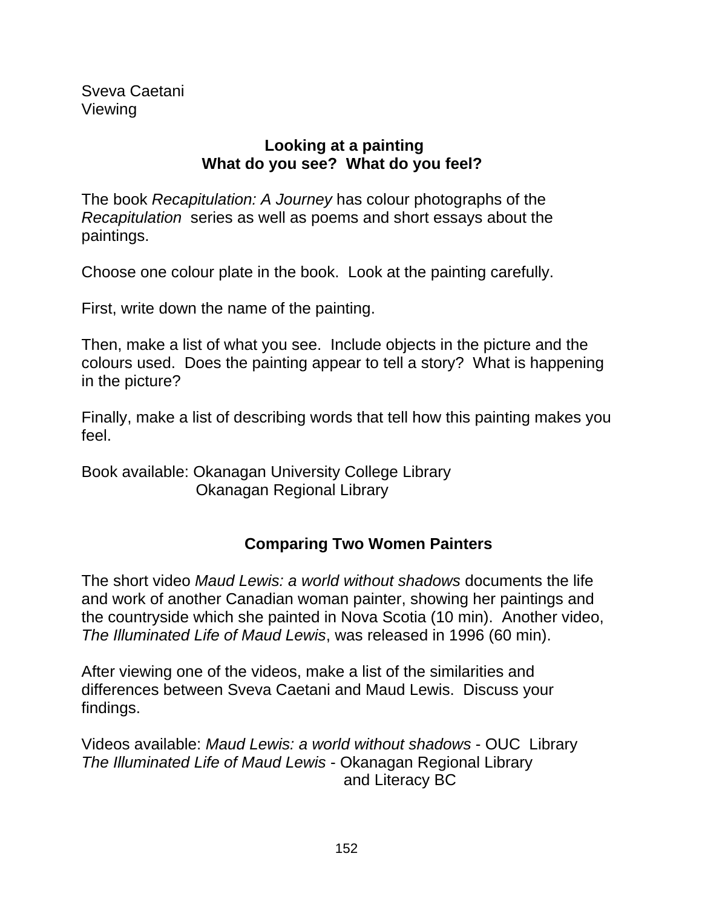Sveva Caetani
Viewing

## Looking at a painting
## What do you see? What do you feel?

The book *Recapitulation: A Journey* has colour photographs of the *Recapitulation* series as well as poems and short essays about the paintings.

Choose one colour plate in the book. Look at the painting carefully.

First, write down the name of the painting.

Then, make a list of what you see. Include objects in the picture and the colours used. Does the painting appear to tell a story? What is happening in the picture?

Finally, make a list of describing words that tell how this painting makes you feel.

Book available: Okanagan University College Library
Okanagan Regional Library

## Comparing Two Women Painters

The short video *Maud Lewis: a world without shadows* documents the life and work of another Canadian woman painter, showing her paintings and the countryside which she painted in Nova Scotia (10 min). Another video, *The Illuminated Life of Maud Lewis*, was released in 1996 (60 min).

After viewing one of the videos, make a list of the similarities and differences between Sveva Caetani and Maud Lewis. Discuss your findings.

Videos available: *Maud Lewis: a world without shadows* - OUC Library
*The Illuminated Life of Maud Lewis* - Okanagan Regional Library
and Literacy BC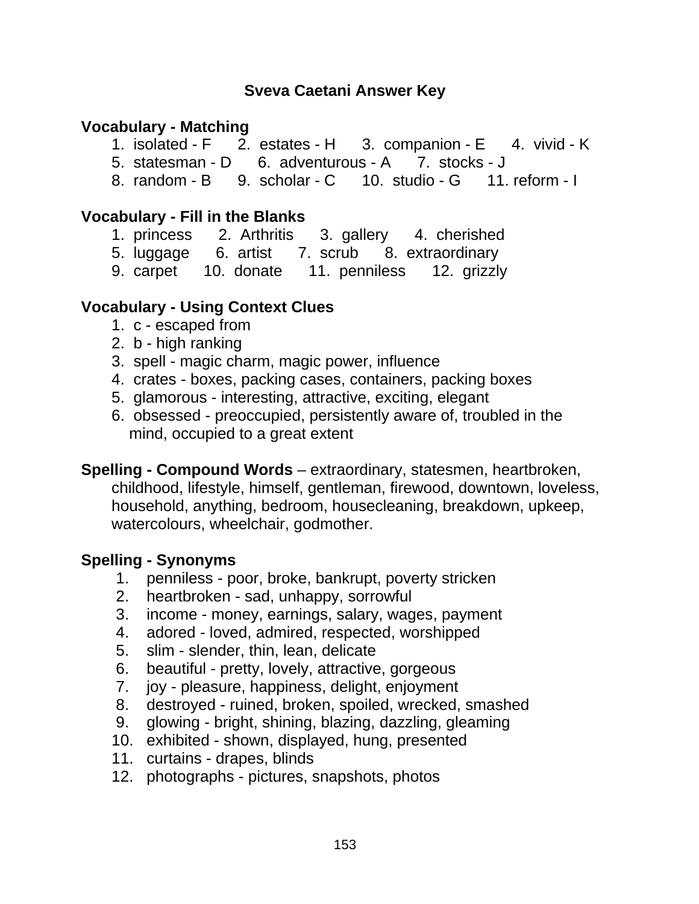# Sveva Caetani Answer Key

**Vocabulary - Matching**

1. isolated - F  2. estates - H  3. companion - E  4. vivid - K
5. statesman - D  6. adventurous - A  7. stocks - J
8. random - B  9. scholar - C  10. studio - G  11. reform - I

**Vocabulary - Fill in the Blanks**

1. princess  2. Arthritis  3. gallery  4. cherished
5. luggage  6. artist  7. scrub  8. extraordinary
9. carpet  10. donate  11. penniless  12. grizzly

**Vocabulary - Using Context Clues**

1. c - escaped from
2. b - high ranking
3. spell - magic charm, magic power, influence
4. crates - boxes, packing cases, containers, packing boxes
5. glamorous - interesting, attractive, exciting, elegant
6. obsessed - preoccupied, persistently aware of, troubled in the mind, occupied to a great extent

**Spelling - Compound Words** – extraordinary, statesmen, heartbroken, childhood, lifestyle, himself, gentleman, firewood, downtown, loveless, household, anything, bedroom, housecleaning, breakdown, upkeep, watercolours, wheelchair, godmother.

**Spelling - Synonyms**

1. penniless - poor, broke, bankrupt, poverty stricken
2. heartbroken - sad, unhappy, sorrowful
3. income - money, earnings, salary, wages, payment
4. adored - loved, admired, respected, worshipped
5. slim - slender, thin, lean, delicate
6. beautiful - pretty, lovely, attractive, gorgeous
7. joy - pleasure, happiness, delight, enjoyment
8. destroyed - ruined, broken, spoiled, wrecked, smashed
9. glowing - bright, shining, blazing, dazzling, gleaming
10. exhibited - shown, displayed, hung, presented
11. curtains - drapes, blinds
12. photographs - pictures, snapshots, photos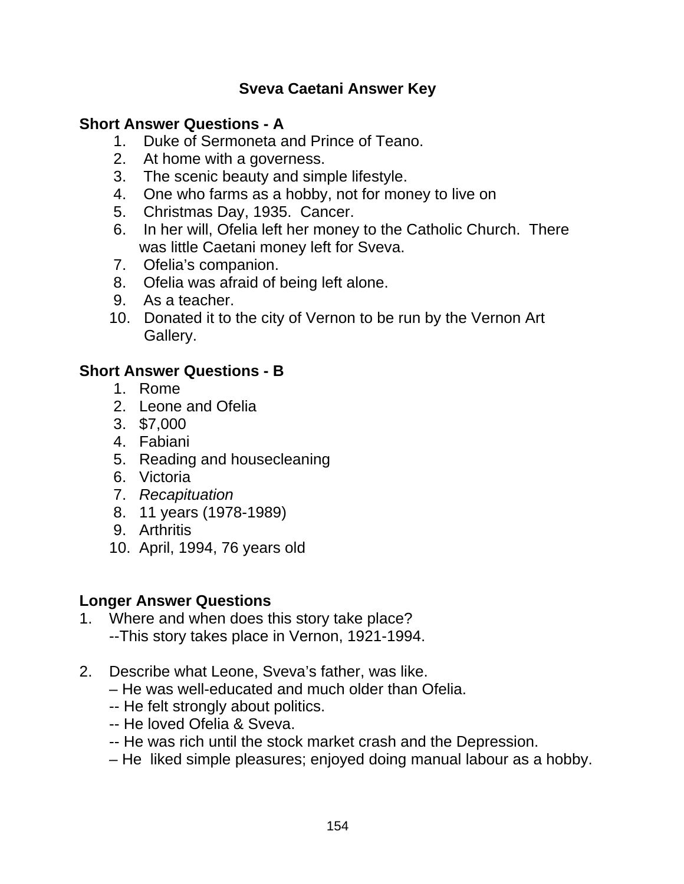## Sveva Caetani Answer Key

### Short Answer Questions - A

1. Duke of Sermoneta and Prince of Teano.
2. At home with a governess.
3. The scenic beauty and simple lifestyle.
4. One who farms as a hobby, not for money to live on
5. Christmas Day, 1935. Cancer.
6. In her will, Ofelia left her money to the Catholic Church. There was little Caetani money left for Sveva.
7. Ofelia's companion.
8. Ofelia was afraid of being left alone.
9. As a teacher.
10. Donated it to the city of Vernon to be run by the Vernon Art Gallery.

### Short Answer Questions - B

1. Rome
2. Leone and Ofelia
3. $7,000
4. Fabiani
5. Reading and housecleaning
6. Victoria
7. *Recapituation*
8. 11 years (1978-1989)
9. Arthritis
10. April, 1994, 76 years old

### Longer Answer Questions

1. Where and when does this story take place?
   --This story takes place in Vernon, 1921-1994.

2. Describe what Leone, Sveva's father, was like.
   – He was well-educated and much older than Ofelia.
   -- He felt strongly about politics.
   -- He loved Ofelia & Sveva.
   -- He was rich until the stock market crash and the Depression.
   – He liked simple pleasures; enjoyed doing manual labour as a hobby.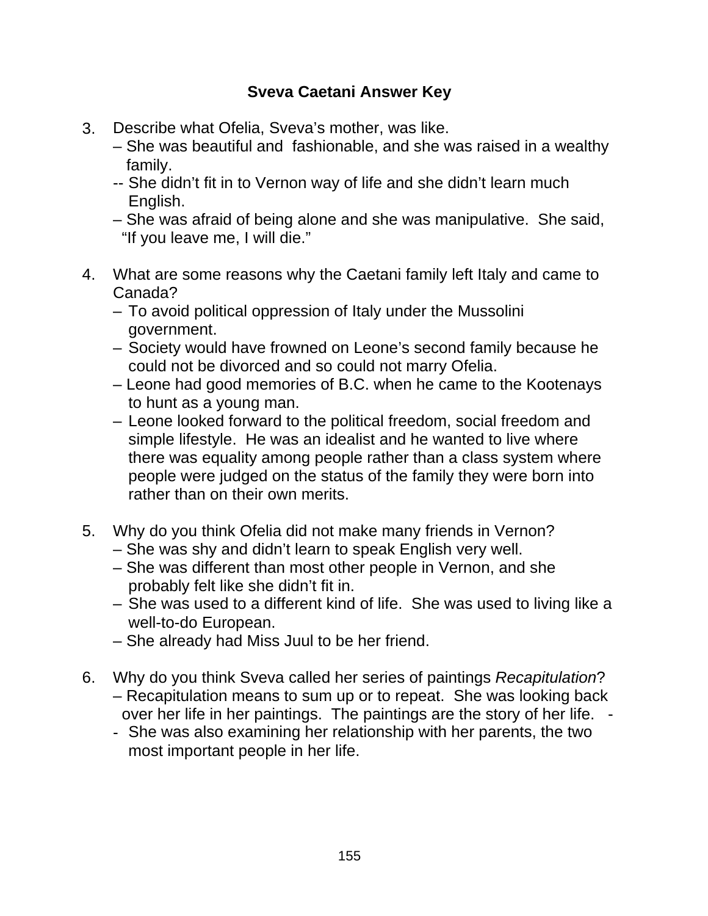## Sveva Caetani Answer Key

3. Describe what Ofelia, Sveva's mother, was like.
   – She was beautiful and fashionable, and she was raised in a wealthy family.
   -- She didn't fit in to Vernon way of life and she didn't learn much English.
   – She was afraid of being alone and she was manipulative. She said, "If you leave me, I will die."

4. What are some reasons why the Caetani family left Italy and came to Canada?
   – To avoid political oppression of Italy under the Mussolini government.
   – Society would have frowned on Leone's second family because he could not be divorced and so could not marry Ofelia.
   – Leone had good memories of B.C. when he came to the Kootenays to hunt as a young man.
   – Leone looked forward to the political freedom, social freedom and simple lifestyle. He was an idealist and he wanted to live where there was equality among people rather than a class system where people were judged on the status of the family they were born into rather than on their own merits.

5. Why do you think Ofelia did not make many friends in Vernon?
   – She was shy and didn't learn to speak English very well.
   – She was different than most other people in Vernon, and she probably felt like she didn't fit in.
   – She was used to a different kind of life. She was used to living like a well-to-do European.
   – She already had Miss Juul to be her friend.

6. Why do you think Sveva called her series of paintings *Recapitulation*?
   – Recapitulation means to sum up or to repeat. She was looking back over her life in her paintings. The paintings are the story of her life. -
   - She was also examining her relationship with her parents, the two most important people in her life.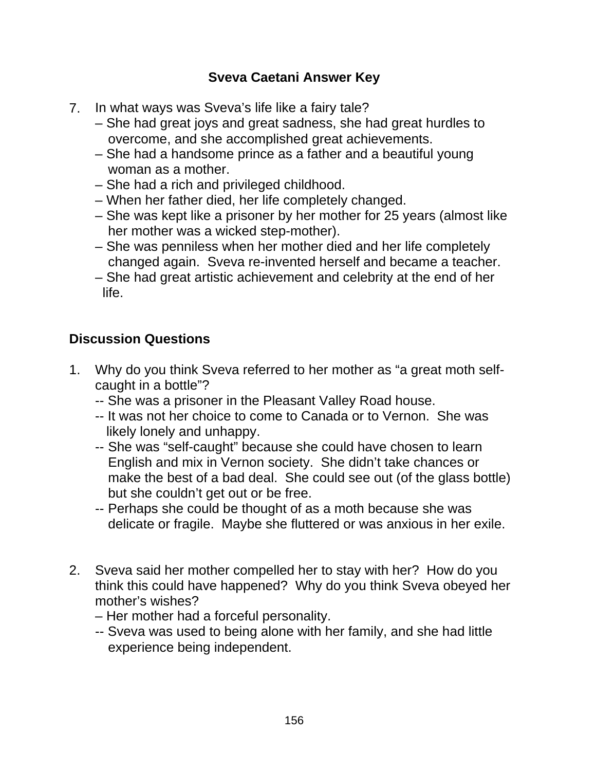**Sveva Caetani Answer Key**

7. In what ways was Sveva's life like a fairy tale?
   – She had great joys and great sadness, she had great hurdles to overcome, and she accomplished great achievements.
   – She had a handsome prince as a father and a beautiful young woman as a mother.
   – She had a rich and privileged childhood.
   – When her father died, her life completely changed.
   – She was kept like a prisoner by her mother for 25 years (almost like her mother was a wicked step-mother).
   – She was penniless when her mother died and her life completely changed again. Sveva re-invented herself and became a teacher.
   – She had great artistic achievement and celebrity at the end of her life.

## Discussion Questions

1. Why do you think Sveva referred to her mother as "a great moth self-caught in a bottle"?
   -- She was a prisoner in the Pleasant Valley Road house.
   -- It was not her choice to come to Canada or to Vernon. She was likely lonely and unhappy.
   -- She was "self-caught" because she could have chosen to learn English and mix in Vernon society. She didn't take chances or make the best of a bad deal. She could see out (of the glass bottle) but she couldn't get out or be free.
   -- Perhaps she could be thought of as a moth because she was delicate or fragile. Maybe she fluttered or was anxious in her exile.

2. Sveva said her mother compelled her to stay with her? How do you think this could have happened? Why do you think Sveva obeyed her mother's wishes?
   – Her mother had a forceful personality.
   -- Sveva was used to being alone with her family, and she had little experience being independent.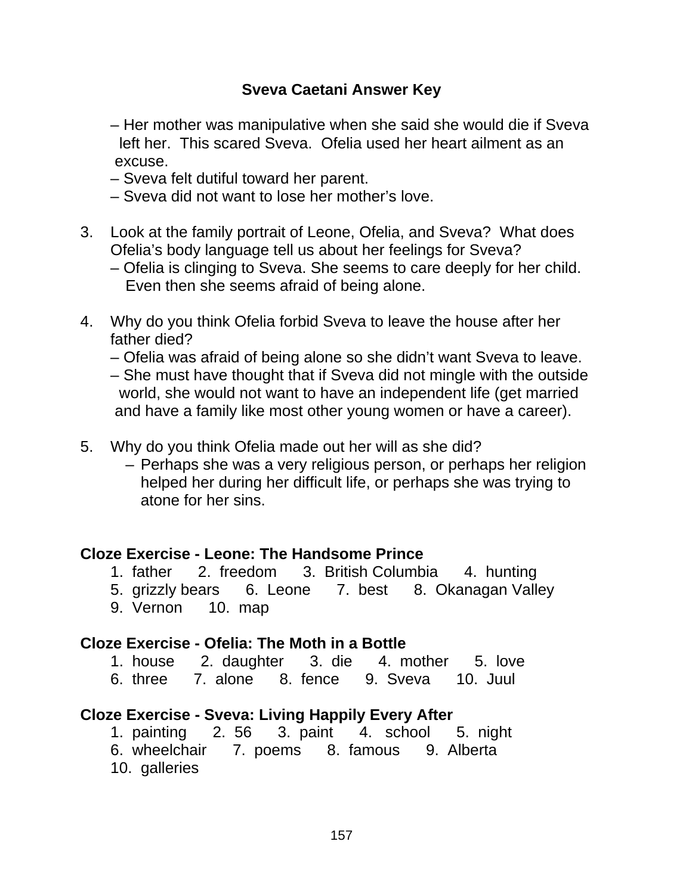**Sveva Caetani Answer Key**

– Her mother was manipulative when she said she would die if Sveva left her. This scared Sveva. Ofelia used her heart ailment as an excuse.
– Sveva felt dutiful toward her parent.
– Sveva did not want to lose her mother's love.

3. Look at the family portrait of Leone, Ofelia, and Sveva? What does Ofelia's body language tell us about her feelings for Sveva?
   – Ofelia is clinging to Sveva. She seems to care deeply for her child. Even then she seems afraid of being alone.

4. Why do you think Ofelia forbid Sveva to leave the house after her father died?
   – Ofelia was afraid of being alone so she didn't want Sveva to leave.
   – She must have thought that if Sveva did not mingle with the outside world, she would not want to have an independent life (get married and have a family like most other young women or have a career).

5. Why do you think Ofelia made out her will as she did?
   – Perhaps she was a very religious person, or perhaps her religion helped her during her difficult life, or perhaps she was trying to atone for her sins.

**Cloze Exercise - Leone: The Handsome Prince**

1. father 2. freedom 3. British Columbia 4. hunting
5. grizzly bears 6. Leone 7. best 8. Okanagan Valley
9. Vernon 10. map

**Cloze Exercise - Ofelia: The Moth in a Bottle**

1. house 2. daughter 3. die 4. mother 5. love
6. three 7. alone 8. fence 9. Sveva 10. Juul

**Cloze Exercise - Sveva: Living Happily Every After**

1. painting 2. 56 3. paint 4. school 5. night
6. wheelchair 7. poems 8. famous 9. Alberta
10. galleries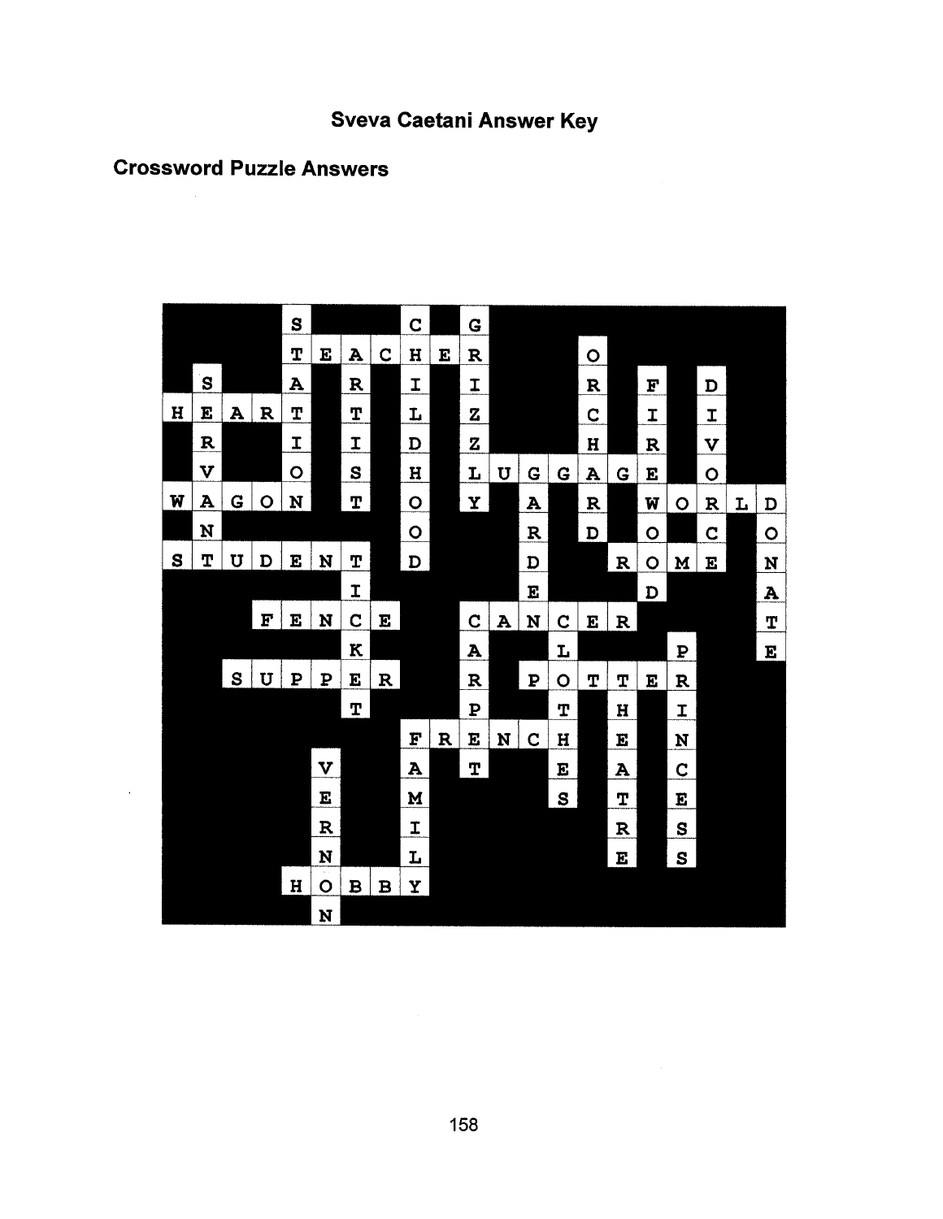# Sveva Caetani Answer Key

## Crossword Puzzle Answers

| | | | | | | | | | | | | | | | | | | | | |
|---|---|---|---|---|---|---|---|---|---|---|---|---|---|---|---|---|---|---|---|---|
| | | | | S | | | | C | | G | | | | | | | | | | |
| | | | | T | E | A | C | H | E | R | | | | O | | | | | | |
| | S | | | A | | R | | I | | I | | | | R | | F | | D | | |
| H | E | A | R | T | | T | | L | | Z | | | | C | | I | | I | | |
| | R | | | I | | I | | D | | Z | | | | H | | R | | V | | |
| | V | | | O | | S | | H | | L | U | G | G | A | G | E | | O | | |
| W | A | G | O | N | | T | | O | | Y | | A | | R | | W | O | R | L | D |
| | N | | | | | | | O | | | | R | | D | | O | | C | | O |
| S | T | U | D | E | N | T | | D | | | | D | | | R | O | M | E | | N |
| | | | | | | I | | | | | | E | | | | D | | | | A |
| | | | F | E | N | C | E | | | C | A | N | C | E | R | | | | | T |
| | | | | | | K | | | | A | | | L | | | | P | | | E |
| | | S | U | P | P | E | R | | | R | | P | O | T | T | E | R | | | |
| | | | | | | T | | | | P | | | T | | H | | I | | | |
| | | | | | | | | F | R | E | N | C | H | | E | | N | | | |
| | | | | | V | | | A | | T | | | E | | A | | C | | | |
| | | | | | E | | | M | | | | | S | | T | | E | | | |
| | | | | | R | | | I | | | | | | | R | | S | | | |
| | | | | | N | | | L | | | | | | | E | | S | | | |
| | | | | H | O | B | B | Y | | | | | | | | | | | | |
| | | | | | N | | | | | | | | | | | | | | | |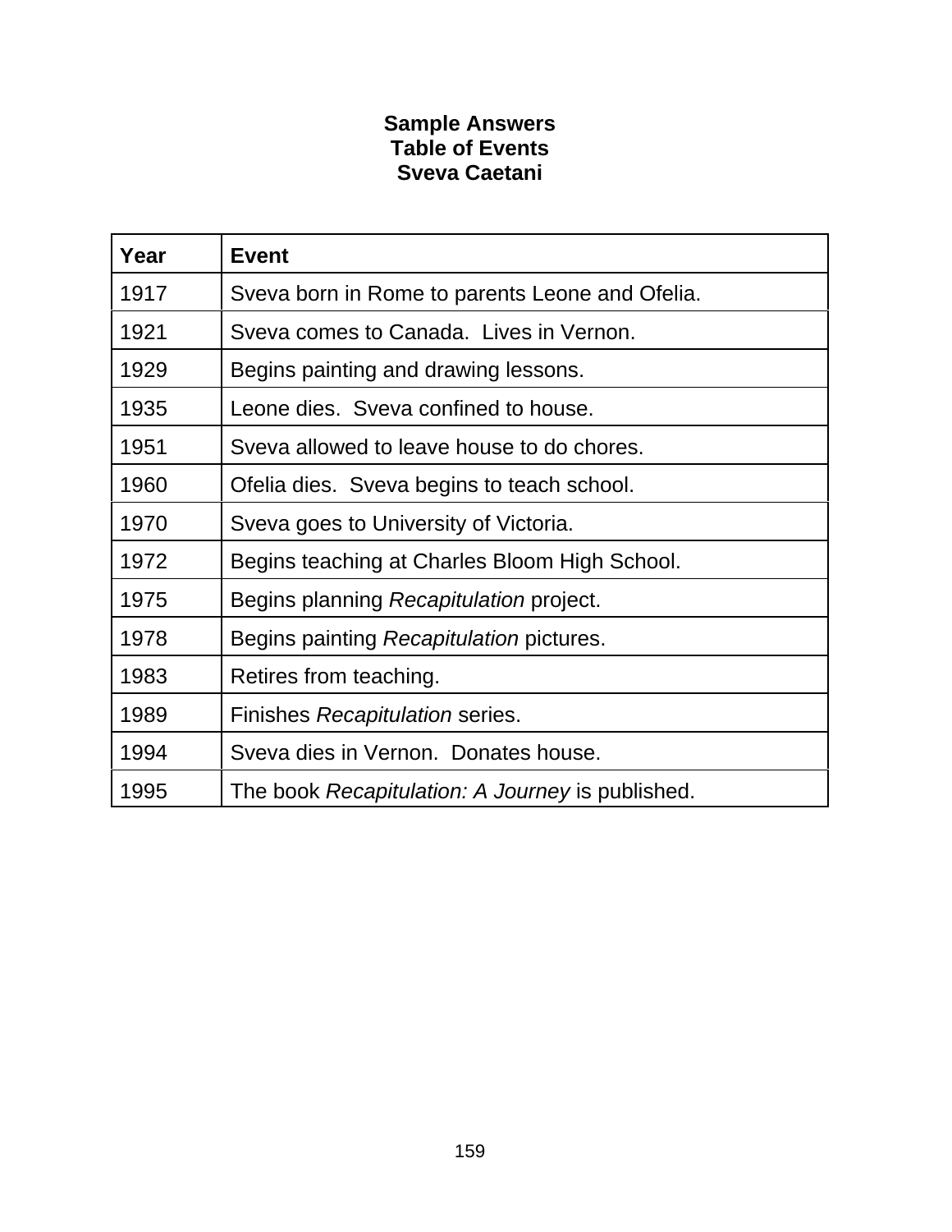## Sample Answers
## Table of Events
## Sveva Caetani

| Year | Event |
|---|---|
| 1917 | Sveva born in Rome to parents Leone and Ofelia. |
| 1921 | Sveva comes to Canada.  Lives in Vernon. |
| 1929 | Begins painting and drawing lessons. |
| 1935 | Leone dies.  Sveva confined to house. |
| 1951 | Sveva allowed to leave house to do chores. |
| 1960 | Ofelia dies.  Sveva begins to teach school. |
| 1970 | Sveva goes to University of Victoria. |
| 1972 | Begins teaching at Charles Bloom High School. |
| 1975 | Begins planning *Recapitulation* project. |
| 1978 | Begins painting *Recapitulation* pictures. |
| 1983 | Retires from teaching. |
| 1989 | Finishes *Recapitulation* series. |
| 1994 | Sveva dies in Vernon.  Donates house. |
| 1995 | The book *Recapitulation: A Journey* is published. |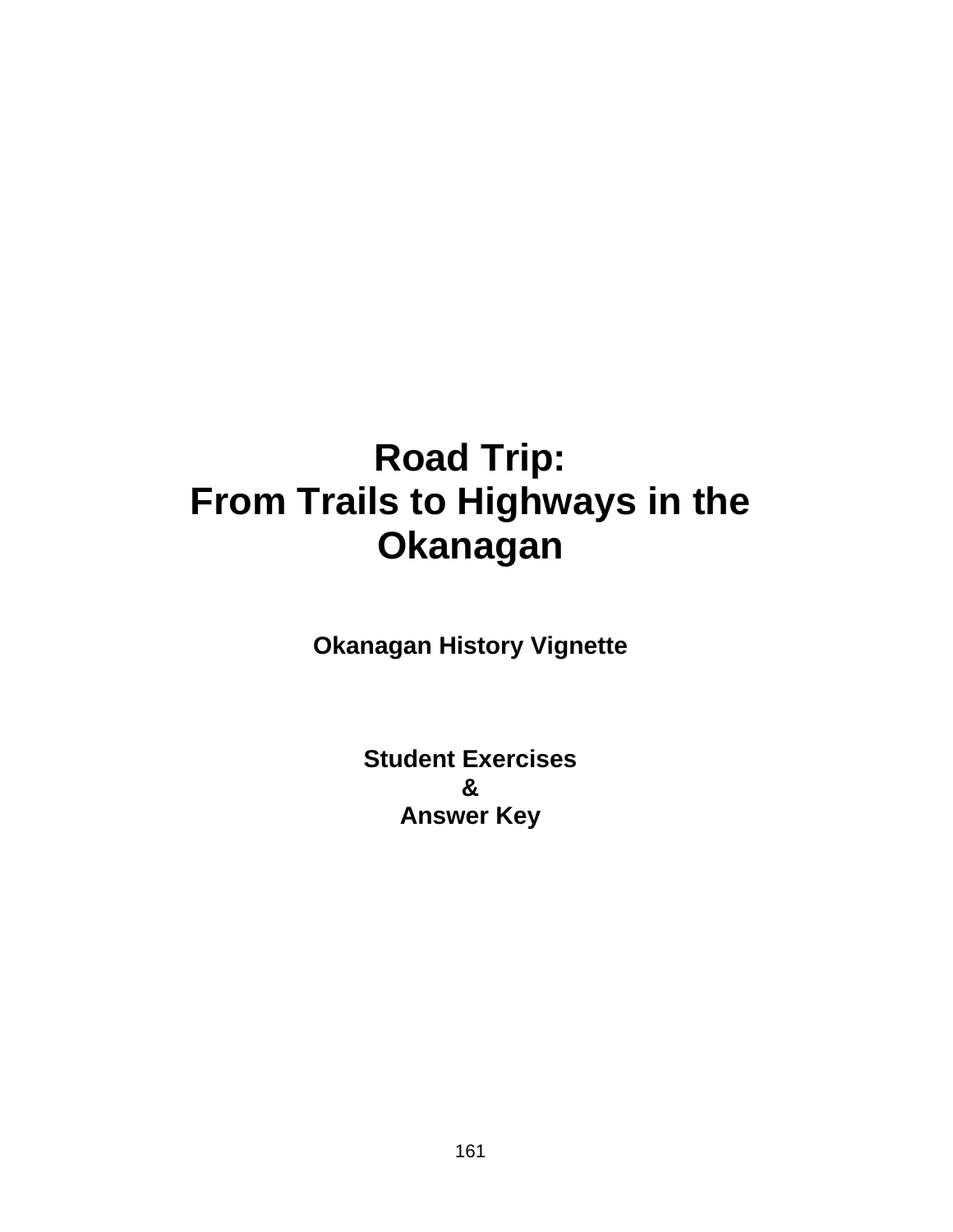# Road Trip:
# From Trails to Highways in the Okanagan

**Okanagan History Vignette**

**Student Exercises**
**&**
**Answer Key**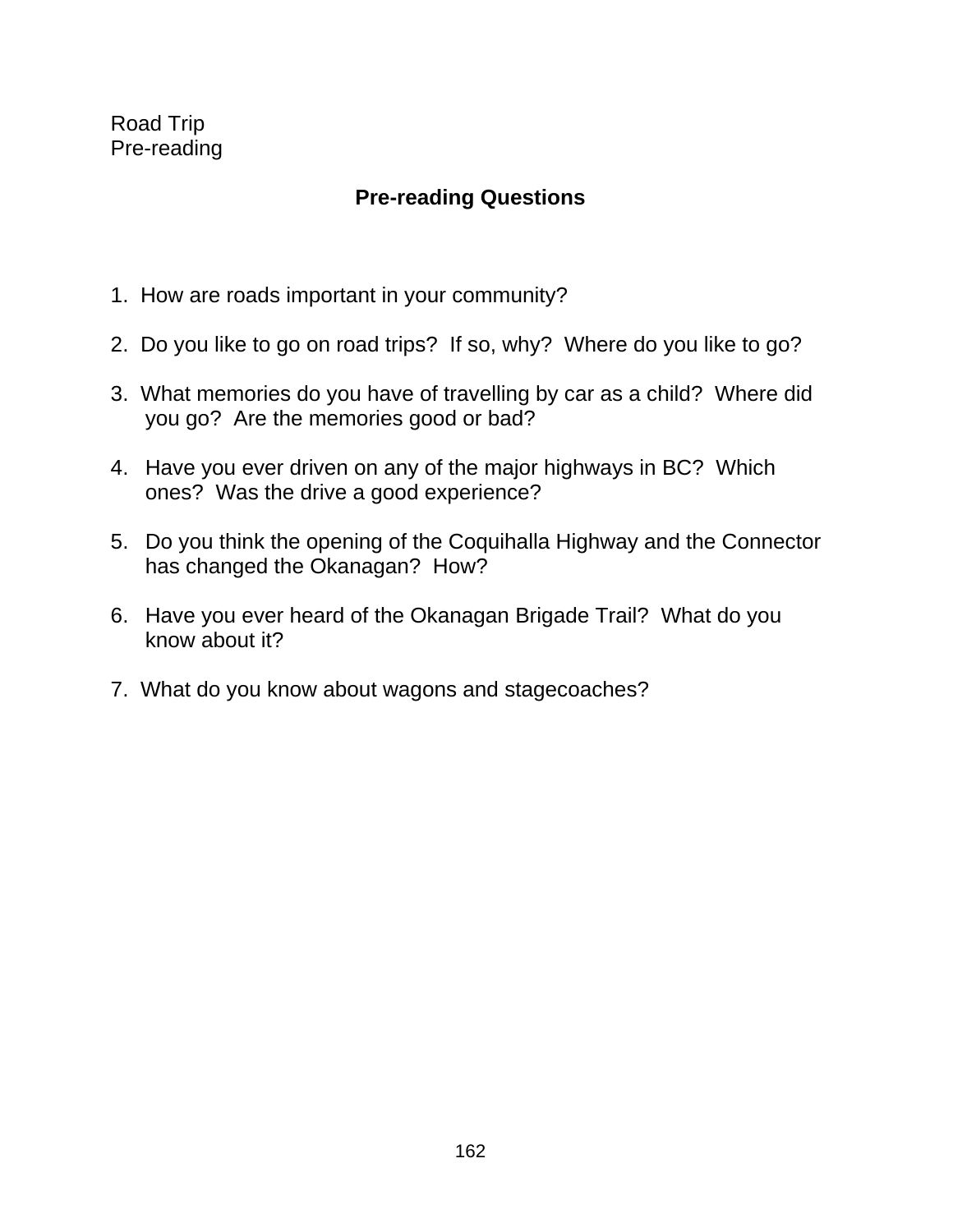Road Trip
Pre-reading

## Pre-reading Questions

1. How are roads important in your community?

2. Do you like to go on road trips? If so, why? Where do you like to go?

3. What memories do you have of travelling by car as a child? Where did you go? Are the memories good or bad?

4. Have you ever driven on any of the major highways in BC? Which ones? Was the drive a good experience?

5. Do you think the opening of the Coquihalla Highway and the Connector has changed the Okanagan? How?

6. Have you ever heard of the Okanagan Brigade Trail? What do you know about it?

7. What do you know about wagons and stagecoaches?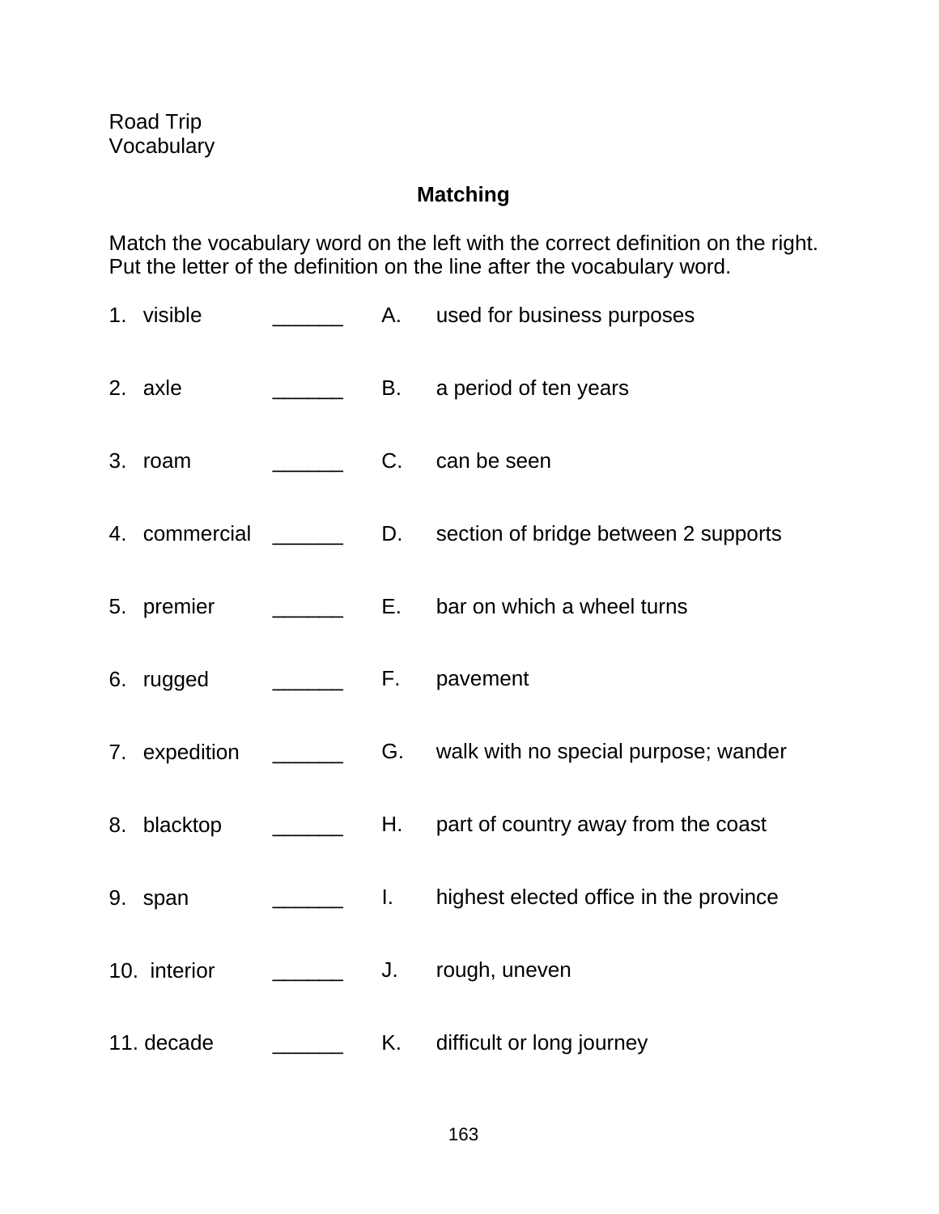Road Trip
Vocabulary

## Matching

Match the vocabulary word on the left with the correct definition on the right. Put the letter of the definition on the line after the vocabulary word.

| | | | |
|---|---|---|---|
| 1. visible | ______ | A. | used for business purposes |
| 2. axle | ______ | B. | a period of ten years |
| 3. roam | ______ | C. | can be seen |
| 4. commercial | ______ | D. | section of bridge between 2 supports |
| 5. premier | ______ | E. | bar on which a wheel turns |
| 6. rugged | ______ | F. | pavement |
| 7. expedition | ______ | G. | walk with no special purpose; wander |
| 8. blacktop | ______ | H. | part of country away from the coast |
| 9. span | ______ | I. | highest elected office in the province |
| 10. interior | ______ | J. | rough, uneven |
| 11. decade | ______ | K. | difficult or long journey |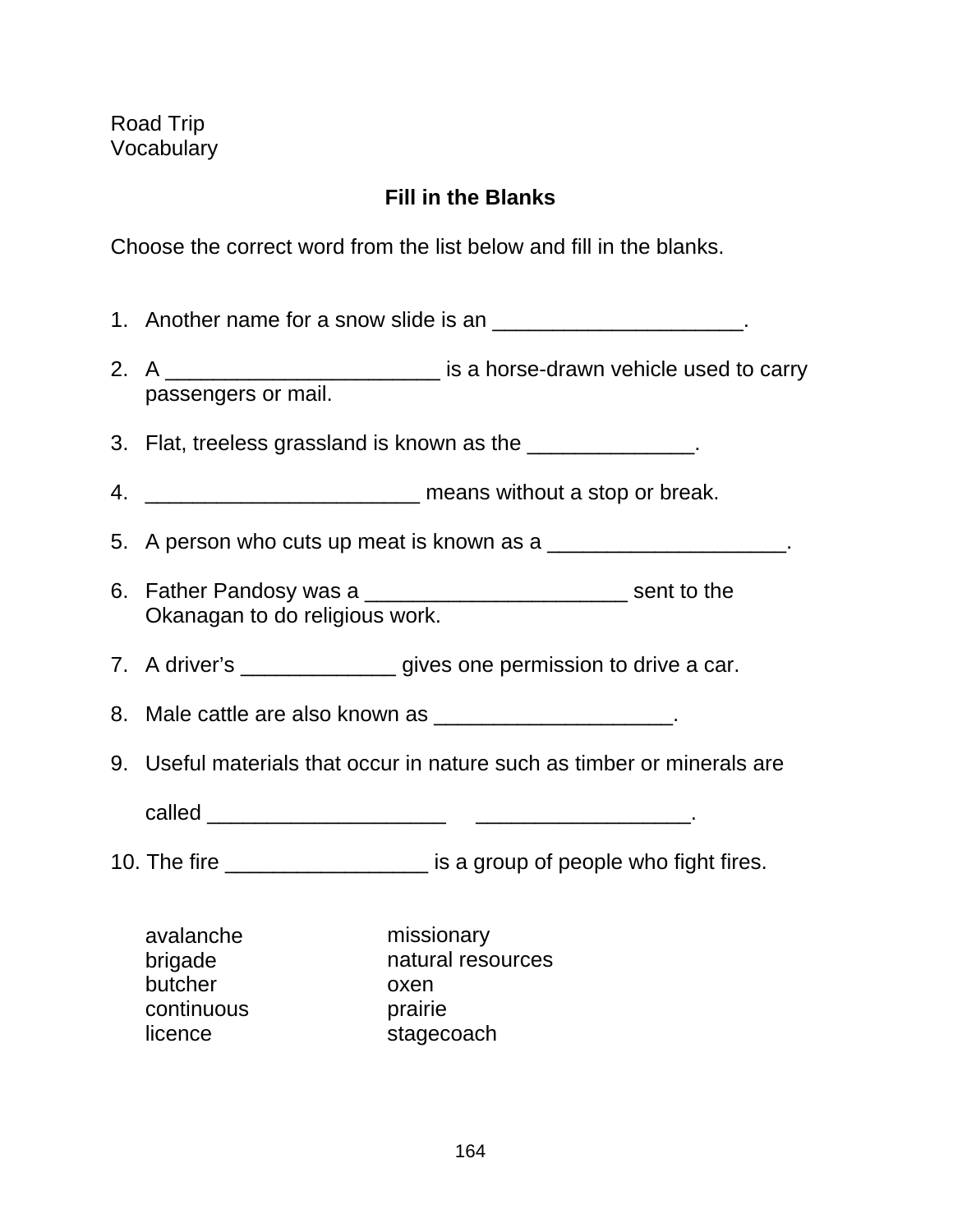Road Trip
Vocabulary

## Fill in the Blanks

Choose the correct word from the list below and fill in the blanks.

1. Another name for a snow slide is an _____________________.
2. A _______________________ is a horse-drawn vehicle used to carry passengers or mail.
3. Flat, treeless grassland is known as the ______________.
4. _______________________ means without a stop or break.
5. A person who cuts up meat is known as a ____________________.
6. Father Pandosy was a ______________________ sent to the Okanagan to do religious work.
7. A driver's _____________ gives one permission to drive a car.
8. Male cattle are also known as ____________________.
9. Useful materials that occur in nature such as timber or minerals are

   called ____________________ __________________.
10. The fire _________________ is a group of people who fight fires.

avalanche
brigade
butcher
continuous
licence
missionary
natural resources
oxen
prairie
stagecoach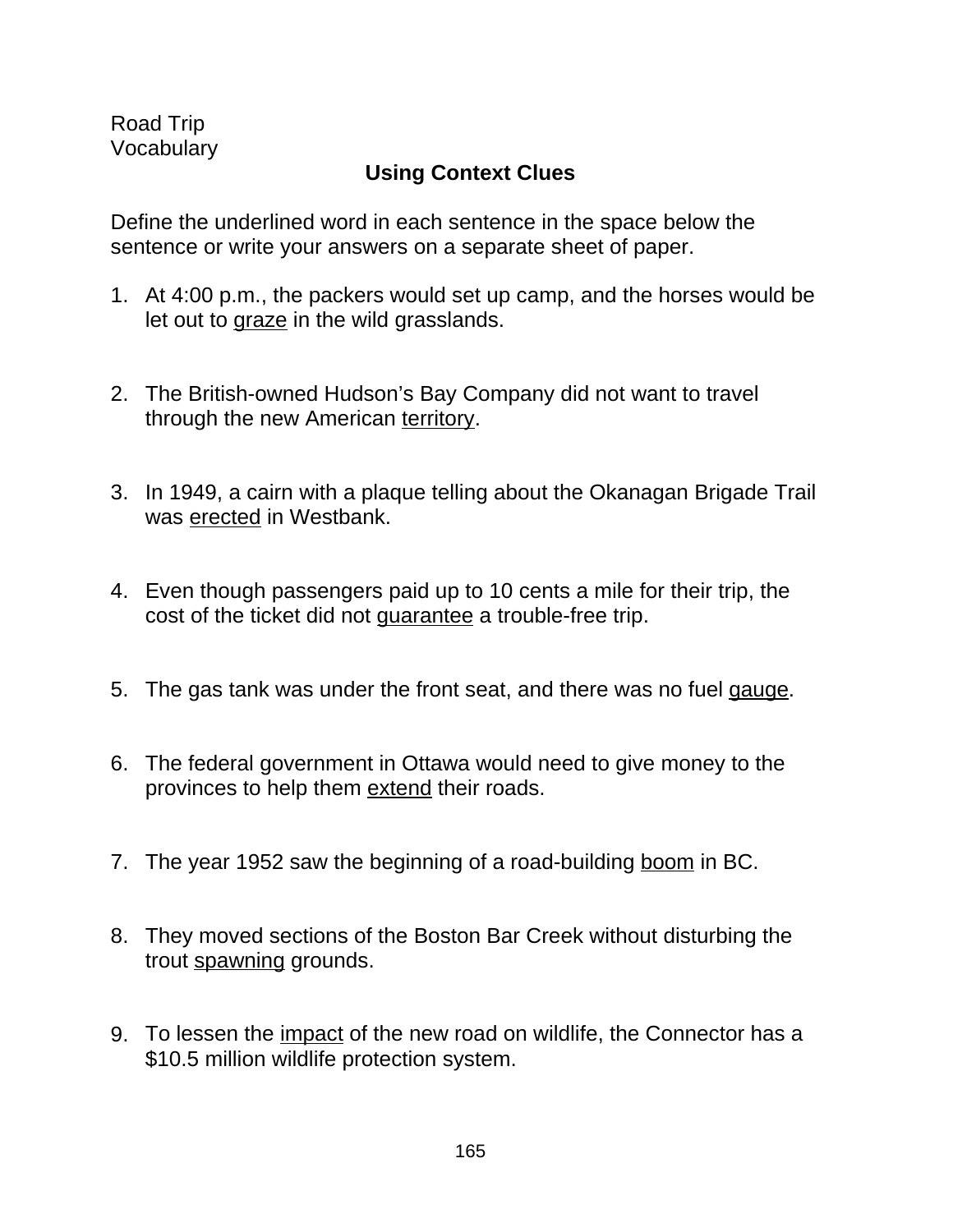Road Trip
Vocabulary

## Using Context Clues

Define the underlined word in each sentence in the space below the sentence or write your answers on a separate sheet of paper.

1. At 4:00 p.m., the packers would set up camp, and the horses would be let out to <u>graze</u> in the wild grasslands.

2. The British-owned Hudson's Bay Company did not want to travel through the new American <u>territory</u>.

3. In 1949, a cairn with a plaque telling about the Okanagan Brigade Trail was <u>erected</u> in Westbank.

4. Even though passengers paid up to 10 cents a mile for their trip, the cost of the ticket did not <u>guarantee</u> a trouble-free trip.

5. The gas tank was under the front seat, and there was no fuel <u>gauge</u>.

6. The federal government in Ottawa would need to give money to the provinces to help them <u>extend</u> their roads.

7. The year 1952 saw the beginning of a road-building <u>boom</u> in BC.

8. They moved sections of the Boston Bar Creek without disturbing the trout <u>spawning</u> grounds.

9. To lessen the <u>impact</u> of the new road on wildlife, the Connector has a $10.5 million wildlife protection system.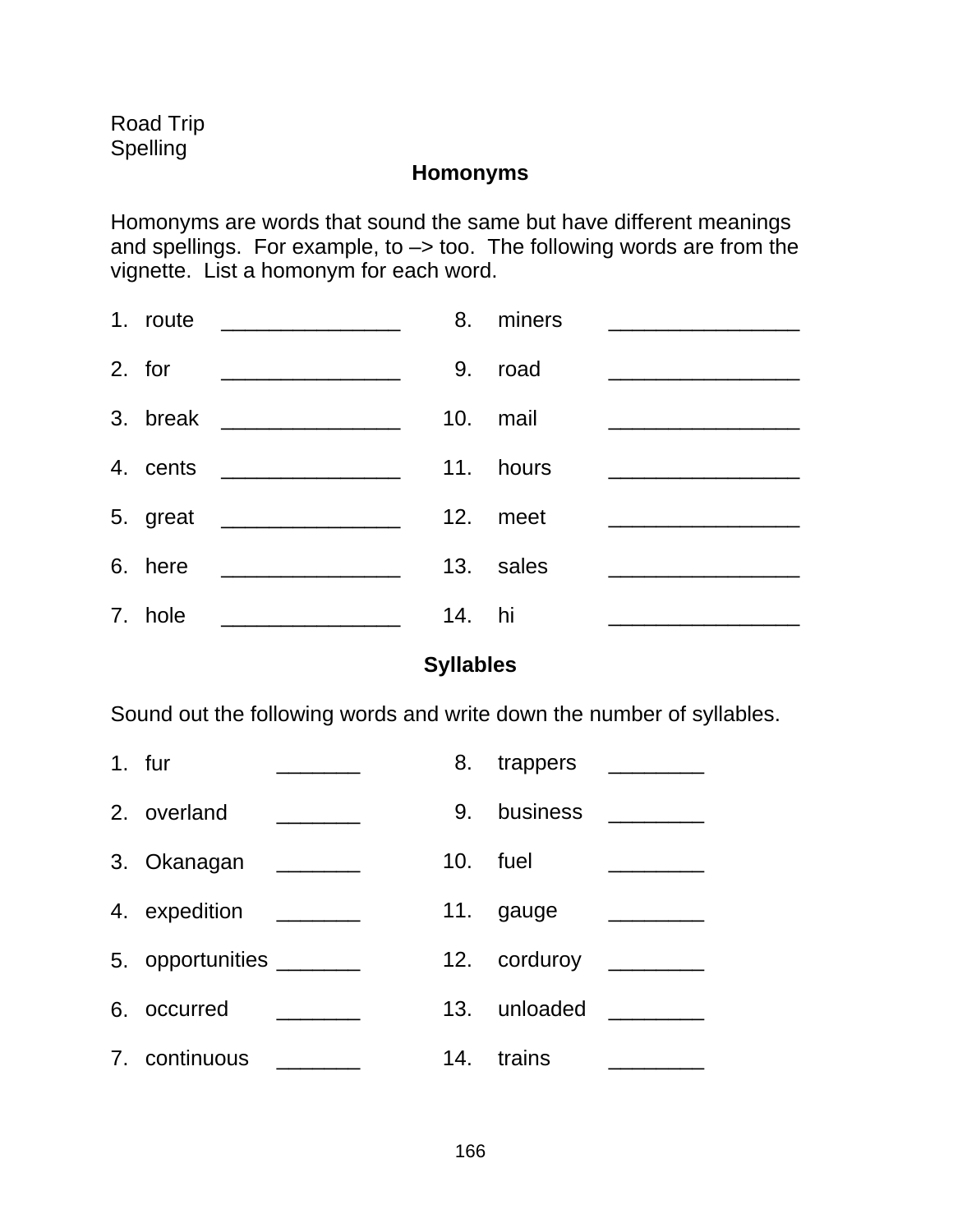Road Trip
Spelling

## Homonyms

Homonyms are words that sound the same but have different meanings and spellings. For example, to –> too. The following words are from the vignette. List a homonym for each word.

1. route _______________
2. for _______________
3. break _______________
4. cents _______________
5. great _______________
6. here _______________
7. hole _______________
8. miners ________________
9. road ________________
10. mail ________________
11. hours ________________
12. meet ________________
13. sales ________________
14. hi ________________

## Syllables

Sound out the following words and write down the number of syllables.

1. fur _______
2. overland _______
3. Okanagan _______
4. expedition _______
5. opportunities _______
6. occurred _______
7. continuous _______
8. trappers ________
9. business ________
10. fuel ________
11. gauge ________
12. corduroy ________
13. unloaded ________
14. trains ________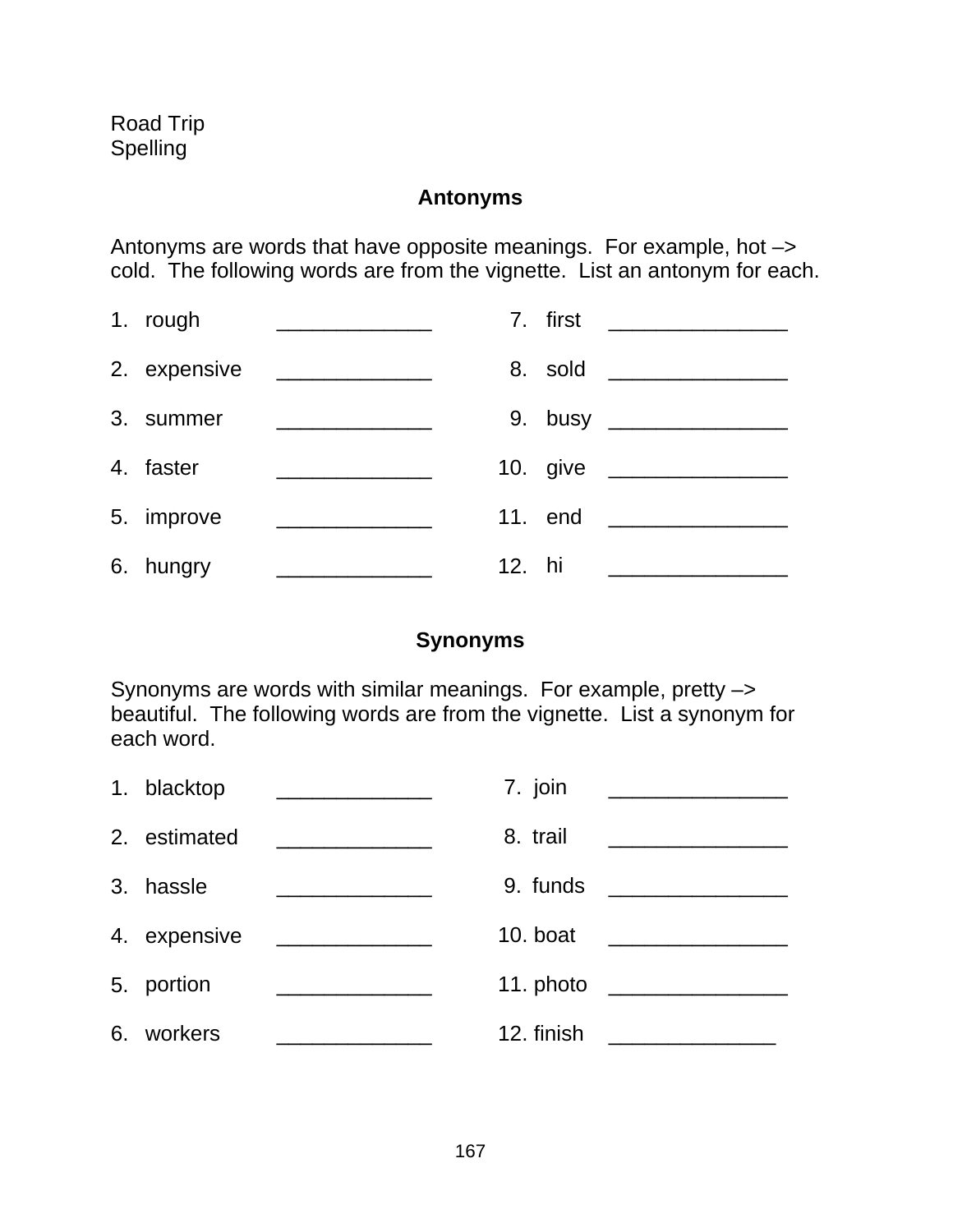Road Trip
Spelling

## Antonyms

Antonyms are words that have opposite meanings. For example, hot –> cold. The following words are from the vignette. List an antonym for each.

| | | | |
|---|---|---|---|
| 1. rough | _____________ | 7. first | _______________ |
| 2. expensive | _____________ | 8. sold | _______________ |
| 3. summer | _____________ | 9. busy | _______________ |
| 4. faster | _____________ | 10. give | _______________ |
| 5. improve | _____________ | 11. end | _______________ |
| 6. hungry | _____________ | 12. hi | _______________ |

## Synonyms

Synonyms are words with similar meanings. For example, pretty –> beautiful. The following words are from the vignette. List a synonym for each word.

| | | | |
|---|---|---|---|
| 1. blacktop | _____________ | 7. join | _______________ |
| 2. estimated | _____________ | 8. trail | _______________ |
| 3. hassle | _____________ | 9. funds | _______________ |
| 4. expensive | _____________ | 10. boat | _______________ |
| 5. portion | _____________ | 11. photo | _______________ |
| 6. workers | _____________ | 12. finish | ______________ |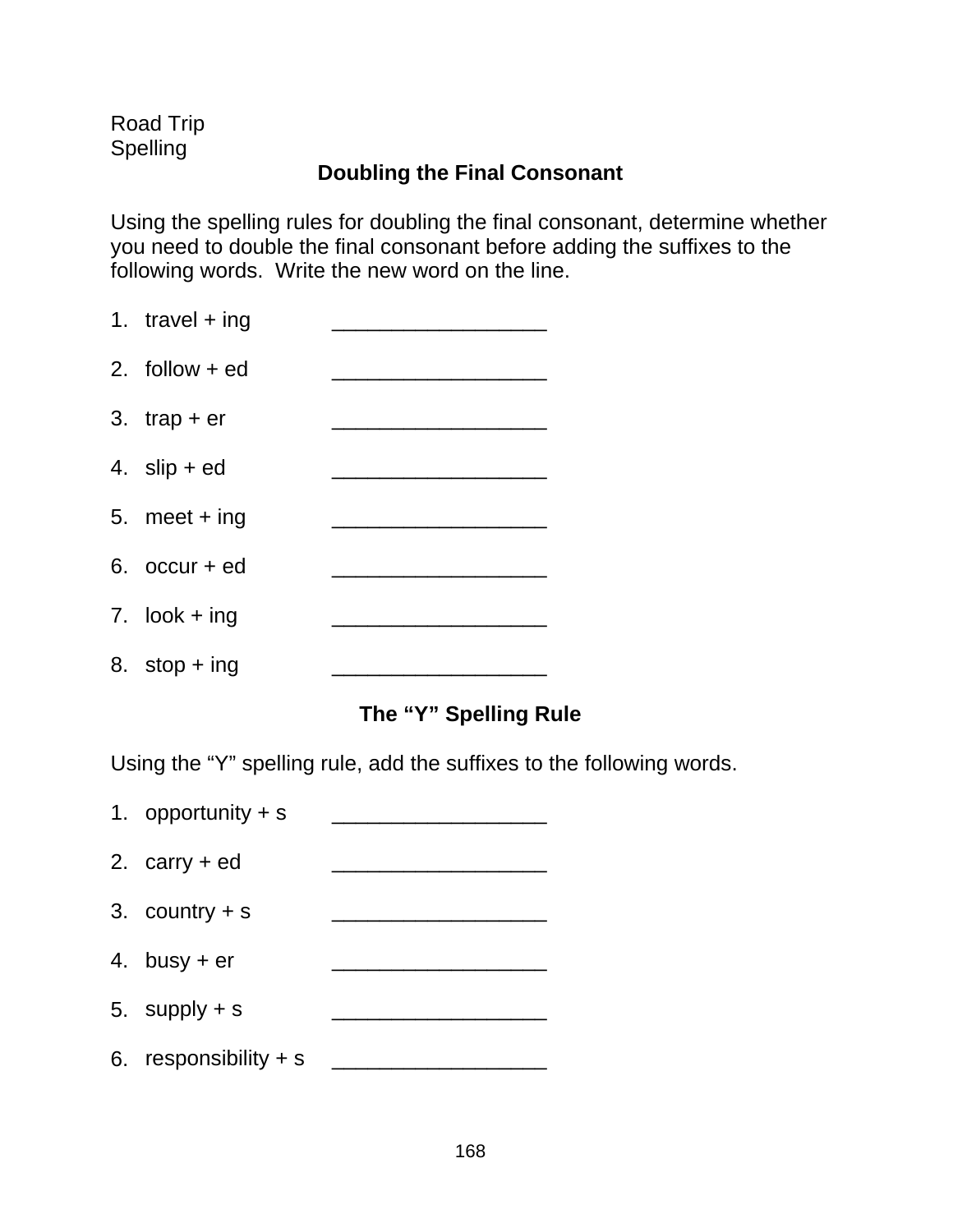Road Trip
Spelling

## Doubling the Final Consonant

Using the spelling rules for doubling the final consonant, determine whether you need to double the final consonant before adding the suffixes to the following words. Write the new word on the line.

1. travel + ing __________________
2. follow + ed __________________
3. trap + er __________________
4. slip + ed __________________
5. meet + ing __________________
6. occur + ed __________________
7. look + ing __________________
8. stop + ing __________________

## The "Y" Spelling Rule

Using the "Y" spelling rule, add the suffixes to the following words.

1. opportunity + s __________________
2. carry + ed __________________
3. country + s __________________
4. busy + er __________________
5. supply + s __________________
6. responsibility + s __________________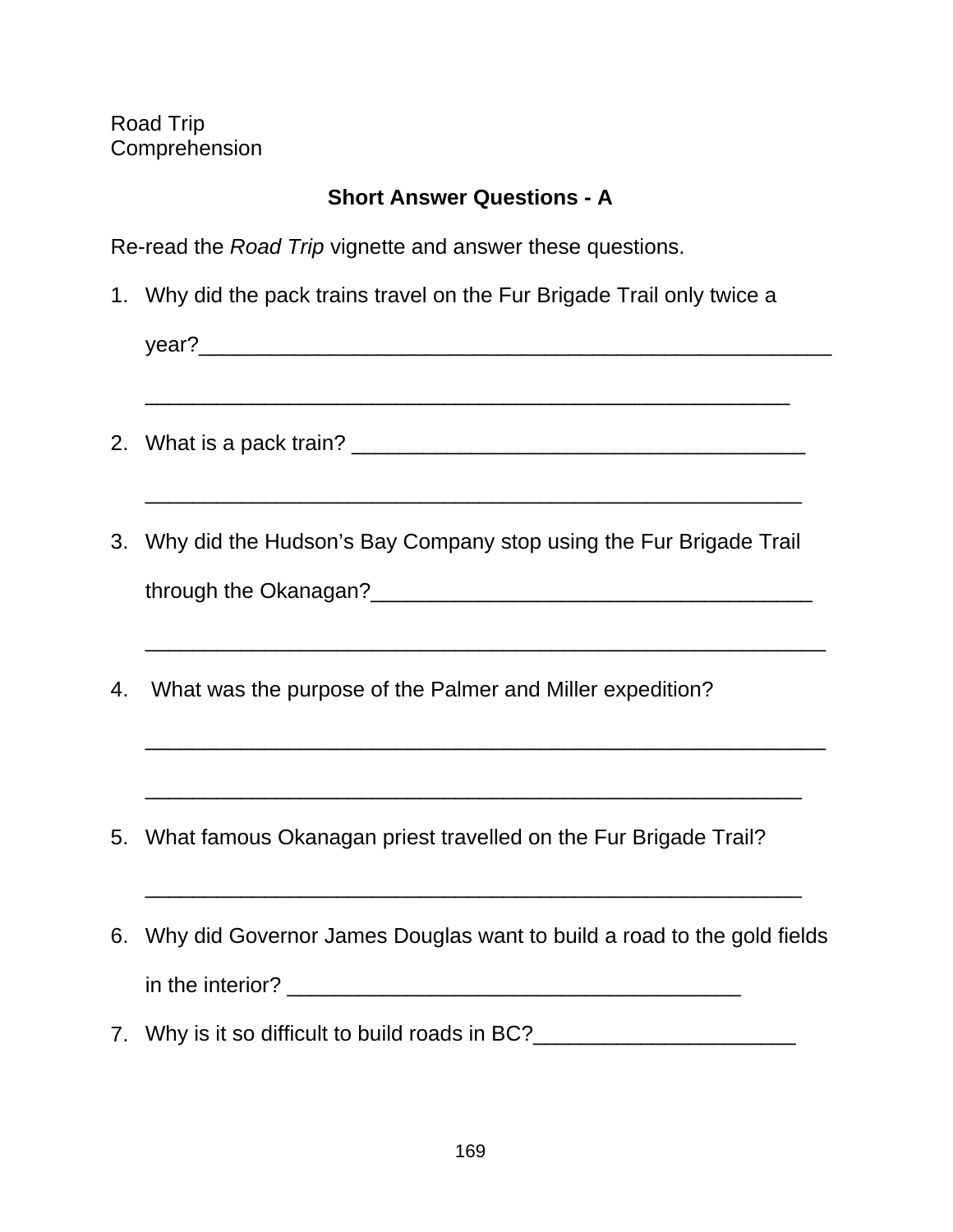Road Trip
Comprehension

## Short Answer Questions - A

Re-read the *Road Trip* vignette and answer these questions.

1. Why did the pack trains travel on the Fur Brigade Trail only twice a year?_______________________________________________________

   _______________________________________________________

2. What is a pack train? _______________________________________

   _______________________________________________________

3. Why did the Hudson's Bay Company stop using the Fur Brigade Trail through the Okanagan?_____________________________________

   _______________________________________________________

4. What was the purpose of the Palmer and Miller expedition?

   _______________________________________________________

   _______________________________________________________

5. What famous Okanagan priest travelled on the Fur Brigade Trail?

   _______________________________________________________

6. Why did Governor James Douglas want to build a road to the gold fields in the interior? _____________________________________

7. Why is it so difficult to build roads in BC?______________________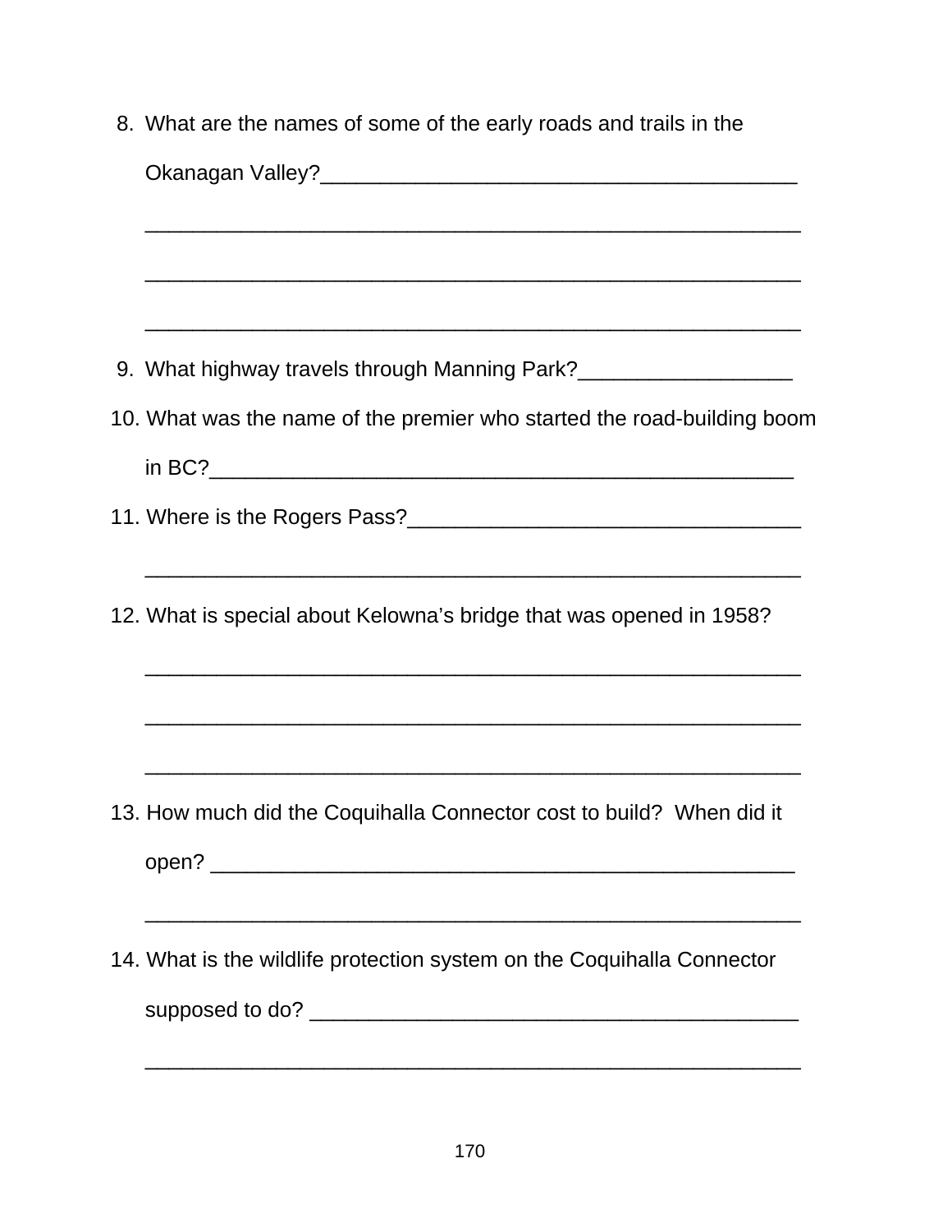8. What are the names of some of the early roads and trails in the Okanagan Valley?________________________________________

   _______________________________________________________

   _______________________________________________________

   _______________________________________________________

9. What highway travels through Manning Park?__________________

10. What was the name of the premier who started the road-building boom in BC?_________________________________________________

11. Where is the Rogers Pass?_________________________________

    _______________________________________________________

12. What is special about Kelowna's bridge that was opened in 1958?

    _______________________________________________________

    _______________________________________________________

    _______________________________________________________

13. How much did the Coquihalla Connector cost to build? When did it open? _________________________________________________

    _______________________________________________________

14. What is the wildlife protection system on the Coquihalla Connector supposed to do? _________________________________________

    _______________________________________________________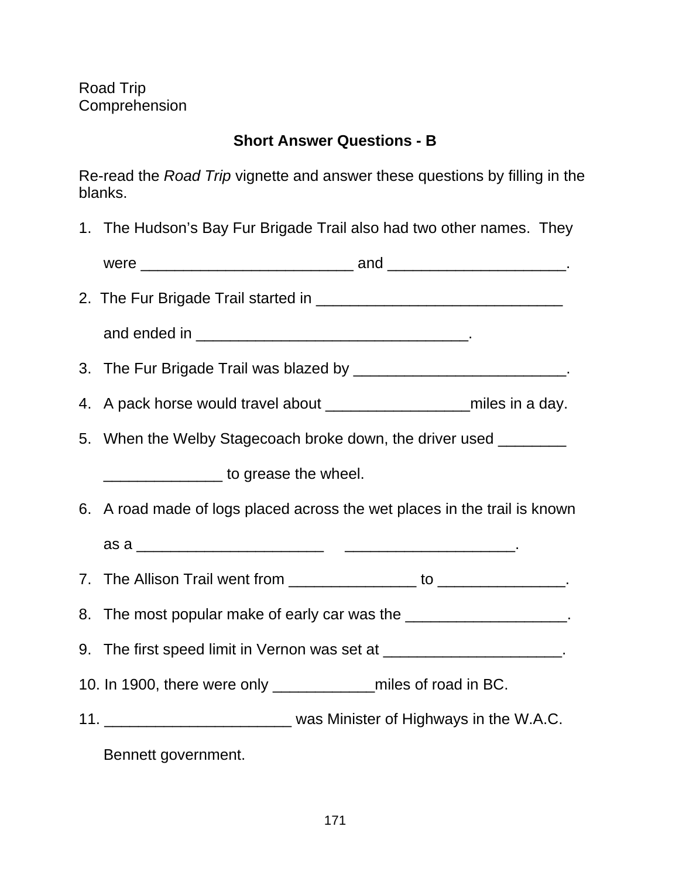Road Trip
Comprehension

## Short Answer Questions - B

Re-read the *Road Trip* vignette and answer these questions by filling in the blanks.

1. The Hudson's Bay Fur Brigade Trail also had two other names. They were _________________________ and ____________________.

2. The Fur Brigade Trail started in _____________________________ and ended in ________________________________.

3. The Fur Brigade Trail was blazed by _________________________.

4. A pack horse would travel about _________________miles in a day.

5. When the Welby Stagecoach broke down, the driver used ________ ______________ to grease the wheel.

6. A road made of logs placed across the wet places in the trail is known as a ______________________ ____________________.

7. The Allison Trail went from _______________ to _______________.

8. The most popular make of early car was the ___________________.

9. The first speed limit in Vernon was set at _____________________.

10. In 1900, there were only ____________miles of road in BC.

11. ______________________ was Minister of Highways in the W.A.C. Bennett government.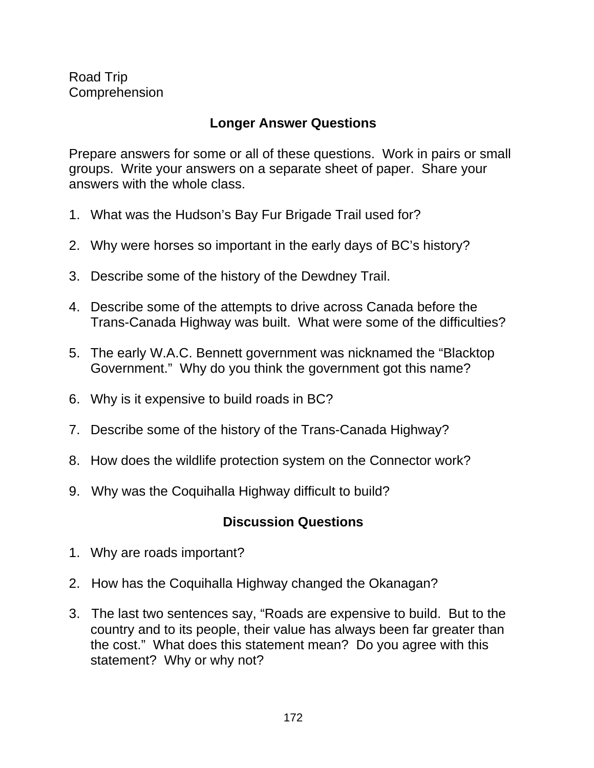Road Trip
Comprehension

## Longer Answer Questions

Prepare answers for some or all of these questions. Work in pairs or small groups. Write your answers on a separate sheet of paper. Share your answers with the whole class.

1. What was the Hudson's Bay Fur Brigade Trail used for?

2. Why were horses so important in the early days of BC's history?

3. Describe some of the history of the Dewdney Trail.

4. Describe some of the attempts to drive across Canada before the Trans-Canada Highway was built. What were some of the difficulties?

5. The early W.A.C. Bennett government was nicknamed the "Blacktop Government." Why do you think the government got this name?

6. Why is it expensive to build roads in BC?

7. Describe some of the history of the Trans-Canada Highway?

8. How does the wildlife protection system on the Connector work?

9. Why was the Coquihalla Highway difficult to build?

## Discussion Questions

1. Why are roads important?

2. How has the Coquihalla Highway changed the Okanagan?

3. The last two sentences say, "Roads are expensive to build. But to the country and to its people, their value has always been far greater than the cost." What does this statement mean? Do you agree with this statement? Why or why not?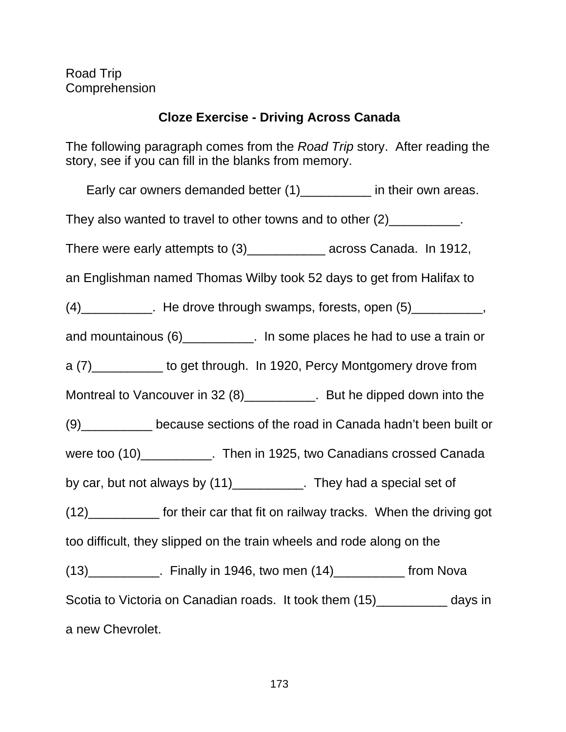Road Trip
Comprehension

## Cloze Exercise - Driving Across Canada

The following paragraph comes from the *Road Trip* story. After reading the story, see if you can fill in the blanks from memory.

Early car owners demanded better (1)__________ in their own areas. They also wanted to travel to other towns and to other (2)__________. There were early attempts to (3)___________ across Canada. In 1912, an Englishman named Thomas Wilby took 52 days to get from Halifax to (4)__________. He drove through swamps, forests, open (5)__________, and mountainous (6)__________. In some places he had to use a train or a (7)__________ to get through. In 1920, Percy Montgomery drove from Montreal to Vancouver in 32 (8)__________. But he dipped down into the (9)__________ because sections of the road in Canada hadn't been built or were too (10)__________. Then in 1925, two Canadians crossed Canada by car, but not always by (11)__________. They had a special set of (12)__________ for their car that fit on railway tracks. When the driving got too difficult, they slipped on the train wheels and rode along on the (13)__________. Finally in 1946, two men (14)__________ from Nova Scotia to Victoria on Canadian roads. It took them (15)__________ days in a new Chevrolet.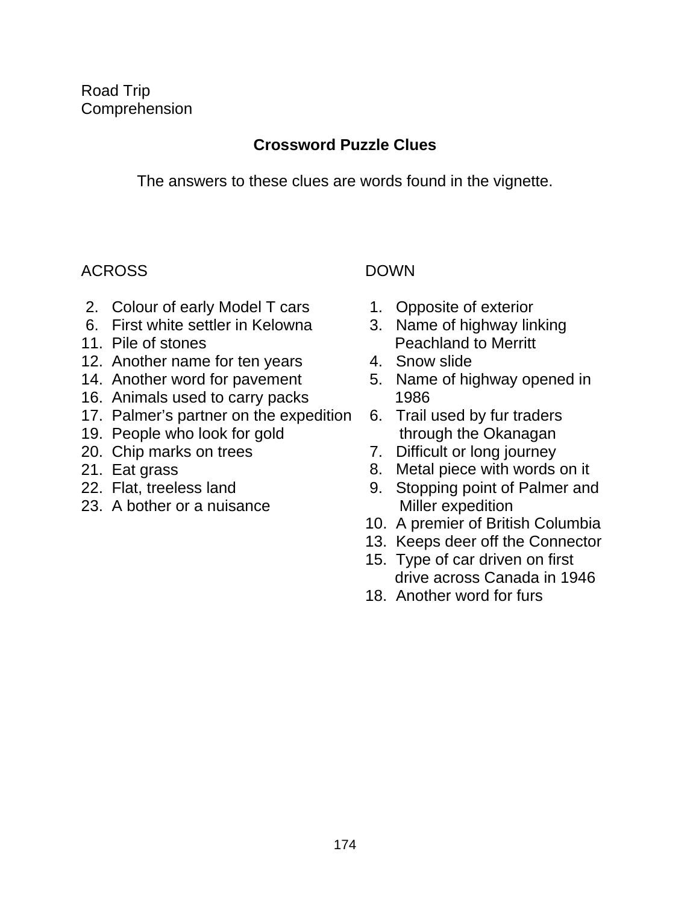Road Trip
Comprehension

## Crossword Puzzle Clues

The answers to these clues are words found in the vignette.

ACROSS

2. Colour of early Model T cars
6. First white settler in Kelowna
11. Pile of stones
12. Another name for ten years
14. Another word for pavement
16. Animals used to carry packs
17. Palmer's partner on the expedition
19. People who look for gold
20. Chip marks on trees
21. Eat grass
22. Flat, treeless land
23. A bother or a nuisance

DOWN

1. Opposite of exterior
3. Name of highway linking Peachland to Merritt
4. Snow slide
5. Name of highway opened in 1986
6. Trail used by fur traders through the Okanagan
7. Difficult or long journey
8. Metal piece with words on it
9. Stopping point of Palmer and Miller expedition
10. A premier of British Columbia
13. Keeps deer off the Connector
15. Type of car driven on first drive across Canada in 1946
18. Another word for furs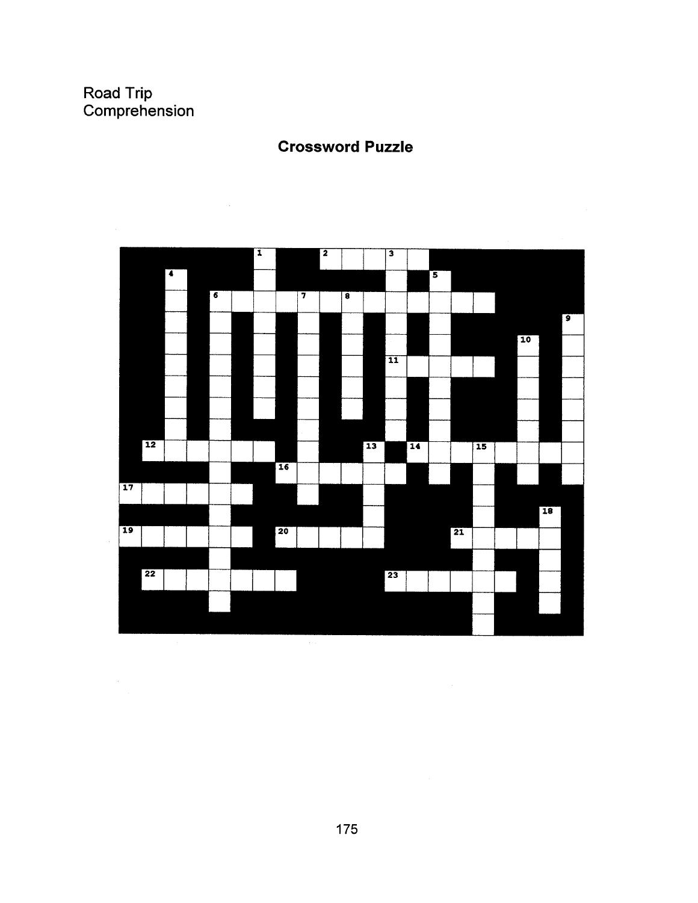Road Trip
Comprehension

## Crossword Puzzle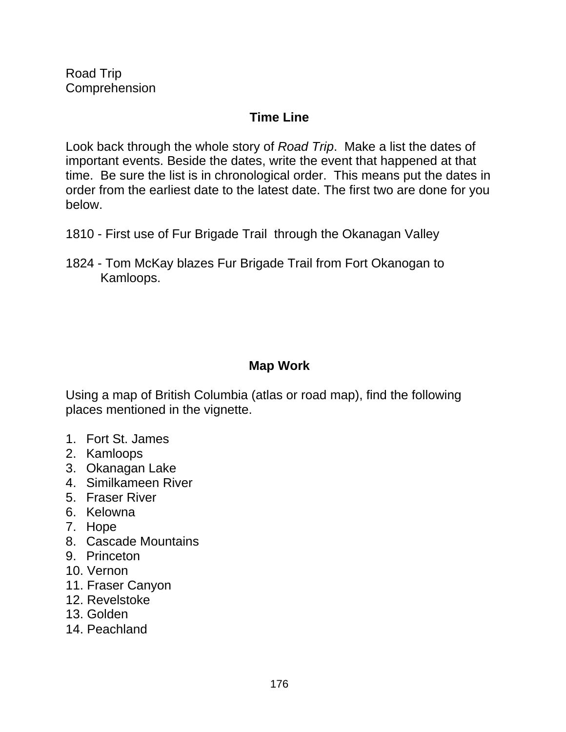Road Trip
Comprehension

## Time Line

Look back through the whole story of *Road Trip*. Make a list the dates of important events. Beside the dates, write the event that happened at that time. Be sure the list is in chronological order. This means put the dates in order from the earliest date to the latest date. The first two are done for you below.

1810 - First use of Fur Brigade Trail through the Okanagan Valley

1824 - Tom McKay blazes Fur Brigade Trail from Fort Okanogan to Kamloops.

## Map Work

Using a map of British Columbia (atlas or road map), find the following places mentioned in the vignette.

1. Fort St. James
2. Kamloops
3. Okanagan Lake
4. Similkameen River
5. Fraser River
6. Kelowna
7. Hope
8. Cascade Mountains
9. Princeton
10. Vernon
11. Fraser Canyon
12. Revelstoke
13. Golden
14. Peachland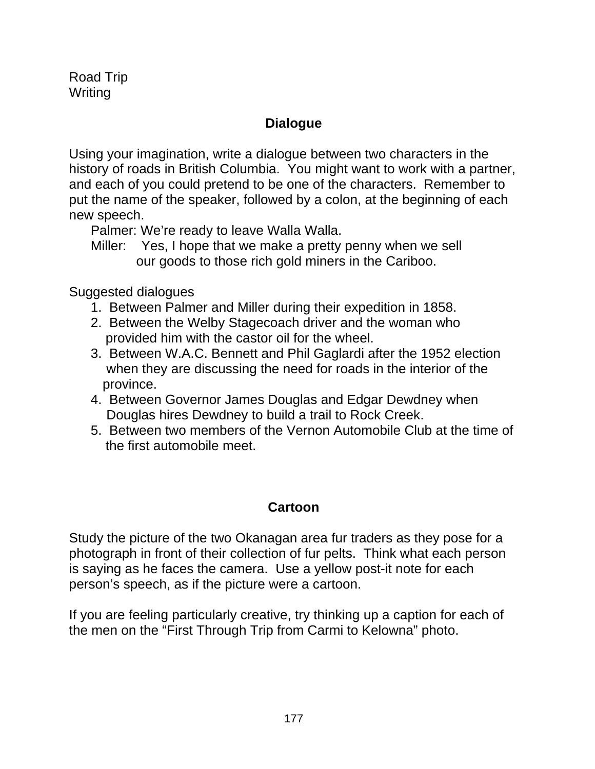Road Trip
Writing

## Dialogue

Using your imagination, write a dialogue between two characters in the history of roads in British Columbia. You might want to work with a partner, and each of you could pretend to be one of the characters. Remember to put the name of the speaker, followed by a colon, at the beginning of each new speech.

> Palmer: We're ready to leave Walla Walla.
> Miller: Yes, I hope that we make a pretty penny when we sell our goods to those rich gold miners in the Cariboo.

Suggested dialogues

1. Between Palmer and Miller during their expedition in 1858.
2. Between the Welby Stagecoach driver and the woman who provided him with the castor oil for the wheel.
3. Between W.A.C. Bennett and Phil Gaglardi after the 1952 election when they are discussing the need for roads in the interior of the province.
4. Between Governor James Douglas and Edgar Dewdney when Douglas hires Dewdney to build a trail to Rock Creek.
5. Between two members of the Vernon Automobile Club at the time of the first automobile meet.

## Cartoon

Study the picture of the two Okanagan area fur traders as they pose for a photograph in front of their collection of fur pelts. Think what each person is saying as he faces the camera. Use a yellow post-it note for each person's speech, as if the picture were a cartoon.

If you are feeling particularly creative, try thinking up a caption for each of the men on the "First Through Trip from Carmi to Kelowna" photo.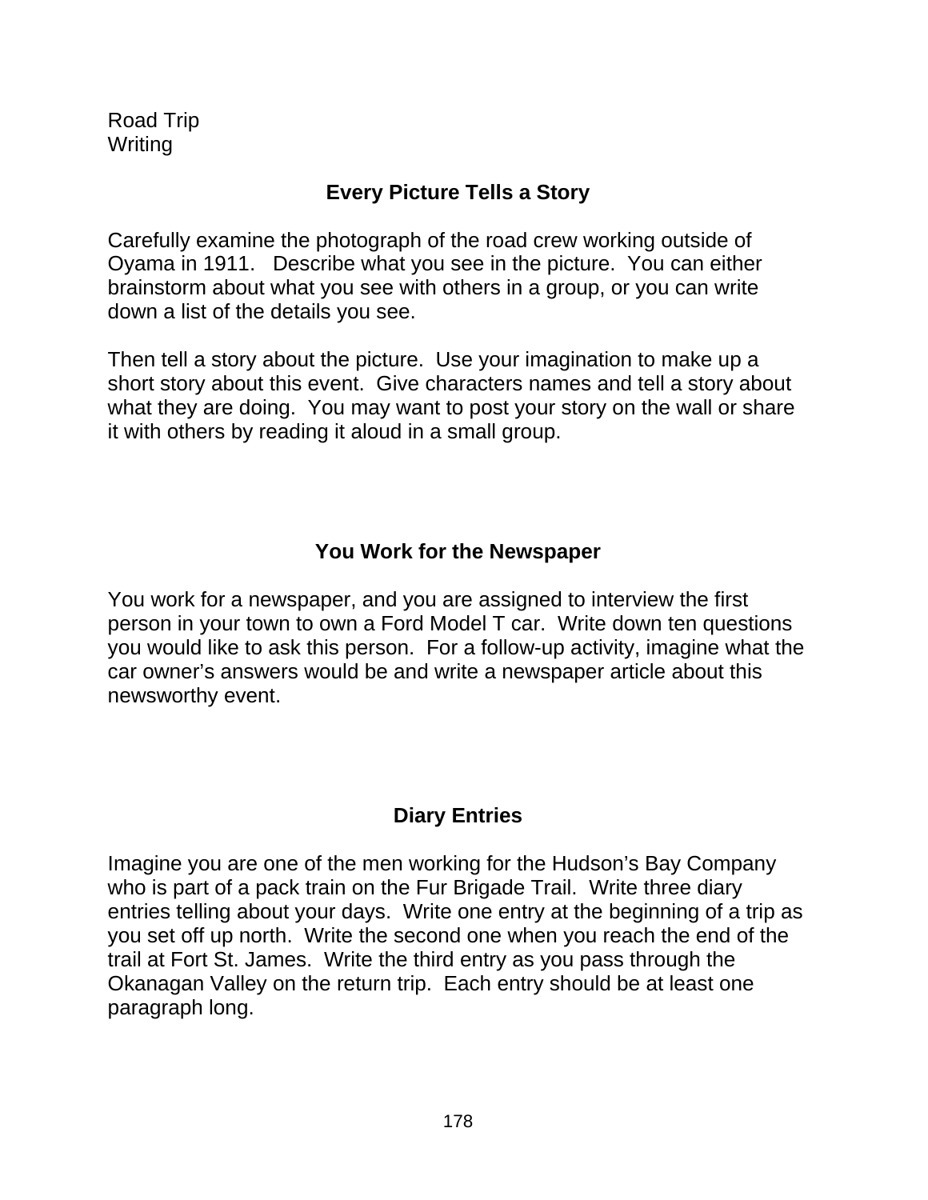Road Trip
Writing

## Every Picture Tells a Story

Carefully examine the photograph of the road crew working outside of Oyama in 1911. Describe what you see in the picture. You can either brainstorm about what you see with others in a group, or you can write down a list of the details you see.

Then tell a story about the picture. Use your imagination to make up a short story about this event. Give characters names and tell a story about what they are doing. You may want to post your story on the wall or share it with others by reading it aloud in a small group.

## You Work for the Newspaper

You work for a newspaper, and you are assigned to interview the first person in your town to own a Ford Model T car. Write down ten questions you would like to ask this person. For a follow-up activity, imagine what the car owner's answers would be and write a newspaper article about this newsworthy event.

## Diary Entries

Imagine you are one of the men working for the Hudson's Bay Company who is part of a pack train on the Fur Brigade Trail. Write three diary entries telling about your days. Write one entry at the beginning of a trip as you set off up north. Write the second one when you reach the end of the trail at Fort St. James. Write the third entry as you pass through the Okanagan Valley on the return trip. Each entry should be at least one paragraph long.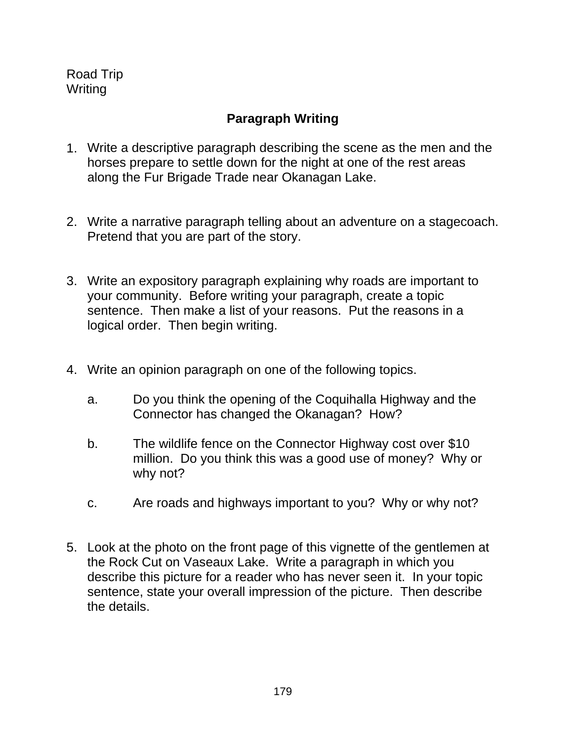Road Trip
Writing

## Paragraph Writing

1. Write a descriptive paragraph describing the scene as the men and the horses prepare to settle down for the night at one of the rest areas along the Fur Brigade Trade near Okanagan Lake.

2. Write a narrative paragraph telling about an adventure on a stagecoach. Pretend that you are part of the story.

3. Write an expository paragraph explaining why roads are important to your community. Before writing your paragraph, create a topic sentence. Then make a list of your reasons. Put the reasons in a logical order. Then begin writing.

4. Write an opinion paragraph on one of the following topics.

   a. Do you think the opening of the Coquihalla Highway and the Connector has changed the Okanagan? How?

   b. The wildlife fence on the Connector Highway cost over $10 million. Do you think this was a good use of money? Why or why not?

   c. Are roads and highways important to you? Why or why not?

5. Look at the photo on the front page of this vignette of the gentlemen at the Rock Cut on Vaseaux Lake. Write a paragraph in which you describe this picture for a reader who has never seen it. In your topic sentence, state your overall impression of the picture. Then describe the details.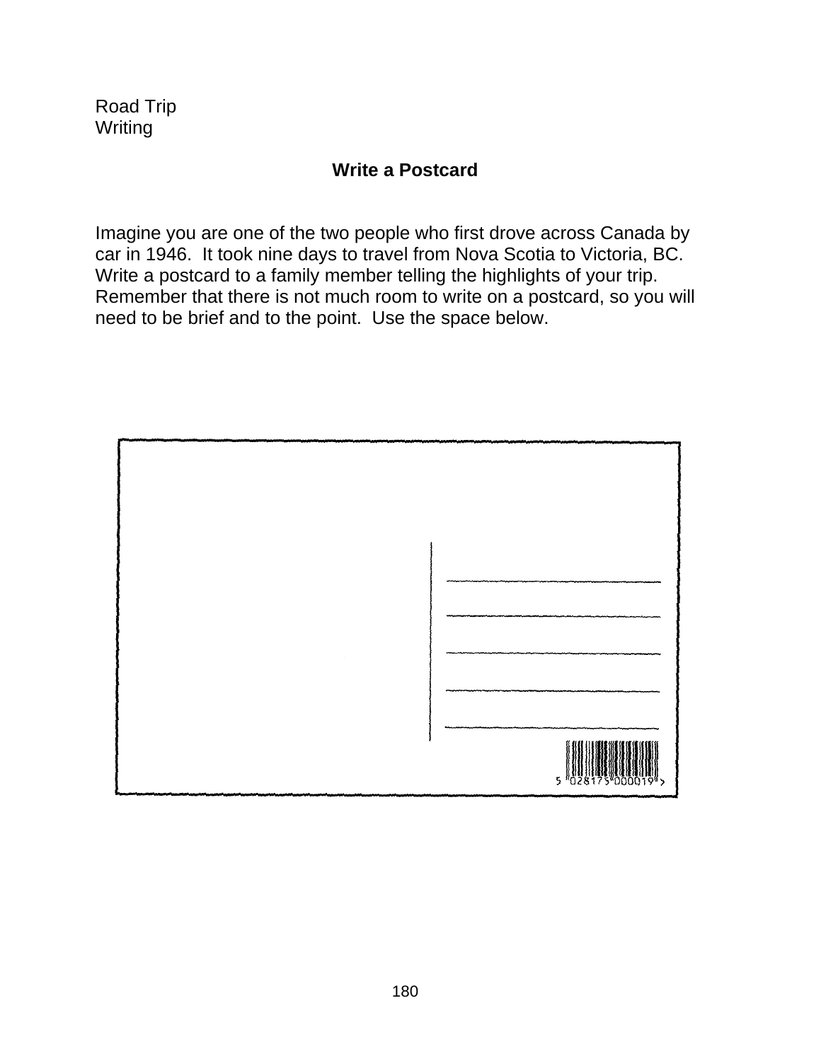Road Trip
Writing

## Write a Postcard

Imagine you are one of the two people who first drove across Canada by car in 1946. It took nine days to travel from Nova Scotia to Victoria, BC. Write a postcard to a family member telling the highlights of your trip. Remember that there is not much room to write on a postcard, so you will need to be brief and to the point. Use the space below.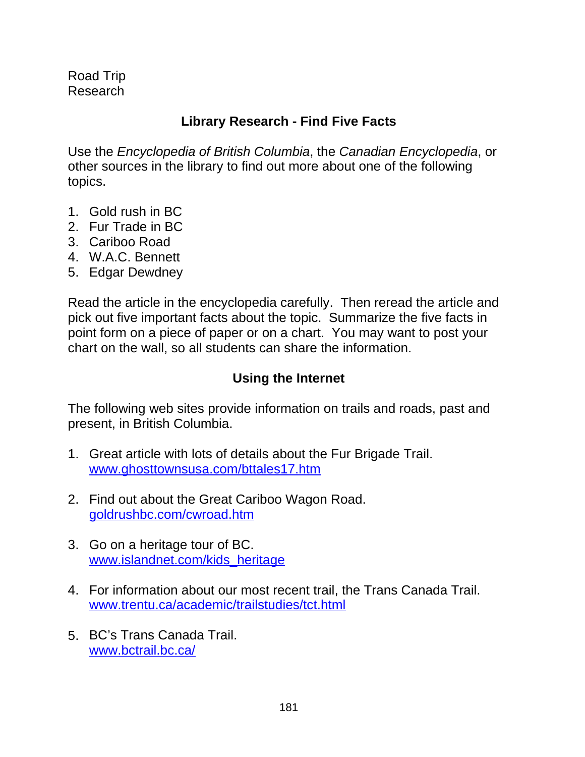Road Trip
Research

## Library Research - Find Five Facts

Use the *Encyclopedia of British Columbia*, the *Canadian Encyclopedia*, or other sources in the library to find out more about one of the following topics.

1. Gold rush in BC
2. Fur Trade in BC
3. Cariboo Road
4. W.A.C. Bennett
5. Edgar Dewdney

Read the article in the encyclopedia carefully. Then reread the article and pick out five important facts about the topic. Summarize the five facts in point form on a piece of paper or on a chart. You may want to post your chart on the wall, so all students can share the information.

## Using the Internet

The following web sites provide information on trails and roads, past and present, in British Columbia.

1. Great article with lots of details about the Fur Brigade Trail.
   www.ghosttownsusa.com/bttales17.htm

2. Find out about the Great Cariboo Wagon Road.
   goldrushbc.com/cwroad.htm

3. Go on a heritage tour of BC.
   www.islandnet.com/kids_heritage

4. For information about our most recent trail, the Trans Canada Trail.
   www.trentu.ca/academic/trailstudies/tct.html

5. BC's Trans Canada Trail.
   www.bctrail.bc.ca/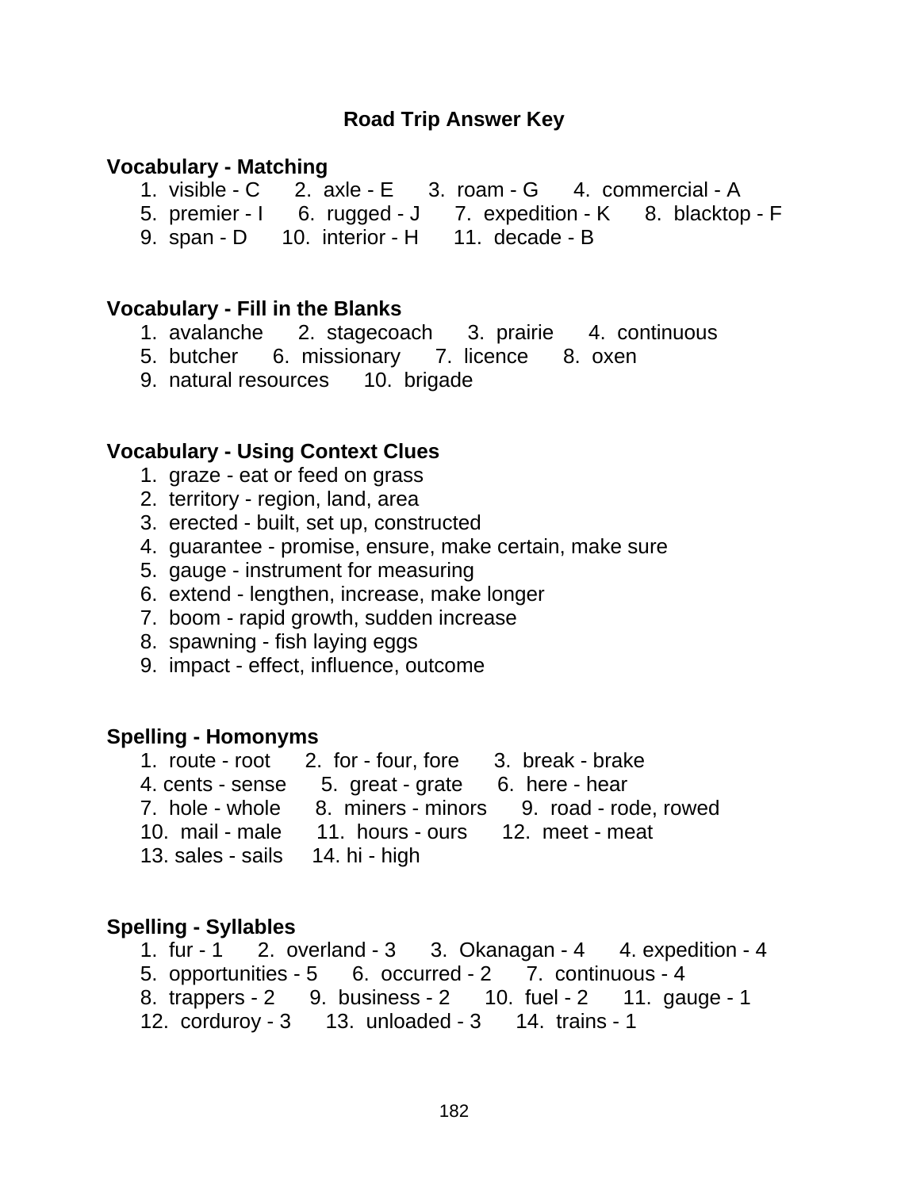## Road Trip Answer Key

**Vocabulary - Matching**

1. visible - C 2. axle - E 3. roam - G 4. commercial - A
5. premier - I 6. rugged - J 7. expedition - K 8. blacktop - F
9. span - D 10. interior - H 11. decade - B

**Vocabulary - Fill in the Blanks**

1. avalanche 2. stagecoach 3. prairie 4. continuous
5. butcher 6. missionary 7. licence 8. oxen
9. natural resources 10. brigade

**Vocabulary - Using Context Clues**

1. graze - eat or feed on grass
2. territory - region, land, area
3. erected - built, set up, constructed
4. guarantee - promise, ensure, make certain, make sure
5. gauge - instrument for measuring
6. extend - lengthen, increase, make longer
7. boom - rapid growth, sudden increase
8. spawning - fish laying eggs
9. impact - effect, influence, outcome

**Spelling - Homonyms**

1. route - root 2. for - four, fore 3. break - brake
4. cents - sense 5. great - grate 6. here - hear
7. hole - whole 8. miners - minors 9. road - rode, rowed
10. mail - male 11. hours - ours 12. meet - meat
13. sales - sails 14. hi - high

**Spelling - Syllables**

1. fur - 1 2. overland - 3 3. Okanagan - 4 4. expedition - 4
5. opportunities - 5 6. occurred - 2 7. continuous - 4
8. trappers - 2 9. business - 2 10. fuel - 2 11. gauge - 1
12. corduroy - 3 13. unloaded - 3 14. trains - 1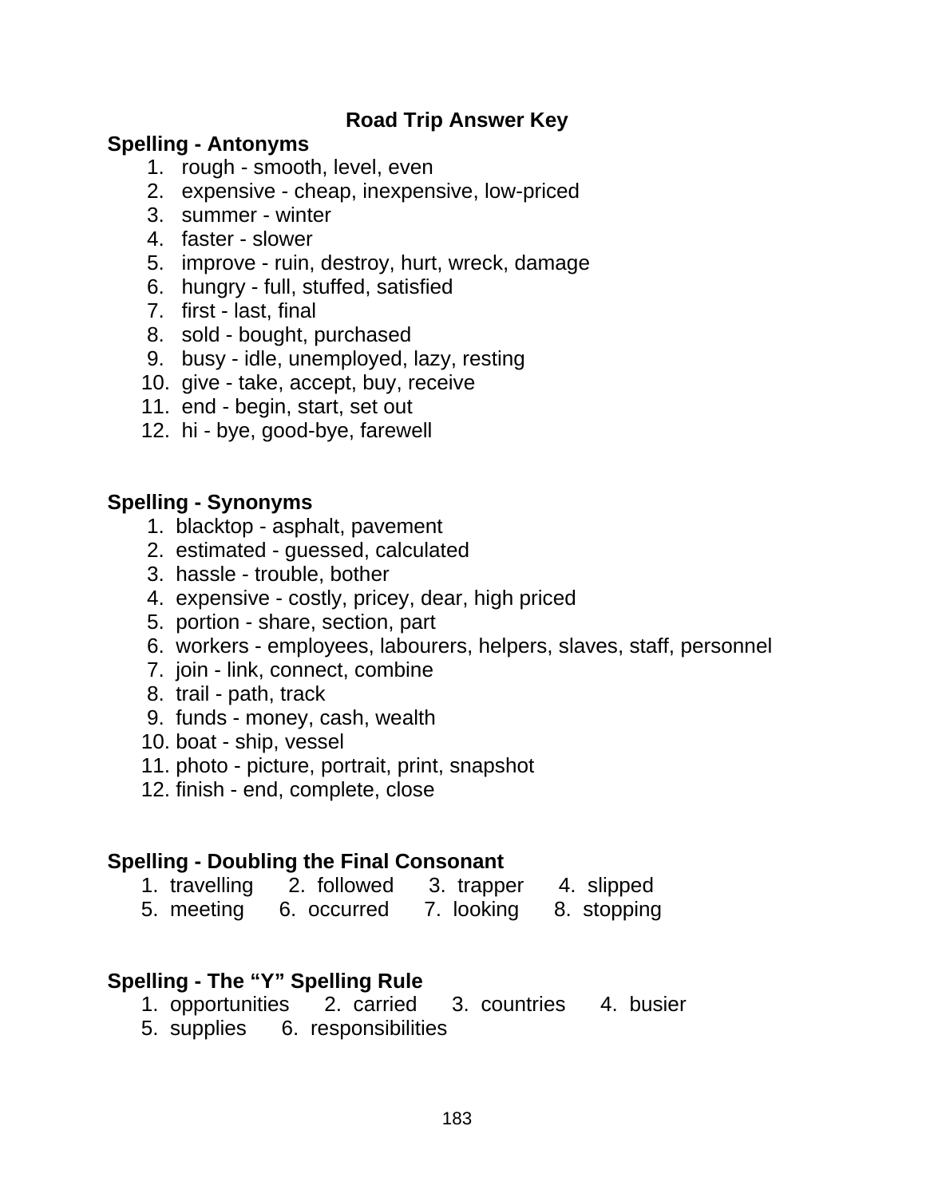# Road Trip Answer Key

## Spelling - Antonyms

1. rough - smooth, level, even
2. expensive - cheap, inexpensive, low-priced
3. summer - winter
4. faster - slower
5. improve - ruin, destroy, hurt, wreck, damage
6. hungry - full, stuffed, satisfied
7. first - last, final
8. sold - bought, purchased
9. busy - idle, unemployed, lazy, resting
10. give - take, accept, buy, receive
11. end - begin, start, set out
12. hi - bye, good-bye, farewell

## Spelling - Synonyms

1. blacktop - asphalt, pavement
2. estimated - guessed, calculated
3. hassle - trouble, bother
4. expensive - costly, pricey, dear, high priced
5. portion - share, section, part
6. workers - employees, labourers, helpers, slaves, staff, personnel
7. join - link, connect, combine
8. trail - path, track
9. funds - money, cash, wealth
10. boat - ship, vessel
11. photo - picture, portrait, print, snapshot
12. finish - end, complete, close

## Spelling - Doubling the Final Consonant

1. travelling 2. followed 3. trapper 4. slipped
5. meeting 6. occurred 7. looking 8. stopping

## Spelling - The "Y" Spelling Rule

1. opportunities 2. carried 3. countries 4. busier
5. supplies 6. responsibilities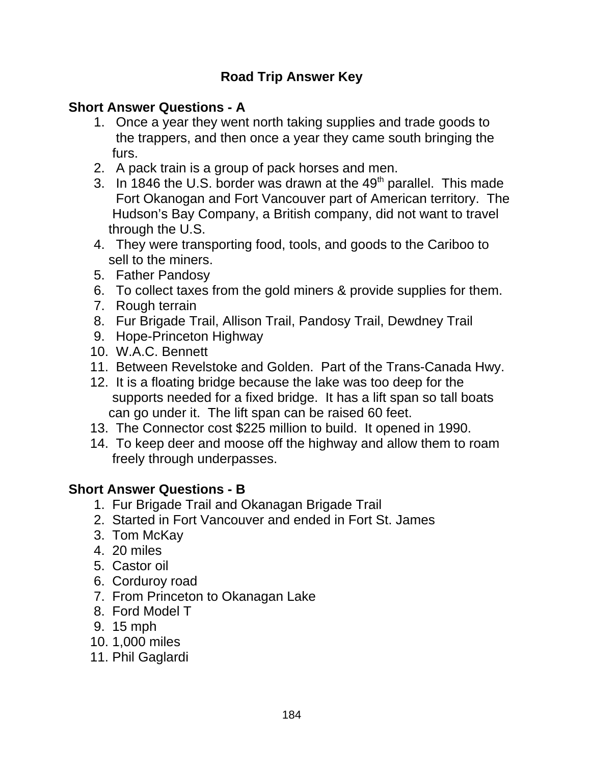## Road Trip Answer Key

### Short Answer Questions - A

1. Once a year they went north taking supplies and trade goods to the trappers, and then once a year they came south bringing the furs.
2. A pack train is a group of pack horses and men.
3. In 1846 the U.S. border was drawn at the 49th parallel. This made Fort Okanogan and Fort Vancouver part of American territory. The Hudson's Bay Company, a British company, did not want to travel through the U.S.
4. They were transporting food, tools, and goods to the Cariboo to sell to the miners.
5. Father Pandosy
6. To collect taxes from the gold miners & provide supplies for them.
7. Rough terrain
8. Fur Brigade Trail, Allison Trail, Pandosy Trail, Dewdney Trail
9. Hope-Princeton Highway
10. W.A.C. Bennett
11. Between Revelstoke and Golden. Part of the Trans-Canada Hwy.
12. It is a floating bridge because the lake was too deep for the supports needed for a fixed bridge. It has a lift span so tall boats can go under it. The lift span can be raised 60 feet.
13. The Connector cost $225 million to build. It opened in 1990.
14. To keep deer and moose off the highway and allow them to roam freely through underpasses.

### Short Answer Questions - B

1. Fur Brigade Trail and Okanagan Brigade Trail
2. Started in Fort Vancouver and ended in Fort St. James
3. Tom McKay
4. 20 miles
5. Castor oil
6. Corduroy road
7. From Princeton to Okanagan Lake
8. Ford Model T
9. 15 mph
10. 1,000 miles
11. Phil Gaglardi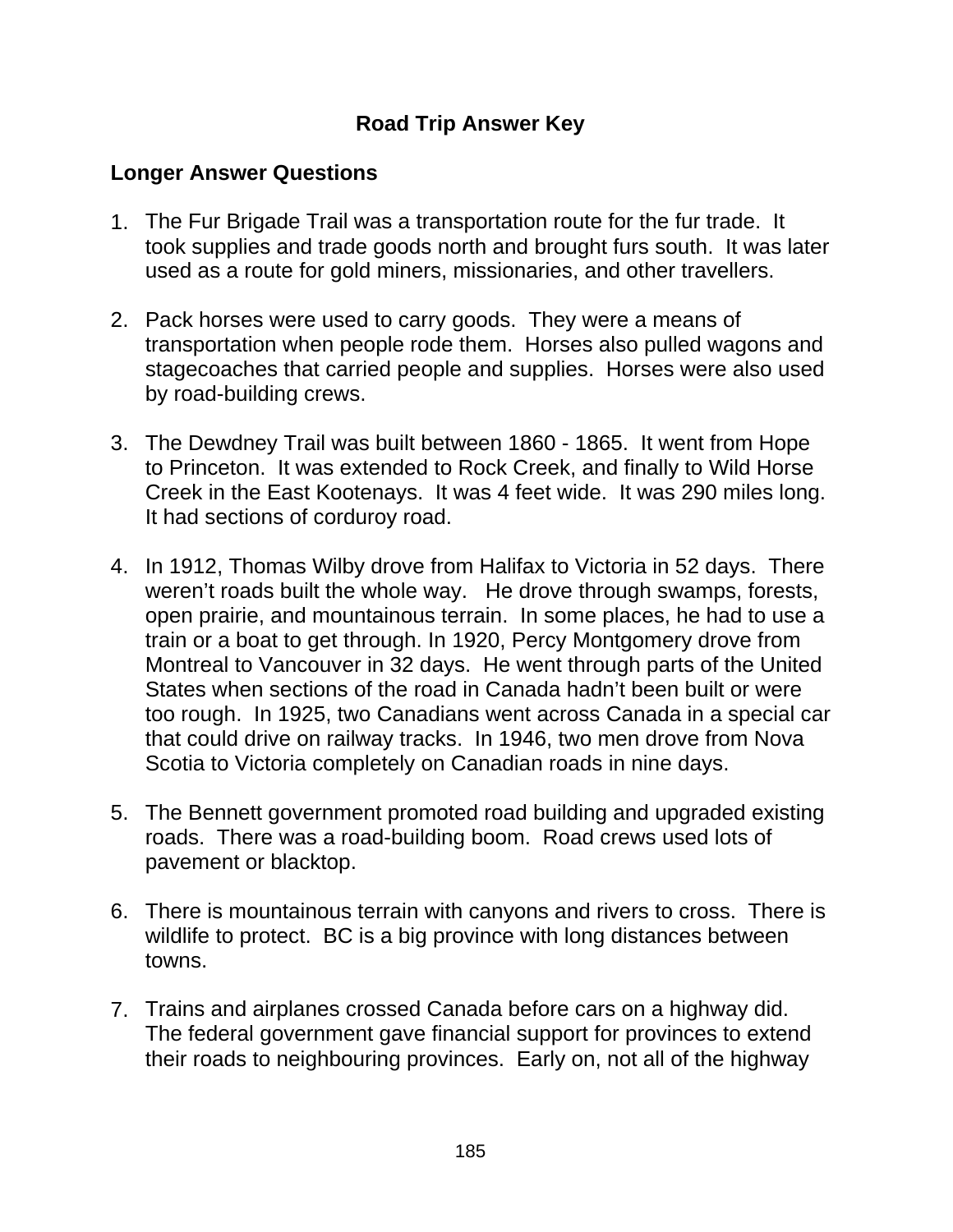## Road Trip Answer Key

### Longer Answer Questions

1. The Fur Brigade Trail was a transportation route for the fur trade. It took supplies and trade goods north and brought furs south. It was later used as a route for gold miners, missionaries, and other travellers.

2. Pack horses were used to carry goods. They were a means of transportation when people rode them. Horses also pulled wagons and stagecoaches that carried people and supplies. Horses were also used by road-building crews.

3. The Dewdney Trail was built between 1860 - 1865. It went from Hope to Princeton. It was extended to Rock Creek, and finally to Wild Horse Creek in the East Kootenays. It was 4 feet wide. It was 290 miles long. It had sections of corduroy road.

4. In 1912, Thomas Wilby drove from Halifax to Victoria in 52 days. There weren't roads built the whole way. He drove through swamps, forests, open prairie, and mountainous terrain. In some places, he had to use a train or a boat to get through. In 1920, Percy Montgomery drove from Montreal to Vancouver in 32 days. He went through parts of the United States when sections of the road in Canada hadn't been built or were too rough. In 1925, two Canadians went across Canada in a special car that could drive on railway tracks. In 1946, two men drove from Nova Scotia to Victoria completely on Canadian roads in nine days.

5. The Bennett government promoted road building and upgraded existing roads. There was a road-building boom. Road crews used lots of pavement or blacktop.

6. There is mountainous terrain with canyons and rivers to cross. There is wildlife to protect. BC is a big province with long distances between towns.

7. Trains and airplanes crossed Canada before cars on a highway did. The federal government gave financial support for provinces to extend their roads to neighbouring provinces. Early on, not all of the highway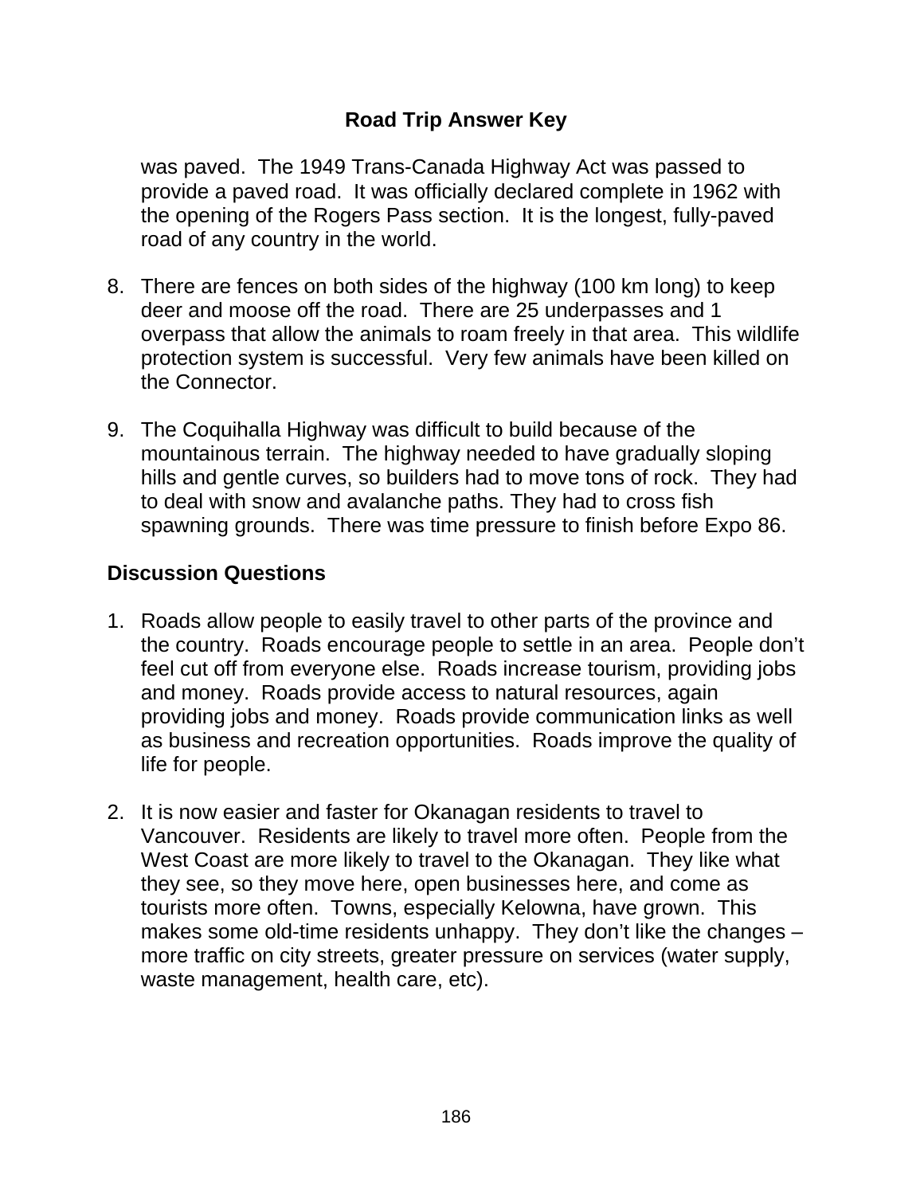## Road Trip Answer Key

was paved. The 1949 Trans-Canada Highway Act was passed to provide a paved road. It was officially declared complete in 1962 with the opening of the Rogers Pass section. It is the longest, fully-paved road of any country in the world.

8. There are fences on both sides of the highway (100 km long) to keep deer and moose off the road. There are 25 underpasses and 1 overpass that allow the animals to roam freely in that area. This wildlife protection system is successful. Very few animals have been killed on the Connector.

9. The Coquihalla Highway was difficult to build because of the mountainous terrain. The highway needed to have gradually sloping hills and gentle curves, so builders had to move tons of rock. They had to deal with snow and avalanche paths. They had to cross fish spawning grounds. There was time pressure to finish before Expo 86.

### Discussion Questions

1. Roads allow people to easily travel to other parts of the province and the country. Roads encourage people to settle in an area. People don't feel cut off from everyone else. Roads increase tourism, providing jobs and money. Roads provide access to natural resources, again providing jobs and money. Roads provide communication links as well as business and recreation opportunities. Roads improve the quality of life for people.

2. It is now easier and faster for Okanagan residents to travel to Vancouver. Residents are likely to travel more often. People from the West Coast are more likely to travel to the Okanagan. They like what they see, so they move here, open businesses here, and come as tourists more often. Towns, especially Kelowna, have grown. This makes some old-time residents unhappy. They don't like the changes – more traffic on city streets, greater pressure on services (water supply, waste management, health care, etc).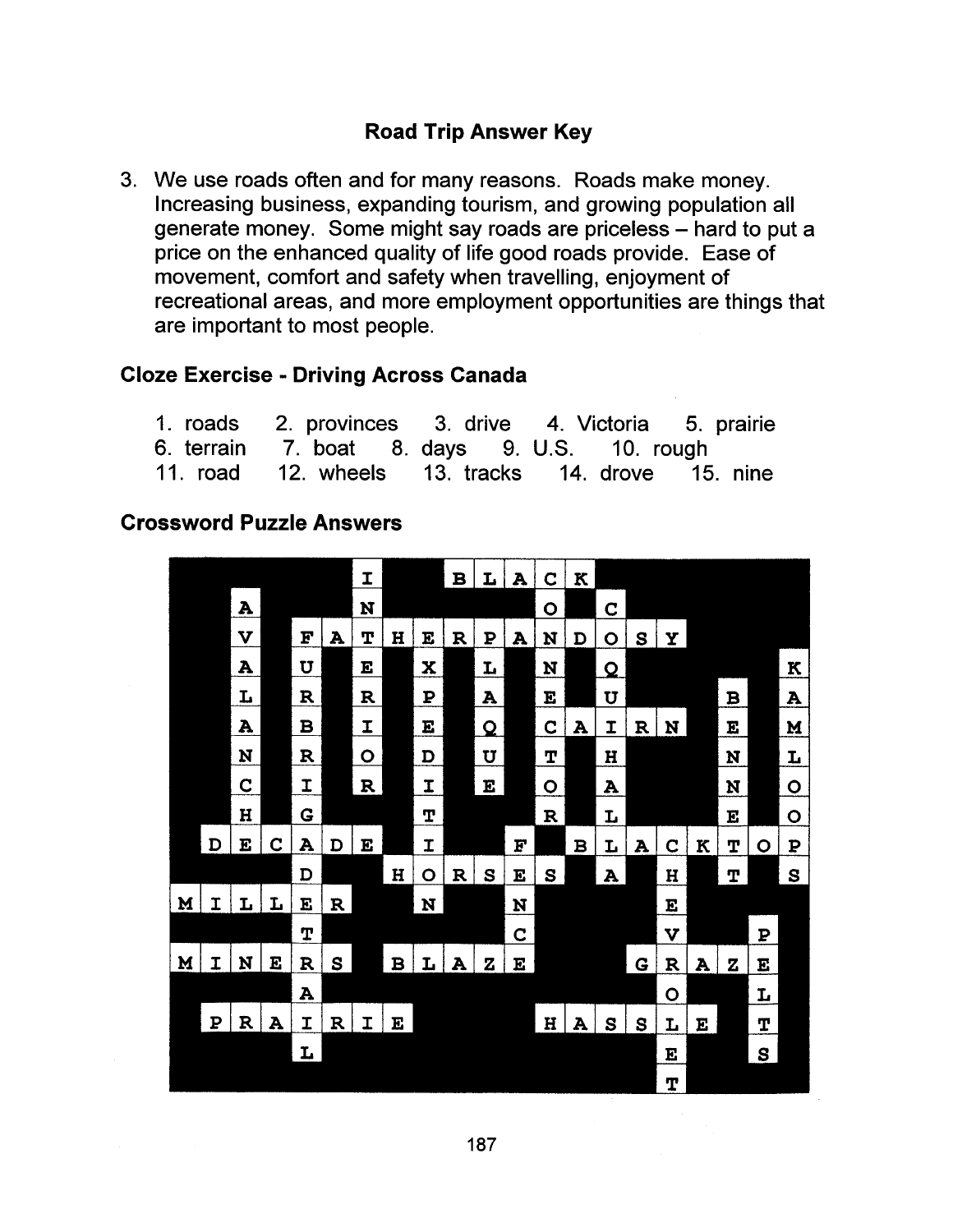## Road Trip Answer Key

3. We use roads often and for many reasons. Roads make money. Increasing business, expanding tourism, and growing population all generate money. Some might say roads are priceless – hard to put a price on the enhanced quality of life good roads provide. Ease of movement, comfort and safety when travelling, enjoyment of recreational areas, and more employment opportunities are things that are important to most people.

### Cloze Exercise - Driving Across Canada

1. roads 2. provinces 3. drive 4. Victoria 5. prairie
6. terrain 7. boat 8. days 9. U.S. 10. rough
11. road 12. wheels 13. tracks 14. drove 15. nine

### Crossword Puzzle Answers

Across: BLACK, FATHERPANDOSY, CAIRN, DECADE, BLACKTOP, HORSES, MILLER, MINERS, BLAZE, GRAZE, PRAIRIE, HASSLE

Down: INTERIOR, AVALANCH, FURBRIDGE (FURBRIGADE), EXPEDITION, PLAQUE, CONECTOR, COQUIHALLA, BENNETT, KAMLOOPS, ADDLERTRAIL, FENCE, CHEVROLET, PELTS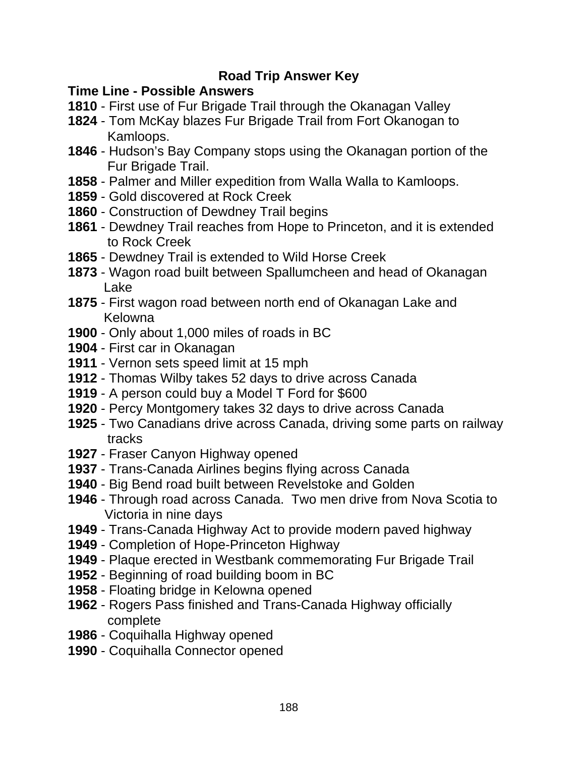# Road Trip Answer Key

## Time Line - Possible Answers

**1810** - First use of Fur Brigade Trail through the Okanagan Valley
**1824** - Tom McKay blazes Fur Brigade Trail from Fort Okanogan to Kamloops.
**1846** - Hudson's Bay Company stops using the Okanagan portion of the Fur Brigade Trail.
**1858** - Palmer and Miller expedition from Walla Walla to Kamloops.
**1859** - Gold discovered at Rock Creek
**1860** - Construction of Dewdney Trail begins
**1861** - Dewdney Trail reaches from Hope to Princeton, and it is extended to Rock Creek
**1865** - Dewdney Trail is extended to Wild Horse Creek
**1873** - Wagon road built between Spallumcheen and head of Okanagan Lake
**1875** - First wagon road between north end of Okanagan Lake and Kelowna
**1900** - Only about 1,000 miles of roads in BC
**1904** - First car in Okanagan
**1911** - Vernon sets speed limit at 15 mph
**1912** - Thomas Wilby takes 52 days to drive across Canada
**1919** - A person could buy a Model T Ford for $600
**1920** - Percy Montgomery takes 32 days to drive across Canada
**1925** - Two Canadians drive across Canada, driving some parts on railway tracks
**1927** - Fraser Canyon Highway opened
**1937** - Trans-Canada Airlines begins flying across Canada
**1940** - Big Bend road built between Revelstoke and Golden
**1946** - Through road across Canada. Two men drive from Nova Scotia to Victoria in nine days
**1949** - Trans-Canada Highway Act to provide modern paved highway
**1949** - Completion of Hope-Princeton Highway
**1949** - Plaque erected in Westbank commemorating Fur Brigade Trail
**1952** - Beginning of road building boom in BC
**1958** - Floating bridge in Kelowna opened
**1962** - Rogers Pass finished and Trans-Canada Highway officially complete
**1986** - Coquihalla Highway opened
**1990** - Coquihalla Connector opened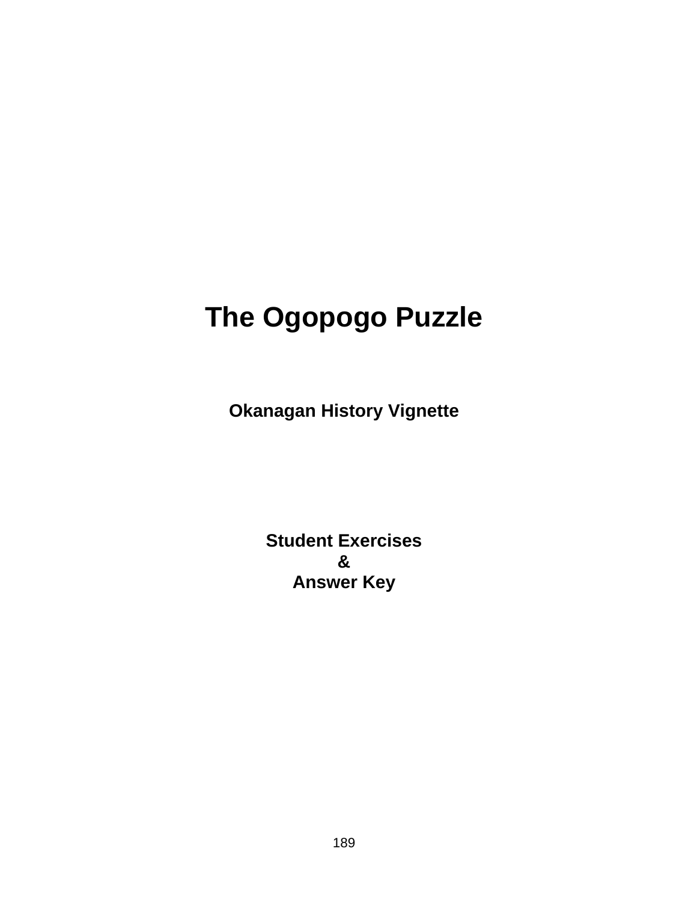# The Ogopogo Puzzle

**Okanagan History Vignette**

**Student Exercises**
**&**
**Answer Key**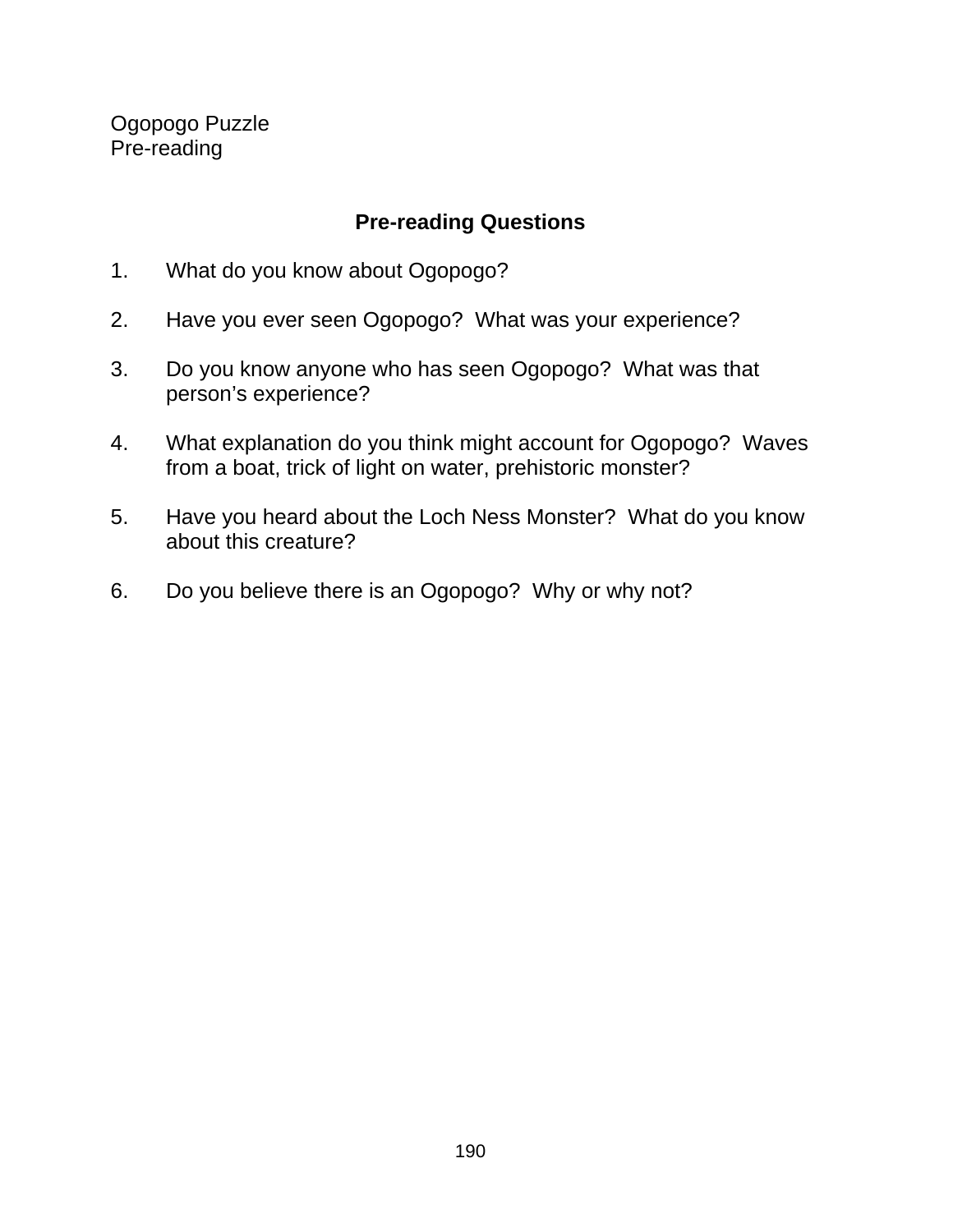Ogopogo Puzzle
Pre-reading

## Pre-reading Questions

1. What do you know about Ogopogo?

2. Have you ever seen Ogopogo? What was your experience?

3. Do you know anyone who has seen Ogopogo? What was that person's experience?

4. What explanation do you think might account for Ogopogo? Waves from a boat, trick of light on water, prehistoric monster?

5. Have you heard about the Loch Ness Monster? What do you know about this creature?

6. Do you believe there is an Ogopogo? Why or why not?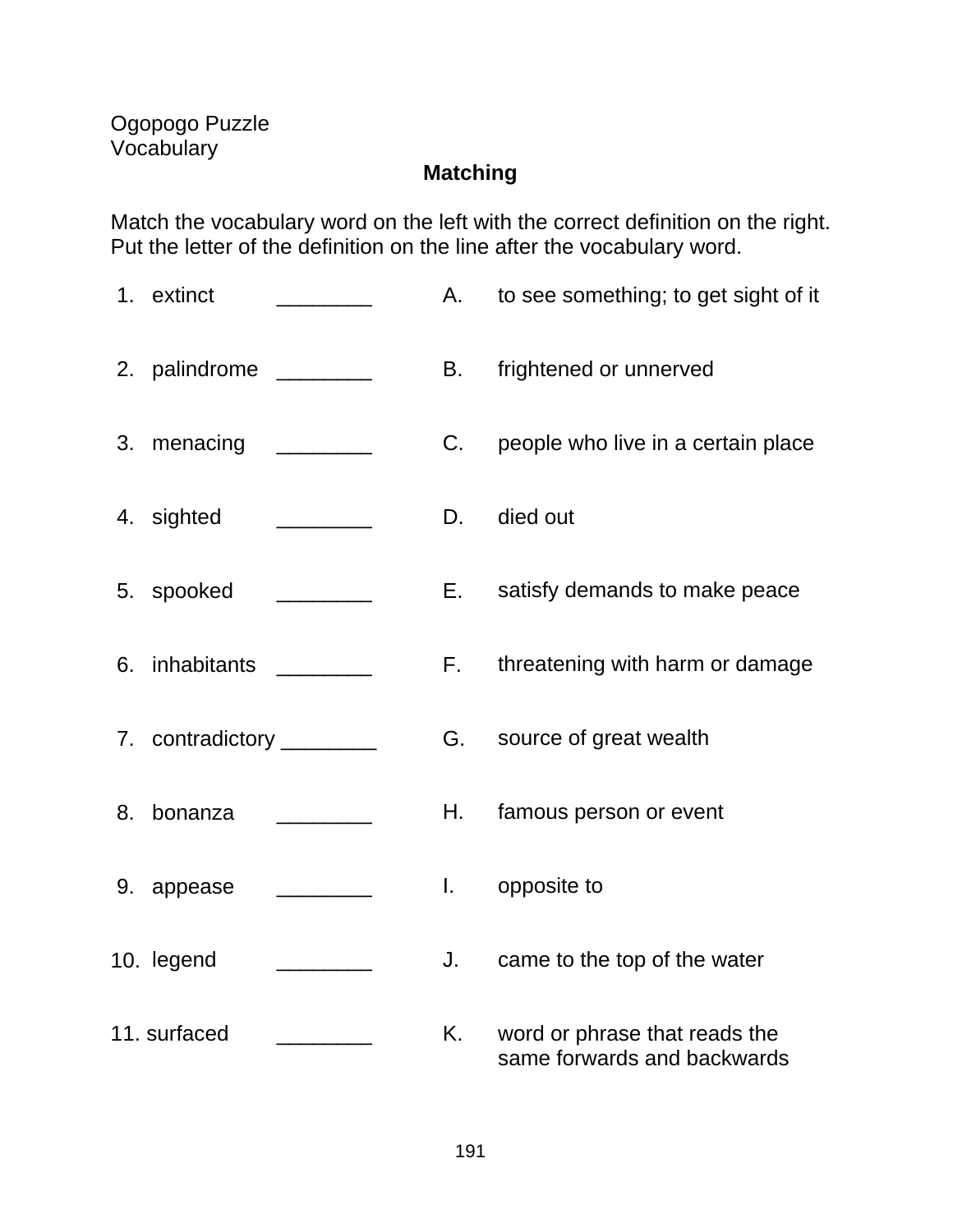Ogopogo Puzzle
Vocabulary

## Matching

Match the vocabulary word on the left with the correct definition on the right. Put the letter of the definition on the line after the vocabulary word.

| | | |
|---|---|---|
| 1. extinct ________ | A. | to see something; to get sight of it |
| 2. palindrome ________ | B. | frightened or unnerved |
| 3. menacing ________ | C. | people who live in a certain place |
| 4. sighted ________ | D. | died out |
| 5. spooked ________ | E. | satisfy demands to make peace |
| 6. inhabitants ________ | F. | threatening with harm or damage |
| 7. contradictory ________ | G. | source of great wealth |
| 8. bonanza ________ | H. | famous person or event |
| 9. appease ________ | I. | opposite to |
| 10. legend ________ | J. | came to the top of the water |
| 11. surfaced ________ | K. | word or phrase that reads the same forwards and backwards |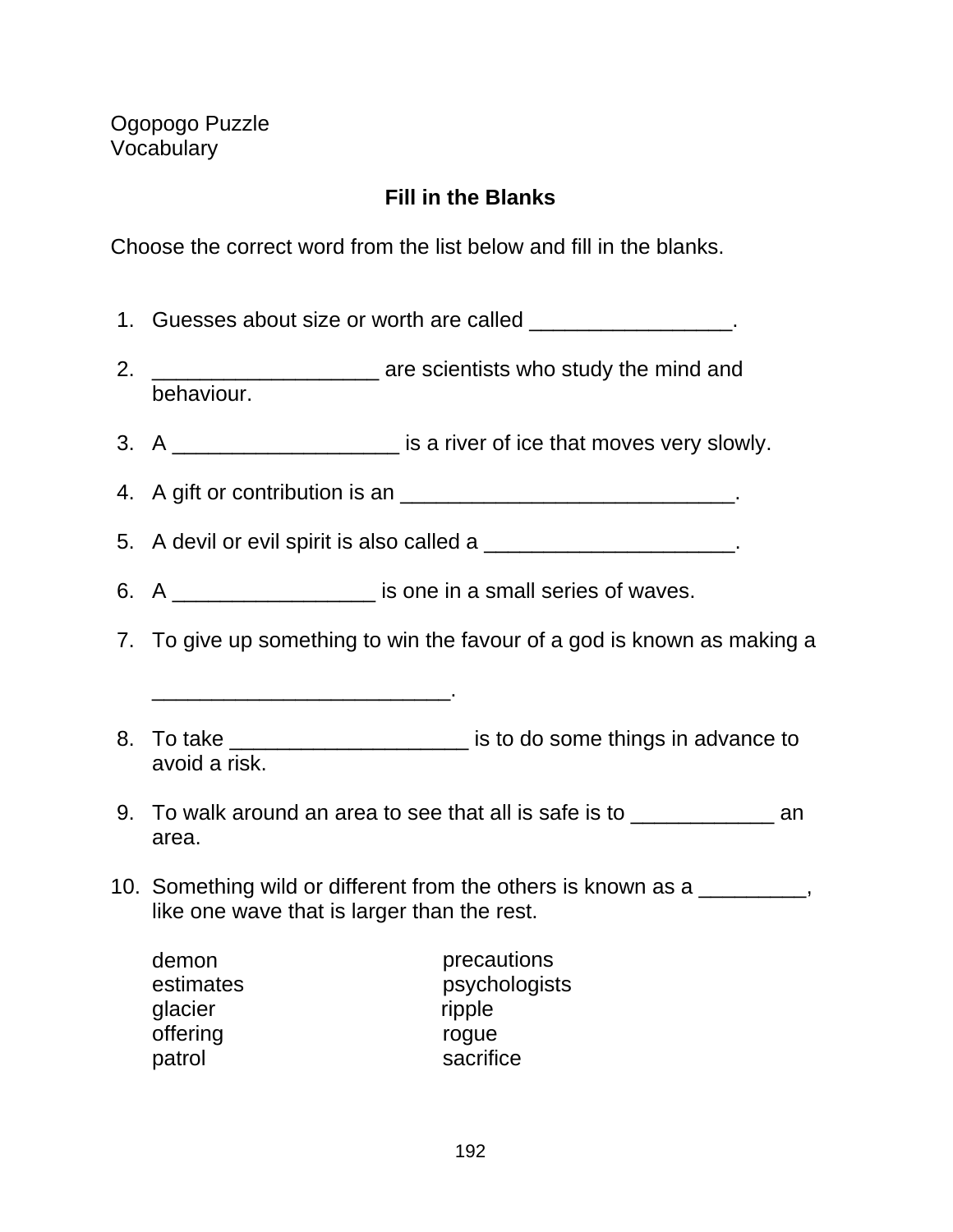Ogopogo Puzzle
Vocabulary

## Fill in the Blanks

Choose the correct word from the list below and fill in the blanks.

1. Guesses about size or worth are called _________________.
2. ___________________ are scientists who study the mind and behaviour.
3. A ___________________ is a river of ice that moves very slowly.
4. A gift or contribution is an ____________________________.
5. A devil or evil spirit is also called a _____________________.
6. A _________________ is one in a small series of waves.
7. To give up something to win the favour of a god is known as making a _________________________.
8. To take ____________________ is to do some things in advance to avoid a risk.
9. To walk around an area to see that all is safe is to ____________ an area.
10. Something wild or different from the others is known as a _________, like one wave that is larger than the rest.

| | |
|---|---|
| demon | precautions |
| estimates | psychologists |
| glacier | ripple |
| offering | rogue |
| patrol | sacrifice |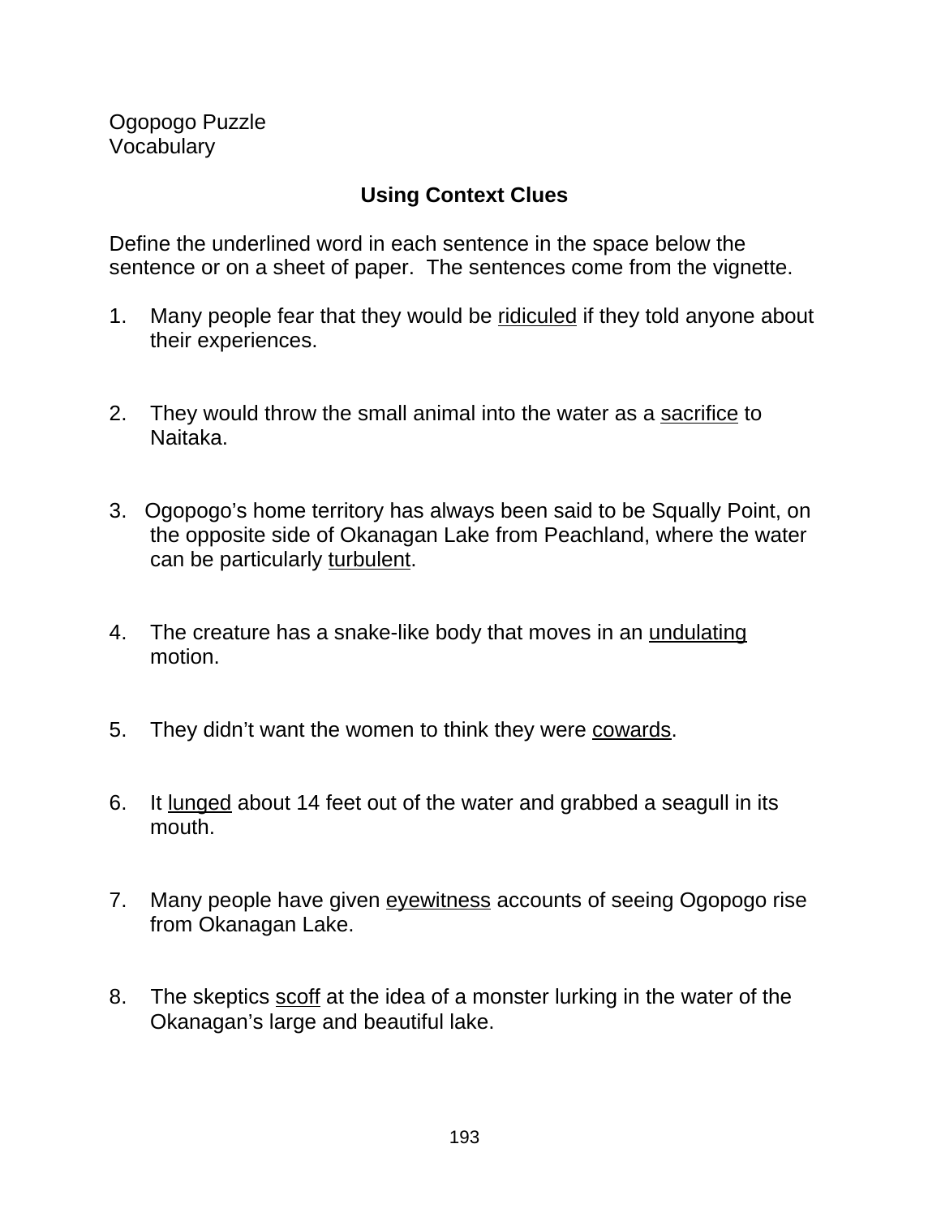Ogopogo Puzzle
Vocabulary

## Using Context Clues

Define the underlined word in each sentence in the space below the sentence or on a sheet of paper. The sentences come from the vignette.

1. Many people fear that they would be <u>ridiculed</u> if they told anyone about their experiences.

2. They would throw the small animal into the water as a <u>sacrifice</u> to Naitaka.

3. Ogopogo's home territory has always been said to be Squally Point, on the opposite side of Okanagan Lake from Peachland, where the water can be particularly <u>turbulent</u>.

4. The creature has a snake-like body that moves in an <u>undulating</u> motion.

5. They didn't want the women to think they were <u>cowards</u>.

6. It <u>lunged</u> about 14 feet out of the water and grabbed a seagull in its mouth.

7. Many people have given <u>eyewitness</u> accounts of seeing Ogopogo rise from Okanagan Lake.

8. The skeptics <u>scoff</u> at the idea of a monster lurking in the water of the Okanagan's large and beautiful lake.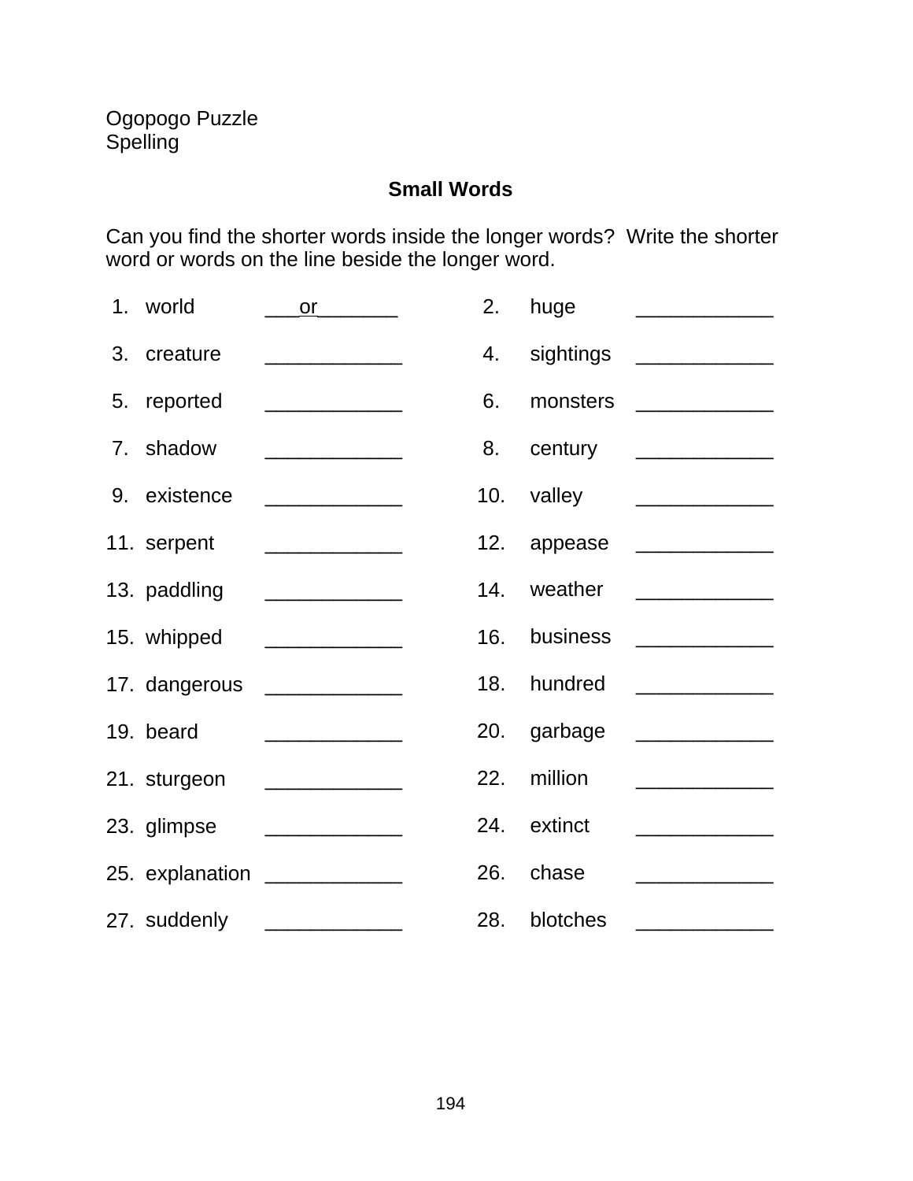Ogopogo Puzzle
Spelling

## Small Words

Can you find the shorter words inside the longer words? Write the shorter word or words on the line beside the longer word.

| | | | | | |
|---|---|---|---|---|---|
| 1. | world | ___or_______ | 2. | huge | ____________ |
| 3. | creature | ____________ | 4. | sightings | ____________ |
| 5. | reported | ____________ | 6. | monsters | ____________ |
| 7. | shadow | ____________ | 8. | century | ____________ |
| 9. | existence | ____________ | 10. | valley | ____________ |
| 11. | serpent | ____________ | 12. | appease | ____________ |
| 13. | paddling | ____________ | 14. | weather | ____________ |
| 15. | whipped | ____________ | 16. | business | ____________ |
| 17. | dangerous | ____________ | 18. | hundred | ____________ |
| 19. | beard | ____________ | 20. | garbage | ____________ |
| 21. | sturgeon | ____________ | 22. | million | ____________ |
| 23. | glimpse | ____________ | 24. | extinct | ____________ |
| 25. | explanation | ____________ | 26. | chase | ____________ |
| 27. | suddenly | ____________ | 28. | blotches | ____________ |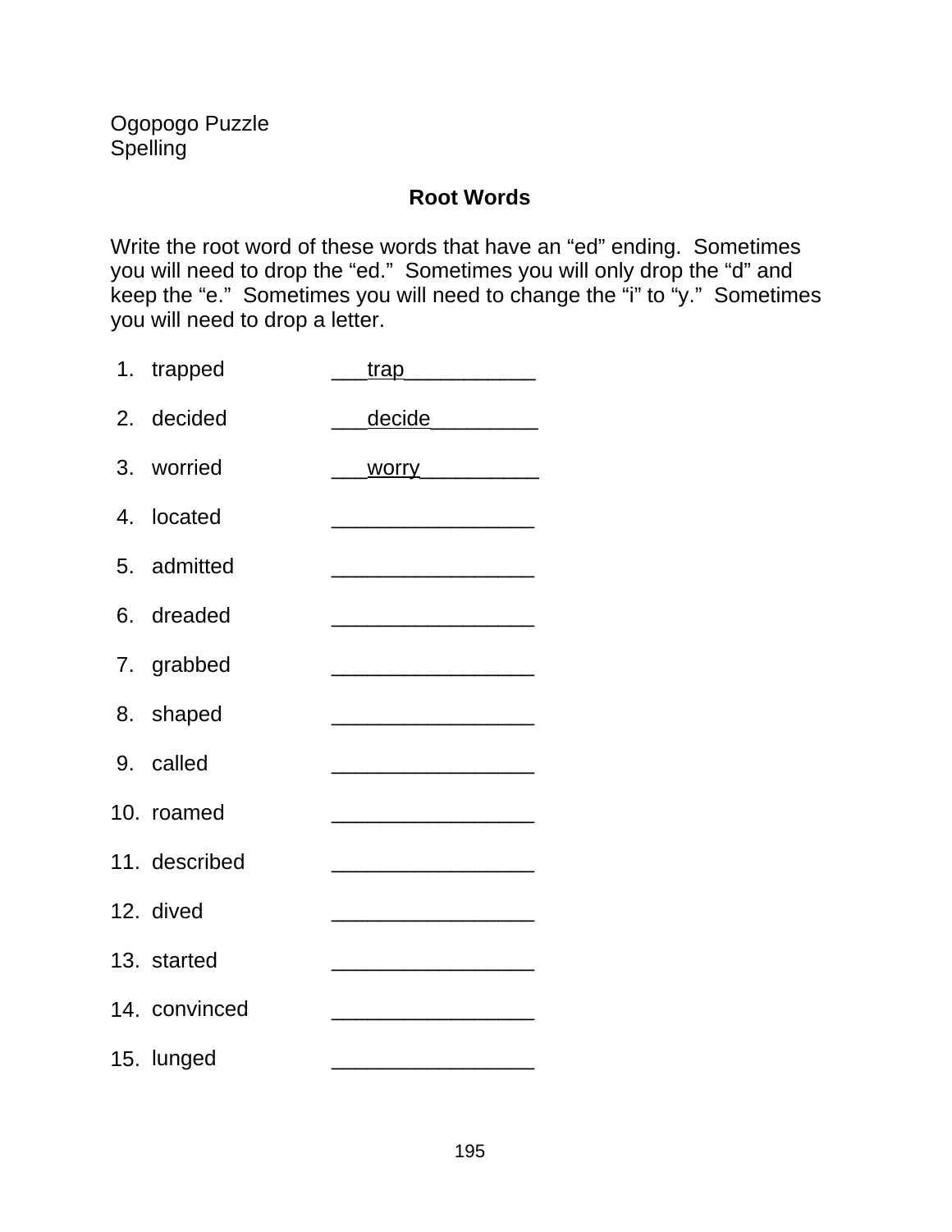Ogopogo Puzzle
Spelling

## Root Words

Write the root word of these words that have an "ed" ending. Sometimes you will need to drop the "ed." Sometimes you will only drop the "d" and keep the "e." Sometimes you will need to change the "i" to "y." Sometimes you will need to drop a letter.

1. trapped ___trap___________
2. decided ___decide_________
3. worried ___worry__________
4. located _________________
5. admitted _________________
6. dreaded _________________
7. grabbed _________________
8. shaped _________________
9. called _________________
10. roamed _________________
11. described _________________
12. dived _________________
13. started _________________
14. convinced _________________
15. lunged _________________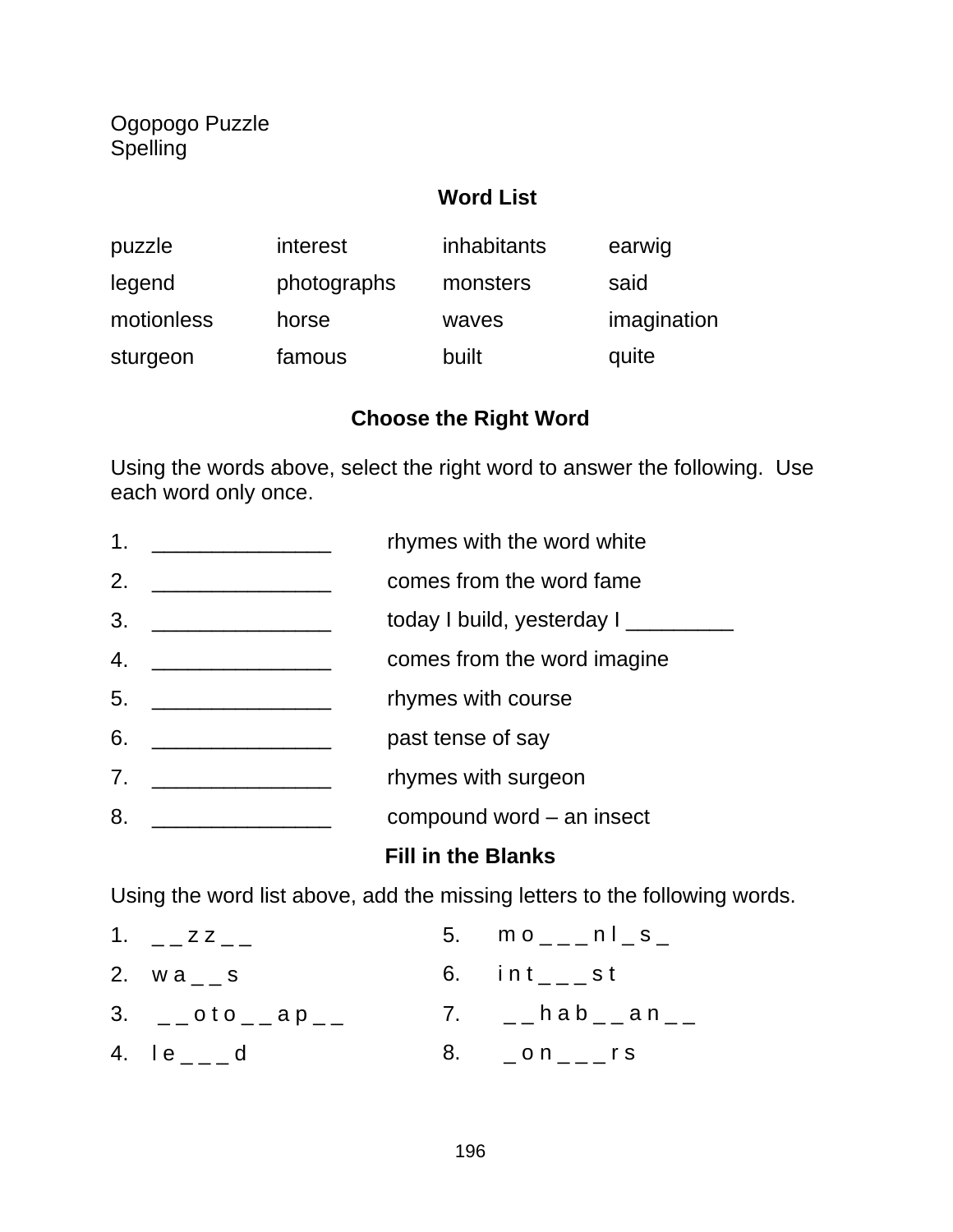Ogopogo Puzzle
Spelling

## Word List

| | | | |
|---|---|---|---|
| puzzle | interest | inhabitants | earwig |
| legend | photographs | monsters | said |
| motionless | horse | waves | imagination |
| sturgeon | famous | built | quite |

## Choose the Right Word

Using the words above, select the right word to answer the following. Use each word only once.

1. _______________ rhymes with the word white
2. _______________ comes from the word fame
3. _______________ today I build, yesterday I _________
4. _______________ comes from the word imagine
5. _______________ rhymes with course
6. _______________ past tense of say
7. _______________ rhymes with surgeon
8. _______________ compound word – an insect

## Fill in the Blanks

Using the word list above, add the missing letters to the following words.

1. _ _ z z _ _
2. w a _ _ s
3. _ _ o t o _ _ a p _ _
4. l e _ _ _ d
5. m o _ _ _ n l _ s _
6. i n t _ _ _ s t
7. _ _ h a b _ _ a n _ _
8. _ o n _ _ _ r s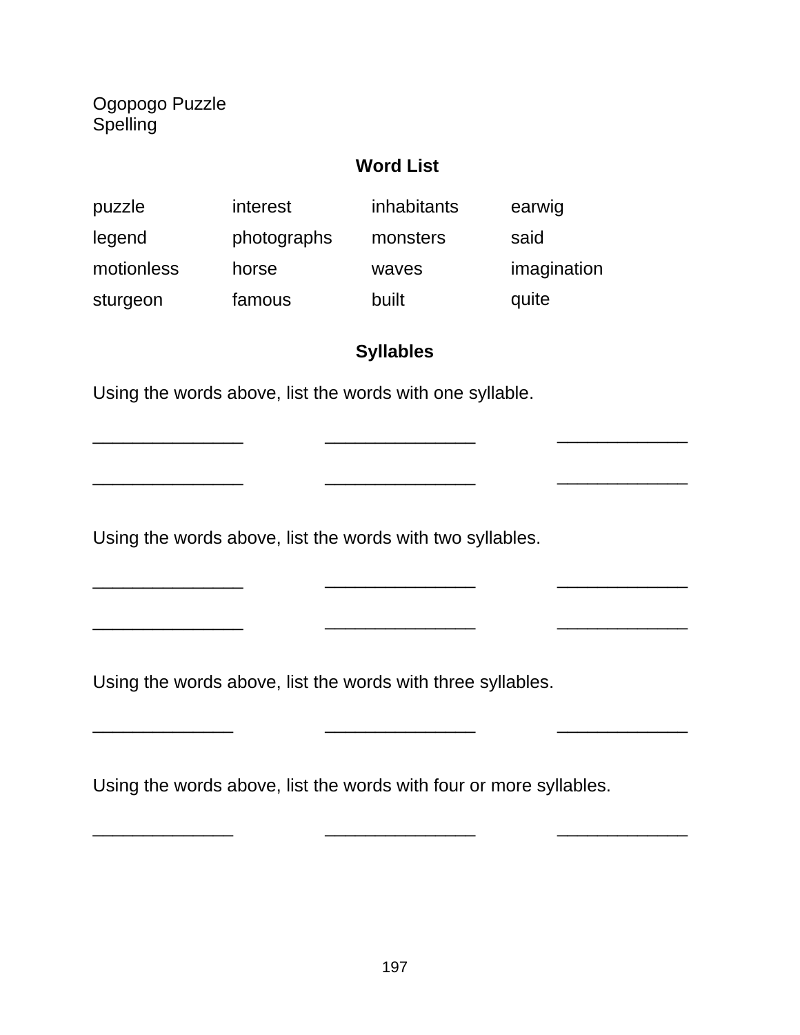Ogopogo Puzzle
Spelling

## Word List

| | | | |
|---|---|---|---|
| puzzle | interest | inhabitants | earwig |
| legend | photographs | monsters | said |
| motionless | horse | waves | imagination |
| sturgeon | famous | built | quite |

## Syllables

Using the words above, list the words with one syllable.

_______________ _______________ _______________

_______________ _______________ _______________

Using the words above, list the words with two syllables.

_______________ _______________ _______________

_______________ _______________ _______________

Using the words above, list the words with three syllables.

_______________ _______________ _______________

Using the words above, list the words with four or more syllables.

_______________ _______________ _______________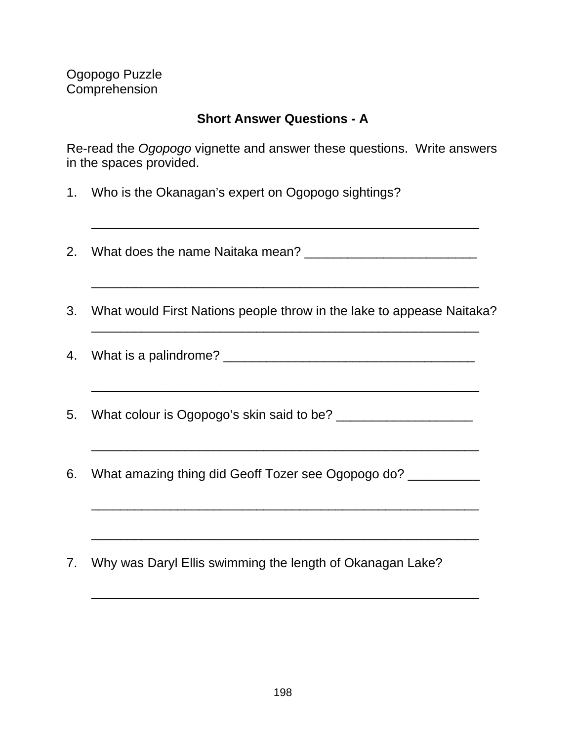Ogopogo Puzzle
Comprehension

## Short Answer Questions - A

Re-read the *Ogopogo* vignette and answer these questions. Write answers in the spaces provided.

1. Who is the Okanagan's expert on Ogopogo sightings?

   _______________________________________________________

2. What does the name Naitaka mean? ________________________

   _______________________________________________________

3. What would First Nations people throw in the lake to appease Naitaka?
   _______________________________________________________

4. What is a palindrome? __________________________________

   _______________________________________________________

5. What colour is Ogopogo's skin said to be? __________________

   _______________________________________________________

6. What amazing thing did Geoff Tozer see Ogopogo do? __________

   _______________________________________________________

   _______________________________________________________

7. Why was Daryl Ellis swimming the length of Okanagan Lake?

   _______________________________________________________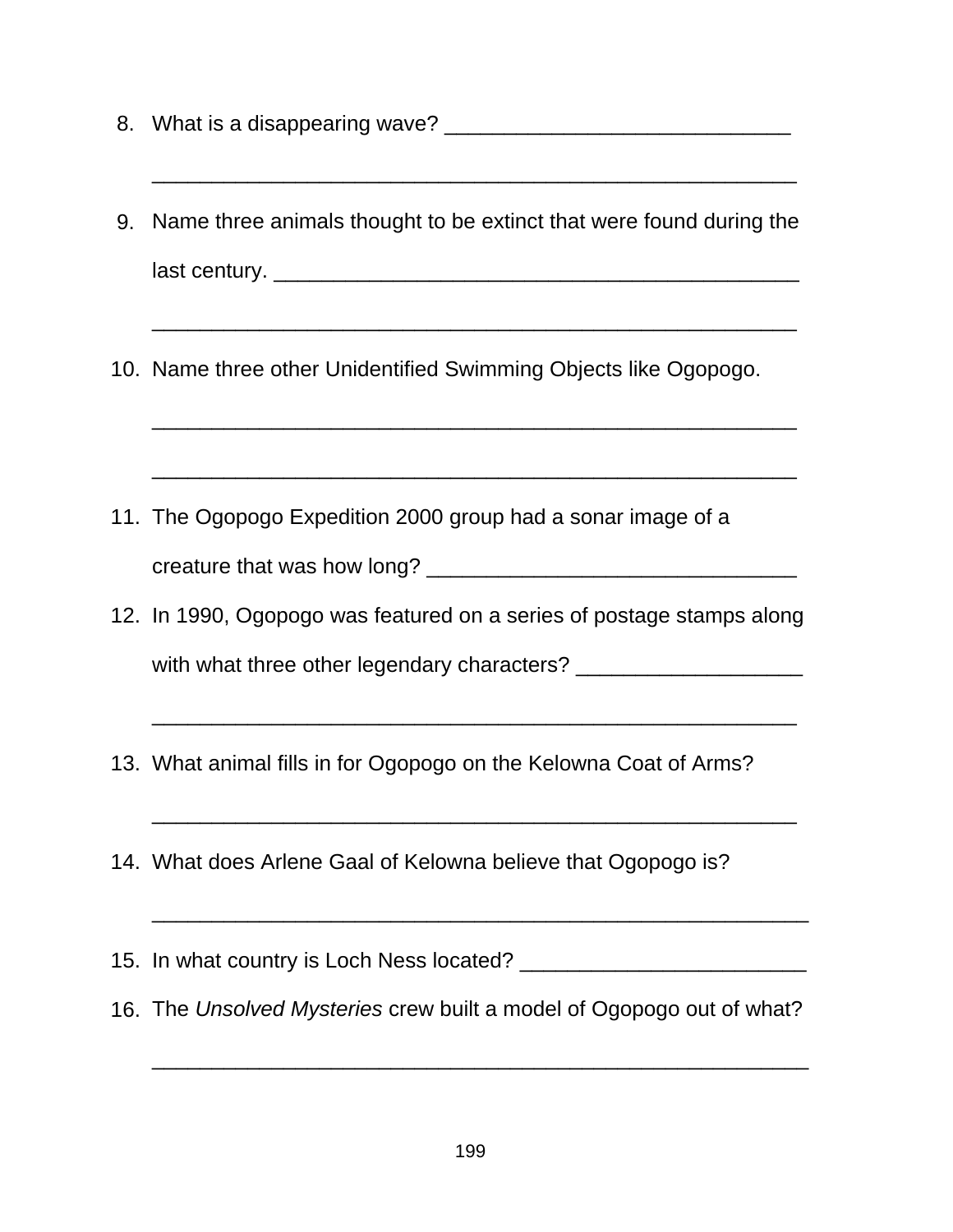8. What is a disappearing wave? ____________________________

   ______________________________________________________

9. Name three animals thought to be extinct that were found during the last century. ____________________________________________

   ______________________________________________________

10. Name three other Unidentified Swimming Objects like Ogopogo.

    ______________________________________________________

    ______________________________________________________

11. The Ogopogo Expedition 2000 group had a sonar image of a creature that was how long? ______________________________

12. In 1990, Ogopogo was featured on a series of postage stamps along with what three other legendary characters? __________________

    ______________________________________________________

13. What animal fills in for Ogopogo on the Kelowna Coat of Arms?

    ______________________________________________________

14. What does Arlene Gaal of Kelowna believe that Ogopogo is?

    _______________________________________________________

15. In what country is Loch Ness located? _______________________

16. The *Unsolved Mysteries* crew built a model of Ogopogo out of what?

    _______________________________________________________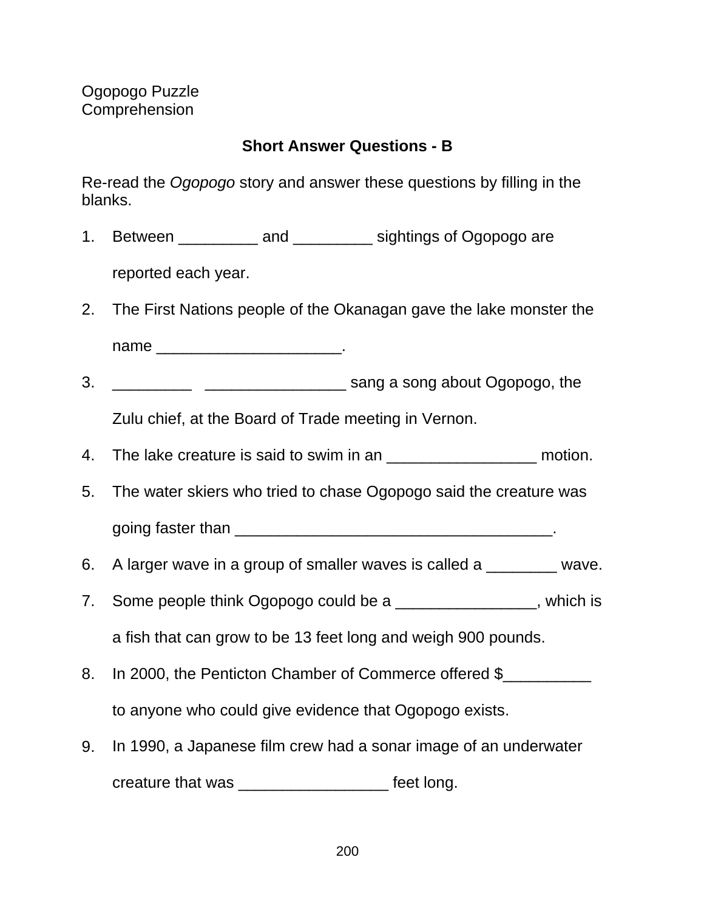Ogopogo Puzzle
Comprehension

## Short Answer Questions - B

Re-read the *Ogopogo* story and answer these questions by filling in the blanks.

1. Between _________ and _________ sightings of Ogopogo are reported each year.
2. The First Nations people of the Okanagan gave the lake monster the name ____________________.
3. _________ ________________ sang a song about Ogopogo, the Zulu chief, at the Board of Trade meeting in Vernon.
4. The lake creature is said to swim in an _________________ motion.
5. The water skiers who tried to chase Ogopogo said the creature was going faster than ____________________________________.
6. A larger wave in a group of smaller waves is called a ________ wave.
7. Some people think Ogopogo could be a ________________, which is a fish that can grow to be 13 feet long and weigh 900 pounds.
8. In 2000, the Penticton Chamber of Commerce offered $__________ to anyone who could give evidence that Ogopogo exists.
9. In 1990, a Japanese film crew had a sonar image of an underwater creature that was _________________ feet long.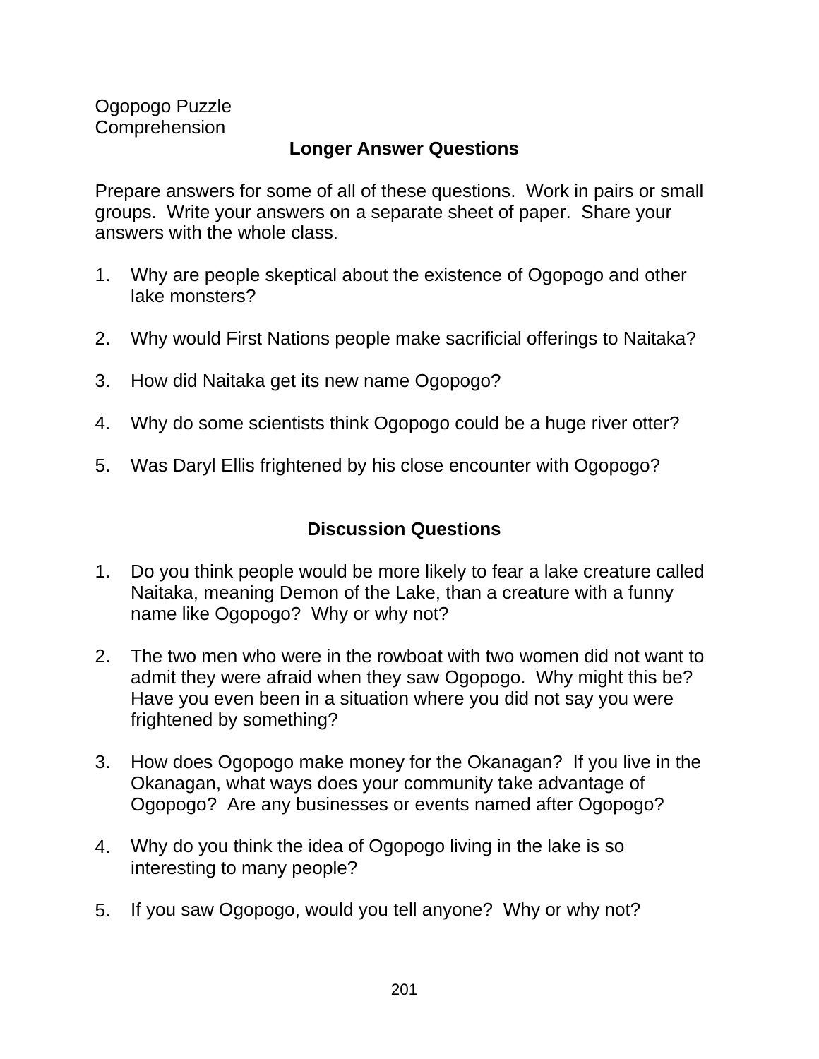Ogopogo Puzzle
Comprehension

## Longer Answer Questions

Prepare answers for some of all of these questions. Work in pairs or small groups. Write your answers on a separate sheet of paper. Share your answers with the whole class.

1. Why are people skeptical about the existence of Ogopogo and other lake monsters?

2. Why would First Nations people make sacrificial offerings to Naitaka?

3. How did Naitaka get its new name Ogopogo?

4. Why do some scientists think Ogopogo could be a huge river otter?

5. Was Daryl Ellis frightened by his close encounter with Ogopogo?

## Discussion Questions

1. Do you think people would be more likely to fear a lake creature called Naitaka, meaning Demon of the Lake, than a creature with a funny name like Ogopogo? Why or why not?

2. The two men who were in the rowboat with two women did not want to admit they were afraid when they saw Ogopogo. Why might this be? Have you even been in a situation where you did not say you were frightened by something?

3. How does Ogopogo make money for the Okanagan? If you live in the Okanagan, what ways does your community take advantage of Ogopogo? Are any businesses or events named after Ogopogo?

4. Why do you think the idea of Ogopogo living in the lake is so interesting to many people?

5. If you saw Ogopogo, would you tell anyone? Why or why not?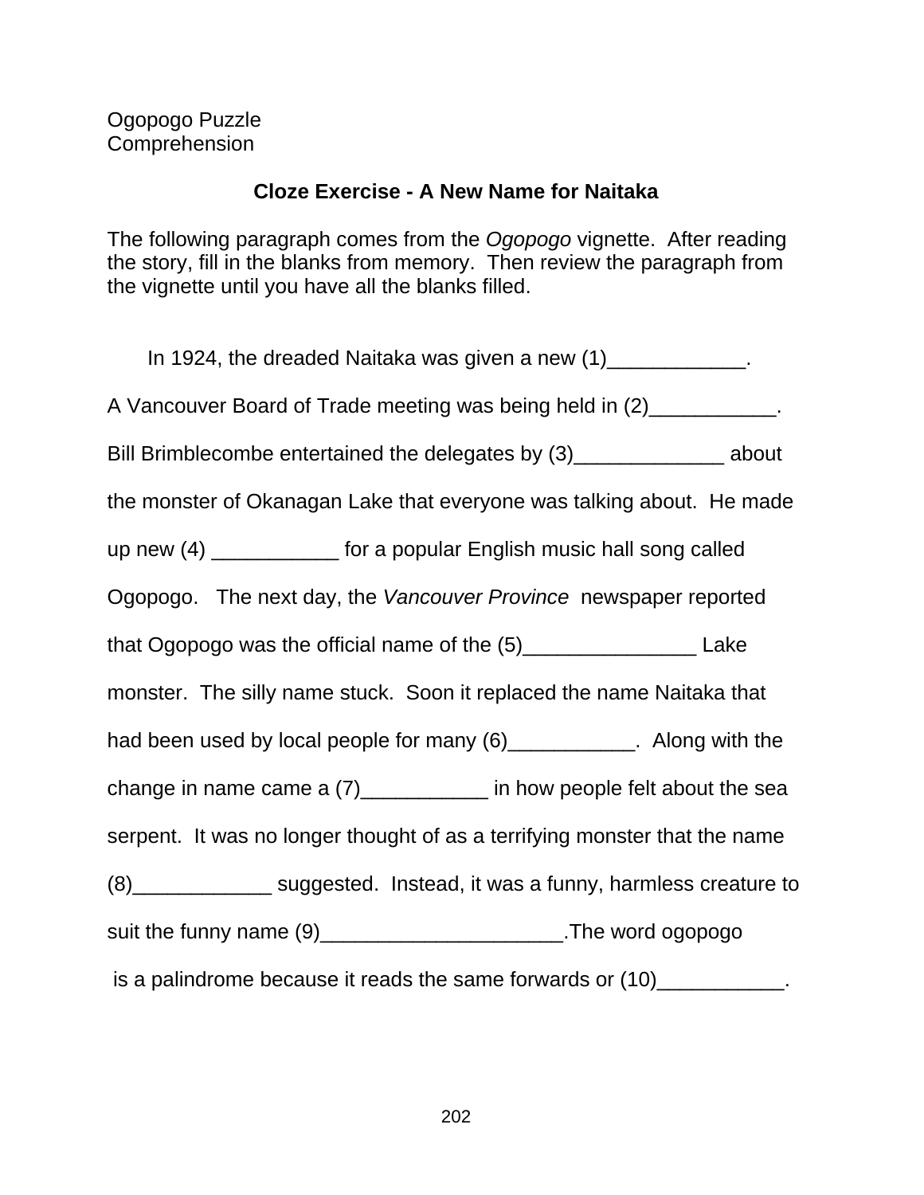Ogopogo Puzzle
Comprehension

## Cloze Exercise - A New Name for Naitaka

The following paragraph comes from the *Ogopogo* vignette. After reading the story, fill in the blanks from memory. Then review the paragraph from the vignette until you have all the blanks filled.

In 1924, the dreaded Naitaka was given a new (1)____________. A Vancouver Board of Trade meeting was being held in (2)___________. Bill Brimblecombe entertained the delegates by (3)_____________ about the monster of Okanagan Lake that everyone was talking about. He made up new (4) ___________ for a popular English music hall song called Ogopogo. The next day, the *Vancouver Province* newspaper reported that Ogopogo was the official name of the (5)_______________ Lake monster. The silly name stuck. Soon it replaced the name Naitaka that had been used by local people for many (6)___________. Along with the change in name came a (7)___________ in how people felt about the sea serpent. It was no longer thought of as a terrifying monster that the name (8)____________ suggested. Instead, it was a funny, harmless creature to suit the funny name (9)_____________________.The word ogopogo is a palindrome because it reads the same forwards or (10)___________.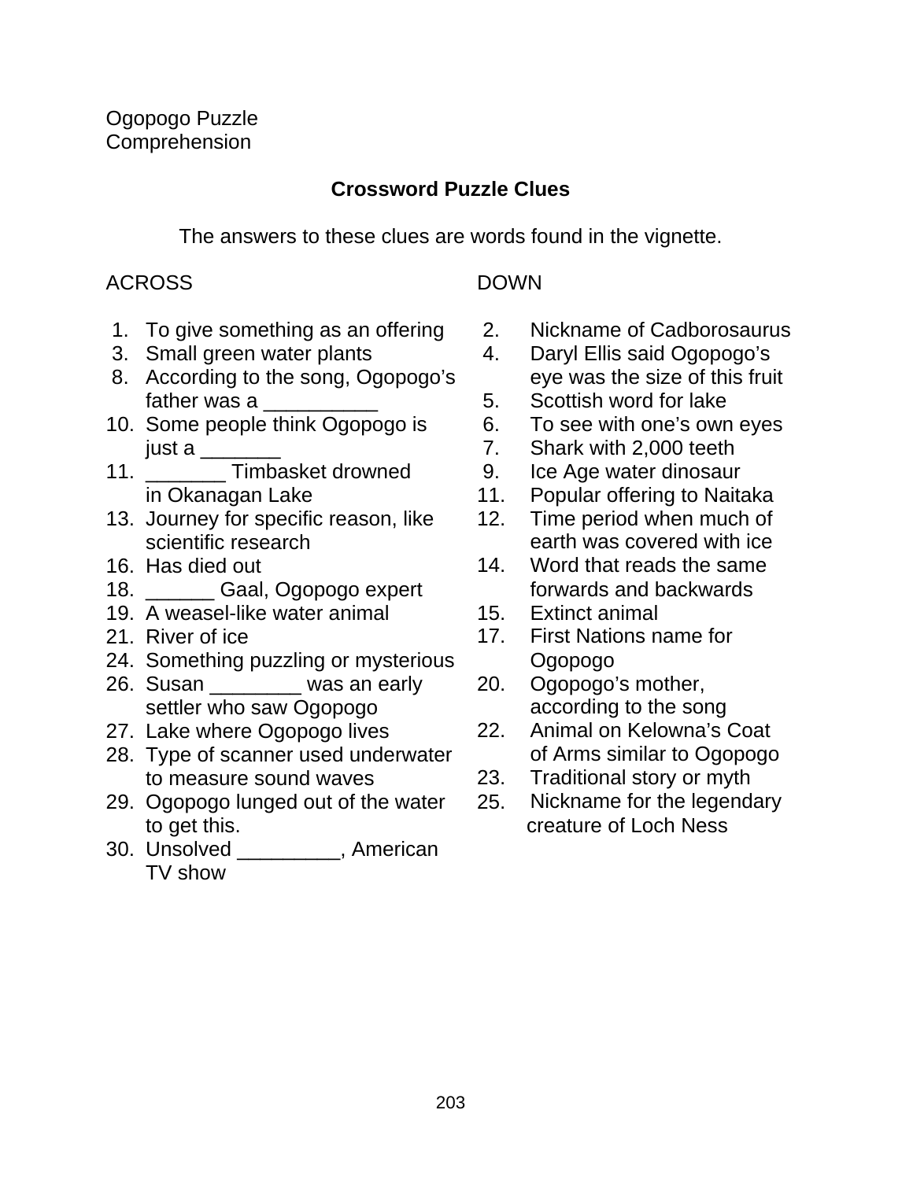Ogopogo Puzzle
Comprehension

## Crossword Puzzle Clues

The answers to these clues are words found in the vignette.

### ACROSS

1. To give something as an offering
3. Small green water plants
8. According to the song, Ogopogo's father was a __________
10. Some people think Ogopogo is just a _______
11. _______ Timbasket drowned in Okanagan Lake
13. Journey for specific reason, like scientific research
16. Has died out
18. ______ Gaal, Ogopogo expert
19. A weasel-like water animal
21. River of ice
24. Something puzzling or mysterious
26. Susan ________ was an early settler who saw Ogopogo
27. Lake where Ogopogo lives
28. Type of scanner used underwater to measure sound waves
29. Ogopogo lunged out of the water to get this.
30. Unsolved _________, American TV show

### DOWN

2. Nickname of Cadborosaurus
4. Daryl Ellis said Ogopogo's eye was the size of this fruit
5. Scottish word for lake
6. To see with one's own eyes
7. Shark with 2,000 teeth
9. Ice Age water dinosaur
11. Popular offering to Naitaka
12. Time period when much of earth was covered with ice
14. Word that reads the same forwards and backwards
15. Extinct animal
17. First Nations name for Ogopogo
20. Ogopogo's mother, according to the song
22. Animal on Kelowna's Coat of Arms similar to Ogopogo
23. Traditional story or myth
25. Nickname for the legendary creature of Loch Ness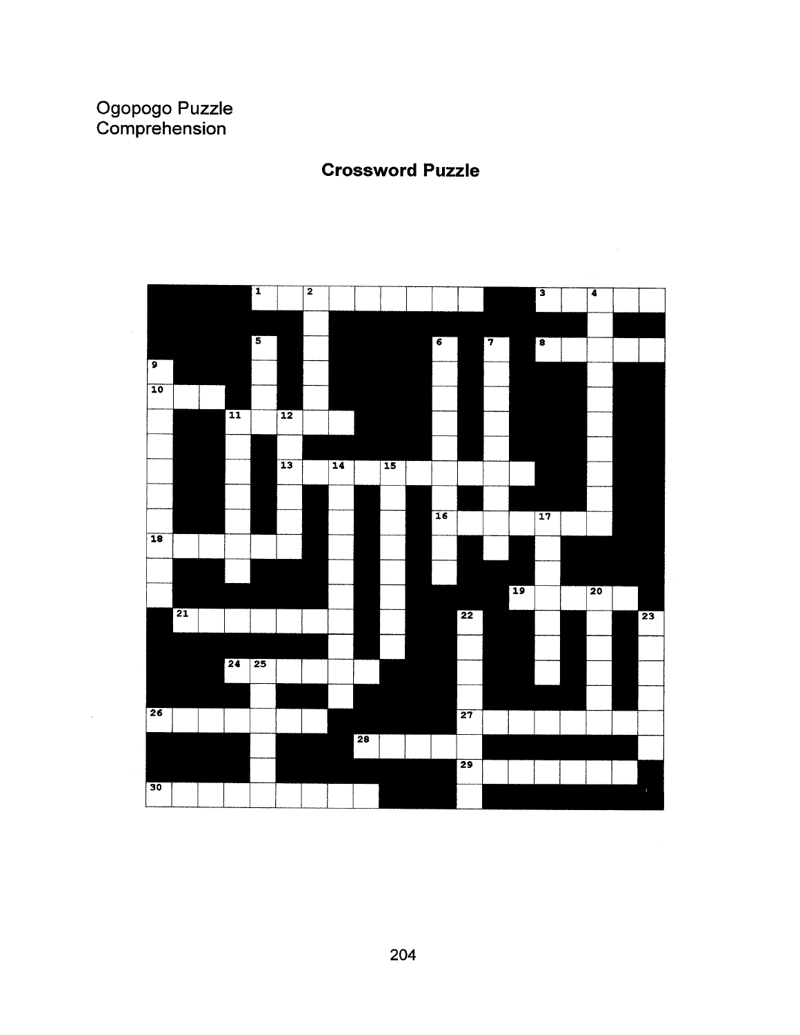Ogopogo Puzzle
Comprehension

## Crossword Puzzle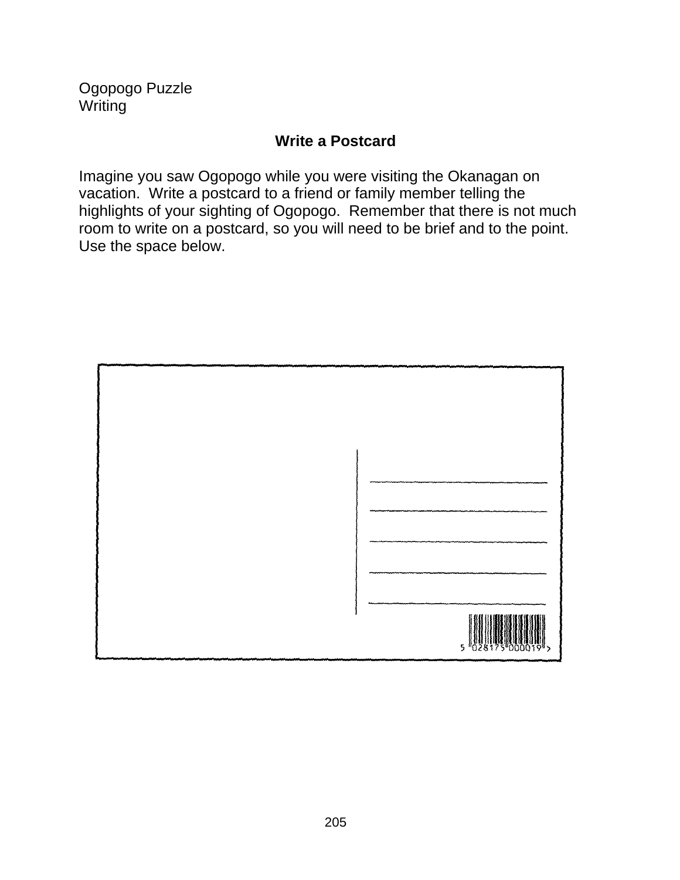Ogopogo Puzzle
Writing

## Write a Postcard

Imagine you saw Ogopogo while you were visiting the Okanagan on vacation. Write a postcard to a friend or family member telling the highlights of your sighting of Ogopogo. Remember that there is not much room to write on a postcard, so you will need to be brief and to the point. Use the space below.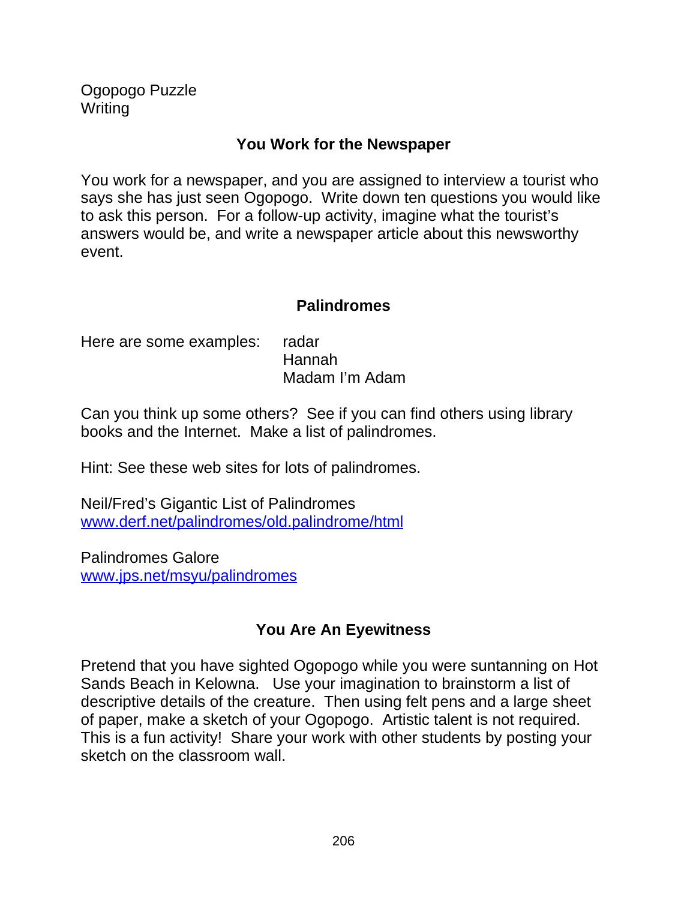Ogopogo Puzzle
Writing

## You Work for the Newspaper

You work for a newspaper, and you are assigned to interview a tourist who says she has just seen Ogopogo. Write down ten questions you would like to ask this person. For a follow-up activity, imagine what the tourist's answers would be, and write a newspaper article about this newsworthy event.

## Palindromes

Here are some examples: radar
Hannah
Madam I'm Adam

Can you think up some others? See if you can find others using library books and the Internet. Make a list of palindromes.

Hint: See these web sites for lots of palindromes.

Neil/Fred's Gigantic List of Palindromes
www.derf.net/palindromes/old.palindrome/html

Palindromes Galore
www.jps.net/msyu/palindromes

## You Are An Eyewitness

Pretend that you have sighted Ogopogo while you were suntanning on Hot Sands Beach in Kelowna. Use your imagination to brainstorm a list of descriptive details of the creature. Then using felt pens and a large sheet of paper, make a sketch of your Ogopogo. Artistic talent is not required. This is a fun activity! Share your work with other students by posting your sketch on the classroom wall.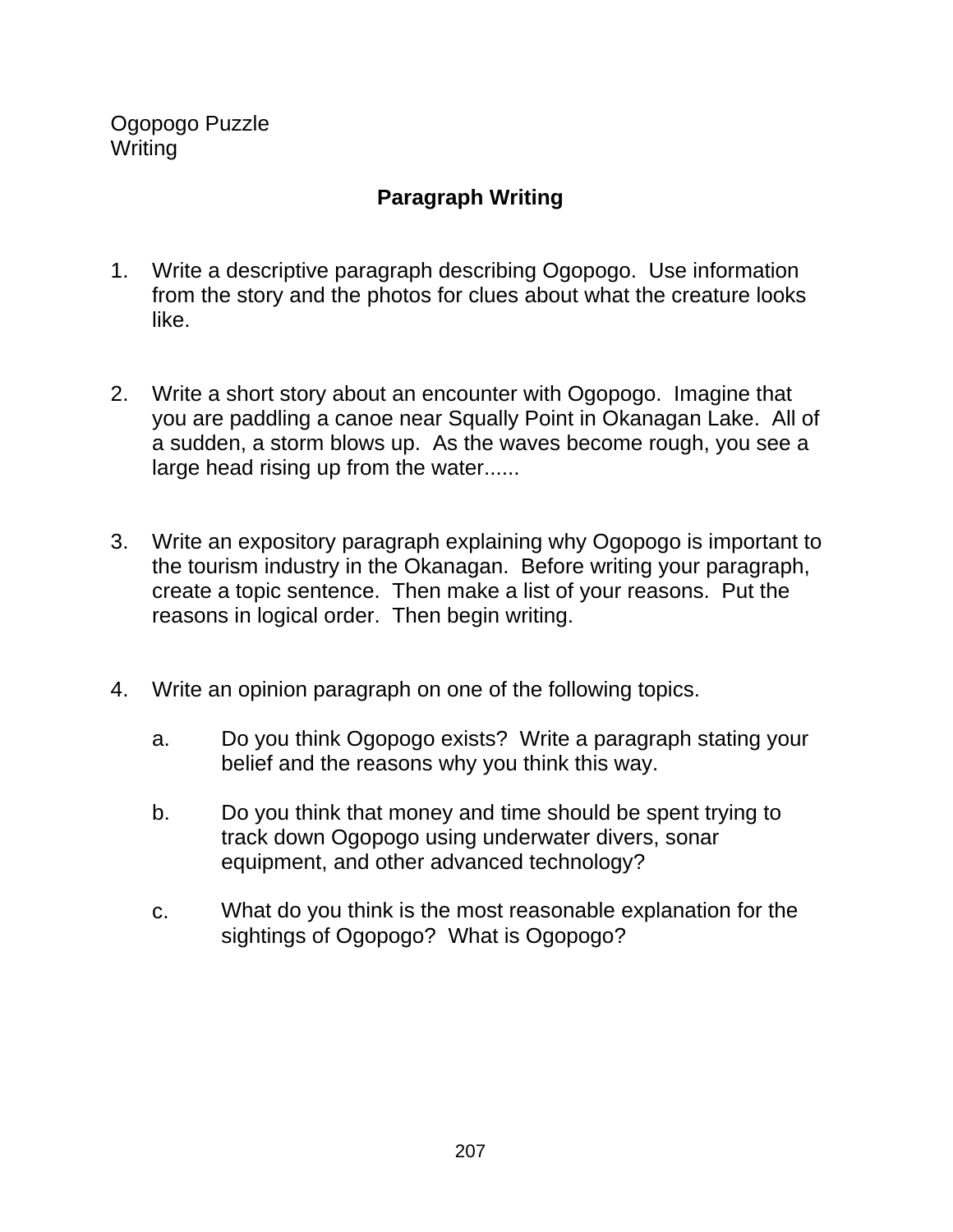Ogopogo Puzzle
Writing

## Paragraph Writing

1. Write a descriptive paragraph describing Ogopogo. Use information from the story and the photos for clues about what the creature looks like.

2. Write a short story about an encounter with Ogopogo. Imagine that you are paddling a canoe near Squally Point in Okanagan Lake. All of a sudden, a storm blows up. As the waves become rough, you see a large head rising up from the water......

3. Write an expository paragraph explaining why Ogopogo is important to the tourism industry in the Okanagan. Before writing your paragraph, create a topic sentence. Then make a list of your reasons. Put the reasons in logical order. Then begin writing.

4. Write an opinion paragraph on one of the following topics.

   a. Do you think Ogopogo exists? Write a paragraph stating your belief and the reasons why you think this way.

   b. Do you think that money and time should be spent trying to track down Ogopogo using underwater divers, sonar equipment, and other advanced technology?

   c. What do you think is the most reasonable explanation for the sightings of Ogopogo? What is Ogopogo?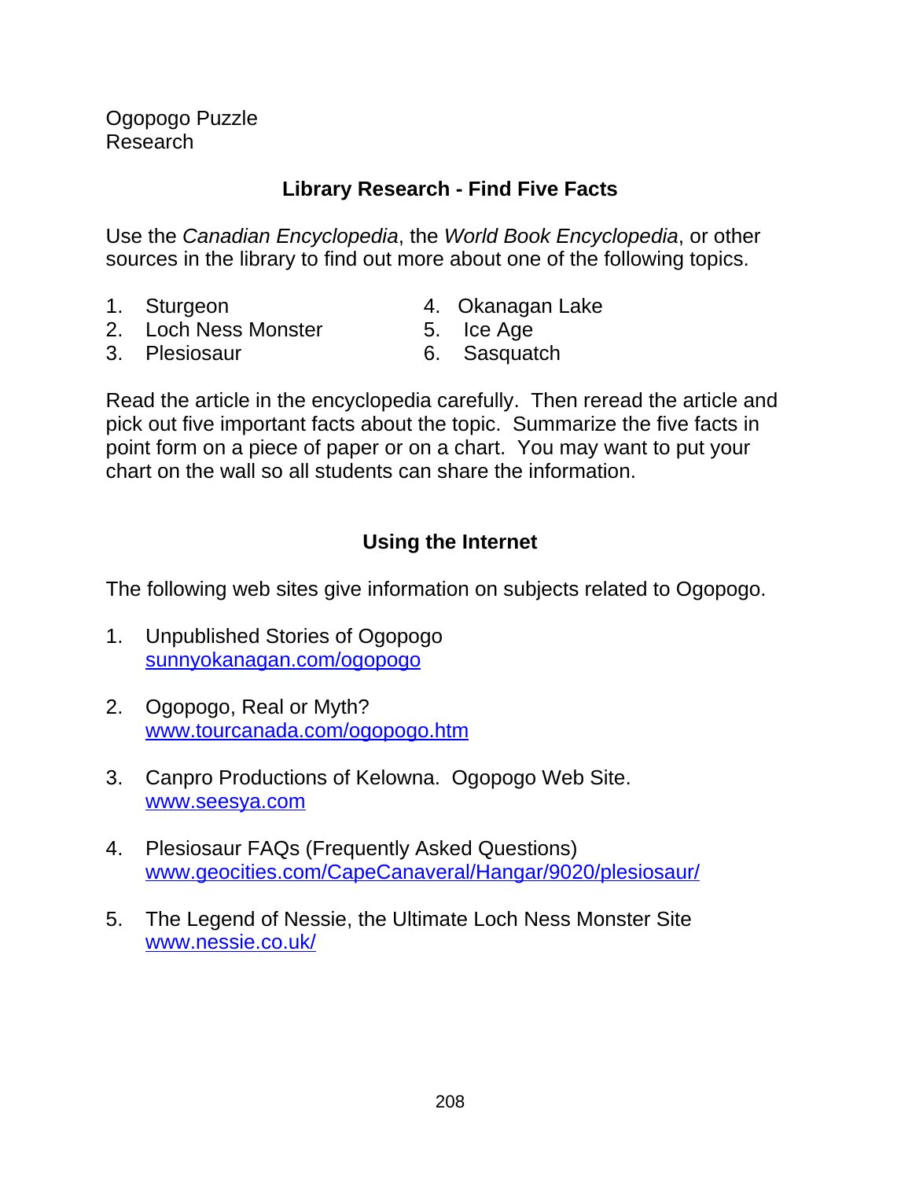Ogopogo Puzzle
Research

## Library Research - Find Five Facts

Use the *Canadian Encyclopedia*, the *World Book Encyclopedia*, or other sources in the library to find out more about one of the following topics.

1. Sturgeon
2. Loch Ness Monster
3. Plesiosaur
4. Okanagan Lake
5. Ice Age
6. Sasquatch

Read the article in the encyclopedia carefully. Then reread the article and pick out five important facts about the topic. Summarize the five facts in point form on a piece of paper or on a chart. You may want to put your chart on the wall so all students can share the information.

## Using the Internet

The following web sites give information on subjects related to Ogopogo.

1. Unpublished Stories of Ogopogo
   sunnyokanagan.com/ogopogo

2. Ogopogo, Real or Myth?
   www.tourcanada.com/ogopogo.htm

3. Canpro Productions of Kelowna. Ogopogo Web Site.
   www.seesya.com

4. Plesiosaur FAQs (Frequently Asked Questions)
   www.geocities.com/CapeCanaveral/Hangar/9020/plesiosaur/

5. The Legend of Nessie, the Ultimate Loch Ness Monster Site
   www.nessie.co.uk/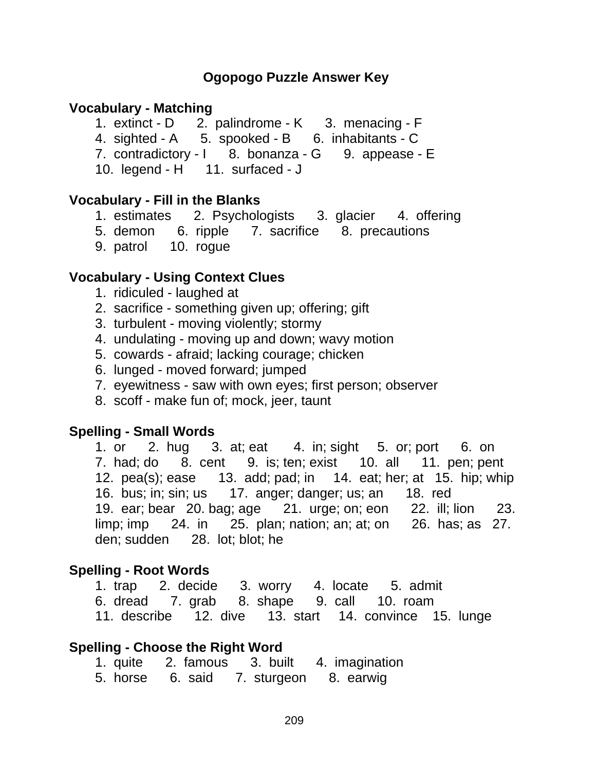# Ogopogo Puzzle Answer Key

## Vocabulary - Matching

1. extinct - D  2. palindrome - K  3. menacing - F
4. sighted - A  5. spooked - B  6. inhabitants - C
7. contradictory - I  8. bonanza - G  9. appease - E
10. legend - H  11. surfaced - J

## Vocabulary - Fill in the Blanks

1. estimates  2. Psychologists  3. glacier  4. offering
5. demon  6. ripple  7. sacrifice  8. precautions
9. patrol  10. rogue

## Vocabulary - Using Context Clues

1. ridiculed - laughed at
2. sacrifice - something given up; offering; gift
3. turbulent - moving violently; stormy
4. undulating - moving up and down; wavy motion
5. cowards - afraid; lacking courage; chicken
6. lunged - moved forward; jumped
7. eyewitness - saw with own eyes; first person; observer
8. scoff - make fun of; mock, jeer, taunt

## Spelling - Small Words

1. or  2. hug  3. at; eat  4. in; sight  5. or; port  6. on
7. had; do  8. cent  9. is; ten; exist  10. all  11. pen; pent
12. pea(s); ease  13. add; pad; in  14. eat; her; at  15. hip; whip
16. bus; in; sin; us  17. anger; danger; us; an  18. red
19. ear; bear  20. bag; age  21. urge; on; eon  22. ill; lion  23. limp; imp  24. in  25. plan; nation; an; at; on  26. has; as  27. den; sudden  28. lot; blot; he

## Spelling - Root Words

1. trap  2. decide  3. worry  4. locate  5. admit
6. dread  7. grab  8. shape  9. call  10. roam
11. describe  12. dive  13. start  14. convince  15. lunge

## Spelling - Choose the Right Word

1. quite  2. famous  3. built  4. imagination
5. horse  6. said  7. sturgeon  8. earwig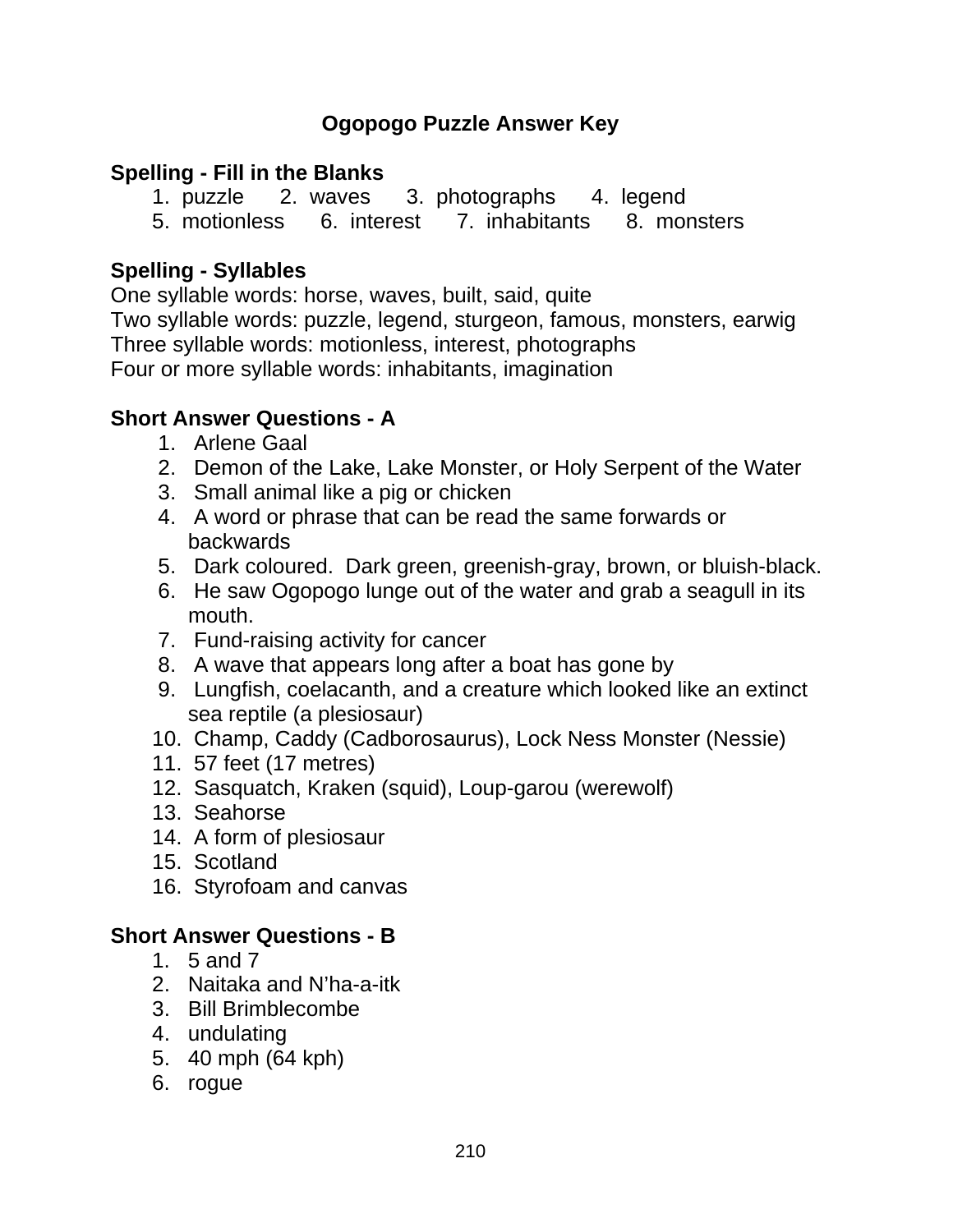# Ogopogo Puzzle Answer Key

## Spelling - Fill in the Blanks

1. puzzle  2. waves  3. photographs  4. legend
5. motionless  6. interest  7. inhabitants  8. monsters

## Spelling - Syllables

One syllable words: horse, waves, built, said, quite
Two syllable words: puzzle, legend, sturgeon, famous, monsters, earwig
Three syllable words: motionless, interest, photographs
Four or more syllable words: inhabitants, imagination

## Short Answer Questions - A

1. Arlene Gaal
2. Demon of the Lake, Lake Monster, or Holy Serpent of the Water
3. Small animal like a pig or chicken
4. A word or phrase that can be read the same forwards or backwards
5. Dark coloured. Dark green, greenish-gray, brown, or bluish-black.
6. He saw Ogopogo lunge out of the water and grab a seagull in its mouth.
7. Fund-raising activity for cancer
8. A wave that appears long after a boat has gone by
9. Lungfish, coelacanth, and a creature which looked like an extinct sea reptile (a plesiosaur)
10. Champ, Caddy (Cadborosaurus), Lock Ness Monster (Nessie)
11. 57 feet (17 metres)
12. Sasquatch, Kraken (squid), Loup-garou (werewolf)
13. Seahorse
14. A form of plesiosaur
15. Scotland
16. Styrofoam and canvas

## Short Answer Questions - B

1. 5 and 7
2. Naitaka and N'ha-a-itk
3. Bill Brimblecombe
4. undulating
5. 40 mph (64 kph)
6. rogue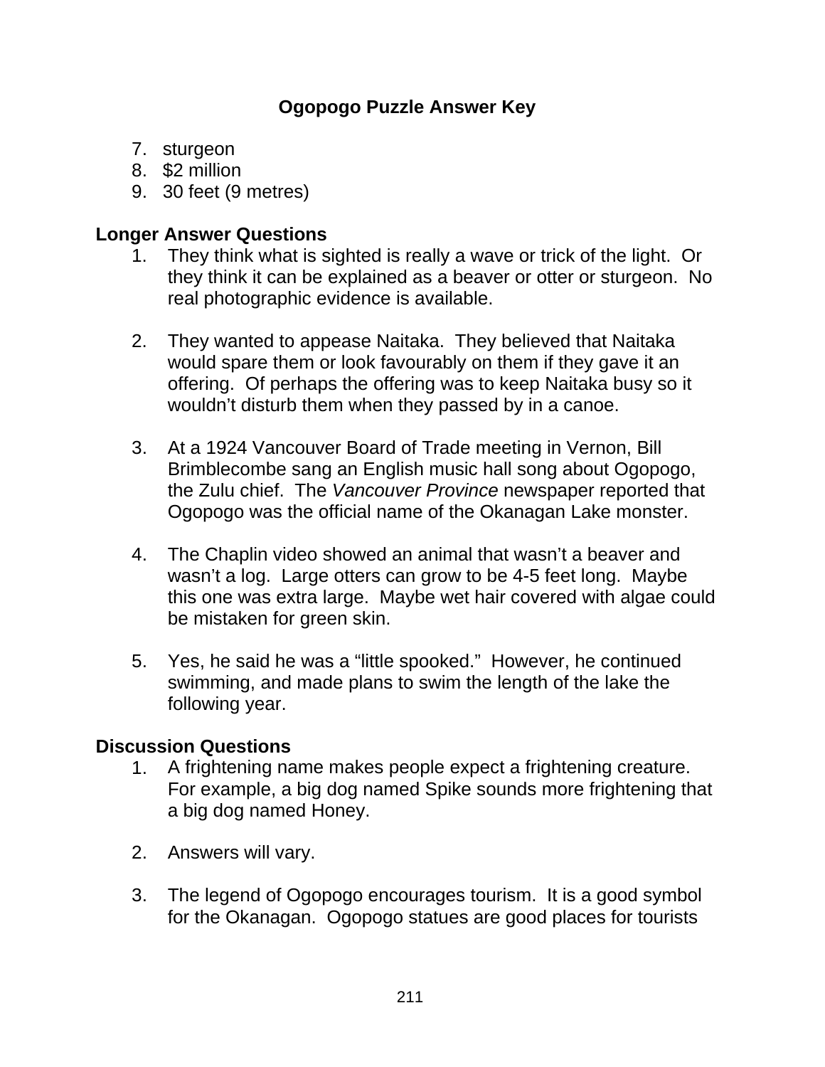**Ogopogo Puzzle Answer Key**

7. sturgeon
8. $2 million
9. 30 feet (9 metres)

**Longer Answer Questions**

1. They think what is sighted is really a wave or trick of the light. Or they think it can be explained as a beaver or otter or sturgeon. No real photographic evidence is available.

2. They wanted to appease Naitaka. They believed that Naitaka would spare them or look favourably on them if they gave it an offering. Of perhaps the offering was to keep Naitaka busy so it wouldn't disturb them when they passed by in a canoe.

3. At a 1924 Vancouver Board of Trade meeting in Vernon, Bill Brimblecombe sang an English music hall song about Ogopogo, the Zulu chief. The *Vancouver Province* newspaper reported that Ogopogo was the official name of the Okanagan Lake monster.

4. The Chaplin video showed an animal that wasn't a beaver and wasn't a log. Large otters can grow to be 4-5 feet long. Maybe this one was extra large. Maybe wet hair covered with algae could be mistaken for green skin.

5. Yes, he said he was a "little spooked." However, he continued swimming, and made plans to swim the length of the lake the following year.

**Discussion Questions**

1. A frightening name makes people expect a frightening creature. For example, a big dog named Spike sounds more frightening that a big dog named Honey.

2. Answers will vary.

3. The legend of Ogopogo encourages tourism. It is a good symbol for the Okanagan. Ogopogo statues are good places for tourists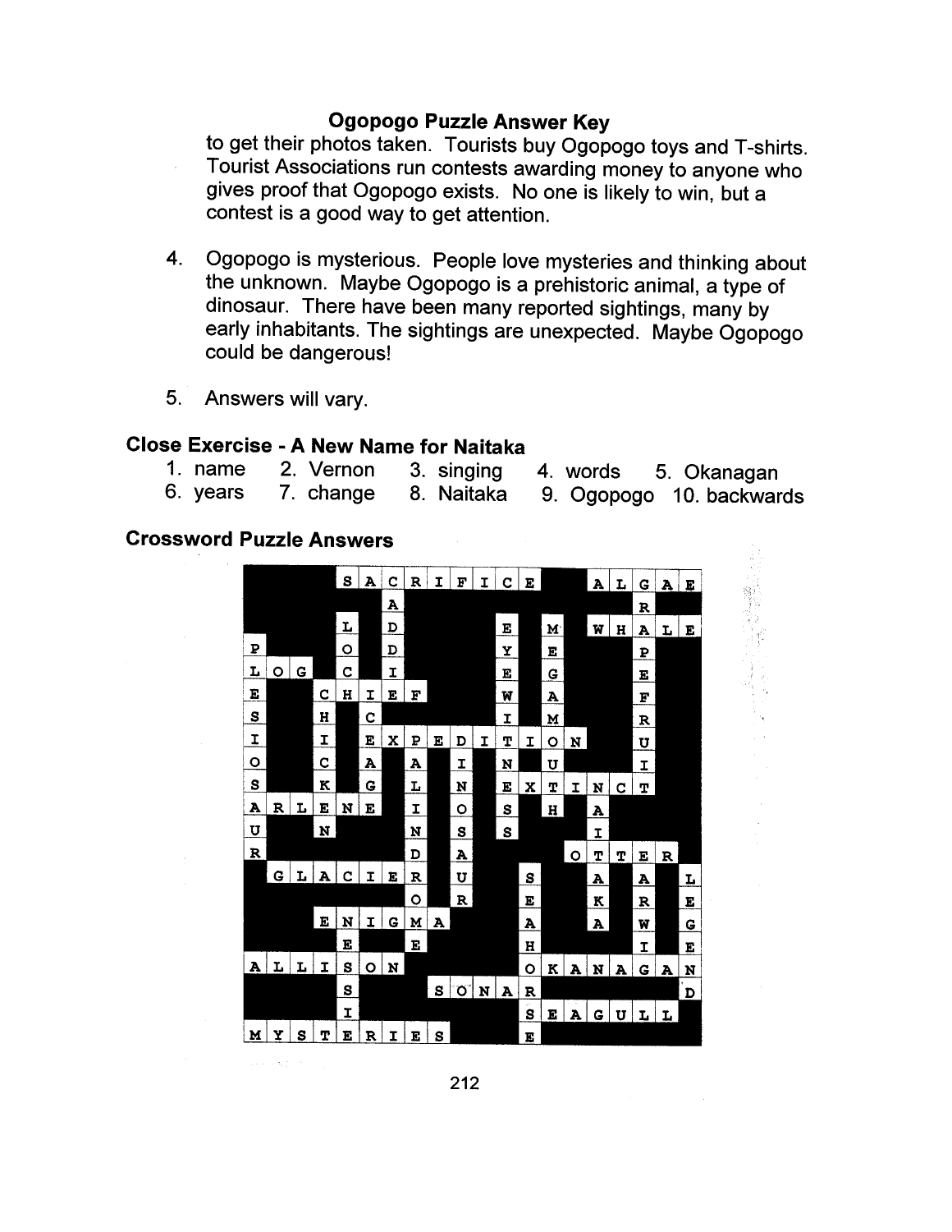**Ogopogo Puzzle Answer Key**

to get their photos taken. Tourists buy Ogopogo toys and T-shirts. Tourist Associations run contests awarding money to anyone who gives proof that Ogopogo exists. No one is likely to win, but a contest is a good way to get attention.

4. Ogopogo is mysterious. People love mysteries and thinking about the unknown. Maybe Ogopogo is a prehistoric animal, a type of dinosaur. There have been many reported sightings, many by early inhabitants. The sightings are unexpected. Maybe Ogopogo could be dangerous!

5. Answers will vary.

## Close Exercise - A New Name for Naitaka

| | | | | |
|---|---|---|---|---|
| 1. name | 2. Vernon | 3. singing | 4. words | 5. Okanagan |
| 6. years | 7. change | 8. Naitaka | 9. Ogopogo | 10. backwards |

## Crossword Puzzle Answers